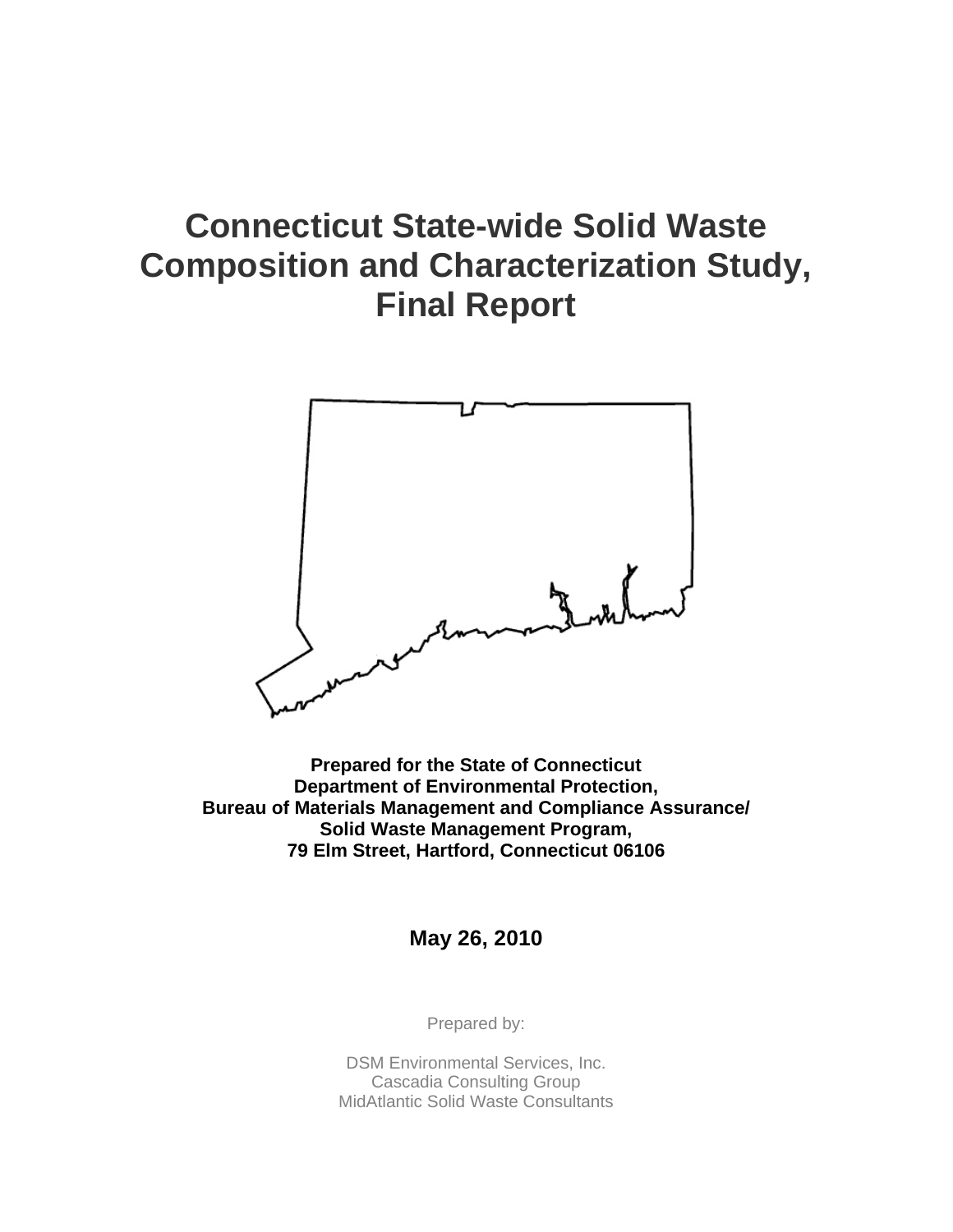# Connecticut State-wide Solid Waste Composition and Characterization Study, Final Report

**Prepared for the State of Connecticut**
**Department of Environmental Protection,**
**Bureau of Materials Management and Compliance Assurance/**
**Solid Waste Management Program,**
**79 Elm Street, Hartford, Connecticut 06106**

**May 26, 2010**

Prepared by:

DSM Environmental Services, Inc.
Cascadia Consulting Group
MidAtlantic Solid Waste Consultants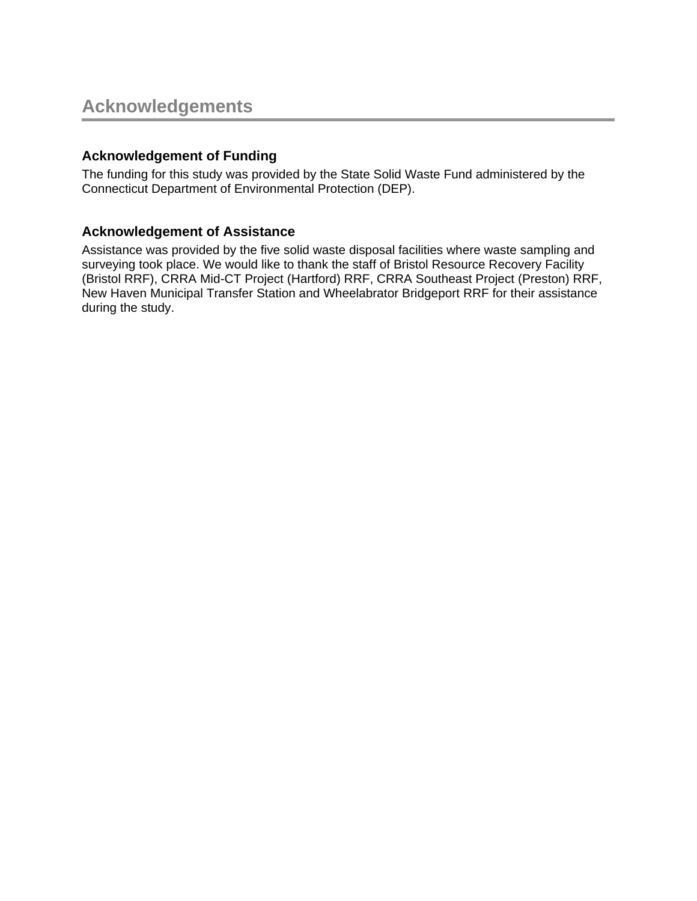# Acknowledgements

## Acknowledgement of Funding

The funding for this study was provided by the State Solid Waste Fund administered by the Connecticut Department of Environmental Protection (DEP).

## Acknowledgement of Assistance

Assistance was provided by the five solid waste disposal facilities where waste sampling and surveying took place. We would like to thank the staff of Bristol Resource Recovery Facility (Bristol RRF), CRRA Mid-CT Project (Hartford) RRF, CRRA Southeast Project (Preston) RRF, New Haven Municipal Transfer Station and Wheelabrator Bridgeport RRF for their assistance during the study.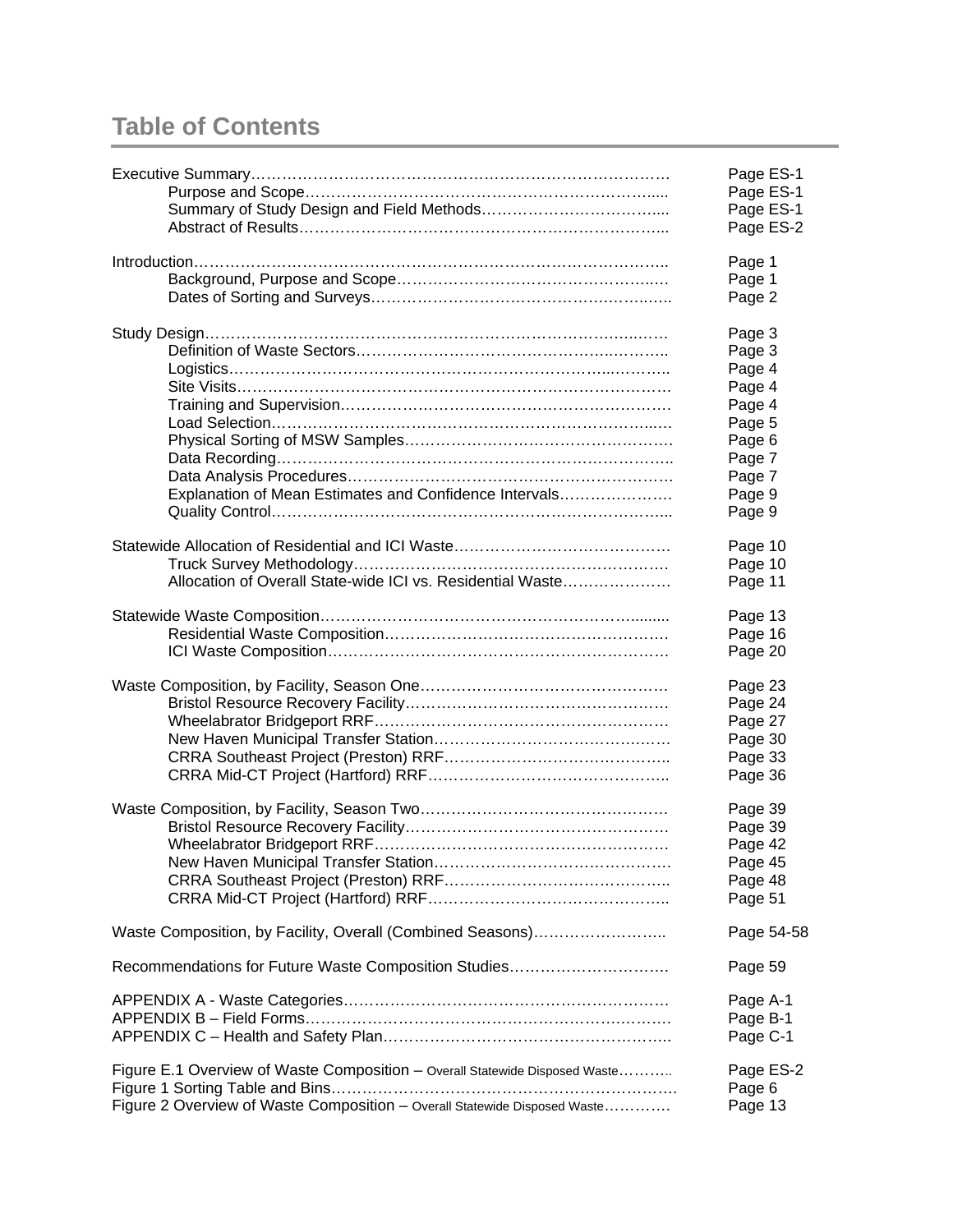# Table of Contents

| | |
|---|---|
| Executive Summary | Page ES-1 |
| Purpose and Scope | Page ES-1 |
| Summary of Study Design and Field Methods | Page ES-1 |
| Abstract of Results | Page ES-2 |
| | |
| Introduction | Page 1 |
| Background, Purpose and Scope | Page 1 |
| Dates of Sorting and Surveys | Page 2 |
| | |
| Study Design | Page 3 |
| Definition of Waste Sectors | Page 3 |
| Logistics | Page 4 |
| Site Visits | Page 4 |
| Training and Supervision | Page 4 |
| Load Selection | Page 5 |
| Physical Sorting of MSW Samples | Page 6 |
| Data Recording | Page 7 |
| Data Analysis Procedures | Page 7 |
| Explanation of Mean Estimates and Confidence Intervals | Page 9 |
| Quality Control | Page 9 |
| | |
| Statewide Allocation of Residential and ICI Waste | Page 10 |
| Truck Survey Methodology | Page 10 |
| Allocation of Overall State-wide ICI vs. Residential Waste | Page 11 |
| | |
| Statewide Waste Composition | Page 13 |
| Residential Waste Composition | Page 16 |
| ICI Waste Composition | Page 20 |
| | |
| Waste Composition, by Facility, Season One | Page 23 |
| Bristol Resource Recovery Facility | Page 24 |
| Wheelabrator Bridgeport RRF | Page 27 |
| New Haven Municipal Transfer Station | Page 30 |
| CRRA Southeast Project (Preston) RRF | Page 33 |
| CRRA Mid-CT Project (Hartford) RRF | Page 36 |
| | |
| Waste Composition, by Facility, Season Two | Page 39 |
| Bristol Resource Recovery Facility | Page 39 |
| Wheelabrator Bridgeport RRF | Page 42 |
| New Haven Municipal Transfer Station | Page 45 |
| CRRA Southeast Project (Preston) RRF | Page 48 |
| CRRA Mid-CT Project (Hartford) RRF | Page 51 |
| | |
| Waste Composition, by Facility, Overall (Combined Seasons) | Page 54-58 |
| | |
| Recommendations for Future Waste Composition Studies | Page 59 |
| | |
| APPENDIX A - Waste Categories | Page A-1 |
| APPENDIX B – Field Forms | Page B-1 |
| APPENDIX C – Health and Safety Plan | Page C-1 |
| | |
| Figure E.1 Overview of Waste Composition – Overall Statewide Disposed Waste | Page ES-2 |
| Figure 1 Sorting Table and Bins | Page 6 |
| Figure 2 Overview of Waste Composition – Overall Statewide Disposed Waste | Page 13 |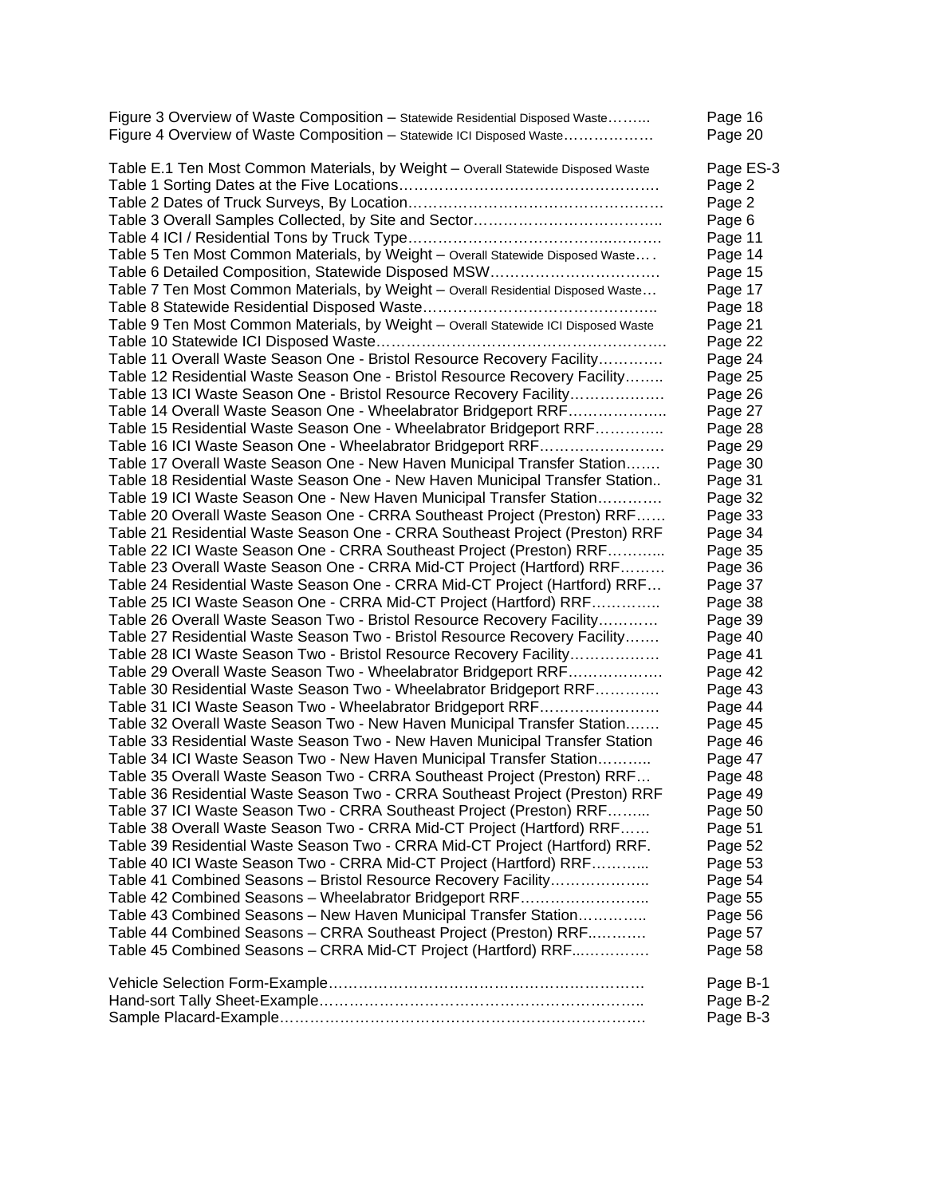Figure 3 Overview of Waste Composition – Statewide Residential Disposed Waste……… Page 16
Figure 4 Overview of Waste Composition – Statewide ICI Disposed Waste……………… Page 20

Table E.1 Ten Most Common Materials, by Weight – Overall Statewide Disposed Waste Page ES-3
Table 1 Sorting Dates at the Five Locations…………………………………………… Page 2
Table 2 Dates of Truck Surveys, By Location…………………………………………… Page 2
Table 3 Overall Samples Collected, by Site and Sector……………………………….. Page 6
Table 4 ICI / Residential Tons by Truck Type……………………………………………. Page 11
Table 5 Ten Most Common Materials, by Weight – Overall Statewide Disposed Waste… . Page 14
Table 6 Detailed Composition, Statewide Disposed MSW……………………………. Page 15
Table 7 Ten Most Common Materials, by Weight – Overall Residential Disposed Waste… Page 17
Table 8 Statewide Residential Disposed Waste……………………………………….. Page 18
Table 9 Ten Most Common Materials, by Weight – Overall Statewide ICI Disposed Waste Page 21
Table 10 Statewide ICI Disposed Waste………………………………………………. Page 22
Table 11 Overall Waste Season One - Bristol Resource Recovery Facility………… Page 24
Table 12 Residential Waste Season One - Bristol Resource Recovery Facility…….. Page 25
Table 13 ICI Waste Season One - Bristol Resource Recovery Facility………………. Page 26
Table 14 Overall Waste Season One - Wheelabrator Bridgeport RRF……………….. Page 27
Table 15 Residential Waste Season One - Wheelabrator Bridgeport RRF………….. Page 28
Table 16 ICI Waste Season One - Wheelabrator Bridgeport RRF……………………. Page 29
Table 17 Overall Waste Season One - New Haven Municipal Transfer Station……. Page 30
Table 18 Residential Waste Season One - New Haven Municipal Transfer Station.. Page 31
Table 19 ICI Waste Season One - New Haven Municipal Transfer Station…………. Page 32
Table 20 Overall Waste Season One - CRRA Southeast Project (Preston) RRF…… Page 33
Table 21 Residential Waste Season One - CRRA Southeast Project (Preston) RRF Page 34
Table 22 ICI Waste Season One - CRRA Southeast Project (Preston) RRF………... Page 35
Table 23 Overall Waste Season One - CRRA Mid-CT Project (Hartford) RRF……… Page 36
Table 24 Residential Waste Season One - CRRA Mid-CT Project (Hartford) RRF… Page 37
Table 25 ICI Waste Season One - CRRA Mid-CT Project (Hartford) RRF………….. Page 38
Table 26 Overall Waste Season Two - Bristol Resource Recovery Facility………… Page 39
Table 27 Residential Waste Season Two - Bristol Resource Recovery Facility……. Page 40
Table 28 ICI Waste Season Two - Bristol Resource Recovery Facility……………… Page 41
Table 29 Overall Waste Season Two - Wheelabrator Bridgeport RRF………………. Page 42
Table 30 Residential Waste Season Two - Wheelabrator Bridgeport RRF…………. Page 43
Table 31 ICI Waste Season Two - Wheelabrator Bridgeport RRF……………………. Page 44
Table 32 Overall Waste Season Two - New Haven Municipal Transfer Station……. Page 45
Table 33 Residential Waste Season Two - New Haven Municipal Transfer Station Page 46
Table 34 ICI Waste Season Two - New Haven Municipal Transfer Station……….. Page 47
Table 35 Overall Waste Season Two - CRRA Southeast Project (Preston) RRF… Page 48
Table 36 Residential Waste Season Two - CRRA Southeast Project (Preston) RRF Page 49
Table 37 ICI Waste Season Two - CRRA Southeast Project (Preston) RRF……... Page 50
Table 38 Overall Waste Season Two - CRRA Mid-CT Project (Hartford) RRF…… Page 51
Table 39 Residential Waste Season Two - CRRA Mid-CT Project (Hartford) RRF. Page 52
Table 40 ICI Waste Season Two - CRRA Mid-CT Project (Hartford) RRF………... Page 53
Table 41 Combined Seasons – Bristol Resource Recovery Facility……………….. Page 54
Table 42 Combined Seasons – Wheelabrator Bridgeport RRF…………………….. Page 55
Table 43 Combined Seasons – New Haven Municipal Transfer Station………….. Page 56
Table 44 Combined Seasons – CRRA Southeast Project (Preston) RRF………… Page 57
Table 45 Combined Seasons – CRRA Mid-CT Project (Hartford) RRF…………… Page 58

Vehicle Selection Form-Example……………………………………………………. Page B-1
Hand-sort Tally Sheet-Example……………………………………………………….. Page B-2
Sample Placard-Example……………………………………………………………. Page B-3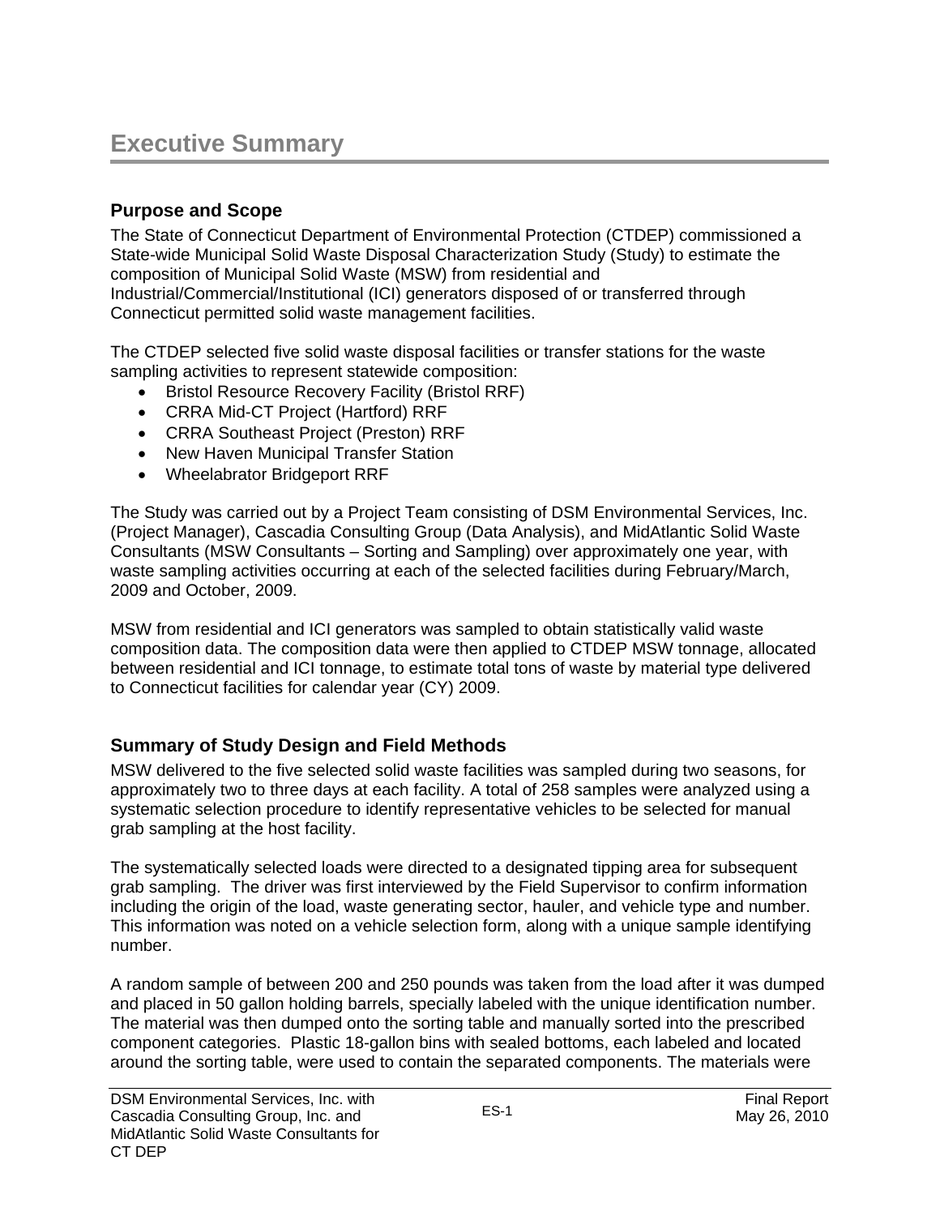# Executive Summary

## Purpose and Scope

The State of Connecticut Department of Environmental Protection (CTDEP) commissioned a State-wide Municipal Solid Waste Disposal Characterization Study (Study) to estimate the composition of Municipal Solid Waste (MSW) from residential and Industrial/Commercial/Institutional (ICI) generators disposed of or transferred through Connecticut permitted solid waste management facilities.

The CTDEP selected five solid waste disposal facilities or transfer stations for the waste sampling activities to represent statewide composition:

- Bristol Resource Recovery Facility (Bristol RRF)
- CRRA Mid-CT Project (Hartford) RRF
- CRRA Southeast Project (Preston) RRF
- New Haven Municipal Transfer Station
- Wheelabrator Bridgeport RRF

The Study was carried out by a Project Team consisting of DSM Environmental Services, Inc. (Project Manager), Cascadia Consulting Group (Data Analysis), and MidAtlantic Solid Waste Consultants (MSW Consultants – Sorting and Sampling) over approximately one year, with waste sampling activities occurring at each of the selected facilities during February/March, 2009 and October, 2009.

MSW from residential and ICI generators was sampled to obtain statistically valid waste composition data. The composition data were then applied to CTDEP MSW tonnage, allocated between residential and ICI tonnage, to estimate total tons of waste by material type delivered to Connecticut facilities for calendar year (CY) 2009.

## Summary of Study Design and Field Methods

MSW delivered to the five selected solid waste facilities was sampled during two seasons, for approximately two to three days at each facility. A total of 258 samples were analyzed using a systematic selection procedure to identify representative vehicles to be selected for manual grab sampling at the host facility.

The systematically selected loads were directed to a designated tipping area for subsequent grab sampling. The driver was first interviewed by the Field Supervisor to confirm information including the origin of the load, waste generating sector, hauler, and vehicle type and number. This information was noted on a vehicle selection form, along with a unique sample identifying number.

A random sample of between 200 and 250 pounds was taken from the load after it was dumped and placed in 50 gallon holding barrels, specially labeled with the unique identification number. The material was then dumped onto the sorting table and manually sorted into the prescribed component categories. Plastic 18-gallon bins with sealed bottoms, each labeled and located around the sorting table, were used to contain the separated components. The materials were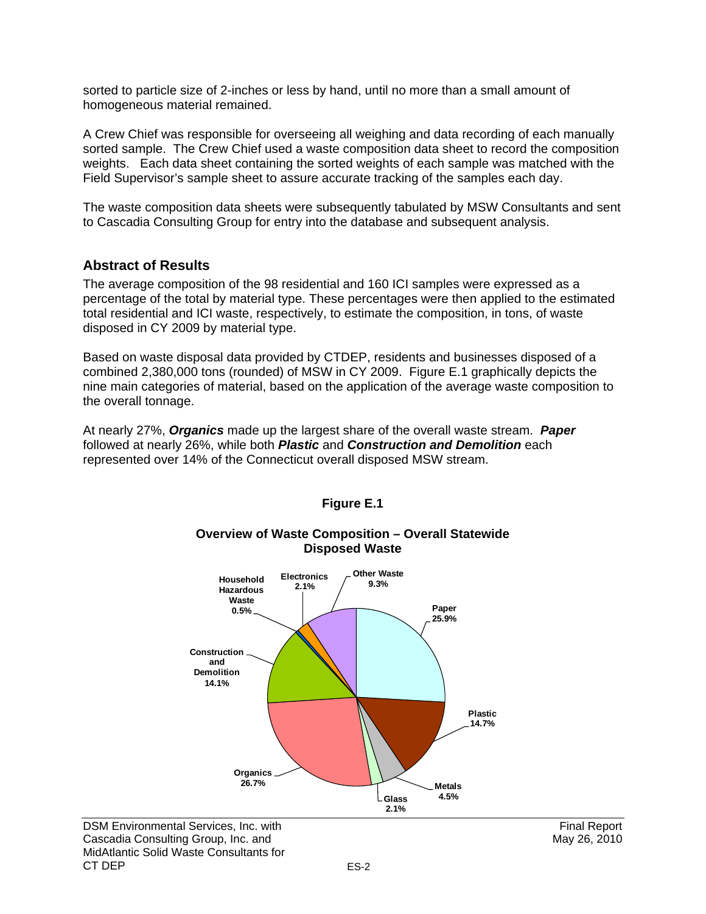sorted to particle size of 2-inches or less by hand, until no more than a small amount of homogeneous material remained.

A Crew Chief was responsible for overseeing all weighing and data recording of each manually sorted sample. The Crew Chief used a waste composition data sheet to record the composition weights. Each data sheet containing the sorted weights of each sample was matched with the Field Supervisor's sample sheet to assure accurate tracking of the samples each day.

The waste composition data sheets were subsequently tabulated by MSW Consultants and sent to Cascadia Consulting Group for entry into the database and subsequent analysis.

## Abstract of Results

The average composition of the 98 residential and 160 ICI samples were expressed as a percentage of the total by material type. These percentages were then applied to the estimated total residential and ICI waste, respectively, to estimate the composition, in tons, of waste disposed in CY 2009 by material type.

Based on waste disposal data provided by CTDEP, residents and businesses disposed of a combined 2,380,000 tons (rounded) of MSW in CY 2009. Figure E.1 graphically depicts the nine main categories of material, based on the application of the average waste composition to the overall tonnage.

At nearly 27%, ***Organics*** made up the largest share of the overall waste stream. ***Paper*** followed at nearly 26%, while both ***Plastic*** and ***Construction and Demolition*** each represented over 14% of the Connecticut overall disposed MSW stream.

**Figure E.1**

**Overview of Waste Composition – Overall Statewide Disposed Waste**

| Material | Percent |
|---|---|
| Paper | 25.9% |
| Plastic | 14.7% |
| Metals | 4.5% |
| Glass | 2.1% |
| Organics | 26.7% |
| Construction and Demolition | 14.1% |
| Household Hazardous Waste | 0.5% |
| Electronics | 2.1% |
| Other Waste | 9.3% |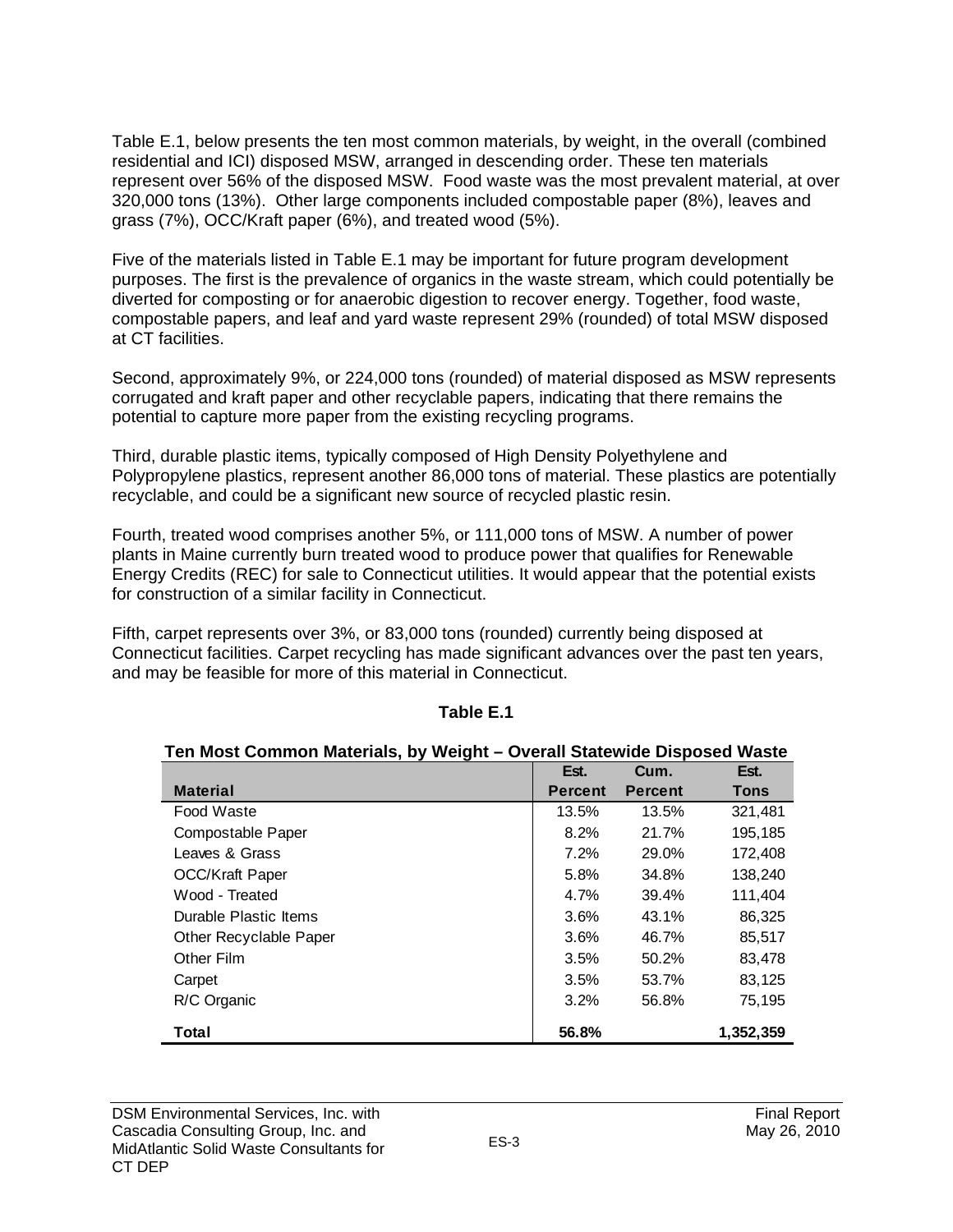Table E.1, below presents the ten most common materials, by weight, in the overall (combined residential and ICI) disposed MSW, arranged in descending order. These ten materials represent over 56% of the disposed MSW. Food waste was the most prevalent material, at over 320,000 tons (13%). Other large components included compostable paper (8%), leaves and grass (7%), OCC/Kraft paper (6%), and treated wood (5%).

Five of the materials listed in Table E.1 may be important for future program development purposes. The first is the prevalence of organics in the waste stream, which could potentially be diverted for composting or for anaerobic digestion to recover energy. Together, food waste, compostable papers, and leaf and yard waste represent 29% (rounded) of total MSW disposed at CT facilities.

Second, approximately 9%, or 224,000 tons (rounded) of material disposed as MSW represents corrugated and kraft paper and other recyclable papers, indicating that there remains the potential to capture more paper from the existing recycling programs.

Third, durable plastic items, typically composed of High Density Polyethylene and Polypropylene plastics, represent another 86,000 tons of material. These plastics are potentially recyclable, and could be a significant new source of recycled plastic resin.

Fourth, treated wood comprises another 5%, or 111,000 tons of MSW. A number of power plants in Maine currently burn treated wood to produce power that qualifies for Renewable Energy Credits (REC) for sale to Connecticut utilities. It would appear that the potential exists for construction of a similar facility in Connecticut.

Fifth, carpet represents over 3%, or 83,000 tons (rounded) currently being disposed at Connecticut facilities. Carpet recycling has made significant advances over the past ten years, and may be feasible for more of this material in Connecticut.

**Table E.1**

**Ten Most Common Materials, by Weight – Overall Statewide Disposed Waste**

| Material | Est. Percent | Cum. Percent | Est. Tons |
|---|---|---|---|
| Food Waste | 13.5% | 13.5% | 321,481 |
| Compostable Paper | 8.2% | 21.7% | 195,185 |
| Leaves & Grass | 7.2% | 29.0% | 172,408 |
| OCC/Kraft Paper | 5.8% | 34.8% | 138,240 |
| Wood - Treated | 4.7% | 39.4% | 111,404 |
| Durable Plastic Items | 3.6% | 43.1% | 86,325 |
| Other Recyclable Paper | 3.6% | 46.7% | 85,517 |
| Other Film | 3.5% | 50.2% | 83,478 |
| Carpet | 3.5% | 53.7% | 83,125 |
| R/C Organic | 3.2% | 56.8% | 75,195 |
| **Total** | **56.8%** | | **1,352,359** |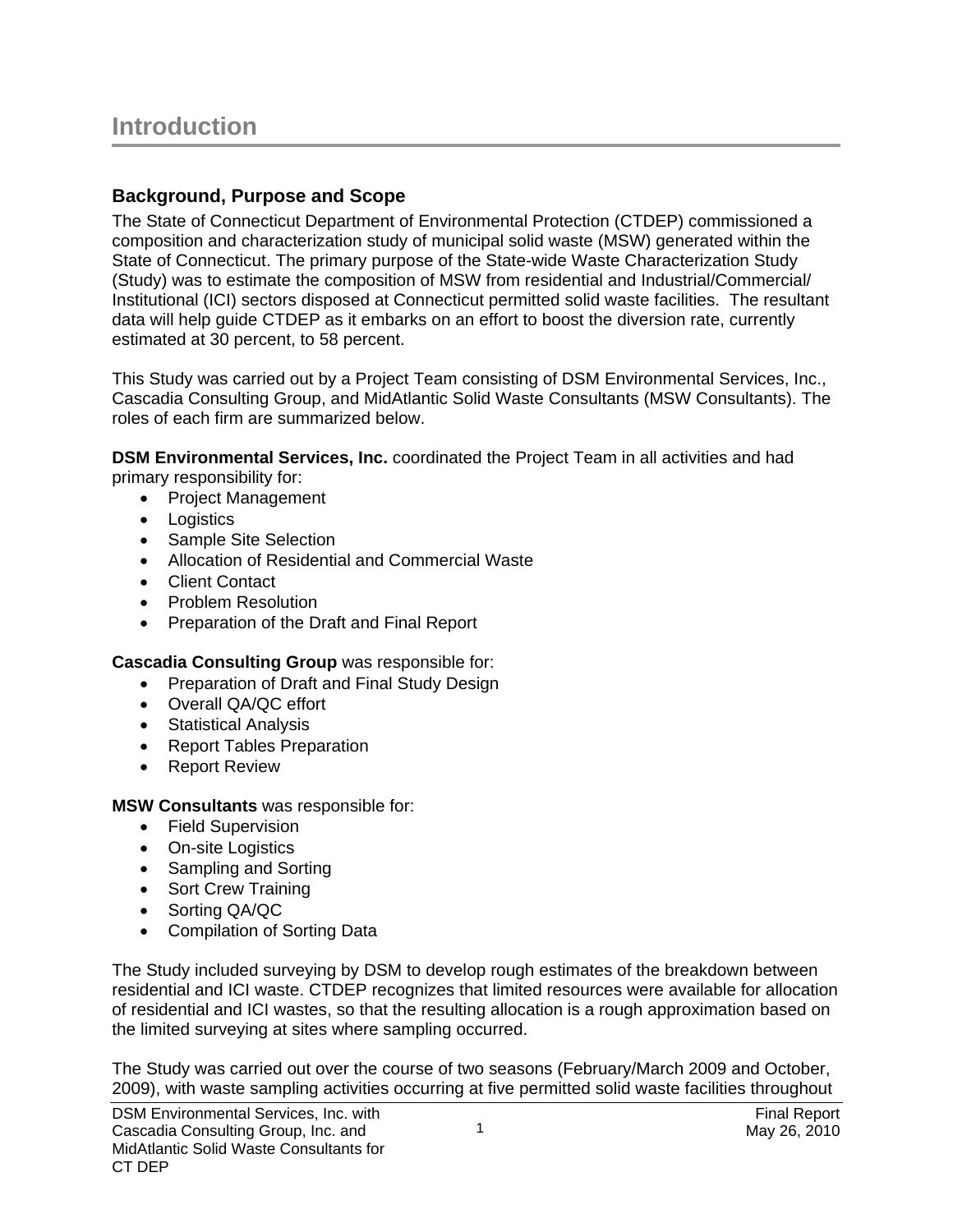# Introduction

## Background, Purpose and Scope

The State of Connecticut Department of Environmental Protection (CTDEP) commissioned a composition and characterization study of municipal solid waste (MSW) generated within the State of Connecticut. The primary purpose of the State-wide Waste Characterization Study (Study) was to estimate the composition of MSW from residential and Industrial/Commercial/ Institutional (ICI) sectors disposed at Connecticut permitted solid waste facilities. The resultant data will help guide CTDEP as it embarks on an effort to boost the diversion rate, currently estimated at 30 percent, to 58 percent.

This Study was carried out by a Project Team consisting of DSM Environmental Services, Inc., Cascadia Consulting Group, and MidAtlantic Solid Waste Consultants (MSW Consultants). The roles of each firm are summarized below.

**DSM Environmental Services, Inc.** coordinated the Project Team in all activities and had primary responsibility for:

- Project Management
- Logistics
- Sample Site Selection
- Allocation of Residential and Commercial Waste
- Client Contact
- Problem Resolution
- Preparation of the Draft and Final Report

**Cascadia Consulting Group** was responsible for:

- Preparation of Draft and Final Study Design
- Overall QA/QC effort
- Statistical Analysis
- Report Tables Preparation
- Report Review

**MSW Consultants** was responsible for:

- Field Supervision
- On-site Logistics
- Sampling and Sorting
- Sort Crew Training
- Sorting QA/QC
- Compilation of Sorting Data

The Study included surveying by DSM to develop rough estimates of the breakdown between residential and ICI waste. CTDEP recognizes that limited resources were available for allocation of residential and ICI wastes, so that the resulting allocation is a rough approximation based on the limited surveying at sites where sampling occurred.

The Study was carried out over the course of two seasons (February/March 2009 and October, 2009), with waste sampling activities occurring at five permitted solid waste facilities throughout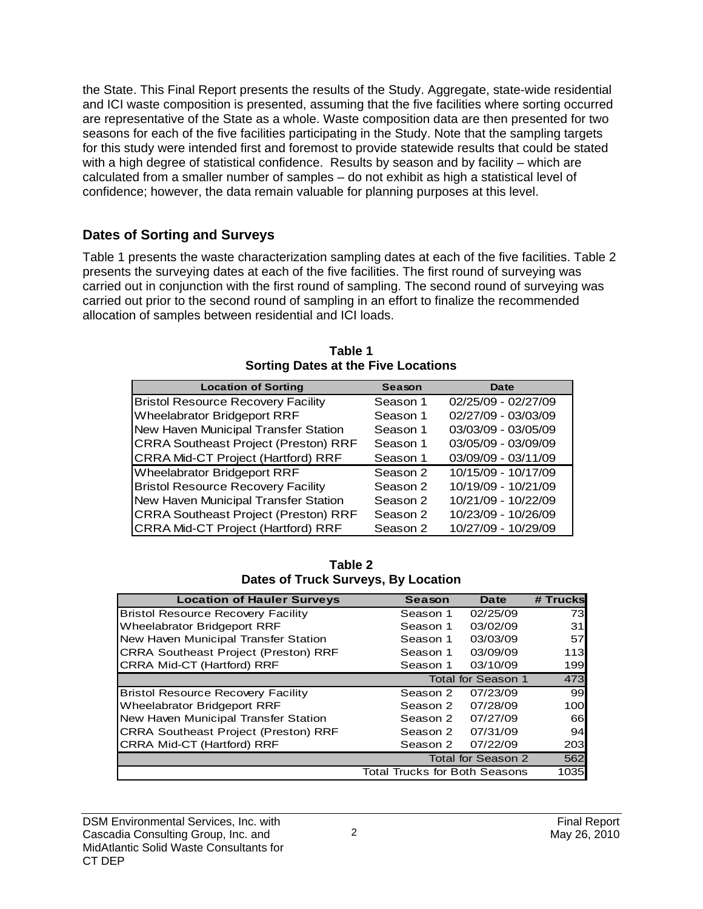the State. This Final Report presents the results of the Study. Aggregate, state-wide residential and ICI waste composition is presented, assuming that the five facilities where sorting occurred are representative of the State as a whole. Waste composition data are then presented for two seasons for each of the five facilities participating in the Study. Note that the sampling targets for this study were intended first and foremost to provide statewide results that could be stated with a high degree of statistical confidence. Results by season and by facility – which are calculated from a smaller number of samples – do not exhibit as high a statistical level of confidence; however, the data remain valuable for planning purposes at this level.

## Dates of Sorting and Surveys

Table 1 presents the waste characterization sampling dates at each of the five facilities. Table 2 presents the surveying dates at each of the five facilities. The first round of surveying was carried out in conjunction with the first round of sampling. The second round of surveying was carried out prior to the second round of sampling in an effort to finalize the recommended allocation of samples between residential and ICI loads.

**Table 1**
**Sorting Dates at the Five Locations**

| Location of Sorting | Season | Date |
|---|---|---|
| Bristol Resource Recovery Facility | Season 1 | 02/25/09 - 02/27/09 |
| Wheelabrator Bridgeport RRF | Season 1 | 02/27/09 - 03/03/09 |
| New Haven Municipal Transfer Station | Season 1 | 03/03/09 - 03/05/09 |
| CRRA Southeast Project (Preston) RRF | Season 1 | 03/05/09 - 03/09/09 |
| CRRA Mid-CT Project (Hartford) RRF | Season 1 | 03/09/09 - 03/11/09 |
| Wheelabrator Bridgeport RRF | Season 2 | 10/15/09 - 10/17/09 |
| Bristol Resource Recovery Facility | Season 2 | 10/19/09 - 10/21/09 |
| New Haven Municipal Transfer Station | Season 2 | 10/21/09 - 10/22/09 |
| CRRA Southeast Project (Preston) RRF | Season 2 | 10/23/09 - 10/26/09 |
| CRRA Mid-CT Project (Hartford) RRF | Season 2 | 10/27/09 - 10/29/09 |

**Table 2**
**Dates of Truck Surveys, By Location**

| Location of Hauler Surveys | Season | Date | # Trucks |
|---|---|---|---|
| Bristol Resource Recovery Facility | Season 1 | 02/25/09 | 73 |
| Wheelabrator Bridgeport RRF | Season 1 | 03/02/09 | 31 |
| New Haven Municipal Transfer Station | Season 1 | 03/03/09 | 57 |
| CRRA Southeast Project (Preston) RRF | Season 1 | 03/09/09 | 113 |
| CRRA Mid-CT (Hartford) RRF | Season 1 | 03/10/09 | 199 |
| | | Total for Season 1 | 473 |
| Bristol Resource Recovery Facility | Season 2 | 07/23/09 | 99 |
| Wheelabrator Bridgeport RRF | Season 2 | 07/28/09 | 100 |
| New Haven Municipal Transfer Station | Season 2 | 07/27/09 | 66 |
| CRRA Southeast Project (Preston) RRF | Season 2 | 07/31/09 | 94 |
| CRRA Mid-CT (Hartford) RRF | Season 2 | 07/22/09 | 203 |
| | | Total for Season 2 | 562 |
| | Total Trucks for Both Seasons | | 1035 |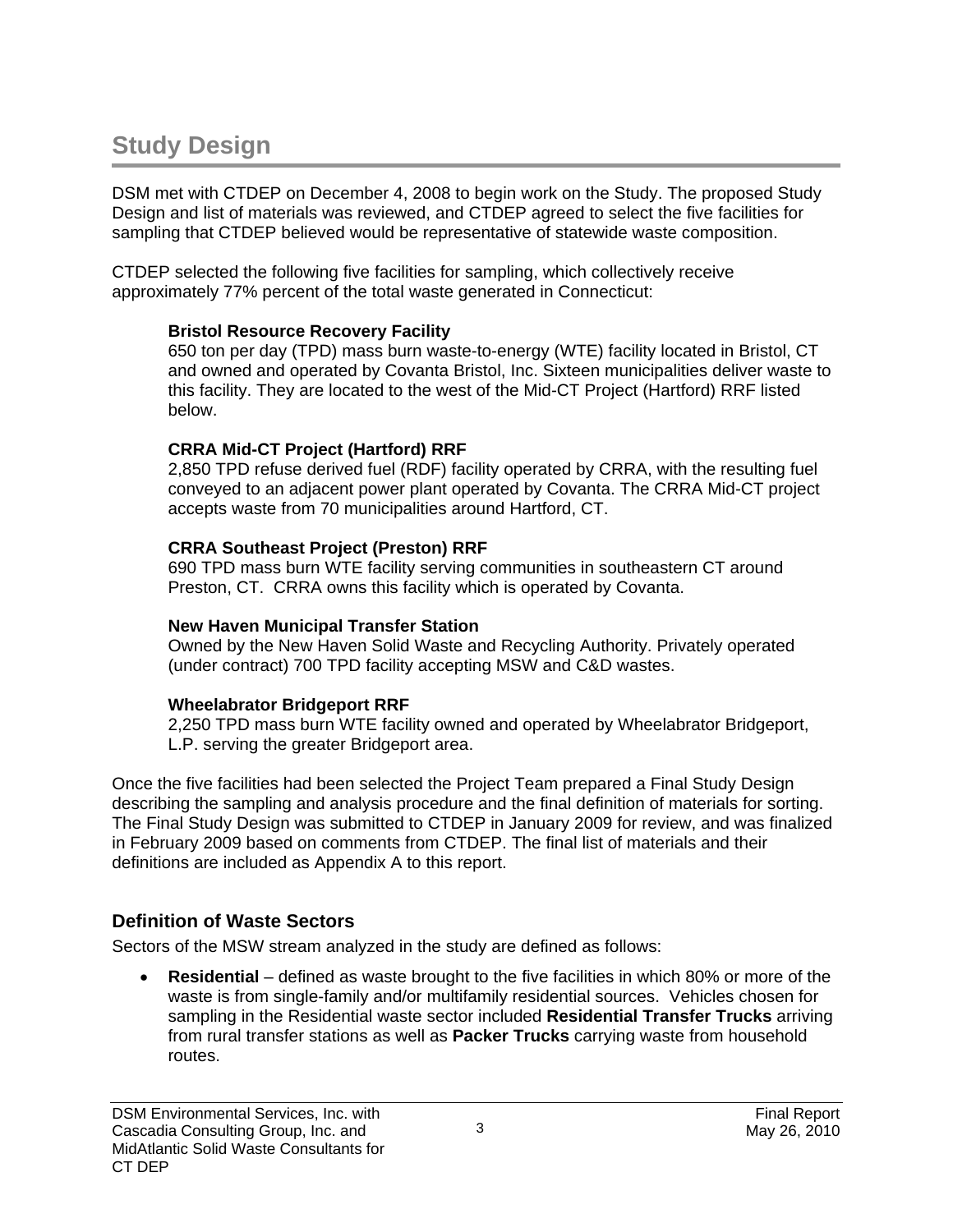# Study Design

DSM met with CTDEP on December 4, 2008 to begin work on the Study. The proposed Study Design and list of materials was reviewed, and CTDEP agreed to select the five facilities for sampling that CTDEP believed would be representative of statewide waste composition.

CTDEP selected the following five facilities for sampling, which collectively receive approximately 77% percent of the total waste generated in Connecticut:

**Bristol Resource Recovery Facility**
650 ton per day (TPD) mass burn waste-to-energy (WTE) facility located in Bristol, CT and owned and operated by Covanta Bristol, Inc. Sixteen municipalities deliver waste to this facility. They are located to the west of the Mid-CT Project (Hartford) RRF listed below.

**CRRA Mid-CT Project (Hartford) RRF**
2,850 TPD refuse derived fuel (RDF) facility operated by CRRA, with the resulting fuel conveyed to an adjacent power plant operated by Covanta. The CRRA Mid-CT project accepts waste from 70 municipalities around Hartford, CT.

**CRRA Southeast Project (Preston) RRF**
690 TPD mass burn WTE facility serving communities in southeastern CT around Preston, CT. CRRA owns this facility which is operated by Covanta.

**New Haven Municipal Transfer Station**
Owned by the New Haven Solid Waste and Recycling Authority. Privately operated (under contract) 700 TPD facility accepting MSW and C&D wastes.

**Wheelabrator Bridgeport RRF**
2,250 TPD mass burn WTE facility owned and operated by Wheelabrator Bridgeport, L.P. serving the greater Bridgeport area.

Once the five facilities had been selected the Project Team prepared a Final Study Design describing the sampling and analysis procedure and the final definition of materials for sorting. The Final Study Design was submitted to CTDEP in January 2009 for review, and was finalized in February 2009 based on comments from CTDEP. The final list of materials and their definitions are included as Appendix A to this report.

## Definition of Waste Sectors

Sectors of the MSW stream analyzed in the study are defined as follows:

- **Residential** – defined as waste brought to the five facilities in which 80% or more of the waste is from single-family and/or multifamily residential sources. Vehicles chosen for sampling in the Residential waste sector included **Residential Transfer Trucks** arriving from rural transfer stations as well as **Packer Trucks** carrying waste from household routes.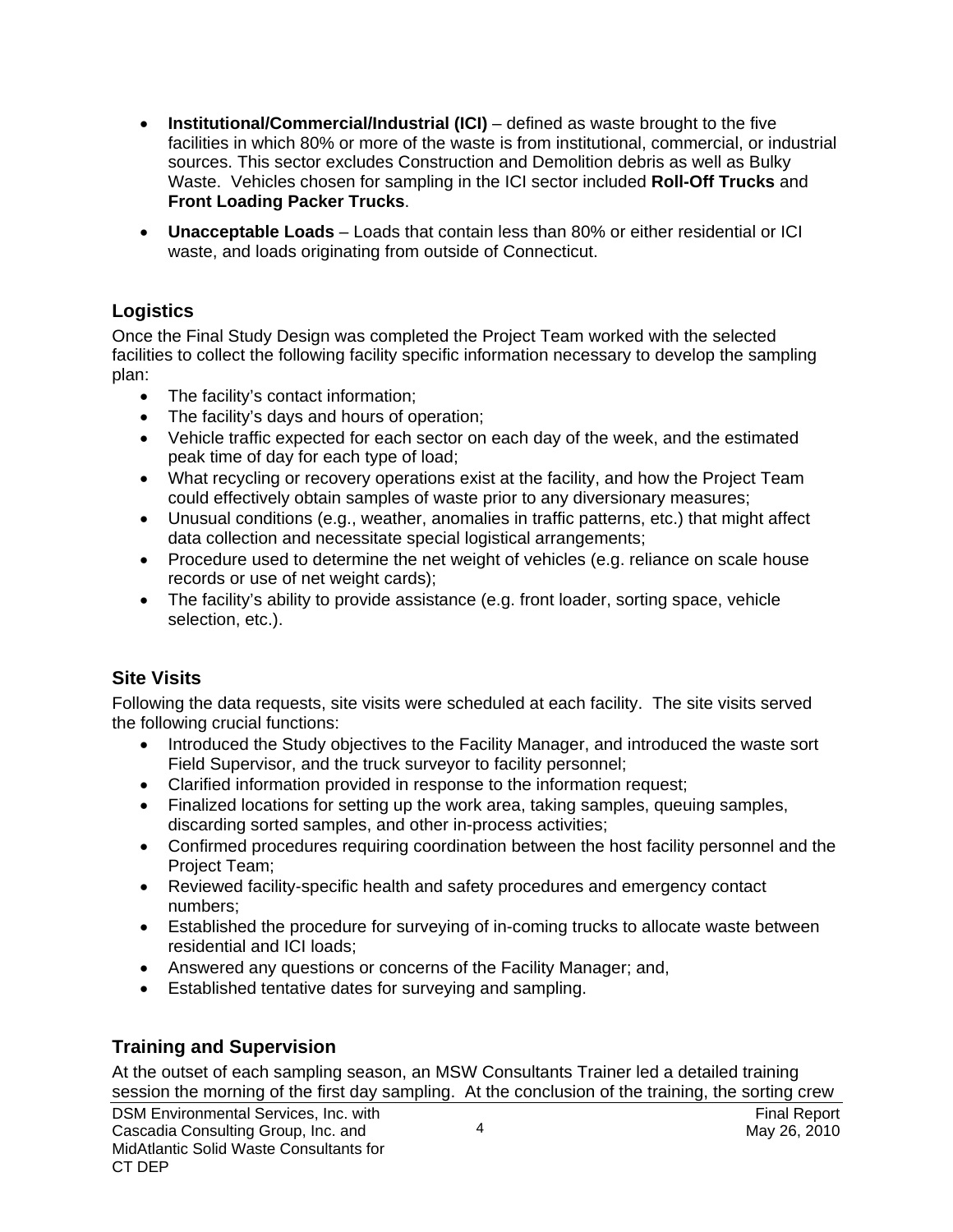- **Institutional/Commercial/Industrial (ICI)** – defined as waste brought to the five facilities in which 80% or more of the waste is from institutional, commercial, or industrial sources. This sector excludes Construction and Demolition debris as well as Bulky Waste. Vehicles chosen for sampling in the ICI sector included **Roll-Off Trucks** and **Front Loading Packer Trucks**.
- **Unacceptable Loads** – Loads that contain less than 80% or either residential or ICI waste, and loads originating from outside of Connecticut.

## Logistics

Once the Final Study Design was completed the Project Team worked with the selected facilities to collect the following facility specific information necessary to develop the sampling plan:

- The facility's contact information;
- The facility's days and hours of operation;
- Vehicle traffic expected for each sector on each day of the week, and the estimated peak time of day for each type of load;
- What recycling or recovery operations exist at the facility, and how the Project Team could effectively obtain samples of waste prior to any diversionary measures;
- Unusual conditions (e.g., weather, anomalies in traffic patterns, etc.) that might affect data collection and necessitate special logistical arrangements;
- Procedure used to determine the net weight of vehicles (e.g. reliance on scale house records or use of net weight cards);
- The facility's ability to provide assistance (e.g. front loader, sorting space, vehicle selection, etc.).

## Site Visits

Following the data requests, site visits were scheduled at each facility. The site visits served the following crucial functions:

- Introduced the Study objectives to the Facility Manager, and introduced the waste sort Field Supervisor, and the truck surveyor to facility personnel;
- Clarified information provided in response to the information request;
- Finalized locations for setting up the work area, taking samples, queuing samples, discarding sorted samples, and other in-process activities;
- Confirmed procedures requiring coordination between the host facility personnel and the Project Team;
- Reviewed facility-specific health and safety procedures and emergency contact numbers;
- Established the procedure for surveying of in-coming trucks to allocate waste between residential and ICI loads;
- Answered any questions or concerns of the Facility Manager; and,
- Established tentative dates for surveying and sampling.

## Training and Supervision

At the outset of each sampling season, an MSW Consultants Trainer led a detailed training session the morning of the first day sampling. At the conclusion of the training, the sorting crew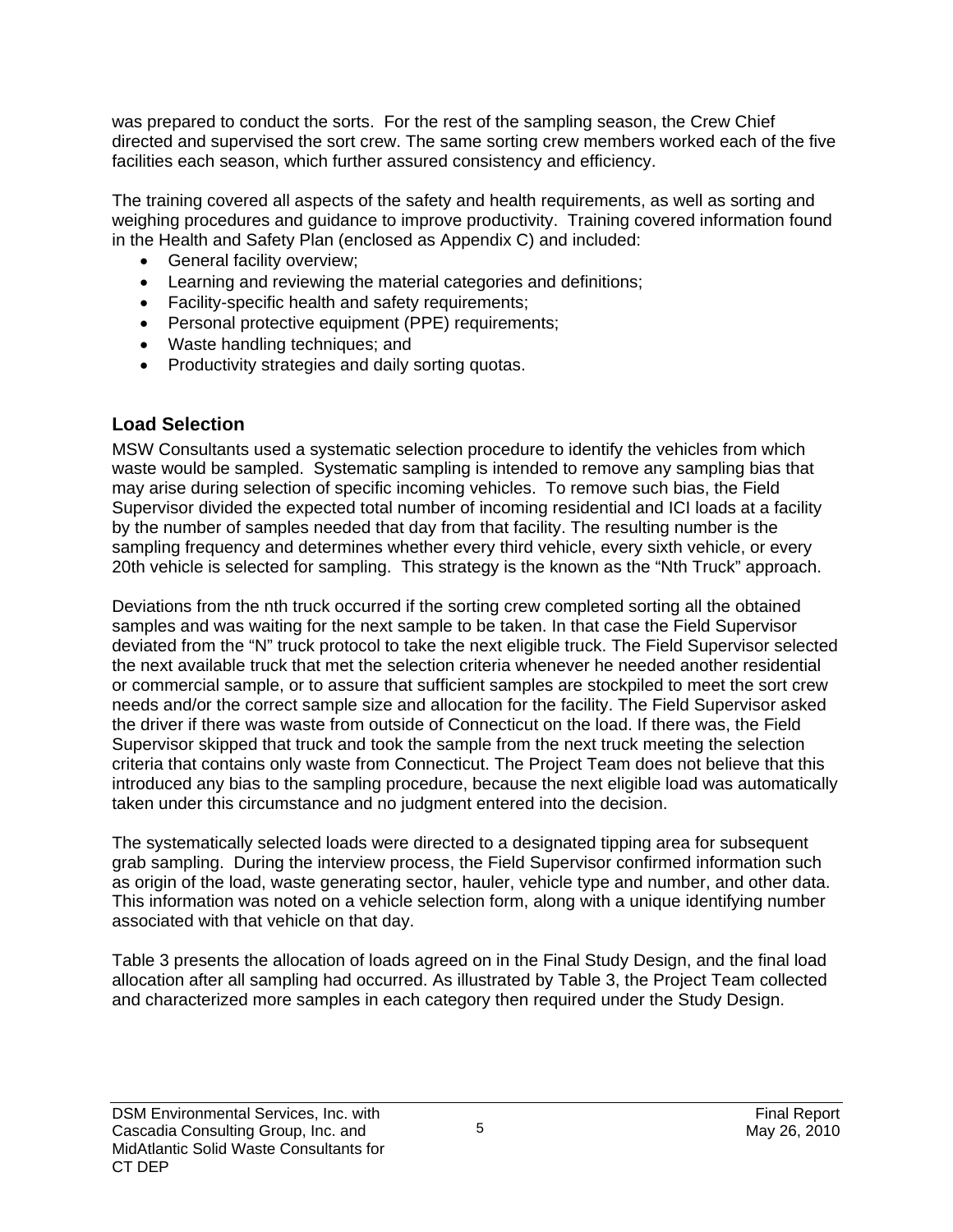was prepared to conduct the sorts. For the rest of the sampling season, the Crew Chief directed and supervised the sort crew. The same sorting crew members worked each of the five facilities each season, which further assured consistency and efficiency.

The training covered all aspects of the safety and health requirements, as well as sorting and weighing procedures and guidance to improve productivity. Training covered information found in the Health and Safety Plan (enclosed as Appendix C) and included:

- General facility overview;
- Learning and reviewing the material categories and definitions;
- Facility-specific health and safety requirements;
- Personal protective equipment (PPE) requirements;
- Waste handling techniques; and
- Productivity strategies and daily sorting quotas.

## Load Selection

MSW Consultants used a systematic selection procedure to identify the vehicles from which waste would be sampled. Systematic sampling is intended to remove any sampling bias that may arise during selection of specific incoming vehicles. To remove such bias, the Field Supervisor divided the expected total number of incoming residential and ICI loads at a facility by the number of samples needed that day from that facility. The resulting number is the sampling frequency and determines whether every third vehicle, every sixth vehicle, or every 20th vehicle is selected for sampling. This strategy is the known as the "Nth Truck" approach.

Deviations from the nth truck occurred if the sorting crew completed sorting all the obtained samples and was waiting for the next sample to be taken. In that case the Field Supervisor deviated from the "N" truck protocol to take the next eligible truck. The Field Supervisor selected the next available truck that met the selection criteria whenever he needed another residential or commercial sample, or to assure that sufficient samples are stockpiled to meet the sort crew needs and/or the correct sample size and allocation for the facility. The Field Supervisor asked the driver if there was waste from outside of Connecticut on the load. If there was, the Field Supervisor skipped that truck and took the sample from the next truck meeting the selection criteria that contains only waste from Connecticut. The Project Team does not believe that this introduced any bias to the sampling procedure, because the next eligible load was automatically taken under this circumstance and no judgment entered into the decision.

The systematically selected loads were directed to a designated tipping area for subsequent grab sampling. During the interview process, the Field Supervisor confirmed information such as origin of the load, waste generating sector, hauler, vehicle type and number, and other data. This information was noted on a vehicle selection form, along with a unique identifying number associated with that vehicle on that day.

Table 3 presents the allocation of loads agreed on in the Final Study Design, and the final load allocation after all sampling had occurred. As illustrated by Table 3, the Project Team collected and characterized more samples in each category then required under the Study Design.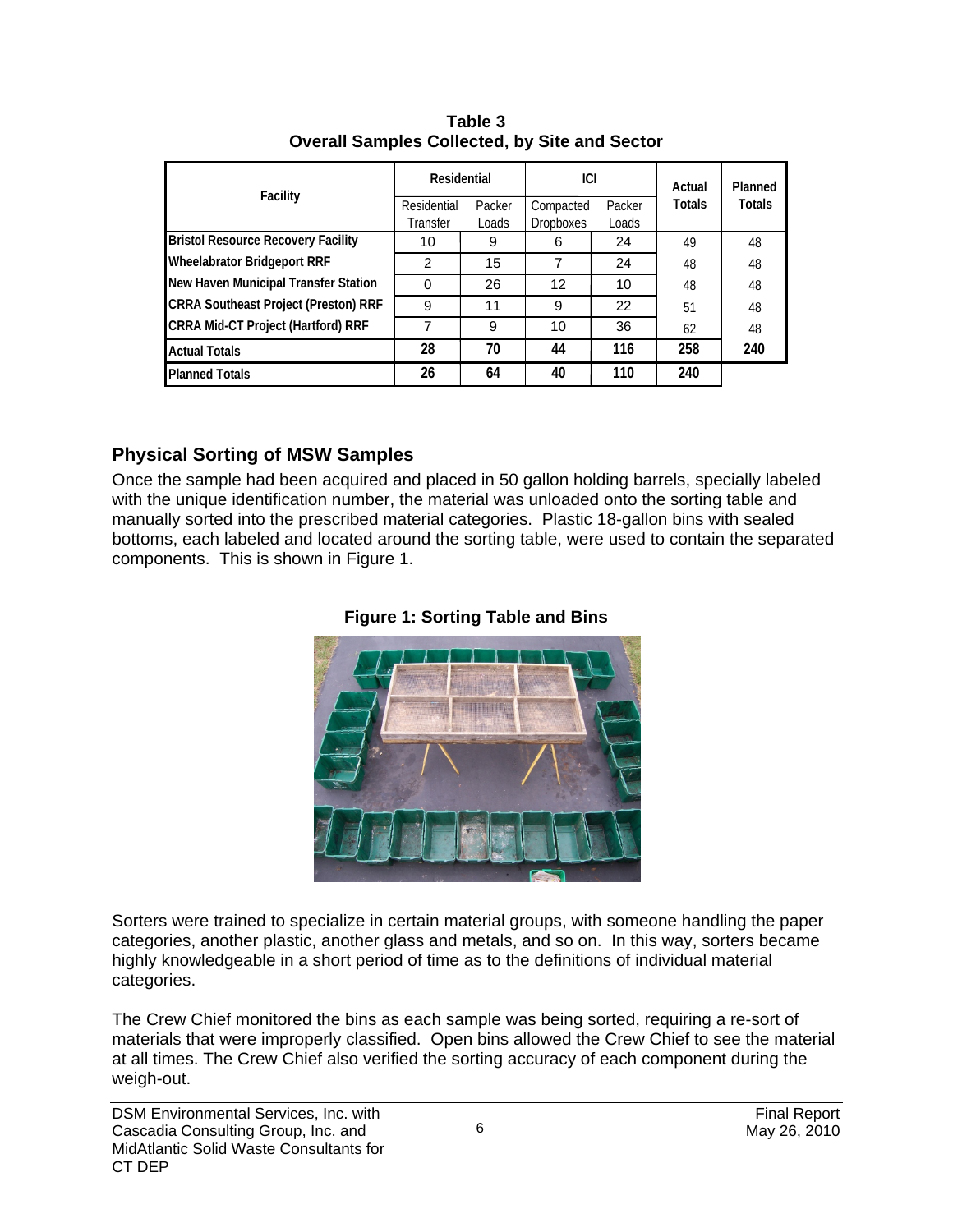**Table 3**
**Overall Samples Collected, by Site and Sector**

| Facility | Residential | | ICI | | Actual Totals | Planned Totals |
|---|---|---|---|---|---|---|
| | Residential Transfer | Packer Loads | Compacted Dropboxes | Packer Loads | | |
| Bristol Resource Recovery Facility | 10 | 9 | 6 | 24 | 49 | 48 |
| Wheelabrator Bridgeport RRF | 2 | 15 | 7 | 24 | 48 | 48 |
| New Haven Municipal Transfer Station | 0 | 26 | 12 | 10 | 48 | 48 |
| CRRA Southeast Project (Preston) RRF | 9 | 11 | 9 | 22 | 51 | 48 |
| CRRA Mid-CT Project (Hartford) RRF | 7 | 9 | 10 | 36 | 62 | 48 |
| **Actual Totals** | **28** | **70** | **44** | **116** | **258** | **240** |
| **Planned Totals** | **26** | **64** | **40** | **110** | **240** | |

## Physical Sorting of MSW Samples

Once the sample had been acquired and placed in 50 gallon holding barrels, specially labeled with the unique identification number, the material was unloaded onto the sorting table and manually sorted into the prescribed material categories. Plastic 18-gallon bins with sealed bottoms, each labeled and located around the sorting table, were used to contain the separated components. This is shown in Figure 1.

**Figure 1: Sorting Table and Bins**

Sorters were trained to specialize in certain material groups, with someone handling the paper categories, another plastic, another glass and metals, and so on. In this way, sorters became highly knowledgeable in a short period of time as to the definitions of individual material categories.

The Crew Chief monitored the bins as each sample was being sorted, requiring a re-sort of materials that were improperly classified. Open bins allowed the Crew Chief to see the material at all times. The Crew Chief also verified the sorting accuracy of each component during the weigh-out.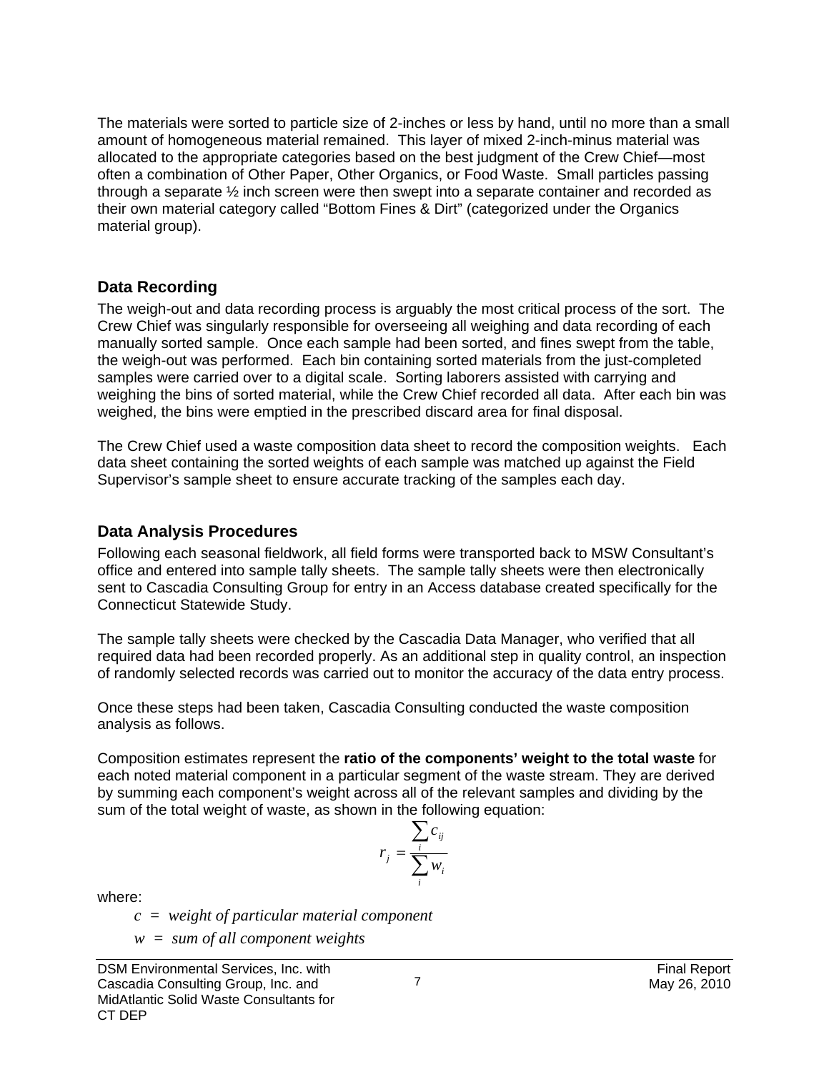The materials were sorted to particle size of 2-inches or less by hand, until no more than a small amount of homogeneous material remained. This layer of mixed 2-inch-minus material was allocated to the appropriate categories based on the best judgment of the Crew Chief—most often a combination of Other Paper, Other Organics, or Food Waste. Small particles passing through a separate ½ inch screen were then swept into a separate container and recorded as their own material category called "Bottom Fines & Dirt" (categorized under the Organics material group).

## Data Recording

The weigh-out and data recording process is arguably the most critical process of the sort. The Crew Chief was singularly responsible for overseeing all weighing and data recording of each manually sorted sample. Once each sample had been sorted, and fines swept from the table, the weigh-out was performed. Each bin containing sorted materials from the just-completed samples were carried over to a digital scale. Sorting laborers assisted with carrying and weighing the bins of sorted material, while the Crew Chief recorded all data. After each bin was weighed, the bins were emptied in the prescribed discard area for final disposal.

The Crew Chief used a waste composition data sheet to record the composition weights. Each data sheet containing the sorted weights of each sample was matched up against the Field Supervisor's sample sheet to ensure accurate tracking of the samples each day.

## Data Analysis Procedures

Following each seasonal fieldwork, all field forms were transported back to MSW Consultant's office and entered into sample tally sheets. The sample tally sheets were then electronically sent to Cascadia Consulting Group for entry in an Access database created specifically for the Connecticut Statewide Study.

The sample tally sheets were checked by the Cascadia Data Manager, who verified that all required data had been recorded properly. As an additional step in quality control, an inspection of randomly selected records was carried out to monitor the accuracy of the data entry process.

Once these steps had been taken, Cascadia Consulting conducted the waste composition analysis as follows.

Composition estimates represent the **ratio of the components' weight to the total waste** for each noted material component in a particular segment of the waste stream. They are derived by summing each component's weight across all of the relevant samples and dividing by the sum of the total weight of waste, as shown in the following equation:

$$r_j = \frac{\sum_i c_{ij}}{\sum_i w_i}$$

where:

$c$ = *weight of particular material component*

$w$ = *sum of all component weights*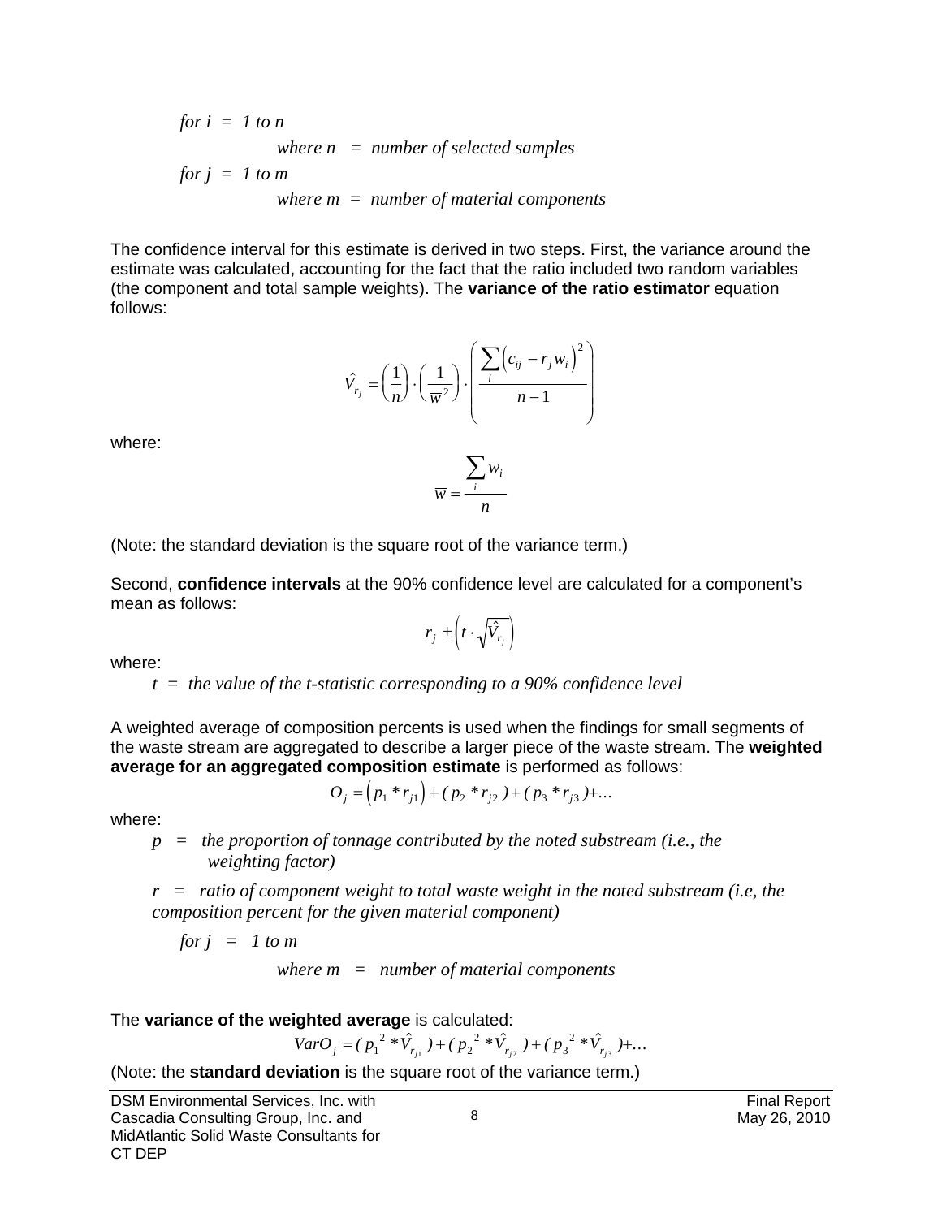*for i = 1 to n*

*where n = number of selected samples*

*for j = 1 to m*

*where m = number of material components*

The confidence interval for this estimate is derived in two steps. First, the variance around the estimate was calculated, accounting for the fact that the ratio included two random variables (the component and total sample weights). The **variance of the ratio estimator** equation follows:

$$\hat{V}_{r_j} = \left(\frac{1}{n}\right) \cdot \left(\frac{1}{\overline{w}^2}\right) \cdot \left(\frac{\sum_i \left(c_{ij} - r_j w_i\right)^2}{n-1}\right)$$

where:

$$\overline{w} = \frac{\sum_i w_i}{n}$$

(Note: the standard deviation is the square root of the variance term.)

Second, **confidence intervals** at the 90% confidence level are calculated for a component's mean as follows:

$$r_j \pm \left(t \cdot \sqrt{\hat{V}_{r_j}}\right)$$

where:

*t = the value of the t-statistic corresponding to a 90% confidence level*

A weighted average of composition percents is used when the findings for small segments of the waste stream are aggregated to describe a larger piece of the waste stream. The **weighted average for an aggregated composition estimate** is performed as follows:

$$O_j = \left(p_1 * r_{j1}\right) + (p_2 * r_{j2}) + (p_3 * r_{j3}) + \ldots$$

where:

*p = the proportion of tonnage contributed by the noted substream (i.e., the weighting factor)*

*r = ratio of component weight to total waste weight in the noted substream (i.e, the composition percent for the given material component)*

*for j = 1 to m*

*where m = number of material components*

The **variance of the weighted average** is calculated:

$$VarO_j = (p_1^{\,2} * \hat{V}_{r_{j1}}) + (p_2^{\,2} * \hat{V}_{r_{j2}}) + (p_3^{\,2} * \hat{V}_{r_{j3}}) + \ldots$$

(Note: the **standard deviation** is the square root of the variance term.)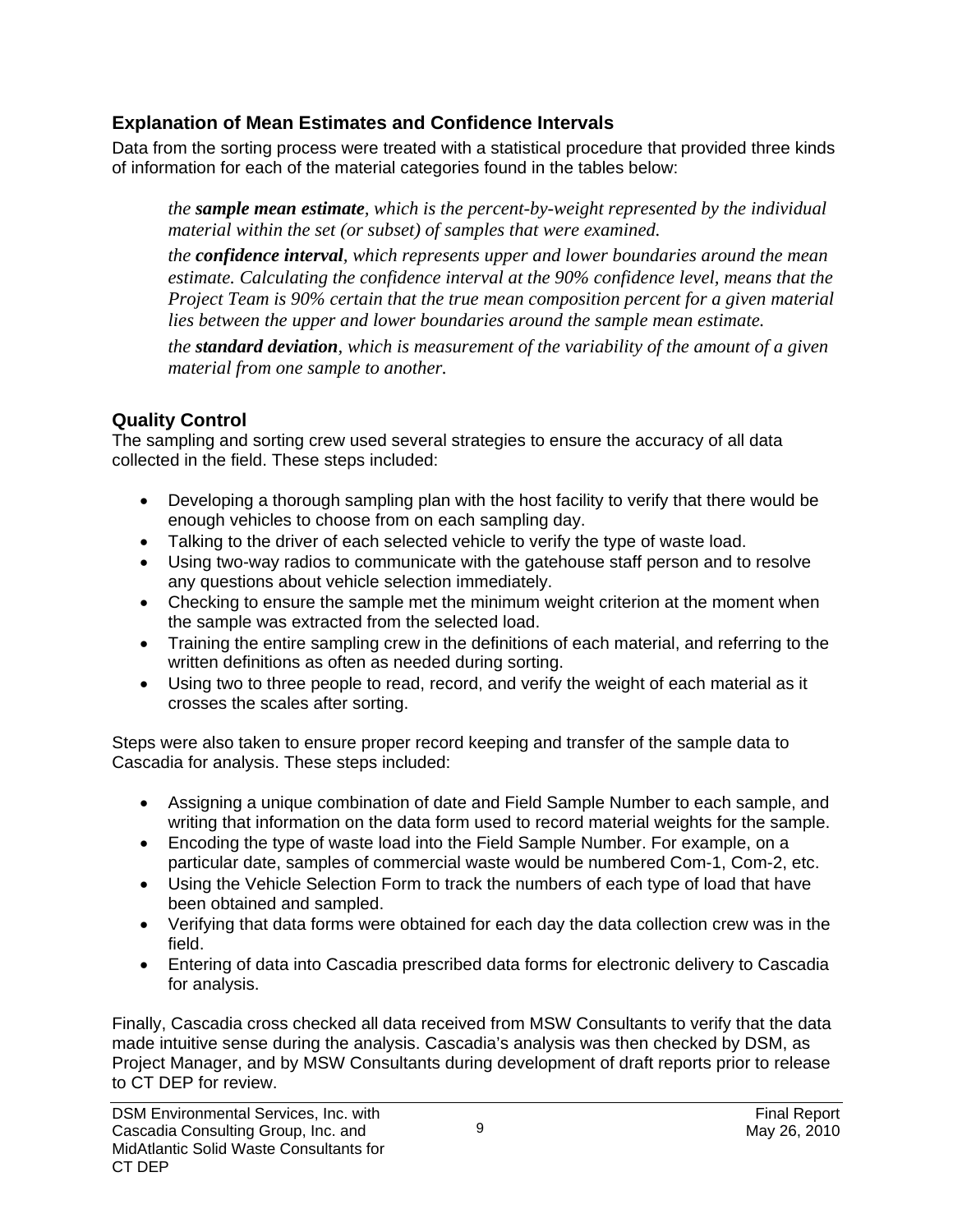## Explanation of Mean Estimates and Confidence Intervals

Data from the sorting process were treated with a statistical procedure that provided three kinds of information for each of the material categories found in the tables below:

> *the **sample mean estimate**, which is the percent-by-weight represented by the individual material within the set (or subset) of samples that were examined.*
>
> *the **confidence interval**, which represents upper and lower boundaries around the mean estimate. Calculating the confidence interval at the 90% confidence level, means that the Project Team is 90% certain that the true mean composition percent for a given material lies between the upper and lower boundaries around the sample mean estimate.*
>
> *the **standard deviation**, which is measurement of the variability of the amount of a given material from one sample to another.*

## Quality Control

The sampling and sorting crew used several strategies to ensure the accuracy of all data collected in the field. These steps included:

- Developing a thorough sampling plan with the host facility to verify that there would be enough vehicles to choose from on each sampling day.
- Talking to the driver of each selected vehicle to verify the type of waste load.
- Using two-way radios to communicate with the gatehouse staff person and to resolve any questions about vehicle selection immediately.
- Checking to ensure the sample met the minimum weight criterion at the moment when the sample was extracted from the selected load.
- Training the entire sampling crew in the definitions of each material, and referring to the written definitions as often as needed during sorting.
- Using two to three people to read, record, and verify the weight of each material as it crosses the scales after sorting.

Steps were also taken to ensure proper record keeping and transfer of the sample data to Cascadia for analysis. These steps included:

- Assigning a unique combination of date and Field Sample Number to each sample, and writing that information on the data form used to record material weights for the sample.
- Encoding the type of waste load into the Field Sample Number. For example, on a particular date, samples of commercial waste would be numbered Com-1, Com-2, etc.
- Using the Vehicle Selection Form to track the numbers of each type of load that have been obtained and sampled.
- Verifying that data forms were obtained for each day the data collection crew was in the field.
- Entering of data into Cascadia prescribed data forms for electronic delivery to Cascadia for analysis.

Finally, Cascadia cross checked all data received from MSW Consultants to verify that the data made intuitive sense during the analysis. Cascadia's analysis was then checked by DSM, as Project Manager, and by MSW Consultants during development of draft reports prior to release to CT DEP for review.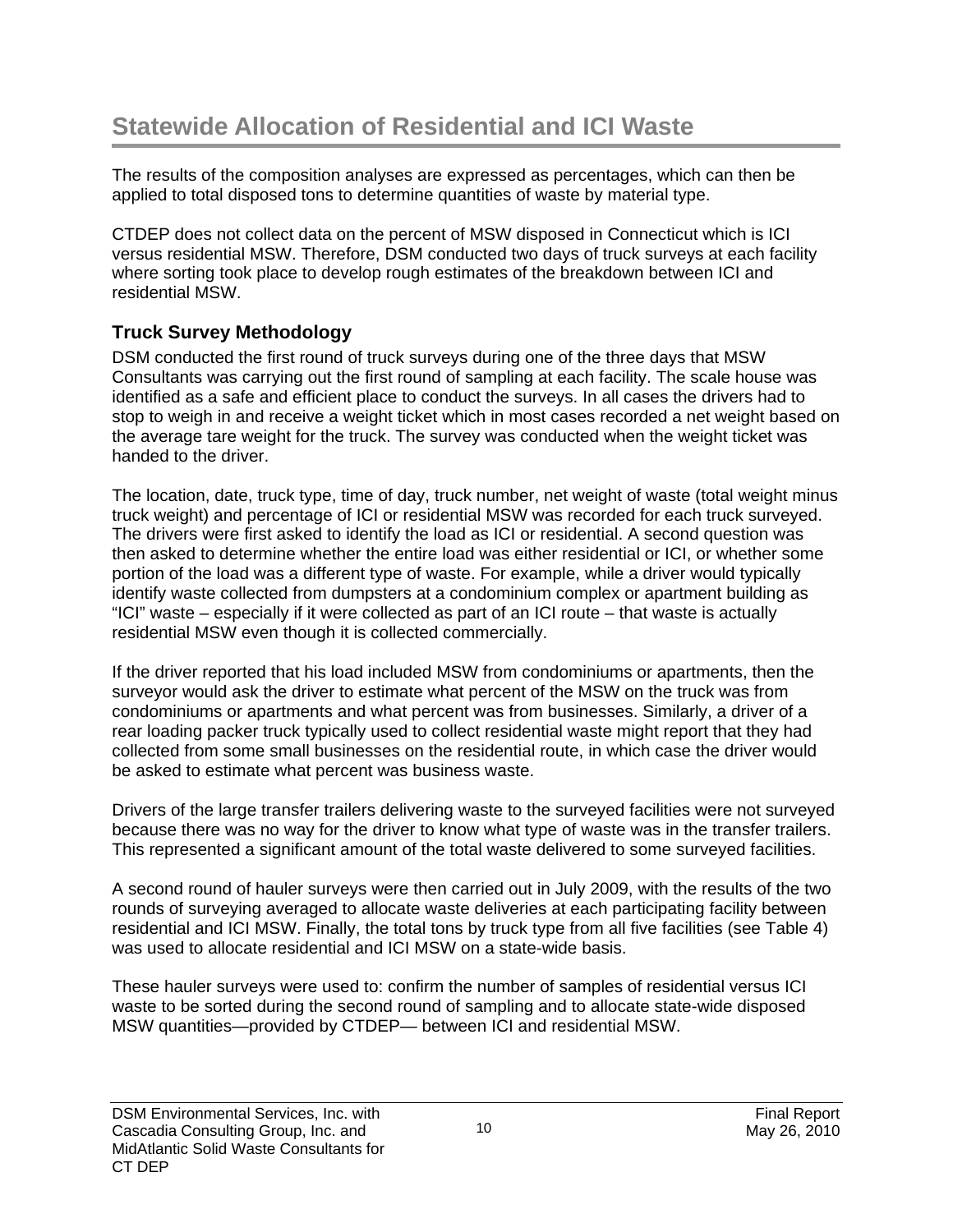## Statewide Allocation of Residential and ICI Waste

The results of the composition analyses are expressed as percentages, which can then be applied to total disposed tons to determine quantities of waste by material type.

CTDEP does not collect data on the percent of MSW disposed in Connecticut which is ICI versus residential MSW. Therefore, DSM conducted two days of truck surveys at each facility where sorting took place to develop rough estimates of the breakdown between ICI and residential MSW.

### Truck Survey Methodology

DSM conducted the first round of truck surveys during one of the three days that MSW Consultants was carrying out the first round of sampling at each facility. The scale house was identified as a safe and efficient place to conduct the surveys. In all cases the drivers had to stop to weigh in and receive a weight ticket which in most cases recorded a net weight based on the average tare weight for the truck. The survey was conducted when the weight ticket was handed to the driver.

The location, date, truck type, time of day, truck number, net weight of waste (total weight minus truck weight) and percentage of ICI or residential MSW was recorded for each truck surveyed. The drivers were first asked to identify the load as ICI or residential. A second question was then asked to determine whether the entire load was either residential or ICI, or whether some portion of the load was a different type of waste. For example, while a driver would typically identify waste collected from dumpsters at a condominium complex or apartment building as "ICI" waste – especially if it were collected as part of an ICI route – that waste is actually residential MSW even though it is collected commercially.

If the driver reported that his load included MSW from condominiums or apartments, then the surveyor would ask the driver to estimate what percent of the MSW on the truck was from condominiums or apartments and what percent was from businesses. Similarly, a driver of a rear loading packer truck typically used to collect residential waste might report that they had collected from some small businesses on the residential route, in which case the driver would be asked to estimate what percent was business waste.

Drivers of the large transfer trailers delivering waste to the surveyed facilities were not surveyed because there was no way for the driver to know what type of waste was in the transfer trailers. This represented a significant amount of the total waste delivered to some surveyed facilities.

A second round of hauler surveys were then carried out in July 2009, with the results of the two rounds of surveying averaged to allocate waste deliveries at each participating facility between residential and ICI MSW. Finally, the total tons by truck type from all five facilities (see Table 4) was used to allocate residential and ICI MSW on a state-wide basis.

These hauler surveys were used to: confirm the number of samples of residential versus ICI waste to be sorted during the second round of sampling and to allocate state-wide disposed MSW quantities—provided by CTDEP— between ICI and residential MSW.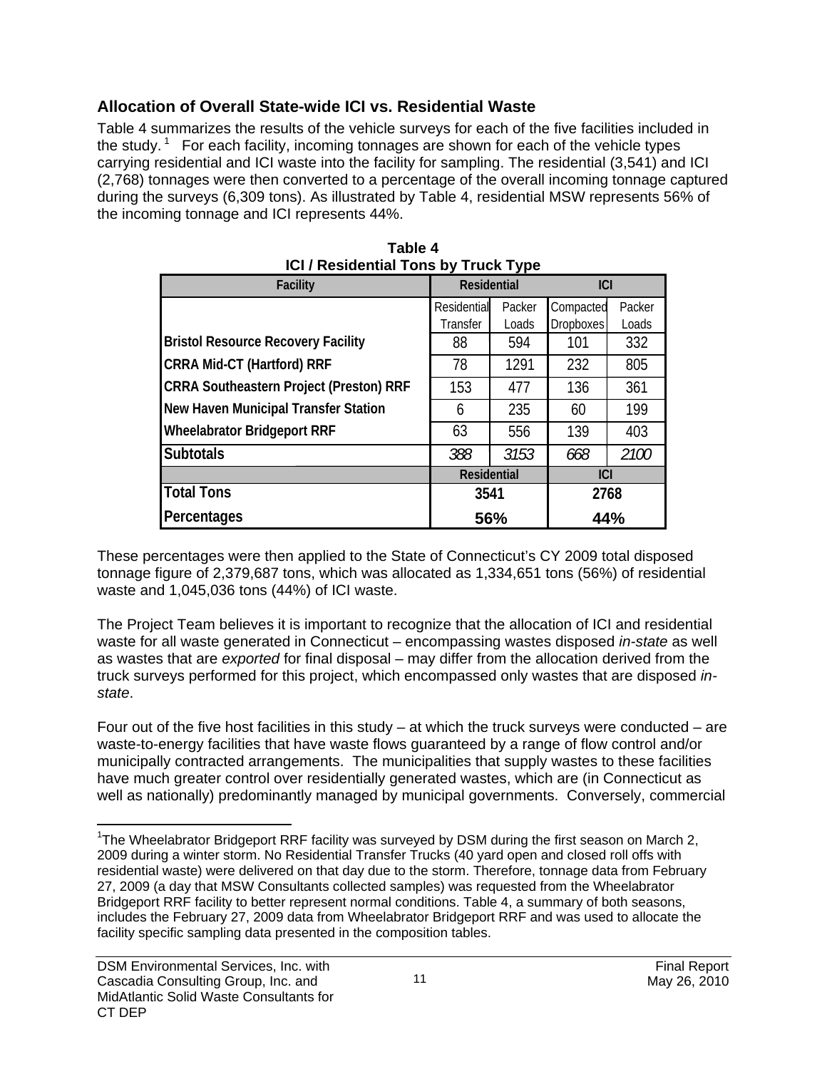## Allocation of Overall State-wide ICI vs. Residential Waste

Table 4 summarizes the results of the vehicle surveys for each of the five facilities included in the study.[1] For each facility, incoming tonnages are shown for each of the vehicle types carrying residential and ICI waste into the facility for sampling. The residential (3,541) and ICI (2,768) tonnages were then converted to a percentage of the overall incoming tonnage captured during the surveys (6,309 tons). As illustrated by Table 4, residential MSW represents 56% of the incoming tonnage and ICI represents 44%.

**Table 4**
**ICI / Residential Tons by Truck Type**

| Facility | Residential | | ICI | |
|---|---|---|---|---|
| | Residential Transfer | Packer Loads | Compacted Dropboxes | Packer Loads |
| **Bristol Resource Recovery Facility** | 88 | 594 | 101 | 332 |
| **CRRA Mid-CT (Hartford) RRF** | 78 | 1291 | 232 | 805 |
| **CRRA Southeastern Project (Preston) RRF** | 153 | 477 | 136 | 361 |
| **New Haven Municipal Transfer Station** | 6 | 235 | 60 | 199 |
| **Wheelabrator Bridgeport RRF** | 63 | 556 | 139 | 403 |
| **Subtotals** | *388* | *3153* | *668* | *2100* |
| | **Residential** | | **ICI** | |
| **Total Tons** | **3541** | | **2768** | |
| **Percentages** | **56%** | | **44%** | |

These percentages were then applied to the State of Connecticut's CY 2009 total disposed tonnage figure of 2,379,687 tons, which was allocated as 1,334,651 tons (56%) of residential waste and 1,045,036 tons (44%) of ICI waste.

The Project Team believes it is important to recognize that the allocation of ICI and residential waste for all waste generated in Connecticut – encompassing wastes disposed *in-state* as well as wastes that are *exported* for final disposal – may differ from the allocation derived from the truck surveys performed for this project, which encompassed only wastes that are disposed *in-state*.

Four out of the five host facilities in this study – at which the truck surveys were conducted – are waste-to-energy facilities that have waste flows guaranteed by a range of flow control and/or municipally contracted arrangements. The municipalities that supply wastes to these facilities have much greater control over residentially generated wastes, which are (in Connecticut as well as nationally) predominantly managed by municipal governments. Conversely, commercial

[1] The Wheelabrator Bridgeport RRF facility was surveyed by DSM during the first season on March 2, 2009 during a winter storm. No Residential Transfer Trucks (40 yard open and closed roll offs with residential waste) were delivered on that day due to the storm. Therefore, tonnage data from February 27, 2009 (a day that MSW Consultants collected samples) was requested from the Wheelabrator Bridgeport RRF facility to better represent normal conditions. Table 4, a summary of both seasons, includes the February 27, 2009 data from Wheelabrator Bridgeport RRF and was used to allocate the facility specific sampling data presented in the composition tables.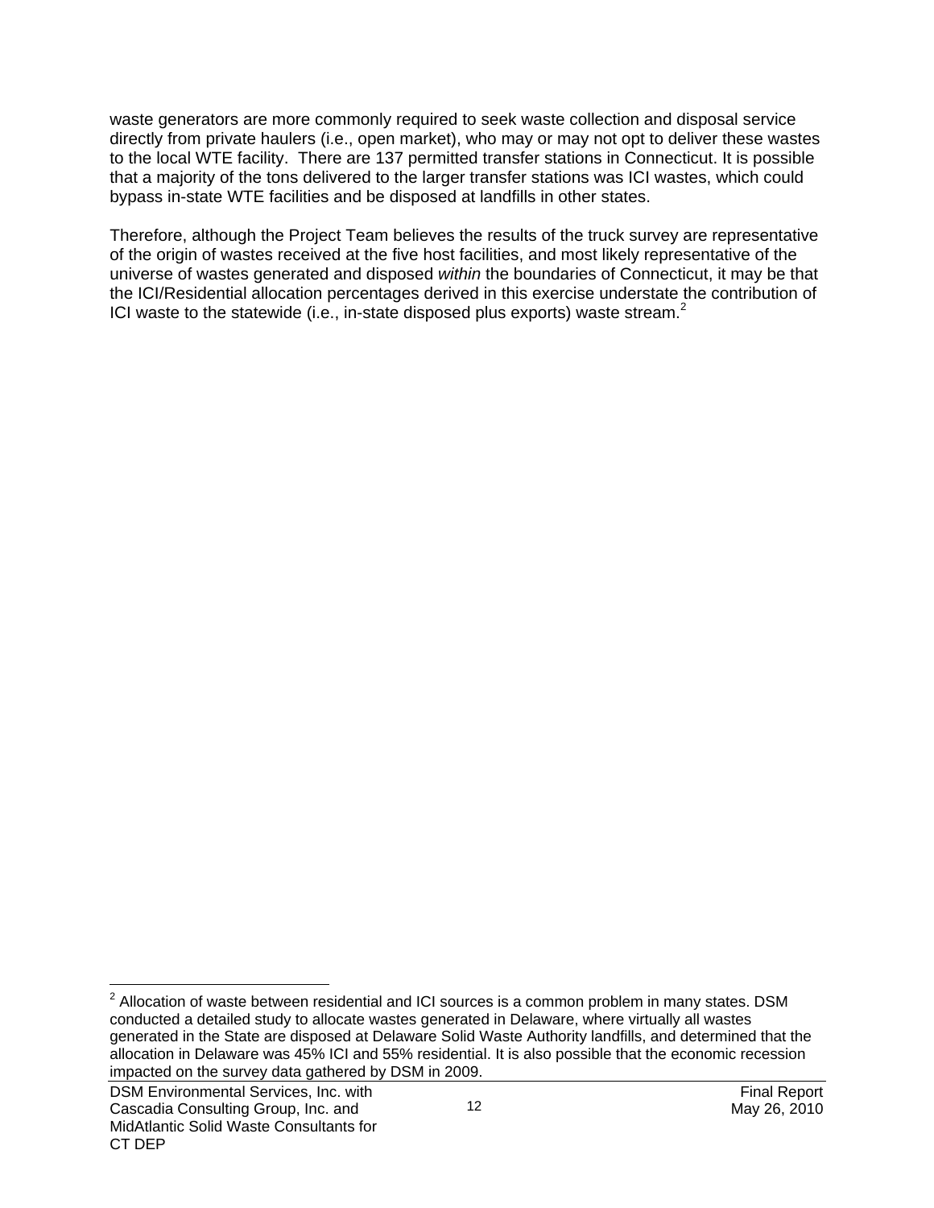waste generators are more commonly required to seek waste collection and disposal service directly from private haulers (i.e., open market), who may or may not opt to deliver these wastes to the local WTE facility. There are 137 permitted transfer stations in Connecticut. It is possible that a majority of the tons delivered to the larger transfer stations was ICI wastes, which could bypass in-state WTE facilities and be disposed at landfills in other states.

Therefore, although the Project Team believes the results of the truck survey are representative of the origin of wastes received at the five host facilities, and most likely representative of the universe of wastes generated and disposed *within* the boundaries of Connecticut, it may be that the ICI/Residential allocation percentages derived in this exercise understate the contribution of ICI waste to the statewide (i.e., in-state disposed plus exports) waste stream.[2]

[2] Allocation of waste between residential and ICI sources is a common problem in many states. DSM conducted a detailed study to allocate wastes generated in Delaware, where virtually all wastes generated in the State are disposed at Delaware Solid Waste Authority landfills, and determined that the allocation in Delaware was 45% ICI and 55% residential. It is also possible that the economic recession impacted on the survey data gathered by DSM in 2009.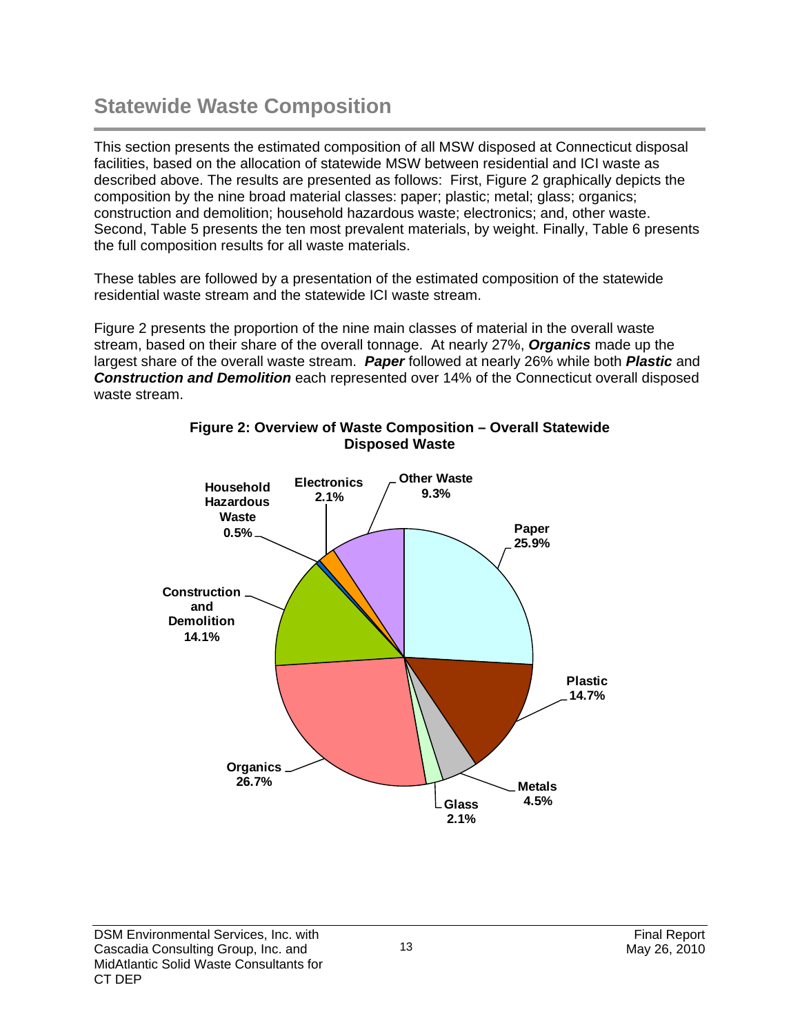## Statewide Waste Composition

This section presents the estimated composition of all MSW disposed at Connecticut disposal facilities, based on the allocation of statewide MSW between residential and ICI waste as described above. The results are presented as follows: First, Figure 2 graphically depicts the composition by the nine broad material classes: paper; plastic; metal; glass; organics; construction and demolition; household hazardous waste; electronics; and, other waste. Second, Table 5 presents the ten most prevalent materials, by weight. Finally, Table 6 presents the full composition results for all waste materials.

These tables are followed by a presentation of the estimated composition of the statewide residential waste stream and the statewide ICI waste stream.

Figure 2 presents the proportion of the nine main classes of material in the overall waste stream, based on their share of the overall tonnage. At nearly 27%, ***Organics*** made up the largest share of the overall waste stream. ***Paper*** followed at nearly 26% while both ***Plastic*** and ***Construction and Demolition*** each represented over 14% of the Connecticut overall disposed waste stream.

**Figure 2: Overview of Waste Composition – Overall Statewide Disposed Waste**

| Material Class | Percent |
|---|---|
| Paper | 25.9% |
| Plastic | 14.7% |
| Metals | 4.5% |
| Glass | 2.1% |
| Organics | 26.7% |
| Construction and Demolition | 14.1% |
| Household Hazardous Waste | 0.5% |
| Electronics | 2.1% |
| Other Waste | 9.3% |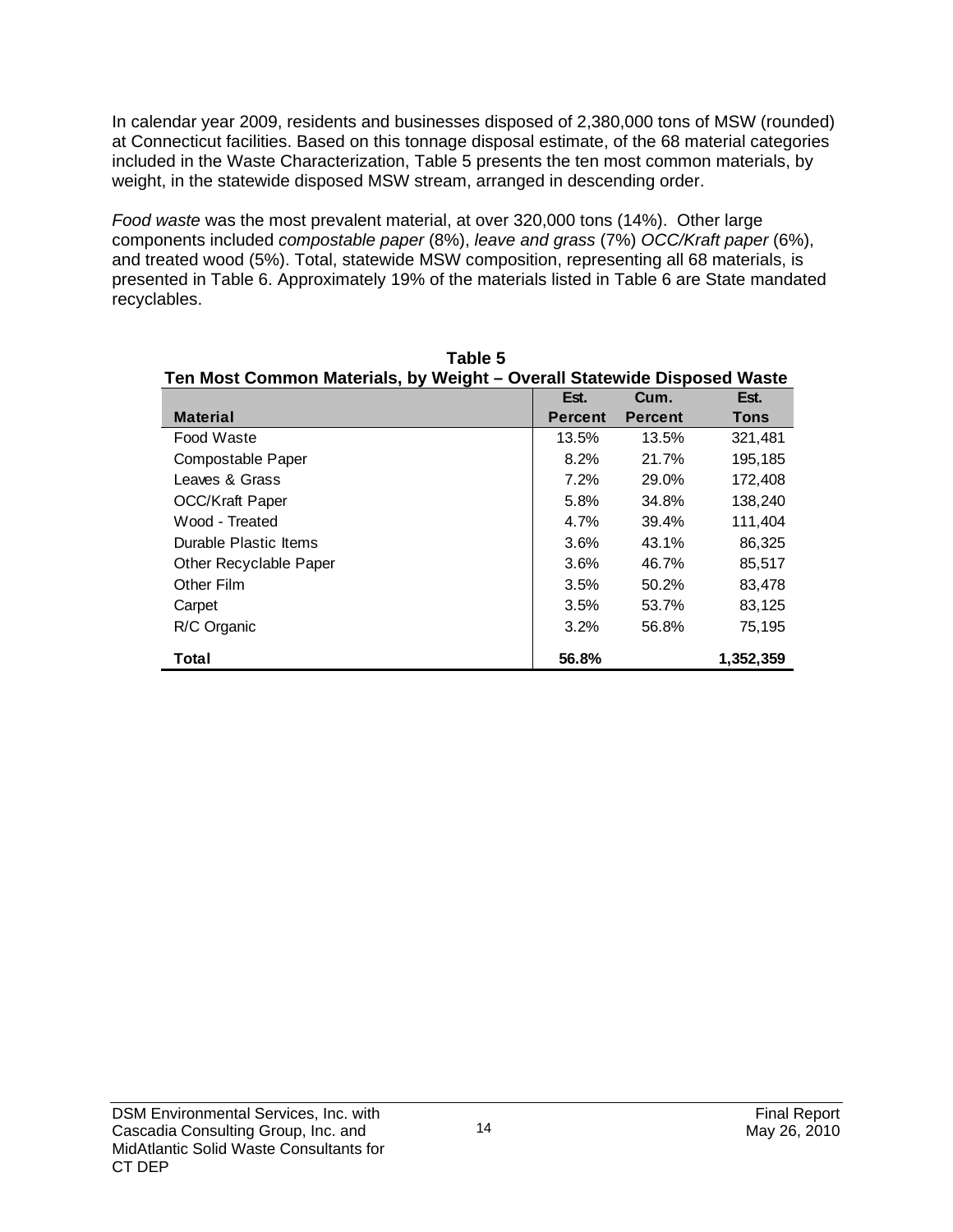In calendar year 2009, residents and businesses disposed of 2,380,000 tons of MSW (rounded) at Connecticut facilities. Based on this tonnage disposal estimate, of the 68 material categories included in the Waste Characterization, Table 5 presents the ten most common materials, by weight, in the statewide disposed MSW stream, arranged in descending order.

*Food waste* was the most prevalent material, at over 320,000 tons (14%). Other large components included *compostable paper* (8%), *leave and grass* (7%) *OCC/Kraft paper* (6%), and treated wood (5%). Total, statewide MSW composition, representing all 68 materials, is presented in Table 6. Approximately 19% of the materials listed in Table 6 are State mandated recyclables.

**Table 5**
**Ten Most Common Materials, by Weight – Overall Statewide Disposed Waste**

| Material | Est. Percent | Cum. Percent | Est. Tons |
|---|---|---|---|
| Food Waste | 13.5% | 13.5% | 321,481 |
| Compostable Paper | 8.2% | 21.7% | 195,185 |
| Leaves & Grass | 7.2% | 29.0% | 172,408 |
| OCC/Kraft Paper | 5.8% | 34.8% | 138,240 |
| Wood - Treated | 4.7% | 39.4% | 111,404 |
| Durable Plastic Items | 3.6% | 43.1% | 86,325 |
| Other Recyclable Paper | 3.6% | 46.7% | 85,517 |
| Other Film | 3.5% | 50.2% | 83,478 |
| Carpet | 3.5% | 53.7% | 83,125 |
| R/C Organic | 3.2% | 56.8% | 75,195 |
| **Total** | **56.8%** | | **1,352,359** |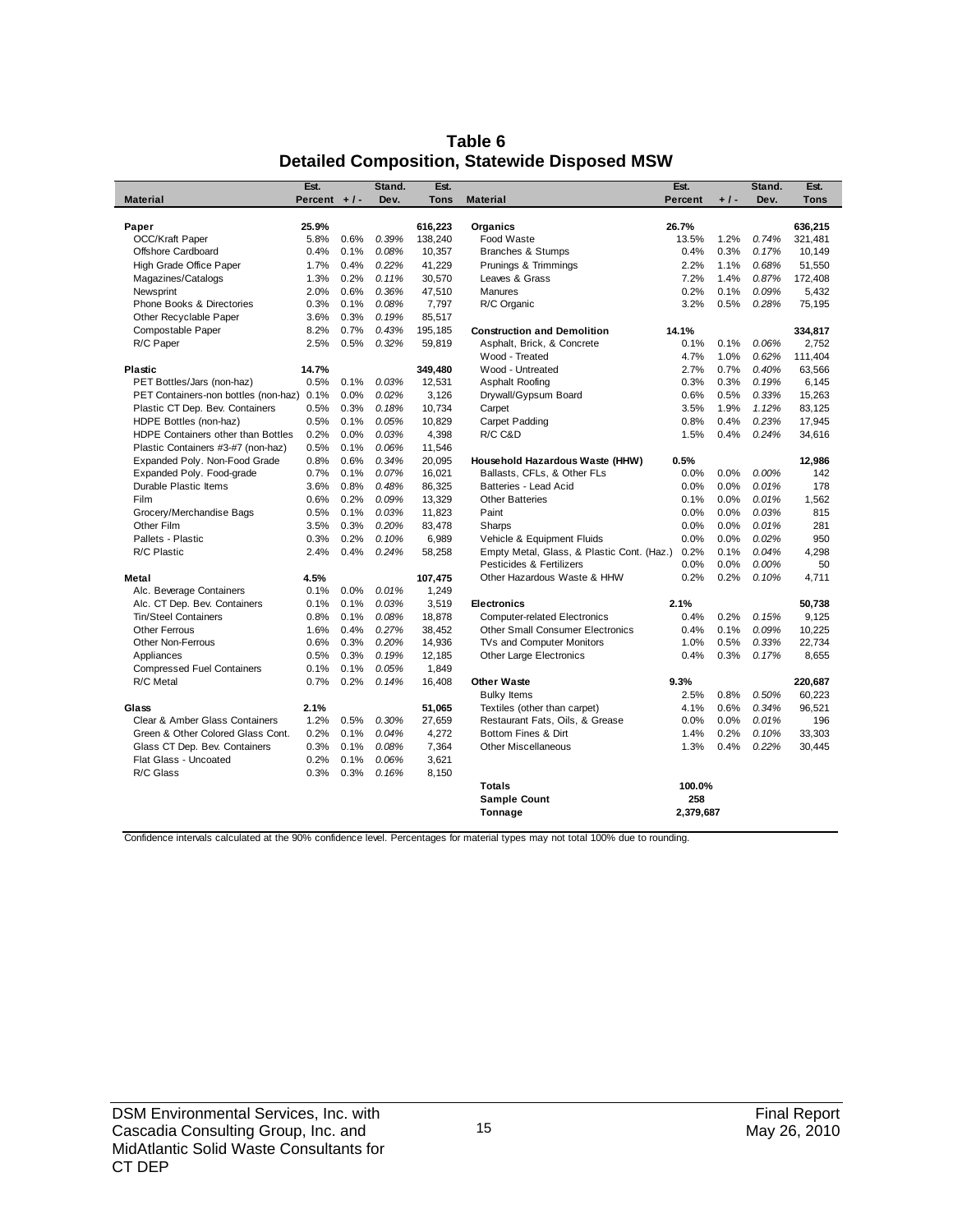# Table 6
## Detailed Composition, Statewide Disposed MSW

| Material | Est. Percent | + / - | Stand. Dev. | Est. Tons | Material | Est. Percent | + / - | Stand. Dev. | Est. Tons |
|---|---|---|---|---|---|---|---|---|---|
| **Paper** | **25.9%** | | | **616,223** | **Organics** | **26.7%** | | | **636,215** |
| OCC/Kraft Paper | 5.8% | 0.6% | *0.39%* | 138,240 | Food Waste | 13.5% | 1.2% | *0.74%* | 321,481 |
| Offshore Cardboard | 0.4% | 0.1% | *0.08%* | 10,357 | Branches & Stumps | 0.4% | 0.3% | *0.17%* | 10,149 |
| High Grade Office Paper | 1.7% | 0.4% | *0.22%* | 41,229 | Prunings & Trimmings | 2.2% | 1.1% | *0.68%* | 51,550 |
| Magazines/Catalogs | 1.3% | 0.2% | *0.11%* | 30,570 | Leaves & Grass | 7.2% | 1.4% | *0.87%* | 172,408 |
| Newsprint | 2.0% | 0.6% | *0.36%* | 47,510 | Manures | 0.2% | 0.1% | *0.09%* | 5,432 |
| Phone Books & Directories | 0.3% | 0.1% | *0.08%* | 7,797 | R/C Organic | 3.2% | 0.5% | *0.28%* | 75,195 |
| Other Recyclable Paper | 3.6% | 0.3% | *0.19%* | 85,517 | | | | | |
| Compostable Paper | 8.2% | 0.7% | *0.43%* | 195,185 | **Construction and Demolition** | **14.1%** | | | **334,817** |
| R/C Paper | 2.5% | 0.5% | *0.32%* | 59,819 | Asphalt, Brick, & Concrete | 0.1% | 0.1% | *0.06%* | 2,752 |
| | | | | | Wood - Treated | 4.7% | 1.0% | *0.62%* | 111,404 |
| **Plastic** | **14.7%** | | | **349,480** | Wood - Untreated | 2.7% | 0.7% | *0.40%* | 63,566 |
| PET Bottles/Jars (non-haz) | 0.5% | 0.1% | *0.03%* | 12,531 | Asphalt Roofing | 0.3% | 0.3% | *0.19%* | 6,145 |
| PET Containers-non bottles (non-haz) | 0.1% | 0.0% | *0.02%* | 3,126 | Drywall/Gypsum Board | 0.6% | 0.5% | *0.33%* | 15,263 |
| Plastic CT Dep. Bev. Containers | 0.5% | 0.3% | *0.18%* | 10,734 | Carpet | 3.5% | 1.9% | *1.12%* | 83,125 |
| HDPE Bottles (non-haz) | 0.5% | 0.1% | *0.05%* | 10,829 | Carpet Padding | 0.8% | 0.4% | *0.23%* | 17,945 |
| HDPE Containers other than Bottles | 0.2% | 0.0% | *0.03%* | 4,398 | R/C C&D | 1.5% | 0.4% | *0.24%* | 34,616 |
| Plastic Containers #3-#7 (non-haz) | 0.5% | 0.1% | *0.06%* | 11,546 | | | | | |
| Expanded Poly. Non-Food Grade | 0.8% | 0.6% | *0.34%* | 20,095 | **Household Hazardous Waste (HHW)** | **0.5%** | | | **12,986** |
| Expanded Poly. Food-grade | 0.7% | 0.1% | *0.07%* | 16,021 | Ballasts, CFLs, & Other FLs | 0.0% | 0.0% | *0.00%* | 142 |
| Durable Plastic Items | 3.6% | 0.8% | *0.48%* | 86,325 | Batteries - Lead Acid | 0.0% | 0.0% | *0.01%* | 178 |
| Film | 0.6% | 0.2% | *0.09%* | 13,329 | Other Batteries | 0.1% | 0.0% | *0.01%* | 1,562 |
| Grocery/Merchandise Bags | 0.5% | 0.1% | *0.03%* | 11,823 | Paint | 0.0% | 0.0% | *0.03%* | 815 |
| Other Film | 3.5% | 0.3% | *0.20%* | 83,478 | Sharps | 0.0% | 0.0% | *0.01%* | 281 |
| Pallets - Plastic | 0.3% | 0.2% | *0.10%* | 6,989 | Vehicle & Equipment Fluids | 0.0% | 0.0% | *0.02%* | 950 |
| R/C Plastic | 2.4% | 0.4% | *0.24%* | 58,258 | Empty Metal, Glass, & Plastic Cont. (Haz.) | 0.2% | 0.1% | *0.04%* | 4,298 |
| | | | | | Pesticides & Fertilizers | 0.0% | 0.0% | *0.00%* | 50 |
| **Metal** | **4.5%** | | | **107,475** | Other Hazardous Waste & HHW | 0.2% | 0.2% | *0.10%* | 4,711 |
| Alc. Beverage Containers | 0.1% | 0.0% | *0.01%* | 1,249 | | | | | |
| Alc. CT Dep. Bev. Containers | 0.1% | 0.1% | *0.03%* | 3,519 | **Electronics** | **2.1%** | | | **50,738** |
| Tin/Steel Containers | 0.8% | 0.1% | *0.08%* | 18,878 | Computer-related Electronics | 0.4% | 0.2% | *0.15%* | 9,125 |
| Other Ferrous | 1.6% | 0.4% | *0.27%* | 38,452 | Other Small Consumer Electronics | 0.4% | 0.1% | *0.09%* | 10,225 |
| Other Non-Ferrous | 0.6% | 0.3% | *0.20%* | 14,936 | TVs and Computer Monitors | 1.0% | 0.5% | *0.33%* | 22,734 |
| Appliances | 0.5% | 0.3% | *0.19%* | 12,185 | Other Large Electronics | 0.4% | 0.3% | *0.17%* | 8,655 |
| Compressed Fuel Containers | 0.1% | 0.1% | *0.05%* | 1,849 | | | | | |
| R/C Metal | 0.7% | 0.2% | *0.14%* | 16,408 | **Other Waste** | **9.3%** | | | **220,687** |
| | | | | | Bulky Items | 2.5% | 0.8% | *0.50%* | 60,223 |
| **Glass** | **2.1%** | | | **51,065** | Textiles (other than carpet) | 4.1% | 0.6% | *0.34%* | 96,521 |
| Clear & Amber Glass Containers | 1.2% | 0.5% | *0.30%* | 27,659 | Restaurant Fats, Oils, & Grease | 0.0% | 0.0% | *0.01%* | 196 |
| Green & Other Colored Glass Cont. | 0.2% | 0.1% | *0.04%* | 4,272 | Bottom Fines & Dirt | 1.4% | 0.2% | *0.10%* | 33,303 |
| Glass CT Dep. Bev. Containers | 0.3% | 0.1% | *0.08%* | 7,364 | Other Miscellaneous | 1.3% | 0.4% | *0.22%* | 30,445 |
| Flat Glass - Uncoated | 0.2% | 0.1% | *0.06%* | 3,621 | | | | | |
| R/C Glass | 0.3% | 0.3% | *0.16%* | 8,150 | | | | | |
| | | | | | **Totals** | **100.0%** | | | |
| | | | | | **Sample Count** | **258** | | | |
| | | | | | **Tonnage** | **2,379,687** | | | |

Confidence intervals calculated at the 90% confidence level. Percentages for material types may not total 100% due to rounding.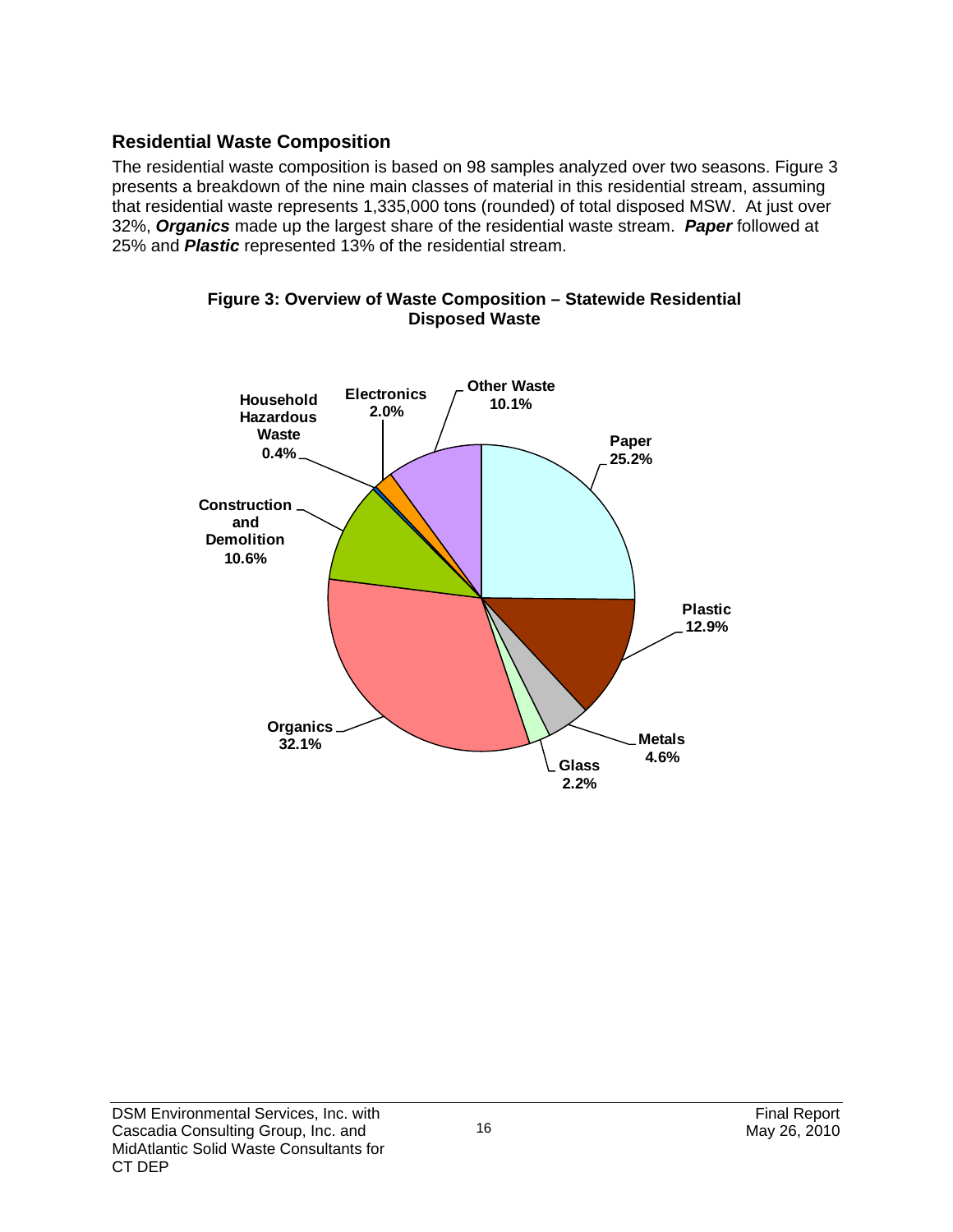## Residential Waste Composition

The residential waste composition is based on 98 samples analyzed over two seasons. Figure 3 presents a breakdown of the nine main classes of material in this residential stream, assuming that residential waste represents 1,335,000 tons (rounded) of total disposed MSW. At just over 32%, ***Organics*** made up the largest share of the residential waste stream. ***Paper*** followed at 25% and ***Plastic*** represented 13% of the residential stream.

**Figure 3: Overview of Waste Composition – Statewide Residential Disposed Waste**

| Material Class | Percent |
|---|---|
| Paper | 25.2% |
| Plastic | 12.9% |
| Metals | 4.6% |
| Glass | 2.2% |
| Organics | 32.1% |
| Construction and Demolition | 10.6% |
| Household Hazardous Waste | 0.4% |
| Electronics | 2.0% |
| Other Waste | 10.1% |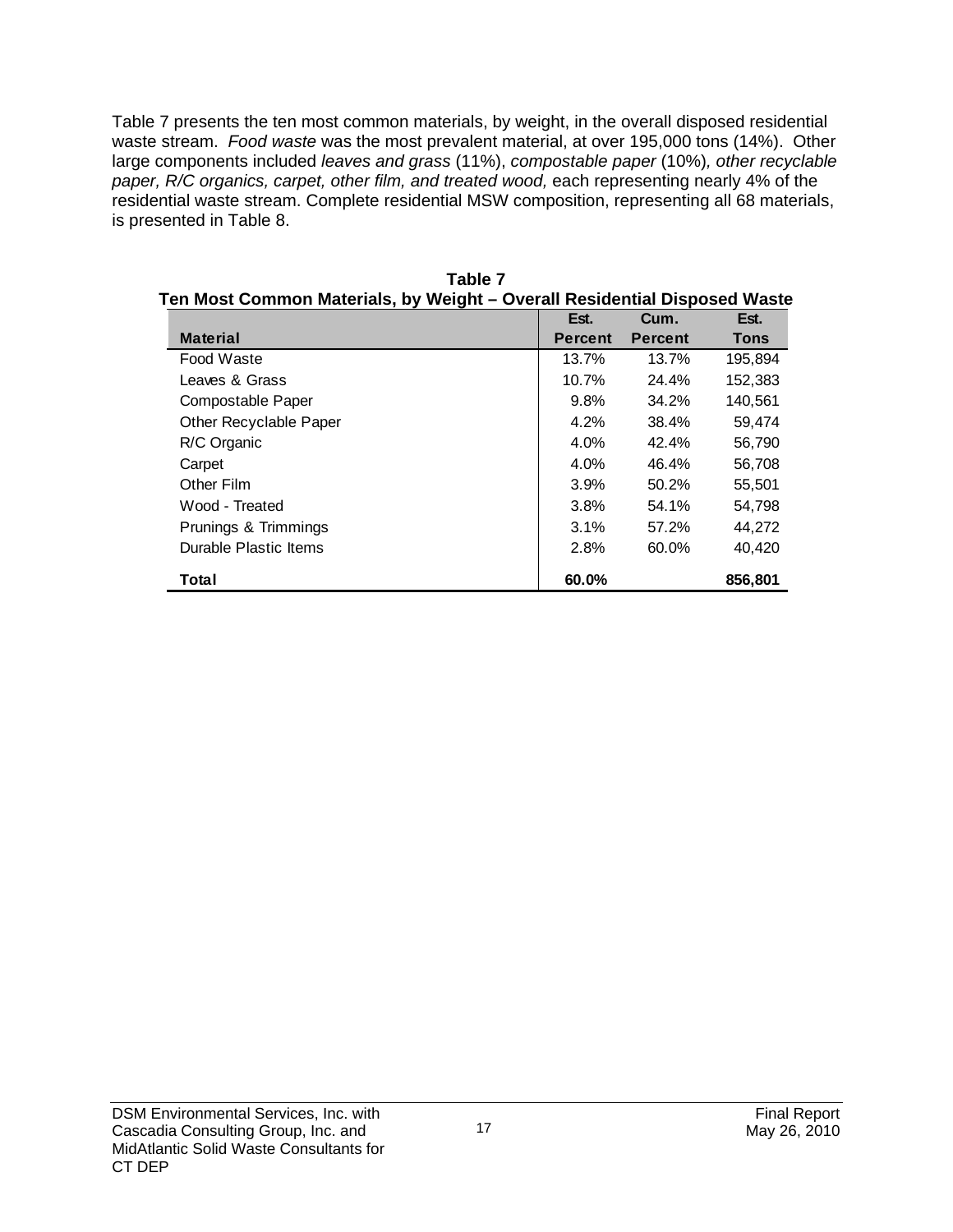Table 7 presents the ten most common materials, by weight, in the overall disposed residential waste stream. *Food waste* was the most prevalent material, at over 195,000 tons (14%). Other large components included *leaves and grass* (11%), *compostable paper* (10%), *other recyclable paper, R/C organics, carpet, other film, and treated wood,* each representing nearly 4% of the residential waste stream. Complete residential MSW composition, representing all 68 materials, is presented in Table 8.

**Table 7**
**Ten Most Common Materials, by Weight – Overall Residential Disposed Waste**

| Material | Est. Percent | Cum. Percent | Est. Tons |
|---|---|---|---|
| Food Waste | 13.7% | 13.7% | 195,894 |
| Leaves & Grass | 10.7% | 24.4% | 152,383 |
| Compostable Paper | 9.8% | 34.2% | 140,561 |
| Other Recyclable Paper | 4.2% | 38.4% | 59,474 |
| R/C Organic | 4.0% | 42.4% | 56,790 |
| Carpet | 4.0% | 46.4% | 56,708 |
| Other Film | 3.9% | 50.2% | 55,501 |
| Wood - Treated | 3.8% | 54.1% | 54,798 |
| Prunings & Trimmings | 3.1% | 57.2% | 44,272 |
| Durable Plastic Items | 2.8% | 60.0% | 40,420 |
| **Total** | **60.0%** | | **856,801** |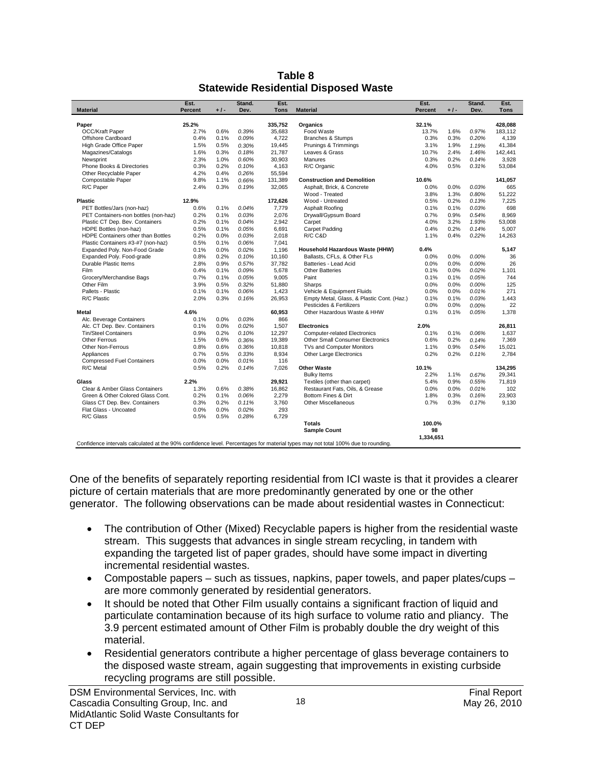## Table 8
## Statewide Residential Disposed Waste

| Material | Est. Percent | +/- | Stand. Dev. | Est. Tons | Material | Est. Percent | +/- | Stand. Dev. | Est. Tons |
|---|---|---|---|---|---|---|---|---|---|
| **Paper** | **25.2%** | | | **335,752** | **Organics** | **32.1%** | | | **428,088** |
| OCC/Kraft Paper | 2.7% | 0.6% | *0.39%* | 35,683 | Food Waste | 13.7% | 1.6% | *0.97%* | 183,112 |
| Offshore Cardboard | 0.4% | 0.1% | *0.09%* | 4,722 | Branches & Stumps | 0.3% | 0.3% | *0.20%* | 4,139 |
| High Grade Office Paper | 1.5% | 0.5% | *0.30%* | 19,445 | Prunings & Trimmings | 3.1% | 1.9% | *1.19%* | 41,384 |
| Magazines/Catalogs | 1.6% | 0.3% | *0.18%* | 21,787 | Leaves & Grass | 10.7% | 2.4% | *1.46%* | 142,441 |
| Newsprint | 2.3% | 1.0% | *0.60%* | 30,903 | Manures | 0.3% | 0.2% | *0.14%* | 3,928 |
| Phone Books & Directories | 0.3% | 0.2% | *0.10%* | 4,163 | R/C Organic | 4.0% | 0.5% | *0.31%* | 53,084 |
| Other Recyclable Paper | 4.2% | 0.4% | *0.26%* | 55,594 | | | | | |
| Compostable Paper | 9.8% | 1.1% | *0.66%* | 131,389 | **Construction and Demolition** | **10.6%** | | | **141,057** |
| R/C Paper | 2.4% | 0.3% | *0.19%* | 32,065 | Asphalt, Brick, & Concrete | 0.0% | 0.0% | *0.03%* | 665 |
| | | | | | Wood - Treated | 3.8% | 1.3% | *0.80%* | 51,222 |
| **Plastic** | **12.9%** | | | **172,626** | Wood - Untreated | 0.5% | 0.2% | *0.13%* | 7,225 |
| PET Bottles/Jars (non-haz) | 0.6% | 0.1% | *0.04%* | 7,779 | Asphalt Roofing | 0.1% | 0.1% | *0.03%* | 698 |
| PET Containers-non bottles (non-haz) | 0.2% | 0.1% | *0.03%* | 2,076 | Drywall/Gypsum Board | 0.7% | 0.9% | *0.54%* | 8,969 |
| Plastic CT Dep. Bev. Containers | 0.2% | 0.1% | *0.04%* | 2,942 | Carpet | 4.0% | 3.2% | *1.93%* | 53,008 |
| HDPE Bottles (non-haz) | 0.5% | 0.1% | *0.05%* | 6,691 | Carpet Padding | 0.4% | 0.2% | *0.14%* | 5,007 |
| HDPE Containers other than Bottles | 0.2% | 0.0% | *0.03%* | 2,018 | R/C C&D | 1.1% | 0.4% | *0.22%* | 14,263 |
| Plastic Containers #3-#7 (non-haz) | 0.5% | 0.1% | *0.06%* | 7,041 | | | | | |
| Expanded Poly. Non-Food Grade | 0.1% | 0.0% | *0.02%* | 1,196 | **Household Hazardous Waste (HHW)** | **0.4%** | | | **5,147** |
| Expanded Poly. Food-grade | 0.8% | 0.2% | *0.10%* | 10,160 | Ballasts, CFLs, & Other FLs | 0.0% | 0.0% | *0.00%* | 36 |
| Durable Plastic Items | 2.8% | 0.9% | *0.57%* | 37,782 | Batteries - Lead Acid | 0.0% | 0.0% | *0.00%* | 26 |
| Film | 0.4% | 0.1% | *0.09%* | 5,678 | Other Batteries | 0.1% | 0.0% | *0.02%* | 1,101 |
| Grocery/Merchandise Bags | 0.7% | 0.1% | *0.05%* | 9,005 | Paint | 0.1% | 0.1% | *0.05%* | 744 |
| Other Film | 3.9% | 0.5% | *0.32%* | 51,880 | Sharps | 0.0% | 0.0% | *0.00%* | 125 |
| Pallets - Plastic | 0.1% | 0.1% | *0.06%* | 1,423 | Vehicle & Equipment Fluids | 0.0% | 0.0% | *0.01%* | 271 |
| R/C Plastic | 2.0% | 0.3% | *0.16%* | 26,953 | Empty Metal, Glass, & Plastic Cont. (Haz.) | 0.1% | 0.1% | *0.03%* | 1,443 |
| | | | | | Pesticides & Fertilizers | 0.0% | 0.0% | *0.00%* | 22 |
| **Metal** | **4.6%** | | | **60,953** | Other Hazardous Waste & HHW | 0.1% | 0.1% | *0.05%* | 1,378 |
| Alc. Beverage Containers | 0.1% | 0.0% | *0.03%* | 866 | | | | | |
| Alc. CT Dep. Bev. Containers | 0.1% | 0.0% | *0.02%* | 1,507 | **Electronics** | **2.0%** | | | **26,811** |
| Tin/Steel Containers | 0.9% | 0.2% | *0.10%* | 12,297 | Computer-related Electronics | 0.1% | 0.1% | *0.06%* | 1,637 |
| Other Ferrous | 1.5% | 0.6% | *0.36%* | 19,389 | Other Small Consumer Electronics | 0.6% | 0.2% | *0.14%* | 7,369 |
| Other Non-Ferrous | 0.8% | 0.6% | *0.36%* | 10,818 | TVs and Computer Monitors | 1.1% | 0.9% | *0.54%* | 15,021 |
| Appliances | 0.7% | 0.5% | *0.33%* | 8,934 | Other Large Electronics | 0.2% | 0.2% | *0.11%* | 2,784 |
| Compressed Fuel Containers | 0.0% | 0.0% | *0.01%* | 116 | | | | | |
| R/C Metal | 0.5% | 0.2% | *0.14%* | 7,026 | **Other Waste** | **10.1%** | | | **134,295** |
| | | | | | Bulky Items | 2.2% | 1.1% | *0.67%* | 29,341 |
| **Glass** | **2.2%** | | | **29,921** | Textiles (other than carpet) | 5.4% | 0.9% | *0.55%* | 71,819 |
| Clear & Amber Glass Containers | 1.3% | 0.6% | *0.38%* | 16,862 | Restaurant Fats, Oils, & Grease | 0.0% | 0.0% | *0.01%* | 102 |
| Green & Other Colored Glass Cont. | 0.2% | 0.1% | *0.06%* | 2,279 | Bottom Fines & Dirt | 1.8% | 0.3% | *0.16%* | 23,903 |
| Glass CT Dep. Bev. Containers | 0.3% | 0.2% | *0.11%* | 3,760 | Other Miscellaneous | 0.7% | 0.3% | *0.17%* | 9,130 |
| Flat Glass - Uncoated | 0.0% | 0.0% | *0.02%* | 293 | | | | | |
| R/C Glass | 0.5% | 0.5% | *0.28%* | 6,729 | | | | | |
| | | | | | **Totals** | **100.0%** | | | |
| | | | | | **Sample Count** | **98** | | | |
| | | | | | | **1,334,651** | | | |

Confidence intervals calculated at the 90% confidence level. Percentages for material types may not total 100% due to rounding.

One of the benefits of separately reporting residential from ICI waste is that it provides a clearer picture of certain materials that are more predominantly generated by one or the other generator. The following observations can be made about residential wastes in Connecticut:

- The contribution of Other (Mixed) Recyclable papers is higher from the residential waste stream. This suggests that advances in single stream recycling, in tandem with expanding the targeted list of paper grades, should have some impact in diverting incremental residential wastes.
- Compostable papers – such as tissues, napkins, paper towels, and paper plates/cups – are more commonly generated by residential generators.
- It should be noted that Other Film usually contains a significant fraction of liquid and particulate contamination because of its high surface to volume ratio and pliancy. The 3.9 percent estimated amount of Other Film is probably double the dry weight of this material.
- Residential generators contribute a higher percentage of glass beverage containers to the disposed waste stream, again suggesting that improvements in existing curbside recycling programs are still possible.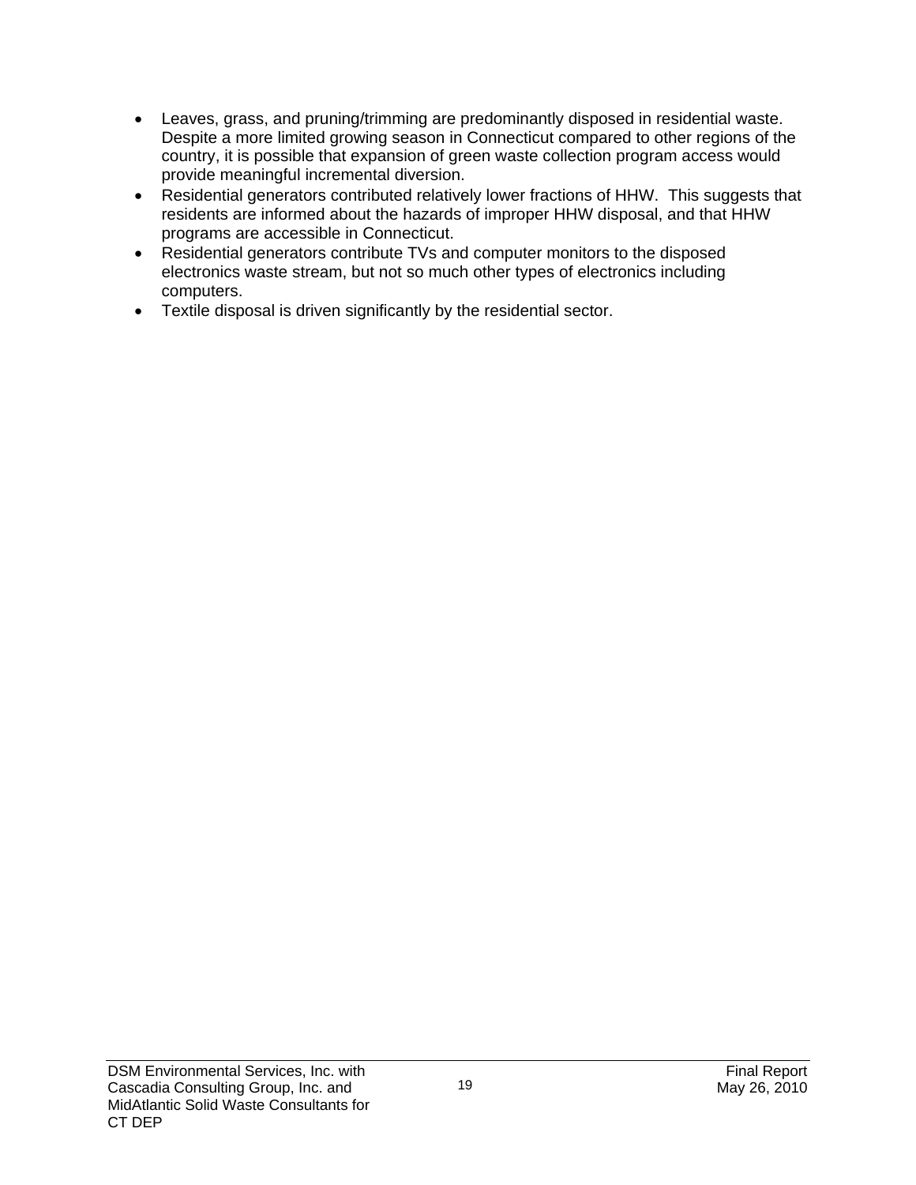- Leaves, grass, and pruning/trimming are predominantly disposed in residential waste. Despite a more limited growing season in Connecticut compared to other regions of the country, it is possible that expansion of green waste collection program access would provide meaningful incremental diversion.
- Residential generators contributed relatively lower fractions of HHW. This suggests that residents are informed about the hazards of improper HHW disposal, and that HHW programs are accessible in Connecticut.
- Residential generators contribute TVs and computer monitors to the disposed electronics waste stream, but not so much other types of electronics including computers.
- Textile disposal is driven significantly by the residential sector.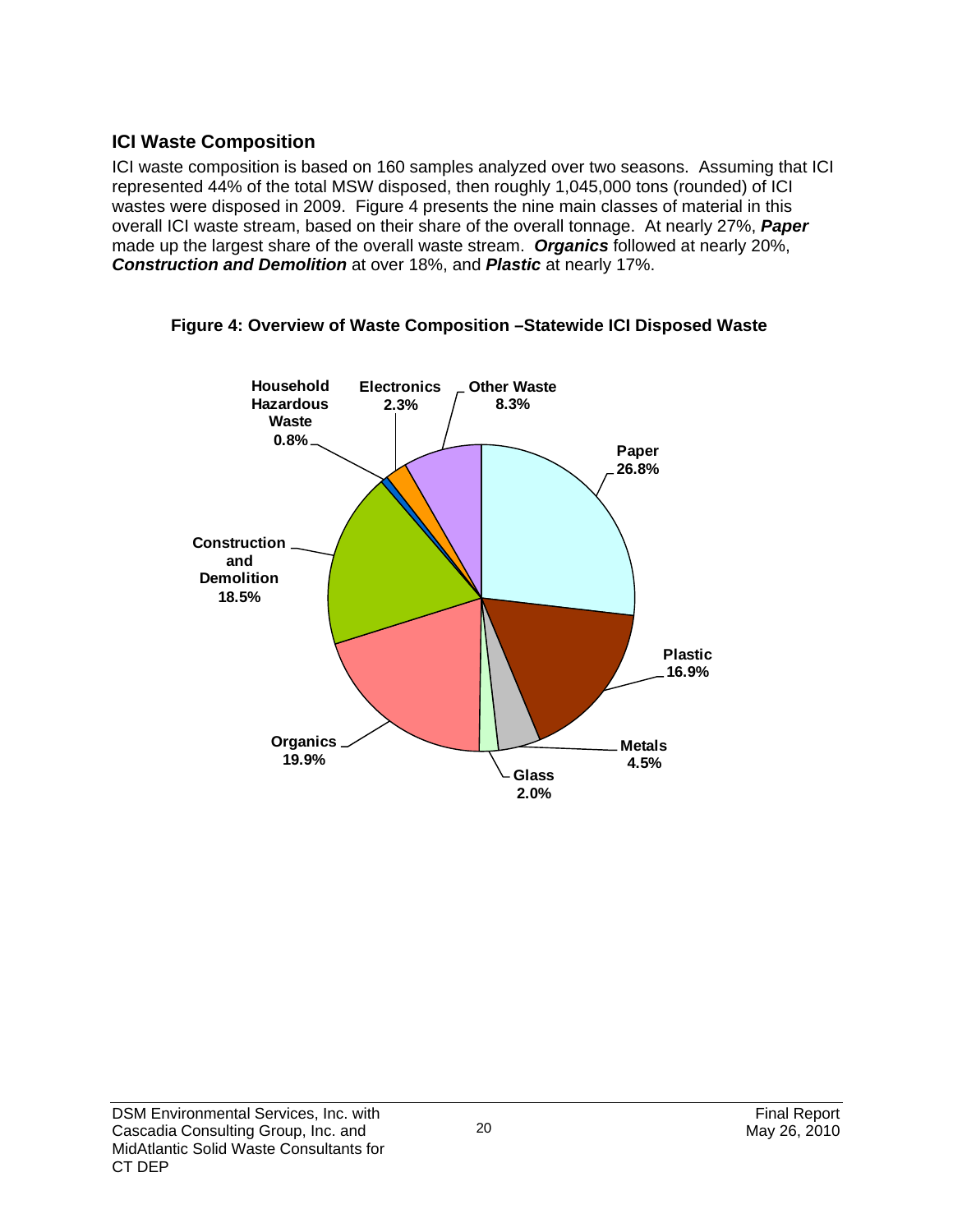## ICI Waste Composition

ICI waste composition is based on 160 samples analyzed over two seasons. Assuming that ICI represented 44% of the total MSW disposed, then roughly 1,045,000 tons (rounded) of ICI wastes were disposed in 2009. Figure 4 presents the nine main classes of material in this overall ICI waste stream, based on their share of the overall tonnage. At nearly 27%, ***Paper*** made up the largest share of the overall waste stream. ***Organics*** followed at nearly 20%, ***Construction and Demolition*** at over 18%, and ***Plastic*** at nearly 17%.

**Figure 4: Overview of Waste Composition –Statewide ICI Disposed Waste**

| Material | Share |
| --- | --- |
| Paper | 26.8% |
| Plastic | 16.9% |
| Metals | 4.5% |
| Glass | 2.0% |
| Organics | 19.9% |
| Construction and Demolition | 18.5% |
| Household Hazardous Waste | 0.8% |
| Electronics | 2.3% |
| Other Waste | 8.3% |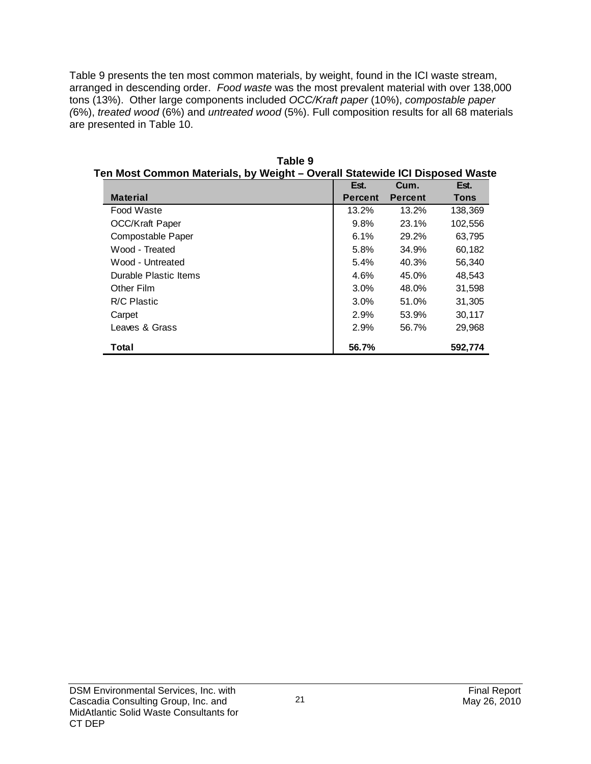Table 9 presents the ten most common materials, by weight, found in the ICI waste stream, arranged in descending order. *Food waste* was the most prevalent material with over 138,000 tons (13%). Other large components included *OCC/Kraft paper* (10%), *compostable paper* (6%), *treated wood* (6%) and *untreated wood* (5%). Full composition results for all 68 materials are presented in Table 10.

**Table 9**
**Ten Most Common Materials, by Weight – Overall Statewide ICI Disposed Waste**

| Material | Est. Percent | Cum. Percent | Est. Tons |
|---|---|---|---|
| Food Waste | 13.2% | 13.2% | 138,369 |
| OCC/Kraft Paper | 9.8% | 23.1% | 102,556 |
| Compostable Paper | 6.1% | 29.2% | 63,795 |
| Wood - Treated | 5.8% | 34.9% | 60,182 |
| Wood - Untreated | 5.4% | 40.3% | 56,340 |
| Durable Plastic Items | 4.6% | 45.0% | 48,543 |
| Other Film | 3.0% | 48.0% | 31,598 |
| R/C Plastic | 3.0% | 51.0% | 31,305 |
| Carpet | 2.9% | 53.9% | 30,117 |
| Leaves & Grass | 2.9% | 56.7% | 29,968 |
| **Total** | **56.7%** | | **592,774** |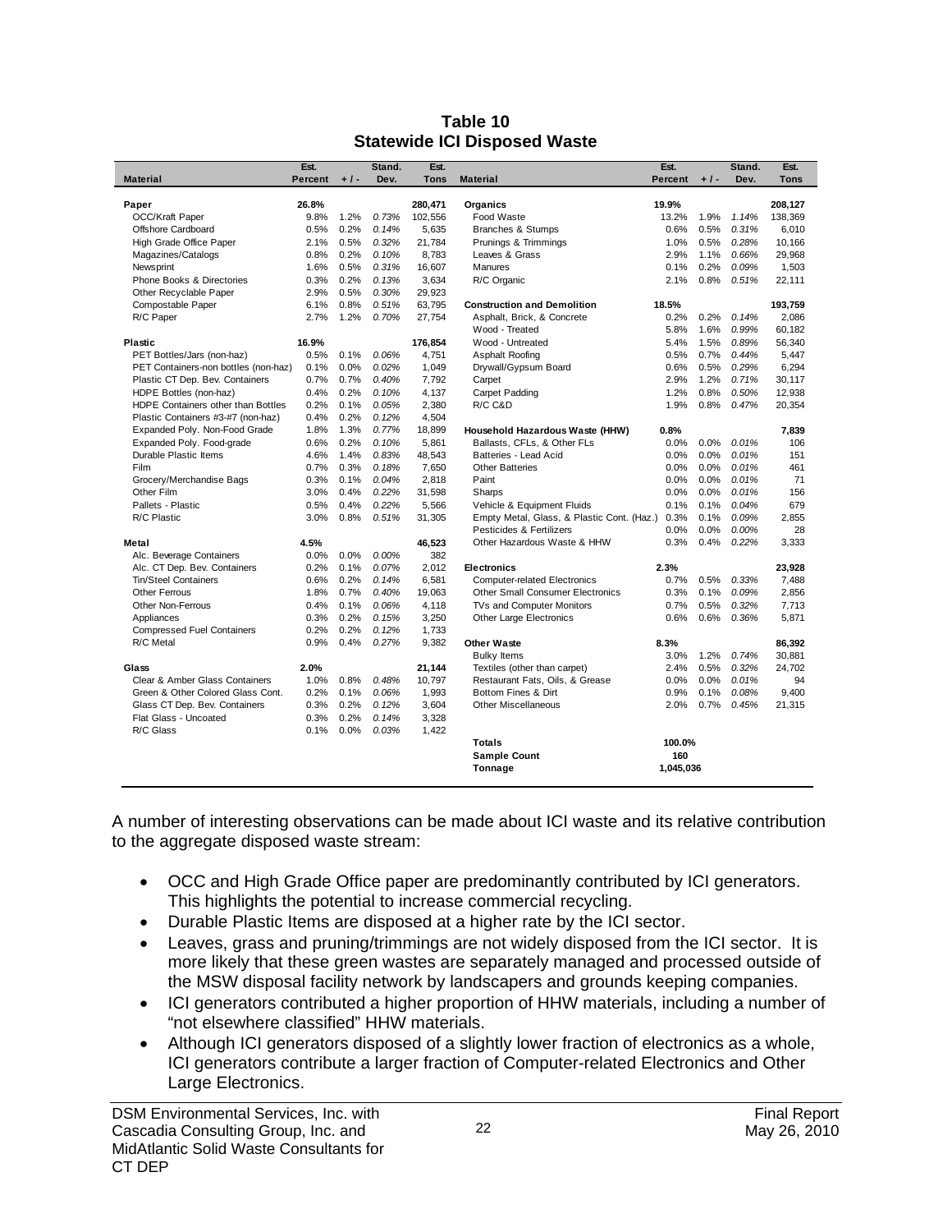**Table 10**
**Statewide ICI Disposed Waste**

| Material | Est. Percent | + / - | Stand. Dev. | Est. Tons | Material | Est. Percent | + / - | Stand. Dev. | Est. Tons |
|---|---|---|---|---|---|---|---|---|---|
| **Paper** | **26.8%** | | | **280,471** | **Organics** | **19.9%** | | | **208,127** |
| OCC/Kraft Paper | 9.8% | 1.2% | *0.73%* | 102,556 | Food Waste | 13.2% | 1.9% | *1.14%* | 138,369 |
| Offshore Cardboard | 0.5% | 0.2% | *0.14%* | 5,635 | Branches & Stumps | 0.6% | 0.5% | *0.31%* | 6,010 |
| High Grade Office Paper | 2.1% | 0.5% | *0.32%* | 21,784 | Prunings & Trimmings | 1.0% | 0.5% | *0.28%* | 10,166 |
| Magazines/Catalogs | 0.8% | 0.2% | *0.10%* | 8,783 | Leaves & Grass | 2.9% | 1.1% | *0.66%* | 29,968 |
| Newsprint | 1.6% | 0.5% | *0.31%* | 16,607 | Manures | 0.1% | 0.2% | *0.09%* | 1,503 |
| Phone Books & Directories | 0.3% | 0.2% | *0.13%* | 3,634 | R/C Organic | 2.1% | 0.8% | *0.51%* | 22,111 |
| Other Recyclable Paper | 2.9% | 0.5% | *0.30%* | 29,923 | | | | | |
| Compostable Paper | 6.1% | 0.8% | *0.51%* | 63,795 | **Construction and Demolition** | **18.5%** | | | **193,759** |
| R/C Paper | 2.7% | 1.2% | *0.70%* | 27,754 | Asphalt, Brick, & Concrete | 0.2% | 0.2% | *0.14%* | 2,086 |
| | | | | | Wood - Treated | 5.8% | 1.6% | *0.99%* | 60,182 |
| **Plastic** | **16.9%** | | | **176,854** | Wood - Untreated | 5.4% | 1.5% | *0.89%* | 56,340 |
| PET Bottles/Jars (non-haz) | 0.5% | 0.1% | *0.06%* | 4,751 | Asphalt Roofing | 0.5% | 0.7% | *0.44%* | 5,447 |
| PET Containers-non bottles (non-haz) | 0.1% | 0.0% | *0.02%* | 1,049 | Drywall/Gypsum Board | 0.6% | 0.5% | *0.29%* | 6,294 |
| Plastic CT Dep. Bev. Containers | 0.7% | 0.7% | *0.40%* | 7,792 | Carpet | 2.9% | 1.2% | *0.71%* | 30,117 |
| HDPE Bottles (non-haz) | 0.4% | 0.2% | *0.10%* | 4,137 | Carpet Padding | 1.2% | 0.8% | *0.50%* | 12,938 |
| HDPE Containers other than Bottles | 0.2% | 0.1% | *0.05%* | 2,380 | R/C C&D | 1.9% | 0.8% | *0.47%* | 20,354 |
| Plastic Containers #3-#7 (non-haz) | 0.4% | 0.2% | *0.12%* | 4,504 | | | | | |
| Expanded Poly. Non-Food Grade | 1.8% | 1.3% | *0.77%* | 18,899 | **Household Hazardous Waste (HHW)** | **0.8%** | | | **7,839** |
| Expanded Poly. Food-grade | 0.6% | 0.2% | *0.10%* | 5,861 | Ballasts, CFLs, & Other FLs | 0.0% | 0.0% | *0.01%* | 106 |
| Durable Plastic Items | 4.6% | 1.4% | *0.83%* | 48,543 | Batteries - Lead Acid | 0.0% | 0.0% | *0.01%* | 151 |
| Film | 0.7% | 0.3% | *0.18%* | 7,650 | Other Batteries | 0.0% | 0.0% | *0.01%* | 461 |
| Grocery/Merchandise Bags | 0.3% | 0.1% | *0.04%* | 2,818 | Paint | 0.0% | 0.0% | *0.01%* | 71 |
| Other Film | 3.0% | 0.4% | *0.22%* | 31,598 | Sharps | 0.0% | 0.0% | *0.01%* | 156 |
| Pallets - Plastic | 0.5% | 0.4% | *0.22%* | 5,566 | Vehicle & Equipment Fluids | 0.1% | 0.1% | *0.04%* | 679 |
| R/C Plastic | 3.0% | 0.8% | *0.51%* | 31,305 | Empty Metal, Glass, & Plastic Cont. (Haz.) | 0.3% | 0.1% | *0.09%* | 2,855 |
| | | | | | Pesticides & Fertilizers | 0.0% | 0.0% | *0.00%* | 28 |
| **Metal** | **4.5%** | | | **46,523** | Other Hazardous Waste & HHW | 0.3% | 0.4% | *0.22%* | 3,333 |
| Alc. Beverage Containers | 0.0% | 0.0% | *0.00%* | 382 | | | | | |
| Alc. CT Dep. Bev. Containers | 0.2% | 0.1% | *0.07%* | 2,012 | **Electronics** | **2.3%** | | | **23,928** |
| Tin/Steel Containers | 0.6% | 0.2% | *0.14%* | 6,581 | Computer-related Electronics | 0.7% | 0.5% | *0.33%* | 7,488 |
| Other Ferrous | 1.8% | 0.7% | *0.40%* | 19,063 | Other Small Consumer Electronics | 0.3% | 0.1% | *0.09%* | 2,856 |
| Other Non-Ferrous | 0.4% | 0.1% | *0.06%* | 4,118 | TVs and Computer Monitors | 0.7% | 0.5% | *0.32%* | 7,713 |
| Appliances | 0.3% | 0.2% | *0.15%* | 3,250 | Other Large Electronics | 0.6% | 0.6% | *0.36%* | 5,871 |
| Compressed Fuel Containers | 0.2% | 0.2% | *0.12%* | 1,733 | | | | | |
| R/C Metal | 0.9% | 0.4% | *0.27%* | 9,382 | **Other Waste** | **8.3%** | | | **86,392** |
| | | | | | Bulky Items | 3.0% | 1.2% | *0.74%* | 30,881 |
| **Glass** | **2.0%** | | | **21,144** | Textiles (other than carpet) | 2.4% | 0.5% | *0.32%* | 24,702 |
| Clear & Amber Glass Containers | 1.0% | 0.8% | *0.48%* | 10,797 | Restaurant Fats, Oils, & Grease | 0.0% | 0.0% | *0.01%* | 94 |
| Green & Other Colored Glass Cont. | 0.2% | 0.1% | *0.06%* | 1,993 | Bottom Fines & Dirt | 0.9% | 0.1% | *0.08%* | 9,400 |
| Glass CT Dep. Bev. Containers | 0.3% | 0.2% | *0.12%* | 3,604 | Other Miscellaneous | 2.0% | 0.7% | *0.45%* | 21,315 |
| Flat Glass - Uncoated | 0.3% | 0.2% | *0.14%* | 3,328 | | | | | |
| R/C Glass | 0.1% | 0.0% | *0.03%* | 1,422 | | | | | |
| | | | | | **Totals** | **100.0%** | | | |
| | | | | | **Sample Count** | **160** | | | |
| | | | | | **Tonnage** | **1,045,036** | | | |

A number of interesting observations can be made about ICI waste and its relative contribution to the aggregate disposed waste stream:

- OCC and High Grade Office paper are predominantly contributed by ICI generators. This highlights the potential to increase commercial recycling.
- Durable Plastic Items are disposed at a higher rate by the ICI sector.
- Leaves, grass and pruning/trimmings are not widely disposed from the ICI sector. It is more likely that these green wastes are separately managed and processed outside of the MSW disposal facility network by landscapers and grounds keeping companies.
- ICI generators contributed a higher proportion of HHW materials, including a number of "not elsewhere classified" HHW materials.
- Although ICI generators disposed of a slightly lower fraction of electronics as a whole, ICI generators contribute a larger fraction of Computer-related Electronics and Other Large Electronics.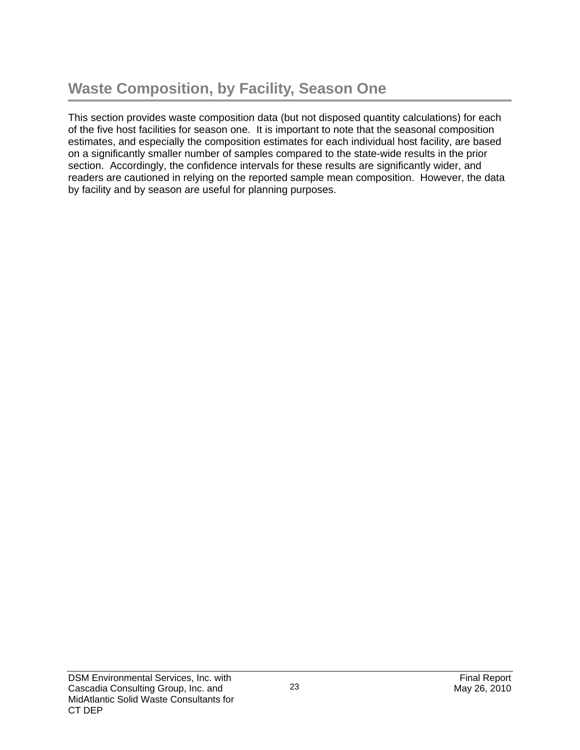## Waste Composition, by Facility, Season One

This section provides waste composition data (but not disposed quantity calculations) for each of the five host facilities for season one. It is important to note that the seasonal composition estimates, and especially the composition estimates for each individual host facility, are based on a significantly smaller number of samples compared to the state-wide results in the prior section. Accordingly, the confidence intervals for these results are significantly wider, and readers are cautioned in relying on the reported sample mean composition. However, the data by facility and by season are useful for planning purposes.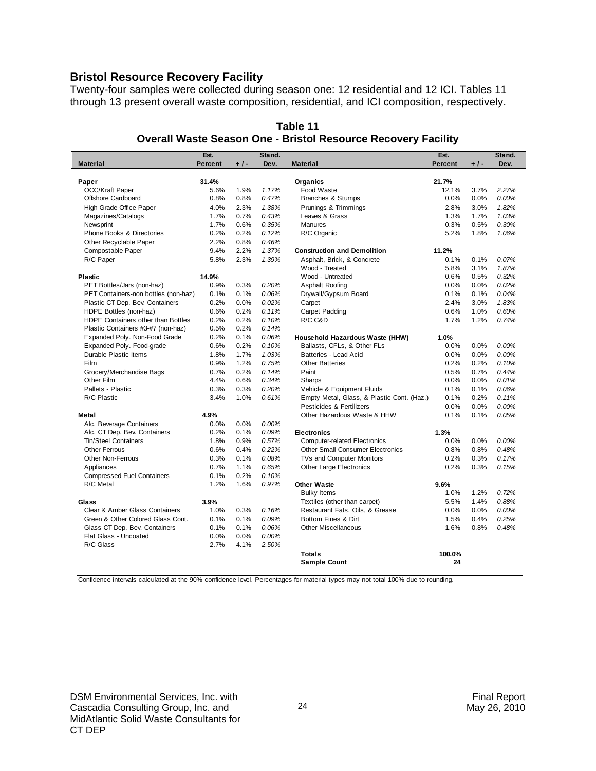## Bristol Resource Recovery Facility

Twenty-four samples were collected during season one: 12 residential and 12 ICI. Tables 11 through 13 present overall waste composition, residential, and ICI composition, respectively.

**Table 11**
**Overall Waste Season One - Bristol Resource Recovery Facility**

| Material | Est. Percent | + / - | Stand. Dev. | Material | Est. Percent | + / - | Stand. Dev. |
|---|---|---|---|---|---|---|---|
| **Paper** | **31.4%** | | | **Organics** | **21.7%** | | |
| OCC/Kraft Paper | 5.6% | 1.9% | *1.17%* | Food Waste | 12.1% | 3.7% | *2.27%* |
| Offshore Cardboard | 0.8% | 0.8% | *0.47%* | Branches & Stumps | 0.0% | 0.0% | *0.00%* |
| High Grade Office Paper | 4.0% | 2.3% | *1.38%* | Prunings & Trimmings | 2.8% | 3.0% | *1.82%* |
| Magazines/Catalogs | 1.7% | 0.7% | *0.43%* | Leaves & Grass | 1.3% | 1.7% | *1.03%* |
| Newsprint | 1.7% | 0.6% | *0.35%* | Manures | 0.3% | 0.5% | *0.30%* |
| Phone Books & Directories | 0.2% | 0.2% | *0.12%* | R/C Organic | 5.2% | 1.8% | *1.06%* |
| Other Recyclable Paper | 2.2% | 0.8% | *0.46%* | | | | |
| Compostable Paper | 9.4% | 2.2% | *1.37%* | **Construction and Demolition** | **11.2%** | | |
| R/C Paper | 5.8% | 2.3% | *1.39%* | Asphalt, Brick, & Concrete | 0.1% | 0.1% | *0.07%* |
| | | | | Wood - Treated | 5.8% | 3.1% | *1.87%* |
| **Plastic** | **14.9%** | | | Wood - Untreated | 0.6% | 0.5% | *0.32%* |
| PET Bottles/Jars (non-haz) | 0.9% | 0.3% | *0.20%* | Asphalt Roofing | 0.0% | 0.0% | *0.02%* |
| PET Containers-non bottles (non-haz) | 0.1% | 0.1% | *0.06%* | Drywall/Gypsum Board | 0.1% | 0.1% | *0.04%* |
| Plastic CT Dep. Bev. Containers | 0.2% | 0.0% | *0.02%* | Carpet | 2.4% | 3.0% | *1.83%* |
| HDPE Bottles (non-haz) | 0.6% | 0.2% | *0.11%* | Carpet Padding | 0.6% | 1.0% | *0.60%* |
| HDPE Containers other than Bottles | 0.2% | 0.2% | *0.10%* | R/C C&D | 1.7% | 1.2% | *0.74%* |
| Plastic Containers #3-#7 (non-haz) | 0.5% | 0.2% | *0.14%* | | | | |
| Expanded Poly. Non-Food Grade | 0.2% | 0.1% | *0.06%* | **Household Hazardous Waste (HHW)** | **1.0%** | | |
| Expanded Poly. Food-grade | 0.6% | 0.2% | *0.10%* | Ballasts, CFLs, & Other FLs | 0.0% | 0.0% | *0.00%* |
| Durable Plastic Items | 1.8% | 1.7% | *1.03%* | Batteries - Lead Acid | 0.0% | 0.0% | *0.00%* |
| Film | 0.9% | 1.2% | *0.75%* | Other Batteries | 0.2% | 0.2% | *0.10%* |
| Grocery/Merchandise Bags | 0.7% | 0.2% | *0.14%* | Paint | 0.5% | 0.7% | *0.44%* |
| Other Film | 4.4% | 0.6% | *0.34%* | Sharps | 0.0% | 0.0% | *0.01%* |
| Pallets - Plastic | 0.3% | 0.3% | *0.20%* | Vehicle & Equipment Fluids | 0.1% | 0.1% | *0.06%* |
| R/C Plastic | 3.4% | 1.0% | *0.61%* | Empty Metal, Glass, & Plastic Cont. (Haz.) | 0.1% | 0.2% | *0.11%* |
| | | | | Pesticides & Fertilizers | 0.0% | 0.0% | *0.00%* |
| **Metal** | **4.9%** | | | Other Hazardous Waste & HHW | 0.1% | 0.1% | *0.05%* |
| Alc. Beverage Containers | 0.0% | 0.0% | *0.00%* | | | | |
| Alc. CT Dep. Bev. Containers | 0.2% | 0.1% | *0.09%* | **Electronics** | **1.3%** | | |
| Tin/Steel Containers | 1.8% | 0.9% | *0.57%* | Computer-related Electronics | 0.0% | 0.0% | *0.00%* |
| Other Ferrous | 0.6% | 0.4% | *0.22%* | Other Small Consumer Electronics | 0.8% | 0.8% | *0.48%* |
| Other Non-Ferrous | 0.3% | 0.1% | *0.08%* | TVs and Computer Monitors | 0.2% | 0.3% | *0.17%* |
| Appliances | 0.7% | 1.1% | *0.65%* | Other Large Electronics | 0.2% | 0.3% | *0.15%* |
| Compressed Fuel Containers | 0.1% | 0.2% | *0.10%* | | | | |
| R/C Metal | 1.2% | 1.6% | *0.97%* | **Other Waste** | **9.6%** | | |
| | | | | Bulky Items | 1.0% | 1.2% | *0.72%* |
| **Glass** | **3.9%** | | | Textiles (other than carpet) | 5.5% | 1.4% | *0.88%* |
| Clear & Amber Glass Containers | 1.0% | 0.3% | *0.16%* | Restaurant Fats, Oils, & Grease | 0.0% | 0.0% | *0.00%* |
| Green & Other Colored Glass Cont. | 0.1% | 0.1% | *0.09%* | Bottom Fines & Dirt | 1.5% | 0.4% | *0.25%* |
| Glass CT Dep. Bev. Containers | 0.1% | 0.1% | *0.06%* | Other Miscellaneous | 1.6% | 0.8% | *0.48%* |
| Flat Glass - Uncoated | 0.0% | 0.0% | *0.00%* | | | | |
| R/C Glass | 2.7% | 4.1% | *2.50%* | | | | |
| | | | | **Totals** | **100.0%** | | |
| | | | | **Sample Count** | **24** | | |

Confidence intervals calculated at the 90% confidence level. Percentages for material types may not total 100% due to rounding.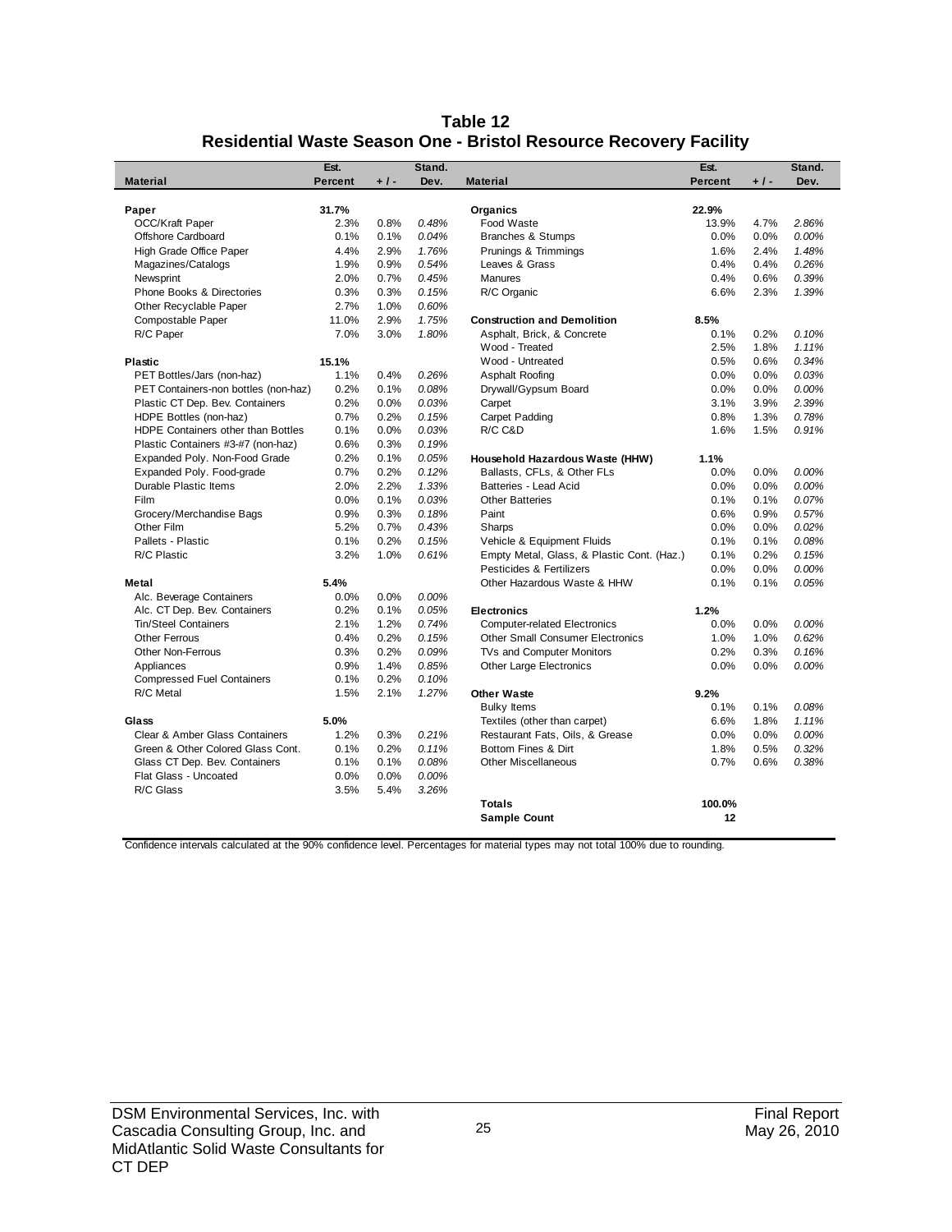# Table 12
## Residential Waste Season One - Bristol Resource Recovery Facility

| Material | Est. Percent | +/- | Stand. Dev. | Material | Est. Percent | +/- | Stand. Dev. |
|---|---|---|---|---|---|---|---|
| **Paper** | **31.7%** | | | **Organics** | **22.9%** | | |
| OCC/Kraft Paper | 2.3% | 0.8% | *0.48%* | Food Waste | 13.9% | 4.7% | *2.86%* |
| Offshore Cardboard | 0.1% | 0.1% | *0.04%* | Branches & Stumps | 0.0% | 0.0% | *0.00%* |
| High Grade Office Paper | 4.4% | 2.9% | *1.76%* | Prunings & Trimmings | 1.6% | 2.4% | *1.48%* |
| Magazines/Catalogs | 1.9% | 0.9% | *0.54%* | Leaves & Grass | 0.4% | 0.4% | *0.26%* |
| Newsprint | 2.0% | 0.7% | *0.45%* | Manures | 0.4% | 0.6% | *0.39%* |
| Phone Books & Directories | 0.3% | 0.3% | *0.15%* | R/C Organic | 6.6% | 2.3% | *1.39%* |
| Other Recyclable Paper | 2.7% | 1.0% | *0.60%* | | | | |
| Compostable Paper | 11.0% | 2.9% | *1.75%* | **Construction and Demolition** | **8.5%** | | |
| R/C Paper | 7.0% | 3.0% | *1.80%* | Asphalt, Brick, & Concrete | 0.1% | 0.2% | *0.10%* |
| | | | | Wood - Treated | 2.5% | 1.8% | *1.11%* |
| **Plastic** | **15.1%** | | | Wood - Untreated | 0.5% | 0.6% | *0.34%* |
| PET Bottles/Jars (non-haz) | 1.1% | 0.4% | *0.26%* | Asphalt Roofing | 0.0% | 0.0% | *0.03%* |
| PET Containers-non bottles (non-haz) | 0.2% | 0.1% | *0.08%* | Drywall/Gypsum Board | 0.0% | 0.0% | *0.00%* |
| Plastic CT Dep. Bev. Containers | 0.2% | 0.0% | *0.03%* | Carpet | 3.1% | 3.9% | *2.39%* |
| HDPE Bottles (non-haz) | 0.7% | 0.2% | *0.15%* | Carpet Padding | 0.8% | 1.3% | *0.78%* |
| HDPE Containers other than Bottles | 0.1% | 0.0% | *0.03%* | R/C C&D | 1.6% | 1.5% | *0.91%* |
| Plastic Containers #3-#7 (non-haz) | 0.6% | 0.3% | *0.19%* | | | | |
| Expanded Poly. Non-Food Grade | 0.2% | 0.1% | *0.05%* | **Household Hazardous Waste (HHW)** | **1.1%** | | |
| Expanded Poly. Food-grade | 0.7% | 0.2% | *0.12%* | Ballasts, CFLs, & Other FLs | 0.0% | 0.0% | *0.00%* |
| Durable Plastic Items | 2.0% | 2.2% | *1.33%* | Batteries - Lead Acid | 0.0% | 0.0% | *0.00%* |
| Film | 0.0% | 0.1% | *0.03%* | Other Batteries | 0.1% | 0.1% | *0.07%* |
| Grocery/Merchandise Bags | 0.9% | 0.3% | *0.18%* | Paint | 0.6% | 0.9% | *0.57%* |
| Other Film | 5.2% | 0.7% | *0.43%* | Sharps | 0.0% | 0.0% | *0.02%* |
| Pallets - Plastic | 0.1% | 0.2% | *0.15%* | Vehicle & Equipment Fluids | 0.1% | 0.1% | *0.08%* |
| R/C Plastic | 3.2% | 1.0% | *0.61%* | Empty Metal, Glass, & Plastic Cont. (Haz.) | 0.1% | 0.2% | *0.15%* |
| | | | | Pesticides & Fertilizers | 0.0% | 0.0% | *0.00%* |
| **Metal** | **5.4%** | | | Other Hazardous Waste & HHW | 0.1% | 0.1% | *0.05%* |
| Alc. Beverage Containers | 0.0% | 0.0% | *0.00%* | | | | |
| Alc. CT Dep. Bev. Containers | 0.2% | 0.1% | *0.05%* | **Electronics** | **1.2%** | | |
| Tin/Steel Containers | 2.1% | 1.2% | *0.74%* | Computer-related Electronics | 0.0% | 0.0% | *0.00%* |
| Other Ferrous | 0.4% | 0.2% | *0.15%* | Other Small Consumer Electronics | 1.0% | 1.0% | *0.62%* |
| Other Non-Ferrous | 0.3% | 0.2% | *0.09%* | TVs and Computer Monitors | 0.2% | 0.3% | *0.16%* |
| Appliances | 0.9% | 1.4% | *0.85%* | Other Large Electronics | 0.0% | 0.0% | *0.00%* |
| Compressed Fuel Containers | 0.1% | 0.2% | *0.10%* | | | | |
| R/C Metal | 1.5% | 2.1% | *1.27%* | **Other Waste** | **9.2%** | | |
| | | | | Bulky Items | 0.1% | 0.1% | *0.08%* |
| **Glass** | **5.0%** | | | Textiles (other than carpet) | 6.6% | 1.8% | *1.11%* |
| Clear & Amber Glass Containers | 1.2% | 0.3% | *0.21%* | Restaurant Fats, Oils, & Grease | 0.0% | 0.0% | *0.00%* |
| Green & Other Colored Glass Cont. | 0.1% | 0.2% | *0.11%* | Bottom Fines & Dirt | 1.8% | 0.5% | *0.32%* |
| Glass CT Dep. Bev. Containers | 0.1% | 0.1% | *0.08%* | Other Miscellaneous | 0.7% | 0.6% | *0.38%* |
| Flat Glass - Uncoated | 0.0% | 0.0% | *0.00%* | | | | |
| R/C Glass | 3.5% | 5.4% | *3.26%* | | | | |
| | | | | **Totals** | **100.0%** | | |
| | | | | **Sample Count** | **12** | | |

Confidence intervals calculated at the 90% confidence level. Percentages for material types may not total 100% due to rounding.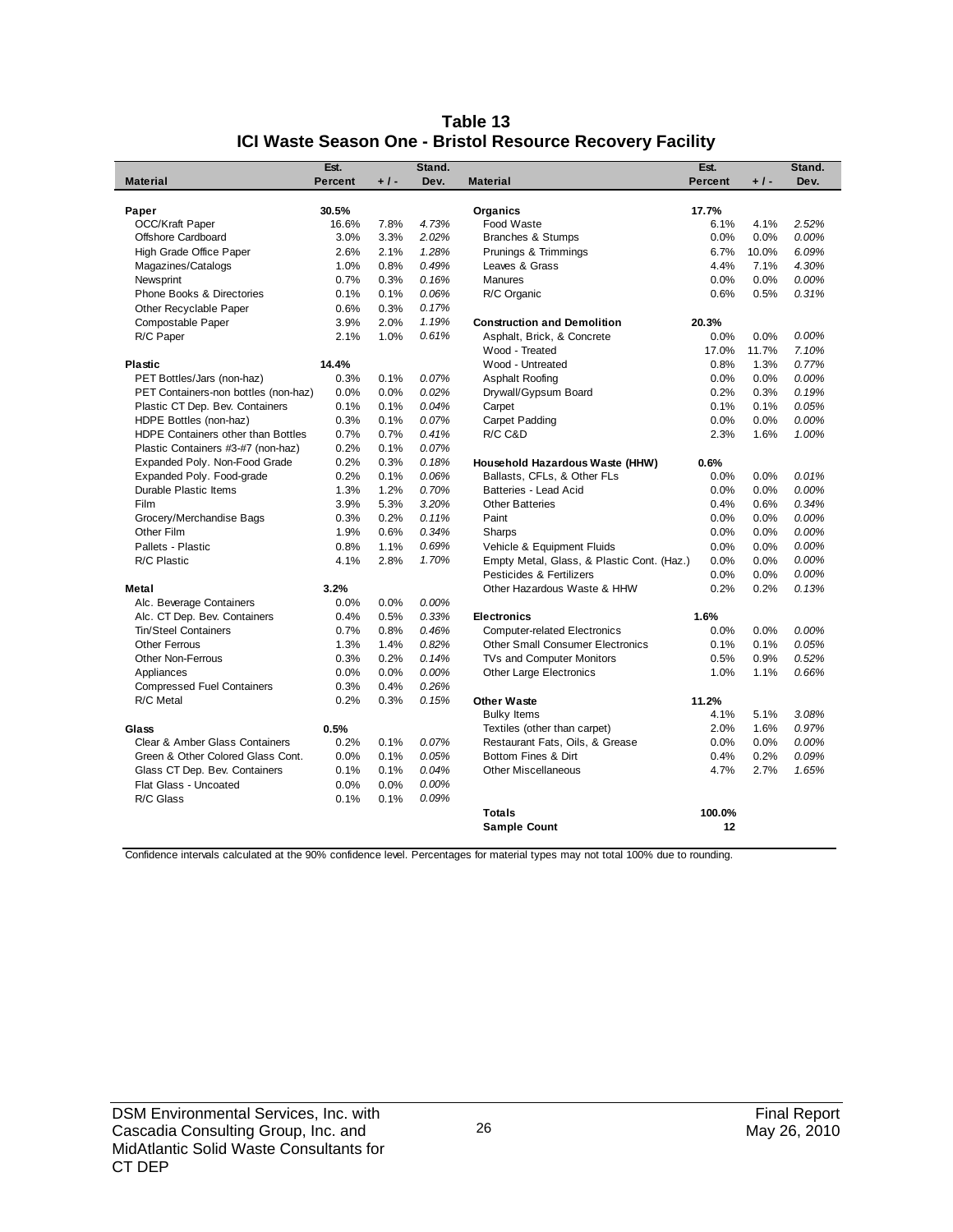# Table 13
## ICI Waste Season One - Bristol Resource Recovery Facility

| Material | Est. Percent | + / - | Stand. Dev. | Material | Est. Percent | + / - | Stand. Dev. |
|---|---|---|---|---|---|---|---|
| **Paper** | **30.5%** | | | **Organics** | **17.7%** | | |
| OCC/Kraft Paper | 16.6% | 7.8% | *4.73%* | Food Waste | 6.1% | 4.1% | *2.52%* |
| Offshore Cardboard | 3.0% | 3.3% | *2.02%* | Branches & Stumps | 0.0% | 0.0% | *0.00%* |
| High Grade Office Paper | 2.6% | 2.1% | *1.28%* | Prunings & Trimmings | 6.7% | 10.0% | *6.09%* |
| Magazines/Catalogs | 1.0% | 0.8% | *0.49%* | Leaves & Grass | 4.4% | 7.1% | *4.30%* |
| Newsprint | 0.7% | 0.3% | *0.16%* | Manures | 0.0% | 0.0% | *0.00%* |
| Phone Books & Directories | 0.1% | 0.1% | *0.06%* | R/C Organic | 0.6% | 0.5% | *0.31%* |
| Other Recyclable Paper | 0.6% | 0.3% | *0.17%* | | | | |
| Compostable Paper | 3.9% | 2.0% | *1.19%* | **Construction and Demolition** | **20.3%** | | |
| R/C Paper | 2.1% | 1.0% | *0.61%* | Asphalt, Brick, & Concrete | 0.0% | 0.0% | *0.00%* |
| | | | | Wood - Treated | 17.0% | 11.7% | *7.10%* |
| **Plastic** | **14.4%** | | | Wood - Untreated | 0.8% | 1.3% | *0.77%* |
| PET Bottles/Jars (non-haz) | 0.3% | 0.1% | *0.07%* | Asphalt Roofing | 0.0% | 0.0% | *0.00%* |
| PET Containers-non bottles (non-haz) | 0.0% | 0.0% | *0.02%* | Drywall/Gypsum Board | 0.2% | 0.3% | *0.19%* |
| Plastic CT Dep. Bev. Containers | 0.1% | 0.1% | *0.04%* | Carpet | 0.1% | 0.1% | *0.05%* |
| HDPE Bottles (non-haz) | 0.3% | 0.1% | *0.07%* | Carpet Padding | 0.0% | 0.0% | *0.00%* |
| HDPE Containers other than Bottles | 0.7% | 0.7% | *0.41%* | R/C C&D | 2.3% | 1.6% | *1.00%* |
| Plastic Containers #3-#7 (non-haz) | 0.2% | 0.1% | *0.07%* | | | | |
| Expanded Poly. Non-Food Grade | 0.2% | 0.3% | *0.18%* | **Household Hazardous Waste (HHW)** | **0.6%** | | |
| Expanded Poly. Food-grade | 0.2% | 0.1% | *0.06%* | Ballasts, CFLs, & Other FLs | 0.0% | 0.0% | *0.01%* |
| Durable Plastic Items | 1.3% | 1.2% | *0.70%* | Batteries - Lead Acid | 0.0% | 0.0% | *0.00%* |
| Film | 3.9% | 5.3% | *3.20%* | Other Batteries | 0.4% | 0.6% | *0.34%* |
| Grocery/Merchandise Bags | 0.3% | 0.2% | *0.11%* | Paint | 0.0% | 0.0% | *0.00%* |
| Other Film | 1.9% | 0.6% | *0.34%* | Sharps | 0.0% | 0.0% | *0.00%* |
| Pallets - Plastic | 0.8% | 1.1% | *0.69%* | Vehicle & Equipment Fluids | 0.0% | 0.0% | *0.00%* |
| R/C Plastic | 4.1% | 2.8% | *1.70%* | Empty Metal, Glass, & Plastic Cont. (Haz.) | 0.0% | 0.0% | *0.00%* |
| | | | | Pesticides & Fertilizers | 0.0% | 0.0% | *0.00%* |
| **Metal** | **3.2%** | | | Other Hazardous Waste & HHW | 0.2% | 0.2% | *0.13%* |
| Alc. Beverage Containers | 0.0% | 0.0% | *0.00%* | | | | |
| Alc. CT Dep. Bev. Containers | 0.4% | 0.5% | *0.33%* | **Electronics** | **1.6%** | | |
| Tin/Steel Containers | 0.7% | 0.8% | *0.46%* | Computer-related Electronics | 0.0% | 0.0% | *0.00%* |
| Other Ferrous | 1.3% | 1.4% | *0.82%* | Other Small Consumer Electronics | 0.1% | 0.1% | *0.05%* |
| Other Non-Ferrous | 0.3% | 0.2% | *0.14%* | TVs and Computer Monitors | 0.5% | 0.9% | *0.52%* |
| Appliances | 0.0% | 0.0% | *0.00%* | Other Large Electronics | 1.0% | 1.1% | *0.66%* |
| Compressed Fuel Containers | 0.3% | 0.4% | *0.26%* | | | | |
| R/C Metal | 0.2% | 0.3% | *0.15%* | **Other Waste** | **11.2%** | | |
| | | | | Bulky Items | 4.1% | 5.1% | *3.08%* |
| **Glass** | **0.5%** | | | Textiles (other than carpet) | 2.0% | 1.6% | *0.97%* |
| Clear & Amber Glass Containers | 0.2% | 0.1% | *0.07%* | Restaurant Fats, Oils, & Grease | 0.0% | 0.0% | *0.00%* |
| Green & Other Colored Glass Cont. | 0.0% | 0.1% | *0.05%* | Bottom Fines & Dirt | 0.4% | 0.2% | *0.09%* |
| Glass CT Dep. Bev. Containers | 0.1% | 0.1% | *0.04%* | Other Miscellaneous | 4.7% | 2.7% | *1.65%* |
| Flat Glass - Uncoated | 0.0% | 0.0% | *0.00%* | | | | |
| R/C Glass | 0.1% | 0.1% | *0.09%* | | | | |
| | | | | **Totals** | **100.0%** | | |
| | | | | **Sample Count** | **12** | | |

Confidence intervals calculated at the 90% confidence level. Percentages for material types may not total 100% due to rounding.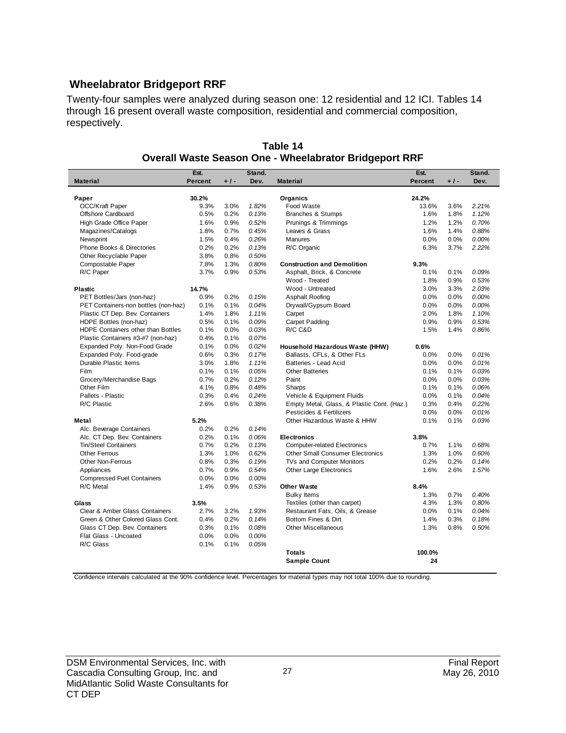## Wheelabrator Bridgeport RRF

Twenty-four samples were analyzed during season one: 12 residential and 12 ICI. Tables 14 through 16 present overall waste composition, residential and commercial composition, respectively.

**Table 14**
**Overall Waste Season One - Wheelabrator Bridgeport RRF**

| Material | Est. Percent | + / - | Stand. Dev. | Material | Est. Percent | + / - | Stand. Dev. |
|---|---|---|---|---|---|---|---|
| **Paper** | **30.2%** | | | **Organics** | **24.2%** | | |
| OCC/Kraft Paper | 9.3% | 3.0% | *1.82%* | Food Waste | 13.6% | 3.6% | *2.21%* |
| Offshore Cardboard | 0.5% | 0.2% | *0.13%* | Branches & Stumps | 1.6% | 1.8% | *1.12%* |
| High Grade Office Paper | 1.6% | 0.9% | *0.52%* | Prunings & Trimmings | 1.2% | 1.2% | *0.70%* |
| Magazines/Catalogs | 1.8% | 0.7% | *0.45%* | Leaves & Grass | 1.6% | 1.4% | *0.88%* |
| Newsprint | 1.5% | 0.4% | *0.26%* | Manures | 0.0% | 0.0% | *0.00%* |
| Phone Books & Directories | 0.2% | 0.2% | *0.13%* | R/C Organic | 6.3% | 3.7% | *2.22%* |
| Other Recyclable Paper | 3.8% | 0.8% | *0.50%* | | | | |
| Compostable Paper | 7.8% | 1.3% | *0.80%* | **Construction and Demolition** | **9.3%** | | |
| R/C Paper | 3.7% | 0.9% | *0.53%* | Asphalt, Brick, & Concrete | 0.1% | 0.1% | *0.09%* |
| | | | | Wood - Treated | 1.8% | 0.9% | *0.53%* |
| **Plastic** | **14.7%** | | | Wood - Untreated | 3.0% | 3.3% | *2.03%* |
| PET Bottles/Jars (non-haz) | 0.9% | 0.2% | *0.15%* | Asphalt Roofing | 0.0% | 0.0% | *0.00%* |
| PET Containers-non bottles (non-haz) | 0.1% | 0.1% | *0.04%* | Drywall/Gypsum Board | 0.0% | 0.0% | *0.00%* |
| Plastic CT Dep. Bev. Containers | 1.4% | 1.8% | *1.11%* | Carpet | 2.0% | 1.8% | *1.10%* |
| HDPE Bottles (non-haz) | 0.5% | 0.1% | *0.09%* | Carpet Padding | 0.9% | 0.9% | *0.53%* |
| HDPE Containers other than Bottles | 0.1% | 0.0% | *0.03%* | R/C C&D | 1.5% | 1.4% | *0.86%* |
| Plastic Containers #3-#7 (non-haz) | 0.4% | 0.1% | *0.07%* | | | | |
| Expanded Poly. Non-Food Grade | 0.1% | 0.0% | *0.02%* | **Household Hazardous Waste (HHW)** | **0.6%** | | |
| Expanded Poly. Food-grade | 0.6% | 0.3% | *0.17%* | Ballasts, CFLs, & Other FLs | 0.0% | 0.0% | *0.01%* |
| Durable Plastic Items | 3.0% | 1.8% | *1.11%* | Batteries - Lead Acid | 0.0% | 0.0% | *0.01%* |
| Film | 0.1% | 0.1% | *0.05%* | Other Batteries | 0.1% | 0.1% | *0.03%* |
| Grocery/Merchandise Bags | 0.7% | 0.2% | *0.12%* | Paint | 0.0% | 0.0% | *0.03%* |
| Other Film | 4.1% | 0.8% | *0.48%* | Sharps | 0.1% | 0.1% | *0.06%* |
| Pallets - Plastic | 0.3% | 0.4% | *0.24%* | Vehicle & Equipment Fluids | 0.0% | 0.1% | *0.04%* |
| R/C Plastic | 2.6% | 0.6% | *0.38%* | Empty Metal, Glass, & Plastic Cont. (Haz.) | 0.3% | 0.4% | *0.22%* |
| | | | | Pesticides & Fertilizers | 0.0% | 0.0% | *0.01%* |
| **Metal** | **5.2%** | | | Other Hazardous Waste & HHW | 0.1% | 0.1% | *0.03%* |
| Alc. Beverage Containers | 0.2% | 0.2% | *0.14%* | | | | |
| Alc. CT Dep. Bev. Containers | 0.2% | 0.1% | *0.06%* | **Electronics** | **3.8%** | | |
| Tin/Steel Containers | 0.7% | 0.2% | *0.13%* | Computer-related Electronics | 0.7% | 1.1% | *0.68%* |
| Other Ferrous | 1.3% | 1.0% | *0.62%* | Other Small Consumer Electronics | 1.3% | 1.0% | *0.60%* |
| Other Non-Ferrous | 0.8% | 0.3% | *0.19%* | TVs and Computer Monitors | 0.2% | 0.2% | *0.14%* |
| Appliances | 0.7% | 0.9% | *0.54%* | Other Large Electronics | 1.6% | 2.6% | *1.57%* |
| Compressed Fuel Containers | 0.0% | 0.0% | *0.00%* | | | | |
| R/C Metal | 1.4% | 0.9% | *0.53%* | **Other Waste** | **8.4%** | | |
| | | | | Bulky Items | 1.3% | 0.7% | *0.40%* |
| **Glass** | **3.5%** | | | Textiles (other than carpet) | 4.3% | 1.3% | *0.80%* |
| Clear & Amber Glass Containers | 2.7% | 3.2% | *1.93%* | Restaurant Fats, Oils, & Grease | 0.0% | 0.1% | *0.04%* |
| Green & Other Colored Glass Cont. | 0.4% | 0.2% | *0.14%* | Bottom Fines & Dirt | 1.4% | 0.3% | *0.18%* |
| Glass CT Dep. Bev. Containers | 0.3% | 0.1% | *0.08%* | Other Miscellaneous | 1.3% | 0.8% | *0.50%* |
| Flat Glass - Uncoated | 0.0% | 0.0% | *0.00%* | | | | |
| R/C Glass | 0.1% | 0.1% | *0.05%* | | | | |
| | | | | **Totals** | **100.0%** | | |
| | | | | **Sample Count** | **24** | | |

Confidence intervals calculated at the 90% confidence level. Percentages for material types may not total 100% due to rounding.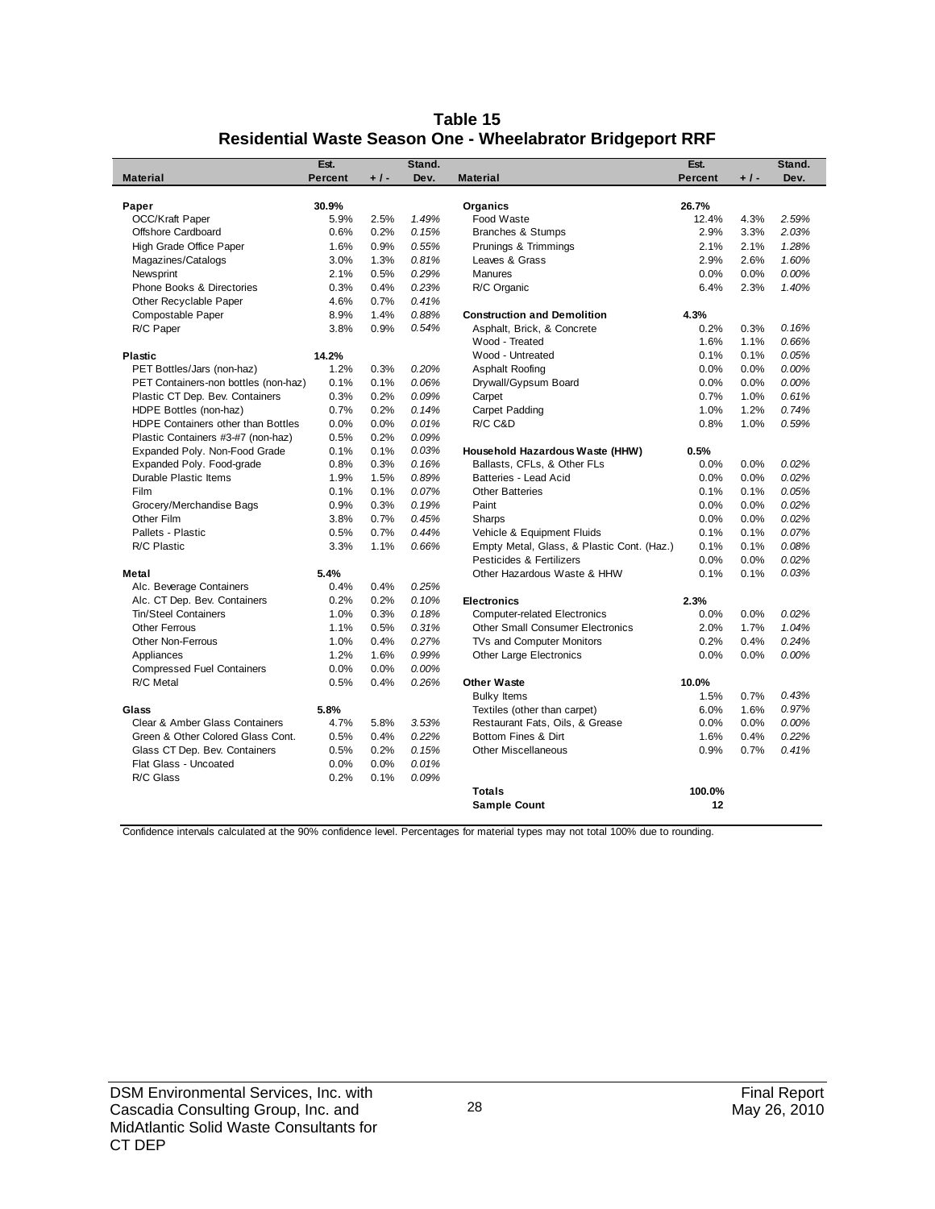# Table 15
## Residential Waste Season One - Wheelabrator Bridgeport RRF

| Material | Est. Percent | + / - | Stand. Dev. | Material | Est. Percent | + / - | Stand. Dev. |
|---|---|---|---|---|---|---|---|
| **Paper** | **30.9%** | | | **Organics** | **26.7%** | | |
| OCC/Kraft Paper | 5.9% | 2.5% | *1.49%* | Food Waste | 12.4% | 4.3% | *2.59%* |
| Offshore Cardboard | 0.6% | 0.2% | *0.15%* | Branches & Stumps | 2.9% | 3.3% | *2.03%* |
| High Grade Office Paper | 1.6% | 0.9% | *0.55%* | Prunings & Trimmings | 2.1% | 2.1% | *1.28%* |
| Magazines/Catalogs | 3.0% | 1.3% | *0.81%* | Leaves & Grass | 2.9% | 2.6% | *1.60%* |
| Newsprint | 2.1% | 0.5% | *0.29%* | Manures | 0.0% | 0.0% | *0.00%* |
| Phone Books & Directories | 0.3% | 0.4% | *0.23%* | R/C Organic | 6.4% | 2.3% | *1.40%* |
| Other Recyclable Paper | 4.6% | 0.7% | *0.41%* | | | | |
| Compostable Paper | 8.9% | 1.4% | *0.88%* | **Construction and Demolition** | **4.3%** | | |
| R/C Paper | 3.8% | 0.9% | *0.54%* | Asphalt, Brick, & Concrete | 0.2% | 0.3% | *0.16%* |
| | | | | Wood - Treated | 1.6% | 1.1% | *0.66%* |
| **Plastic** | **14.2%** | | | Wood - Untreated | 0.1% | 0.1% | *0.05%* |
| PET Bottles/Jars (non-haz) | 1.2% | 0.3% | *0.20%* | Asphalt Roofing | 0.0% | 0.0% | *0.00%* |
| PET Containers-non bottles (non-haz) | 0.1% | 0.1% | *0.06%* | Drywall/Gypsum Board | 0.0% | 0.0% | *0.00%* |
| Plastic CT Dep. Bev. Containers | 0.3% | 0.2% | *0.09%* | Carpet | 0.7% | 1.0% | *0.61%* |
| HDPE Bottles (non-haz) | 0.7% | 0.2% | *0.14%* | Carpet Padding | 1.0% | 1.2% | *0.74%* |
| HDPE Containers other than Bottles | 0.0% | 0.0% | *0.01%* | R/C C&D | 0.8% | 1.0% | *0.59%* |
| Plastic Containers #3-#7 (non-haz) | 0.5% | 0.2% | *0.09%* | | | | |
| Expanded Poly. Non-Food Grade | 0.1% | 0.1% | *0.03%* | **Household Hazardous Waste (HHW)** | **0.5%** | | |
| Expanded Poly. Food-grade | 0.8% | 0.3% | *0.16%* | Ballasts, CFLs, & Other FLs | 0.0% | 0.0% | *0.02%* |
| Durable Plastic Items | 1.9% | 1.5% | *0.89%* | Batteries - Lead Acid | 0.0% | 0.0% | *0.02%* |
| Film | 0.1% | 0.1% | *0.07%* | Other Batteries | 0.1% | 0.1% | *0.05%* |
| Grocery/Merchandise Bags | 0.9% | 0.3% | *0.19%* | Paint | 0.0% | 0.0% | *0.02%* |
| Other Film | 3.8% | 0.7% | *0.45%* | Sharps | 0.0% | 0.0% | *0.02%* |
| Pallets - Plastic | 0.5% | 0.7% | *0.44%* | Vehicle & Equipment Fluids | 0.1% | 0.1% | *0.07%* |
| R/C Plastic | 3.3% | 1.1% | *0.66%* | Empty Metal, Glass, & Plastic Cont. (Haz.) | 0.1% | 0.1% | *0.08%* |
| | | | | Pesticides & Fertilizers | 0.0% | 0.0% | *0.02%* |
| **Metal** | **5.4%** | | | Other Hazardous Waste & HHW | 0.1% | 0.1% | *0.03%* |
| Alc. Beverage Containers | 0.4% | 0.4% | *0.25%* | | | | |
| Alc. CT Dep. Bev. Containers | 0.2% | 0.2% | *0.10%* | **Electronics** | **2.3%** | | |
| Tin/Steel Containers | 1.0% | 0.3% | *0.18%* | Computer-related Electronics | 0.0% | 0.0% | *0.02%* |
| Other Ferrous | 1.1% | 0.5% | *0.31%* | Other Small Consumer Electronics | 2.0% | 1.7% | *1.04%* |
| Other Non-Ferrous | 1.0% | 0.4% | *0.27%* | TVs and Computer Monitors | 0.2% | 0.4% | *0.24%* |
| Appliances | 1.2% | 1.6% | *0.99%* | Other Large Electronics | 0.0% | 0.0% | *0.00%* |
| Compressed Fuel Containers | 0.0% | 0.0% | *0.00%* | | | | |
| R/C Metal | 0.5% | 0.4% | *0.26%* | **Other Waste** | **10.0%** | | |
| | | | | Bulky Items | 1.5% | 0.7% | *0.43%* |
| **Glass** | **5.8%** | | | Textiles (other than carpet) | 6.0% | 1.6% | *0.97%* |
| Clear & Amber Glass Containers | 4.7% | 5.8% | *3.53%* | Restaurant Fats, Oils, & Grease | 0.0% | 0.0% | *0.00%* |
| Green & Other Colored Glass Cont. | 0.5% | 0.4% | *0.22%* | Bottom Fines & Dirt | 1.6% | 0.4% | *0.22%* |
| Glass CT Dep. Bev. Containers | 0.5% | 0.2% | *0.15%* | Other Miscellaneous | 0.9% | 0.7% | *0.41%* |
| Flat Glass - Uncoated | 0.0% | 0.0% | *0.01%* | | | | |
| R/C Glass | 0.2% | 0.1% | *0.09%* | | | | |
| | | | | **Totals** | **100.0%** | | |
| | | | | **Sample Count** | **12** | | |

Confidence intervals calculated at the 90% confidence level. Percentages for material types may not total 100% due to rounding.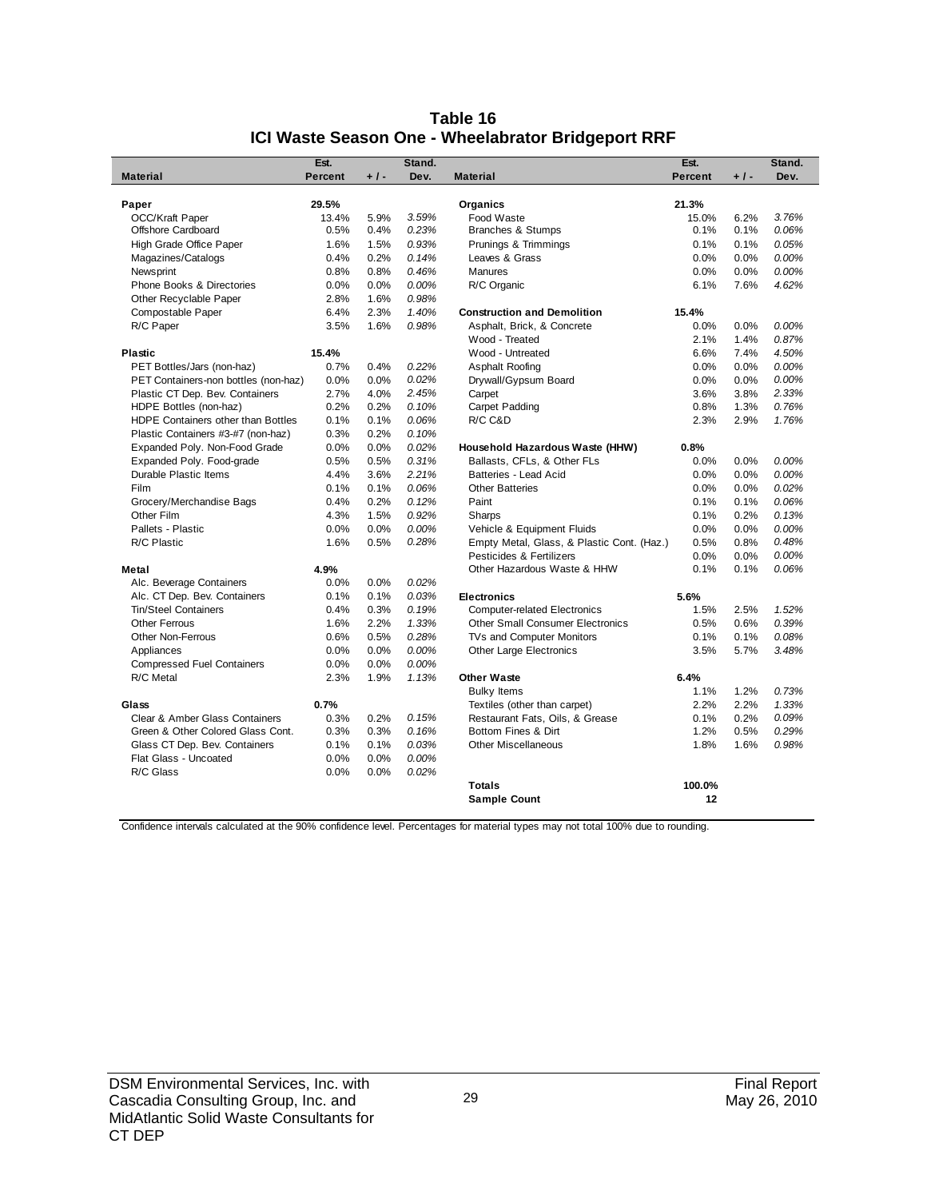# Table 16
## ICI Waste Season One - Wheelabrator Bridgeport RRF

| Material | Est. Percent | + / - | Stand. Dev. | Material | Est. Percent | + / - | Stand. Dev. |
|---|---|---|---|---|---|---|---|
| **Paper** | **29.5%** | | | **Organics** | **21.3%** | | |
| OCC/Kraft Paper | 13.4% | 5.9% | *3.59%* | Food Waste | 15.0% | 6.2% | *3.76%* |
| Offshore Cardboard | 0.5% | 0.4% | *0.23%* | Branches & Stumps | 0.1% | 0.1% | *0.06%* |
| High Grade Office Paper | 1.6% | 1.5% | *0.93%* | Prunings & Trimmings | 0.1% | 0.1% | *0.05%* |
| Magazines/Catalogs | 0.4% | 0.2% | *0.14%* | Leaves & Grass | 0.0% | 0.0% | *0.00%* |
| Newsprint | 0.8% | 0.8% | *0.46%* | Manures | 0.0% | 0.0% | *0.00%* |
| Phone Books & Directories | 0.0% | 0.0% | *0.00%* | R/C Organic | 6.1% | 7.6% | *4.62%* |
| Other Recyclable Paper | 2.8% | 1.6% | *0.98%* | | | | |
| Compostable Paper | 6.4% | 2.3% | *1.40%* | **Construction and Demolition** | **15.4%** | | |
| R/C Paper | 3.5% | 1.6% | *0.98%* | Asphalt, Brick, & Concrete | 0.0% | 0.0% | *0.00%* |
| | | | | Wood - Treated | 2.1% | 1.4% | *0.87%* |
| **Plastic** | **15.4%** | | | Wood - Untreated | 6.6% | 7.4% | *4.50%* |
| PET Bottles/Jars (non-haz) | 0.7% | 0.4% | *0.22%* | Asphalt Roofing | 0.0% | 0.0% | *0.00%* |
| PET Containers-non bottles (non-haz) | 0.0% | 0.0% | *0.02%* | Drywall/Gypsum Board | 0.0% | 0.0% | *0.00%* |
| Plastic CT Dep. Bev. Containers | 2.7% | 4.0% | *2.45%* | Carpet | 3.6% | 3.8% | *2.33%* |
| HDPE Bottles (non-haz) | 0.2% | 0.2% | *0.10%* | Carpet Padding | 0.8% | 1.3% | *0.76%* |
| HDPE Containers other than Bottles | 0.1% | 0.1% | *0.06%* | R/C C&D | 2.3% | 2.9% | *1.76%* |
| Plastic Containers #3-#7 (non-haz) | 0.3% | 0.2% | *0.10%* | | | | |
| Expanded Poly. Non-Food Grade | 0.0% | 0.0% | *0.02%* | **Household Hazardous Waste (HHW)** | **0.8%** | | |
| Expanded Poly. Food-grade | 0.5% | 0.5% | *0.31%* | Ballasts, CFLs, & Other FLs | 0.0% | 0.0% | *0.00%* |
| Durable Plastic Items | 4.4% | 3.6% | *2.21%* | Batteries - Lead Acid | 0.0% | 0.0% | *0.00%* |
| Film | 0.1% | 0.1% | *0.06%* | Other Batteries | 0.0% | 0.0% | *0.02%* |
| Grocery/Merchandise Bags | 0.4% | 0.2% | *0.12%* | Paint | 0.1% | 0.1% | *0.06%* |
| Other Film | 4.3% | 1.5% | *0.92%* | Sharps | 0.1% | 0.2% | *0.13%* |
| Pallets - Plastic | 0.0% | 0.0% | *0.00%* | Vehicle & Equipment Fluids | 0.0% | 0.0% | *0.00%* |
| R/C Plastic | 1.6% | 0.5% | *0.28%* | Empty Metal, Glass, & Plastic Cont. (Haz.) | 0.5% | 0.8% | *0.48%* |
| | | | | Pesticides & Fertilizers | 0.0% | 0.0% | *0.00%* |
| **Metal** | **4.9%** | | | Other Hazardous Waste & HHW | 0.1% | 0.1% | *0.06%* |
| Alc. Beverage Containers | 0.0% | 0.0% | *0.02%* | | | | |
| Alc. CT Dep. Bev. Containers | 0.1% | 0.1% | *0.03%* | **Electronics** | **5.6%** | | |
| Tin/Steel Containers | 0.4% | 0.3% | *0.19%* | Computer-related Electronics | 1.5% | 2.5% | *1.52%* |
| Other Ferrous | 1.6% | 2.2% | *1.33%* | Other Small Consumer Electronics | 0.5% | 0.6% | *0.39%* |
| Other Non-Ferrous | 0.6% | 0.5% | *0.28%* | TVs and Computer Monitors | 0.1% | 0.1% | *0.08%* |
| Appliances | 0.0% | 0.0% | *0.00%* | Other Large Electronics | 3.5% | 5.7% | *3.48%* |
| Compressed Fuel Containers | 0.0% | 0.0% | *0.00%* | | | | |
| R/C Metal | 2.3% | 1.9% | *1.13%* | **Other Waste** | **6.4%** | | |
| | | | | Bulky Items | 1.1% | 1.2% | *0.73%* |
| **Glass** | **0.7%** | | | Textiles (other than carpet) | 2.2% | 2.2% | *1.33%* |
| Clear & Amber Glass Containers | 0.3% | 0.2% | *0.15%* | Restaurant Fats, Oils, & Grease | 0.1% | 0.2% | *0.09%* |
| Green & Other Colored Glass Cont. | 0.3% | 0.3% | *0.16%* | Bottom Fines & Dirt | 1.2% | 0.5% | *0.29%* |
| Glass CT Dep. Bev. Containers | 0.1% | 0.1% | *0.03%* | Other Miscellaneous | 1.8% | 1.6% | *0.98%* |
| Flat Glass - Uncoated | 0.0% | 0.0% | *0.00%* | | | | |
| R/C Glass | 0.0% | 0.0% | *0.02%* | | | | |
| | | | | **Totals** | **100.0%** | | |
| | | | | **Sample Count** | **12** | | |

Confidence intervals calculated at the 90% confidence level. Percentages for material types may not total 100% due to rounding.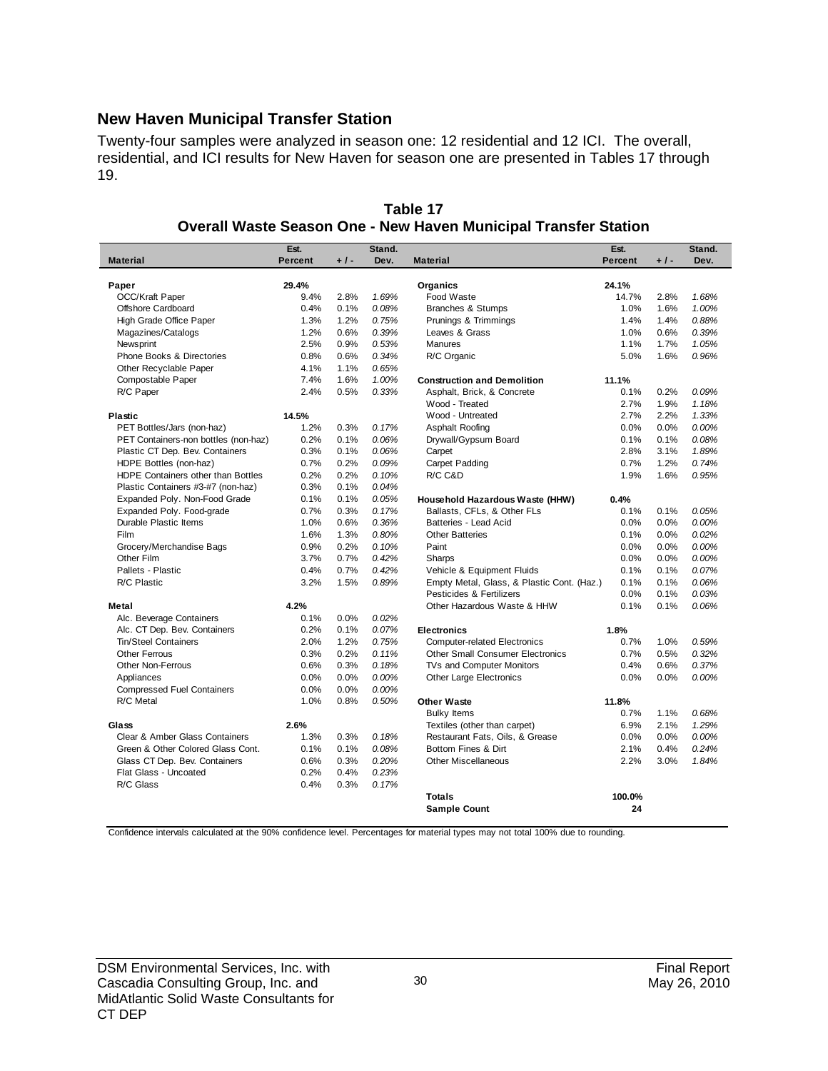## New Haven Municipal Transfer Station

Twenty-four samples were analyzed in season one: 12 residential and 12 ICI. The overall, residential, and ICI results for New Haven for season one are presented in Tables 17 through 19.

**Table 17**
**Overall Waste Season One - New Haven Municipal Transfer Station**

| Material | Est. Percent | + / - | Stand. Dev. | Material | Est. Percent | + / - | Stand. Dev. |
|---|---|---|---|---|---|---|---|
| **Paper** | **29.4%** | | | **Organics** | **24.1%** | | |
| OCC/Kraft Paper | 9.4% | 2.8% | *1.69%* | Food Waste | 14.7% | 2.8% | *1.68%* |
| Offshore Cardboard | 0.4% | 0.1% | *0.08%* | Branches & Stumps | 1.0% | 1.6% | *1.00%* |
| High Grade Office Paper | 1.3% | 1.2% | *0.75%* | Prunings & Trimmings | 1.4% | 1.4% | *0.88%* |
| Magazines/Catalogs | 1.2% | 0.6% | *0.39%* | Leaves & Grass | 1.0% | 0.6% | *0.39%* |
| Newsprint | 2.5% | 0.9% | *0.53%* | Manures | 1.1% | 1.7% | *1.05%* |
| Phone Books & Directories | 0.8% | 0.6% | *0.34%* | R/C Organic | 5.0% | 1.6% | *0.96%* |
| Other Recyclable Paper | 4.1% | 1.1% | *0.65%* | | | | |
| Compostable Paper | 7.4% | 1.6% | *1.00%* | **Construction and Demolition** | **11.1%** | | |
| R/C Paper | 2.4% | 0.5% | *0.33%* | Asphalt, Brick, & Concrete | 0.1% | 0.2% | *0.09%* |
| | | | | Wood - Treated | 2.7% | 1.9% | *1.18%* |
| **Plastic** | **14.5%** | | | Wood - Untreated | 2.7% | 2.2% | *1.33%* |
| PET Bottles/Jars (non-haz) | 1.2% | 0.3% | *0.17%* | Asphalt Roofing | 0.0% | 0.0% | *0.00%* |
| PET Containers-non bottles (non-haz) | 0.2% | 0.1% | *0.06%* | Drywall/Gypsum Board | 0.1% | 0.1% | *0.08%* |
| Plastic CT Dep. Bev. Containers | 0.3% | 0.1% | *0.06%* | Carpet | 2.8% | 3.1% | *1.89%* |
| HDPE Bottles (non-haz) | 0.7% | 0.2% | *0.09%* | Carpet Padding | 0.7% | 1.2% | *0.74%* |
| HDPE Containers other than Bottles | 0.2% | 0.2% | *0.10%* | R/C C&D | 1.9% | 1.6% | *0.95%* |
| Plastic Containers #3-#7 (non-haz) | 0.3% | 0.1% | *0.04%* | | | | |
| Expanded Poly. Non-Food Grade | 0.1% | 0.1% | *0.05%* | **Household Hazardous Waste (HHW)** | **0.4%** | | |
| Expanded Poly. Food-grade | 0.7% | 0.3% | *0.17%* | Ballasts, CFLs, & Other FLs | 0.1% | 0.1% | *0.05%* |
| Durable Plastic Items | 1.0% | 0.6% | *0.36%* | Batteries - Lead Acid | 0.0% | 0.0% | *0.00%* |
| Film | 1.6% | 1.3% | *0.80%* | Other Batteries | 0.1% | 0.0% | *0.02%* |
| Grocery/Merchandise Bags | 0.9% | 0.2% | *0.10%* | Paint | 0.0% | 0.0% | *0.00%* |
| Other Film | 3.7% | 0.7% | *0.42%* | Sharps | 0.0% | 0.0% | *0.00%* |
| Pallets - Plastic | 0.4% | 0.7% | *0.42%* | Vehicle & Equipment Fluids | 0.1% | 0.1% | *0.07%* |
| R/C Plastic | 3.2% | 1.5% | *0.89%* | Empty Metal, Glass, & Plastic Cont. (Haz.) | 0.1% | 0.1% | *0.06%* |
| | | | | Pesticides & Fertilizers | 0.0% | 0.1% | *0.03%* |
| **Metal** | **4.2%** | | | Other Hazardous Waste & HHW | 0.1% | 0.1% | *0.06%* |
| Alc. Beverage Containers | 0.1% | 0.0% | *0.02%* | | | | |
| Alc. CT Dep. Bev. Containers | 0.2% | 0.1% | *0.07%* | **Electronics** | **1.8%** | | |
| Tin/Steel Containers | 2.0% | 1.2% | *0.75%* | Computer-related Electronics | 0.7% | 1.0% | *0.59%* |
| Other Ferrous | 0.3% | 0.2% | *0.11%* | Other Small Consumer Electronics | 0.7% | 0.5% | *0.32%* |
| Other Non-Ferrous | 0.6% | 0.3% | *0.18%* | TVs and Computer Monitors | 0.4% | 0.6% | *0.37%* |
| Appliances | 0.0% | 0.0% | *0.00%* | Other Large Electronics | 0.0% | 0.0% | *0.00%* |
| Compressed Fuel Containers | 0.0% | 0.0% | *0.00%* | | | | |
| R/C Metal | 1.0% | 0.8% | *0.50%* | **Other Waste** | **11.8%** | | |
| | | | | Bulky Items | 0.7% | 1.1% | *0.68%* |
| **Glass** | **2.6%** | | | Textiles (other than carpet) | 6.9% | 2.1% | *1.29%* |
| Clear & Amber Glass Containers | 1.3% | 0.3% | *0.18%* | Restaurant Fats, Oils, & Grease | 0.0% | 0.0% | *0.00%* |
| Green & Other Colored Glass Cont. | 0.1% | 0.1% | *0.08%* | Bottom Fines & Dirt | 2.1% | 0.4% | *0.24%* |
| Glass CT Dep. Bev. Containers | 0.6% | 0.3% | *0.20%* | Other Miscellaneous | 2.2% | 3.0% | *1.84%* |
| Flat Glass - Uncoated | 0.2% | 0.4% | *0.23%* | | | | |
| R/C Glass | 0.4% | 0.3% | *0.17%* | | | | |
| | | | | **Totals** | **100.0%** | | |
| | | | | **Sample Count** | **24** | | |

Confidence intervals calculated at the 90% confidence level. Percentages for material types may not total 100% due to rounding.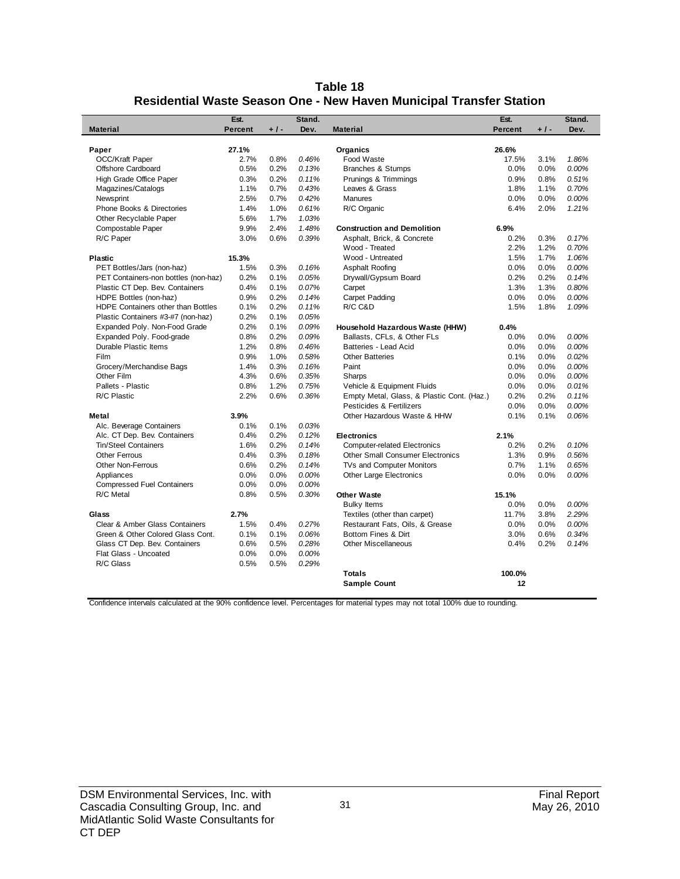# Table 18
## Residential Waste Season One - New Haven Municipal Transfer Station

| Material | Est. Percent | +/- | Stand. Dev. | Material | Est. Percent | +/- | Stand. Dev. |
|---|---|---|---|---|---|---|---|
| **Paper** | **27.1%** | | | **Organics** | **26.6%** | | |
| OCC/Kraft Paper | 2.7% | 0.8% | *0.46%* | Food Waste | 17.5% | 3.1% | *1.86%* |
| Offshore Cardboard | 0.5% | 0.2% | *0.13%* | Branches & Stumps | 0.0% | 0.0% | *0.00%* |
| High Grade Office Paper | 0.3% | 0.2% | *0.11%* | Prunings & Trimmings | 0.9% | 0.8% | *0.51%* |
| Magazines/Catalogs | 1.1% | 0.7% | *0.43%* | Leaves & Grass | 1.8% | 1.1% | *0.70%* |
| Newsprint | 2.5% | 0.7% | *0.42%* | Manures | 0.0% | 0.0% | *0.00%* |
| Phone Books & Directories | 1.4% | 1.0% | *0.61%* | R/C Organic | 6.4% | 2.0% | *1.21%* |
| Other Recyclable Paper | 5.6% | 1.7% | *1.03%* | | | | |
| Compostable Paper | 9.9% | 2.4% | *1.48%* | **Construction and Demolition** | **6.9%** | | |
| R/C Paper | 3.0% | 0.6% | *0.39%* | Asphalt, Brick, & Concrete | 0.2% | 0.3% | *0.17%* |
| | | | | Wood - Treated | 2.2% | 1.2% | *0.70%* |
| **Plastic** | **15.3%** | | | Wood - Untreated | 1.5% | 1.7% | *1.06%* |
| PET Bottles/Jars (non-haz) | 1.5% | 0.3% | *0.16%* | Asphalt Roofing | 0.0% | 0.0% | *0.00%* |
| PET Containers-non bottles (non-haz) | 0.2% | 0.1% | *0.05%* | Drywall/Gypsum Board | 0.2% | 0.2% | *0.14%* |
| Plastic CT Dep. Bev. Containers | 0.4% | 0.1% | *0.07%* | Carpet | 1.3% | 1.3% | *0.80%* |
| HDPE Bottles (non-haz) | 0.9% | 0.2% | *0.14%* | Carpet Padding | 0.0% | 0.0% | *0.00%* |
| HDPE Containers other than Bottles | 0.1% | 0.2% | *0.11%* | R/C C&D | 1.5% | 1.8% | *1.09%* |
| Plastic Containers #3-#7 (non-haz) | 0.2% | 0.1% | *0.05%* | | | | |
| Expanded Poly. Non-Food Grade | 0.2% | 0.1% | *0.09%* | **Household Hazardous Waste (HHW)** | **0.4%** | | |
| Expanded Poly. Food-grade | 0.8% | 0.2% | *0.09%* | Ballasts, CFLs, & Other FLs | 0.0% | 0.0% | *0.00%* |
| Durable Plastic Items | 1.2% | 0.8% | *0.46%* | Batteries - Lead Acid | 0.0% | 0.0% | *0.00%* |
| Film | 0.9% | 1.0% | *0.58%* | Other Batteries | 0.1% | 0.0% | *0.02%* |
| Grocery/Merchandise Bags | 1.4% | 0.3% | *0.16%* | Paint | 0.0% | 0.0% | *0.00%* |
| Other Film | 4.3% | 0.6% | *0.35%* | Sharps | 0.0% | 0.0% | *0.00%* |
| Pallets - Plastic | 0.8% | 1.2% | *0.75%* | Vehicle & Equipment Fluids | 0.0% | 0.0% | *0.01%* |
| R/C Plastic | 2.2% | 0.6% | *0.36%* | Empty Metal, Glass, & Plastic Cont. (Haz.) | 0.2% | 0.2% | *0.11%* |
| | | | | Pesticides & Fertilizers | 0.0% | 0.0% | *0.00%* |
| **Metal** | **3.9%** | | | Other Hazardous Waste & HHW | 0.1% | 0.1% | *0.06%* |
| Alc. Beverage Containers | 0.1% | 0.1% | *0.03%* | | | | |
| Alc. CT Dep. Bev. Containers | 0.4% | 0.2% | *0.12%* | **Electronics** | **2.1%** | | |
| Tin/Steel Containers | 1.6% | 0.2% | *0.14%* | Computer-related Electronics | 0.2% | 0.2% | *0.10%* |
| Other Ferrous | 0.4% | 0.3% | *0.18%* | Other Small Consumer Electronics | 1.3% | 0.9% | *0.56%* |
| Other Non-Ferrous | 0.6% | 0.2% | *0.14%* | TVs and Computer Monitors | 0.7% | 1.1% | *0.65%* |
| Appliances | 0.0% | 0.0% | *0.00%* | Other Large Electronics | 0.0% | 0.0% | *0.00%* |
| Compressed Fuel Containers | 0.0% | 0.0% | *0.00%* | | | | |
| R/C Metal | 0.8% | 0.5% | *0.30%* | **Other Waste** | **15.1%** | | |
| | | | | Bulky Items | 0.0% | 0.0% | *0.00%* |
| **Glass** | **2.7%** | | | Textiles (other than carpet) | 11.7% | 3.8% | *2.29%* |
| Clear & Amber Glass Containers | 1.5% | 0.4% | *0.27%* | Restaurant Fats, Oils, & Grease | 0.0% | 0.0% | *0.00%* |
| Green & Other Colored Glass Cont. | 0.1% | 0.1% | *0.06%* | Bottom Fines & Dirt | 3.0% | 0.6% | *0.34%* |
| Glass CT Dep. Bev. Containers | 0.6% | 0.5% | *0.28%* | Other Miscellaneous | 0.4% | 0.2% | *0.14%* |
| Flat Glass - Uncoated | 0.0% | 0.0% | *0.00%* | | | | |
| R/C Glass | 0.5% | 0.5% | *0.29%* | | | | |
| | | | | **Totals** | **100.0%** | | |
| | | | | **Sample Count** | **12** | | |

Confidence intervals calculated at the 90% confidence level. Percentages for material types may not total 100% due to rounding.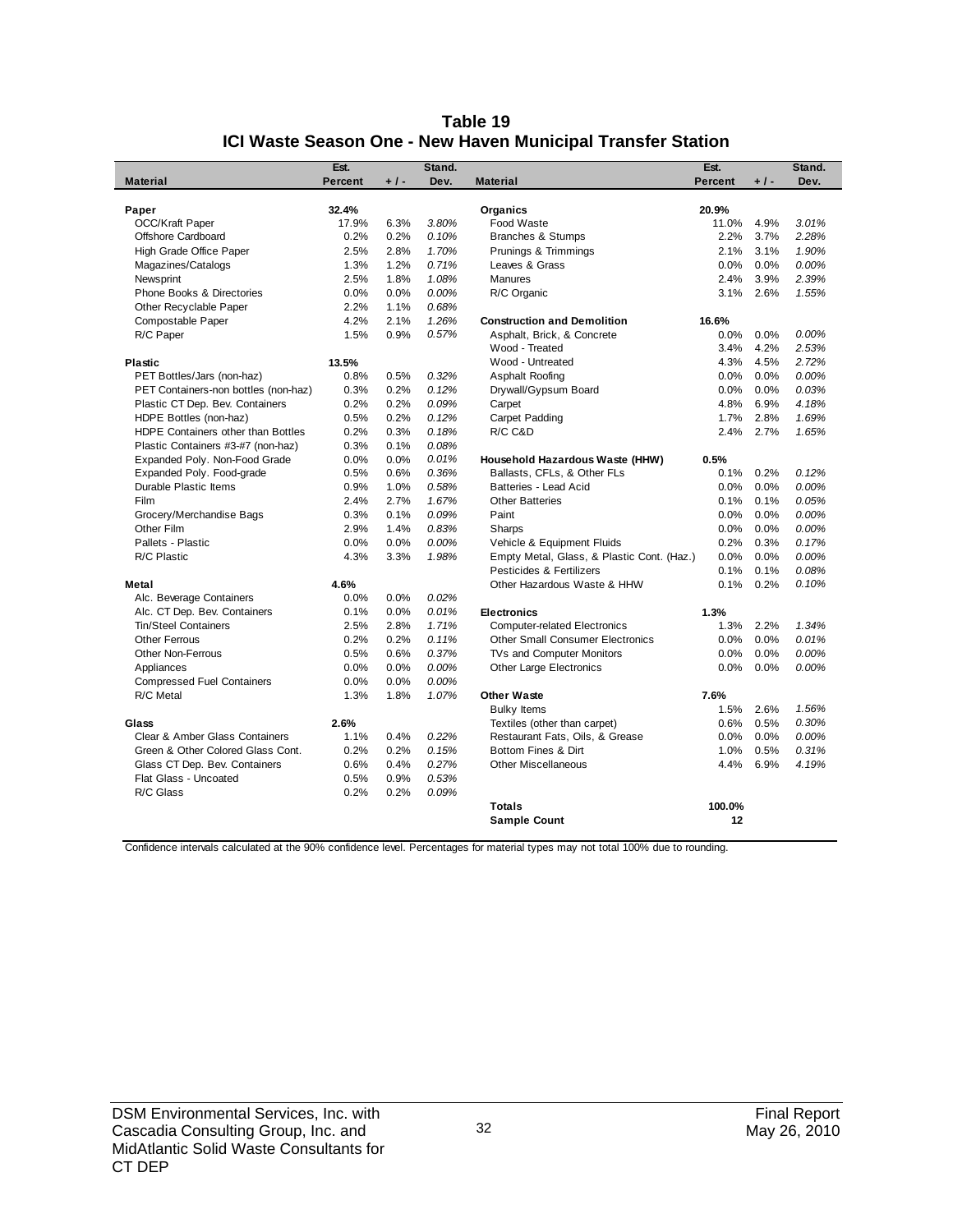# Table 19
## ICI Waste Season One - New Haven Municipal Transfer Station

| Material | Est. Percent | +/- | Stand. Dev. | Material | Est. Percent | +/- | Stand. Dev. |
|---|---|---|---|---|---|---|---|
| **Paper** | **32.4%** | | | **Organics** | **20.9%** | | |
| OCC/Kraft Paper | 17.9% | 6.3% | *3.80%* | Food Waste | 11.0% | 4.9% | *3.01%* |
| Offshore Cardboard | 0.2% | 0.2% | *0.10%* | Branches & Stumps | 2.2% | 3.7% | *2.28%* |
| High Grade Office Paper | 2.5% | 2.8% | *1.70%* | Prunings & Trimmings | 2.1% | 3.1% | *1.90%* |
| Magazines/Catalogs | 1.3% | 1.2% | *0.71%* | Leaves & Grass | 0.0% | 0.0% | *0.00%* |
| Newsprint | 2.5% | 1.8% | *1.08%* | Manures | 2.4% | 3.9% | *2.39%* |
| Phone Books & Directories | 0.0% | 0.0% | *0.00%* | R/C Organic | 3.1% | 2.6% | *1.55%* |
| Other Recyclable Paper | 2.2% | 1.1% | *0.68%* | | | | |
| Compostable Paper | 4.2% | 2.1% | *1.26%* | **Construction and Demolition** | **16.6%** | | |
| R/C Paper | 1.5% | 0.9% | *0.57%* | Asphalt, Brick, & Concrete | 0.0% | 0.0% | *0.00%* |
| | | | | Wood - Treated | 3.4% | 4.2% | *2.53%* |
| **Plastic** | **13.5%** | | | Wood - Untreated | 4.3% | 4.5% | *2.72%* |
| PET Bottles/Jars (non-haz) | 0.8% | 0.5% | *0.32%* | Asphalt Roofing | 0.0% | 0.0% | *0.00%* |
| PET Containers-non bottles (non-haz) | 0.3% | 0.2% | *0.12%* | Drywall/Gypsum Board | 0.0% | 0.0% | *0.03%* |
| Plastic CT Dep. Bev. Containers | 0.2% | 0.2% | *0.09%* | Carpet | 4.8% | 6.9% | *4.18%* |
| HDPE Bottles (non-haz) | 0.5% | 0.2% | *0.12%* | Carpet Padding | 1.7% | 2.8% | *1.69%* |
| HDPE Containers other than Bottles | 0.2% | 0.3% | *0.18%* | R/C C&D | 2.4% | 2.7% | *1.65%* |
| Plastic Containers #3-#7 (non-haz) | 0.3% | 0.1% | *0.08%* | | | | |
| Expanded Poly. Non-Food Grade | 0.0% | 0.0% | *0.01%* | **Household Hazardous Waste (HHW)** | **0.5%** | | |
| Expanded Poly. Food-grade | 0.5% | 0.6% | *0.36%* | Ballasts, CFLs, & Other FLs | 0.1% | 0.2% | *0.12%* |
| Durable Plastic Items | 0.9% | 1.0% | *0.58%* | Batteries - Lead Acid | 0.0% | 0.0% | *0.00%* |
| Film | 2.4% | 2.7% | *1.67%* | Other Batteries | 0.1% | 0.1% | *0.05%* |
| Grocery/Merchandise Bags | 0.3% | 0.1% | *0.09%* | Paint | 0.0% | 0.0% | *0.00%* |
| Other Film | 2.9% | 1.4% | *0.83%* | Sharps | 0.0% | 0.0% | *0.00%* |
| Pallets - Plastic | 0.0% | 0.0% | *0.00%* | Vehicle & Equipment Fluids | 0.2% | 0.3% | *0.17%* |
| R/C Plastic | 4.3% | 3.3% | *1.98%* | Empty Metal, Glass, & Plastic Cont. (Haz.) | 0.0% | 0.0% | *0.00%* |
| | | | | Pesticides & Fertilizers | 0.1% | 0.1% | *0.08%* |
| **Metal** | **4.6%** | | | Other Hazardous Waste & HHW | 0.1% | 0.2% | *0.10%* |
| Alc. Beverage Containers | 0.0% | 0.0% | *0.02%* | | | | |
| Alc. CT Dep. Bev. Containers | 0.1% | 0.0% | *0.01%* | **Electronics** | **1.3%** | | |
| Tin/Steel Containers | 2.5% | 2.8% | *1.71%* | Computer-related Electronics | 1.3% | 2.2% | *1.34%* |
| Other Ferrous | 0.2% | 0.2% | *0.11%* | Other Small Consumer Electronics | 0.0% | 0.0% | *0.01%* |
| Other Non-Ferrous | 0.5% | 0.6% | *0.37%* | TVs and Computer Monitors | 0.0% | 0.0% | *0.00%* |
| Appliances | 0.0% | 0.0% | *0.00%* | Other Large Electronics | 0.0% | 0.0% | *0.00%* |
| Compressed Fuel Containers | 0.0% | 0.0% | *0.00%* | | | | |
| R/C Metal | 1.3% | 1.8% | *1.07%* | **Other Waste** | **7.6%** | | |
| | | | | Bulky Items | 1.5% | 2.6% | *1.56%* |
| **Glass** | **2.6%** | | | Textiles (other than carpet) | 0.6% | 0.5% | *0.30%* |
| Clear & Amber Glass Containers | 1.1% | 0.4% | *0.22%* | Restaurant Fats, Oils, & Grease | 0.0% | 0.0% | *0.00%* |
| Green & Other Colored Glass Cont. | 0.2% | 0.2% | *0.15%* | Bottom Fines & Dirt | 1.0% | 0.5% | *0.31%* |
| Glass CT Dep. Bev. Containers | 0.6% | 0.4% | *0.27%* | Other Miscellaneous | 4.4% | 6.9% | *4.19%* |
| Flat Glass - Uncoated | 0.5% | 0.9% | *0.53%* | | | | |
| R/C Glass | 0.2% | 0.2% | *0.09%* | | | | |
| | | | | **Totals** | **100.0%** | | |
| | | | | **Sample Count** | **12** | | |

Confidence intervals calculated at the 90% confidence level. Percentages for material types may not total 100% due to rounding.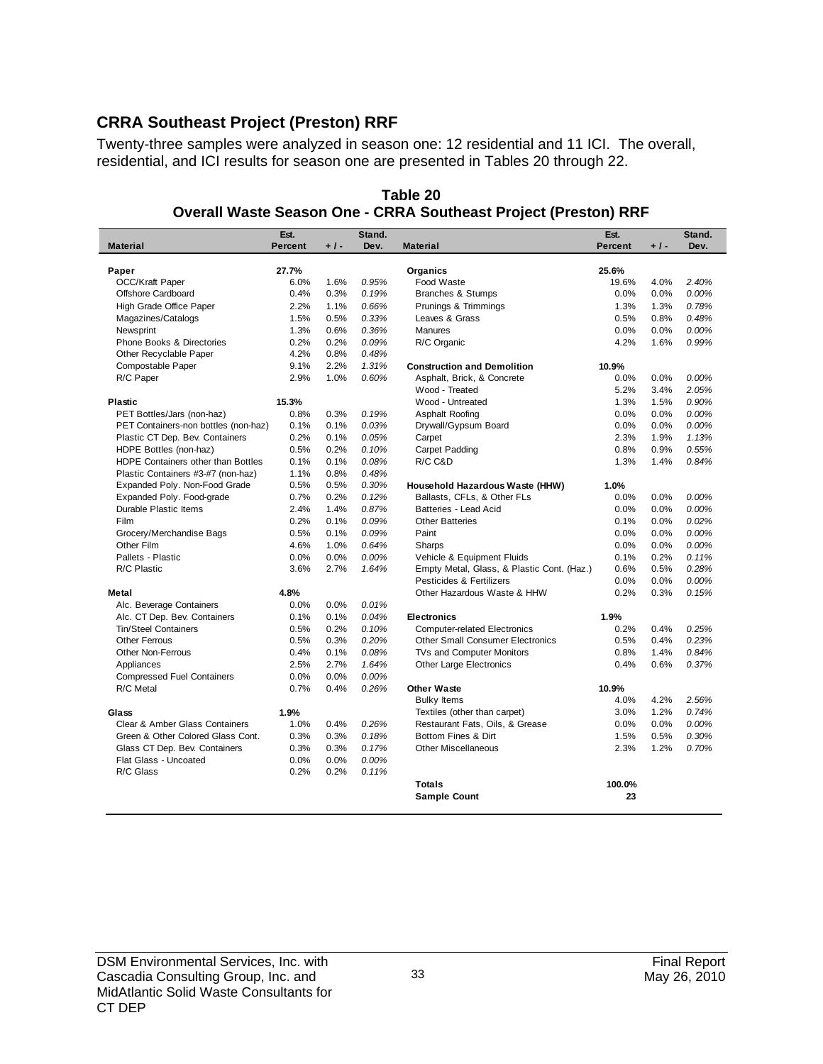## CRRA Southeast Project (Preston) RRF

Twenty-three samples were analyzed in season one: 12 residential and 11 ICI. The overall, residential, and ICI results for season one are presented in Tables 20 through 22.

**Table 20**
**Overall Waste Season One - CRRA Southeast Project (Preston) RRF**

| Material | Est. Percent | + / - | Stand. Dev. | Material | Est. Percent | + / - | Stand. Dev. |
|---|---|---|---|---|---|---|---|
| **Paper** | **27.7%** | | | **Organics** | **25.6%** | | |
| OCC/Kraft Paper | 6.0% | 1.6% | *0.95%* | Food Waste | 19.6% | 4.0% | *2.40%* |
| Offshore Cardboard | 0.4% | 0.3% | *0.19%* | Branches & Stumps | 0.0% | 0.0% | *0.00%* |
| High Grade Office Paper | 2.2% | 1.1% | *0.66%* | Prunings & Trimmings | 1.3% | 1.3% | *0.78%* |
| Magazines/Catalogs | 1.5% | 0.5% | *0.33%* | Leaves & Grass | 0.5% | 0.8% | *0.48%* |
| Newsprint | 1.3% | 0.6% | *0.36%* | Manures | 0.0% | 0.0% | *0.00%* |
| Phone Books & Directories | 0.2% | 0.2% | *0.09%* | R/C Organic | 4.2% | 1.6% | *0.99%* |
| Other Recyclable Paper | 4.2% | 0.8% | *0.48%* | | | | |
| Compostable Paper | 9.1% | 2.2% | *1.31%* | **Construction and Demolition** | **10.9%** | | |
| R/C Paper | 2.9% | 1.0% | *0.60%* | Asphalt, Brick, & Concrete | 0.0% | 0.0% | *0.00%* |
| | | | | Wood - Treated | 5.2% | 3.4% | *2.05%* |
| **Plastic** | **15.3%** | | | Wood - Untreated | 1.3% | 1.5% | *0.90%* |
| PET Bottles/Jars (non-haz) | 0.8% | 0.3% | *0.19%* | Asphalt Roofing | 0.0% | 0.0% | *0.00%* |
| PET Containers-non bottles (non-haz) | 0.1% | 0.1% | *0.03%* | Drywall/Gypsum Board | 0.0% | 0.0% | *0.00%* |
| Plastic CT Dep. Bev. Containers | 0.2% | 0.1% | *0.05%* | Carpet | 2.3% | 1.9% | *1.13%* |
| HDPE Bottles (non-haz) | 0.5% | 0.2% | *0.10%* | Carpet Padding | 0.8% | 0.9% | *0.55%* |
| HDPE Containers other than Bottles | 0.1% | 0.1% | *0.08%* | R/C C&D | 1.3% | 1.4% | *0.84%* |
| Plastic Containers #3-#7 (non-haz) | 1.1% | 0.8% | *0.48%* | | | | |
| Expanded Poly. Non-Food Grade | 0.5% | 0.5% | *0.30%* | **Household Hazardous Waste (HHW)** | **1.0%** | | |
| Expanded Poly. Food-grade | 0.7% | 0.2% | *0.12%* | Ballasts, CFLs, & Other FLs | 0.0% | 0.0% | *0.00%* |
| Durable Plastic Items | 2.4% | 1.4% | *0.87%* | Batteries - Lead Acid | 0.0% | 0.0% | *0.00%* |
| Film | 0.2% | 0.1% | *0.09%* | Other Batteries | 0.1% | 0.0% | *0.02%* |
| Grocery/Merchandise Bags | 0.5% | 0.1% | *0.09%* | Paint | 0.0% | 0.0% | *0.00%* |
| Other Film | 4.6% | 1.0% | *0.64%* | Sharps | 0.0% | 0.0% | *0.00%* |
| Pallets - Plastic | 0.0% | 0.0% | *0.00%* | Vehicle & Equipment Fluids | 0.1% | 0.2% | *0.11%* |
| R/C Plastic | 3.6% | 2.7% | *1.64%* | Empty Metal, Glass, & Plastic Cont. (Haz.) | 0.6% | 0.5% | *0.28%* |
| | | | | Pesticides & Fertilizers | 0.0% | 0.0% | *0.00%* |
| **Metal** | **4.8%** | | | Other Hazardous Waste & HHW | 0.2% | 0.3% | *0.15%* |
| Alc. Beverage Containers | 0.0% | 0.0% | *0.01%* | | | | |
| Alc. CT Dep. Bev. Containers | 0.1% | 0.1% | *0.04%* | **Electronics** | **1.9%** | | |
| Tin/Steel Containers | 0.5% | 0.2% | *0.10%* | Computer-related Electronics | 0.2% | 0.4% | *0.25%* |
| Other Ferrous | 0.5% | 0.3% | *0.20%* | Other Small Consumer Electronics | 0.5% | 0.4% | *0.23%* |
| Other Non-Ferrous | 0.4% | 0.1% | *0.08%* | TVs and Computer Monitors | 0.8% | 1.4% | *0.84%* |
| Appliances | 2.5% | 2.7% | *1.64%* | Other Large Electronics | 0.4% | 0.6% | *0.37%* |
| Compressed Fuel Containers | 0.0% | 0.0% | *0.00%* | | | | |
| R/C Metal | 0.7% | 0.4% | *0.26%* | **Other Waste** | **10.9%** | | |
| | | | | Bulky Items | 4.0% | 4.2% | *2.56%* |
| **Glass** | **1.9%** | | | Textiles (other than carpet) | 3.0% | 1.2% | *0.74%* |
| Clear & Amber Glass Containers | 1.0% | 0.4% | *0.26%* | Restaurant Fats, Oils, & Grease | 0.0% | 0.0% | *0.00%* |
| Green & Other Colored Glass Cont. | 0.3% | 0.3% | *0.18%* | Bottom Fines & Dirt | 1.5% | 0.5% | *0.30%* |
| Glass CT Dep. Bev. Containers | 0.3% | 0.3% | *0.17%* | Other Miscellaneous | 2.3% | 1.2% | *0.70%* |
| Flat Glass - Uncoated | 0.0% | 0.0% | *0.00%* | | | | |
| R/C Glass | 0.2% | 0.2% | *0.11%* | | | | |
| | | | | **Totals** | **100.0%** | | |
| | | | | **Sample Count** | **23** | | |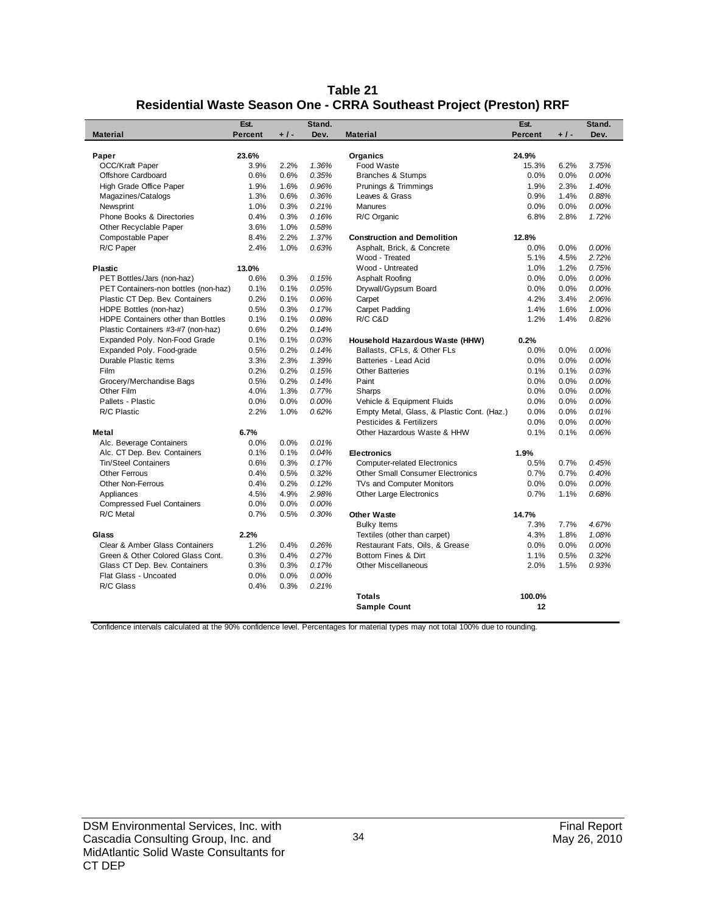# Table 21
## Residential Waste Season One - CRRA Southeast Project (Preston) RRF

| Material | Est. Percent | + / - | Stand. Dev. | Material | Est. Percent | + / - | Stand. Dev. |
|---|---|---|---|---|---|---|---|
| **Paper** | **23.6%** | | | **Organics** | **24.9%** | | |
| OCC/Kraft Paper | 3.9% | 2.2% | *1.36%* | Food Waste | 15.3% | 6.2% | *3.75%* |
| Offshore Cardboard | 0.6% | 0.6% | *0.35%* | Branches & Stumps | 0.0% | 0.0% | *0.00%* |
| High Grade Office Paper | 1.9% | 1.6% | *0.96%* | Prunings & Trimmings | 1.9% | 2.3% | *1.40%* |
| Magazines/Catalogs | 1.3% | 0.6% | *0.36%* | Leaves & Grass | 0.9% | 1.4% | *0.88%* |
| Newsprint | 1.0% | 0.3% | *0.21%* | Manures | 0.0% | 0.0% | *0.00%* |
| Phone Books & Directories | 0.4% | 0.3% | *0.16%* | R/C Organic | 6.8% | 2.8% | *1.72%* |
| Other Recyclable Paper | 3.6% | 1.0% | *0.58%* | | | | |
| Compostable Paper | 8.4% | 2.2% | *1.37%* | **Construction and Demolition** | **12.8%** | | |
| R/C Paper | 2.4% | 1.0% | *0.63%* | Asphalt, Brick, & Concrete | 0.0% | 0.0% | *0.00%* |
| | | | | Wood - Treated | 5.1% | 4.5% | *2.72%* |
| **Plastic** | **13.0%** | | | Wood - Untreated | 1.0% | 1.2% | *0.75%* |
| PET Bottles/Jars (non-haz) | 0.6% | 0.3% | *0.15%* | Asphalt Roofing | 0.0% | 0.0% | *0.00%* |
| PET Containers-non bottles (non-haz) | 0.1% | 0.1% | *0.05%* | Drywall/Gypsum Board | 0.0% | 0.0% | *0.00%* |
| Plastic CT Dep. Bev. Containers | 0.2% | 0.1% | *0.06%* | Carpet | 4.2% | 3.4% | *2.06%* |
| HDPE Bottles (non-haz) | 0.5% | 0.3% | *0.17%* | Carpet Padding | 1.4% | 1.6% | *1.00%* |
| HDPE Containers other than Bottles | 0.1% | 0.1% | *0.08%* | R/C C&D | 1.2% | 1.4% | *0.82%* |
| Plastic Containers #3-#7 (non-haz) | 0.6% | 0.2% | *0.14%* | | | | |
| Expanded Poly. Non-Food Grade | 0.1% | 0.1% | *0.03%* | **Household Hazardous Waste (HHW)** | **0.2%** | | |
| Expanded Poly. Food-grade | 0.5% | 0.2% | *0.14%* | Ballasts, CFLs, & Other FLs | 0.0% | 0.0% | *0.00%* |
| Durable Plastic Items | 3.3% | 2.3% | *1.39%* | Batteries - Lead Acid | 0.0% | 0.0% | *0.00%* |
| Film | 0.2% | 0.2% | *0.15%* | Other Batteries | 0.1% | 0.1% | *0.03%* |
| Grocery/Merchandise Bags | 0.5% | 0.2% | *0.14%* | Paint | 0.0% | 0.0% | *0.00%* |
| Other Film | 4.0% | 1.3% | *0.77%* | Sharps | 0.0% | 0.0% | *0.00%* |
| Pallets - Plastic | 0.0% | 0.0% | *0.00%* | Vehicle & Equipment Fluids | 0.0% | 0.0% | *0.00%* |
| R/C Plastic | 2.2% | 1.0% | *0.62%* | Empty Metal, Glass, & Plastic Cont. (Haz.) | 0.0% | 0.0% | *0.01%* |
| | | | | Pesticides & Fertilizers | 0.0% | 0.0% | *0.00%* |
| **Metal** | **6.7%** | | | Other Hazardous Waste & HHW | 0.1% | 0.1% | *0.06%* |
| Alc. Beverage Containers | 0.0% | 0.0% | *0.01%* | | | | |
| Alc. CT Dep. Bev. Containers | 0.1% | 0.1% | *0.04%* | **Electronics** | **1.9%** | | |
| Tin/Steel Containers | 0.6% | 0.3% | *0.17%* | Computer-related Electronics | 0.5% | 0.7% | *0.45%* |
| Other Ferrous | 0.4% | 0.5% | *0.32%* | Other Small Consumer Electronics | 0.7% | 0.7% | *0.40%* |
| Other Non-Ferrous | 0.4% | 0.2% | *0.12%* | TVs and Computer Monitors | 0.0% | 0.0% | *0.00%* |
| Appliances | 4.5% | 4.9% | *2.98%* | Other Large Electronics | 0.7% | 1.1% | *0.68%* |
| Compressed Fuel Containers | 0.0% | 0.0% | *0.00%* | | | | |
| R/C Metal | 0.7% | 0.5% | *0.30%* | **Other Waste** | **14.7%** | | |
| | | | | Bulky Items | 7.3% | 7.7% | *4.67%* |
| **Glass** | **2.2%** | | | Textiles (other than carpet) | 4.3% | 1.8% | *1.08%* |
| Clear & Amber Glass Containers | 1.2% | 0.4% | *0.26%* | Restaurant Fats, Oils, & Grease | 0.0% | 0.0% | *0.00%* |
| Green & Other Colored Glass Cont. | 0.3% | 0.4% | *0.27%* | Bottom Fines & Dirt | 1.1% | 0.5% | *0.32%* |
| Glass CT Dep. Bev. Containers | 0.3% | 0.3% | *0.17%* | Other Miscellaneous | 2.0% | 1.5% | *0.93%* |
| Flat Glass - Uncoated | 0.0% | 0.0% | *0.00%* | | | | |
| R/C Glass | 0.4% | 0.3% | *0.21%* | | | | |
| | | | | **Totals** | **100.0%** | | |
| | | | | **Sample Count** | **12** | | |

Confidence intervals calculated at the 90% confidence level. Percentages for material types may not total 100% due to rounding.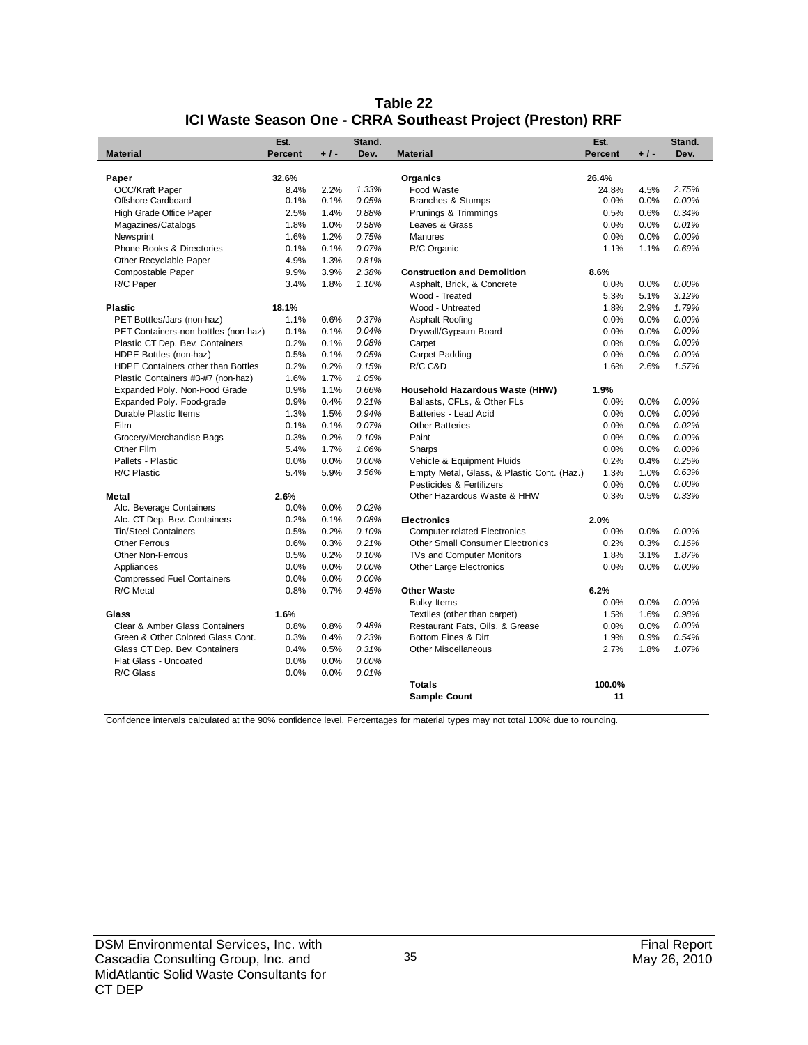# Table 22
## ICI Waste Season One - CRRA Southeast Project (Preston) RRF

| Material | Est. Percent | + / - | Stand. Dev. | Material | Est. Percent | + / - | Stand. Dev. |
|---|---|---|---|---|---|---|---|
| **Paper** | **32.6%** | | | **Organics** | **26.4%** | | |
| OCC/Kraft Paper | 8.4% | 2.2% | *1.33%* | Food Waste | 24.8% | 4.5% | *2.75%* |
| Offshore Cardboard | 0.1% | 0.1% | *0.05%* | Branches & Stumps | 0.0% | 0.0% | *0.00%* |
| High Grade Office Paper | 2.5% | 1.4% | *0.88%* | Prunings & Trimmings | 0.5% | 0.6% | *0.34%* |
| Magazines/Catalogs | 1.8% | 1.0% | *0.58%* | Leaves & Grass | 0.0% | 0.0% | *0.01%* |
| Newsprint | 1.6% | 1.2% | *0.75%* | Manures | 0.0% | 0.0% | *0.00%* |
| Phone Books & Directories | 0.1% | 0.1% | *0.07%* | R/C Organic | 1.1% | 1.1% | *0.69%* |
| Other Recyclable Paper | 4.9% | 1.3% | *0.81%* | | | | |
| Compostable Paper | 9.9% | 3.9% | *2.38%* | **Construction and Demolition** | **8.6%** | | |
| R/C Paper | 3.4% | 1.8% | *1.10%* | Asphalt, Brick, & Concrete | 0.0% | 0.0% | *0.00%* |
| | | | | Wood - Treated | 5.3% | 5.1% | *3.12%* |
| **Plastic** | **18.1%** | | | Wood - Untreated | 1.8% | 2.9% | *1.79%* |
| PET Bottles/Jars (non-haz) | 1.1% | 0.6% | *0.37%* | Asphalt Roofing | 0.0% | 0.0% | *0.00%* |
| PET Containers-non bottles (non-haz) | 0.1% | 0.1% | *0.04%* | Drywall/Gypsum Board | 0.0% | 0.0% | *0.00%* |
| Plastic CT Dep. Bev. Containers | 0.2% | 0.1% | *0.08%* | Carpet | 0.0% | 0.0% | *0.00%* |
| HDPE Bottles (non-haz) | 0.5% | 0.1% | *0.05%* | Carpet Padding | 0.0% | 0.0% | *0.00%* |
| HDPE Containers other than Bottles | 0.2% | 0.2% | *0.15%* | R/C C&D | 1.6% | 2.6% | *1.57%* |
| Plastic Containers #3-#7 (non-haz) | 1.6% | 1.7% | *1.05%* | | | | |
| Expanded Poly. Non-Food Grade | 0.9% | 1.1% | *0.66%* | **Household Hazardous Waste (HHW)** | **1.9%** | | |
| Expanded Poly. Food-grade | 0.9% | 0.4% | *0.21%* | Ballasts, CFLs, & Other FLs | 0.0% | 0.0% | *0.00%* |
| Durable Plastic Items | 1.3% | 1.5% | *0.94%* | Batteries - Lead Acid | 0.0% | 0.0% | *0.00%* |
| Film | 0.1% | 0.1% | *0.07%* | Other Batteries | 0.0% | 0.0% | *0.02%* |
| Grocery/Merchandise Bags | 0.3% | 0.2% | *0.10%* | Paint | 0.0% | 0.0% | *0.00%* |
| Other Film | 5.4% | 1.7% | *1.06%* | Sharps | 0.0% | 0.0% | *0.00%* |
| Pallets - Plastic | 0.0% | 0.0% | *0.00%* | Vehicle & Equipment Fluids | 0.2% | 0.4% | *0.25%* |
| R/C Plastic | 5.4% | 5.9% | *3.56%* | Empty Metal, Glass, & Plastic Cont. (Haz.) | 1.3% | 1.0% | *0.63%* |
| | | | | Pesticides & Fertilizers | 0.0% | 0.0% | *0.00%* |
| **Metal** | **2.6%** | | | Other Hazardous Waste & HHW | 0.3% | 0.5% | *0.33%* |
| Alc. Beverage Containers | 0.0% | 0.0% | *0.02%* | | | | |
| Alc. CT Dep. Bev. Containers | 0.2% | 0.1% | *0.08%* | **Electronics** | **2.0%** | | |
| Tin/Steel Containers | 0.5% | 0.2% | *0.10%* | Computer-related Electronics | 0.0% | 0.0% | *0.00%* |
| Other Ferrous | 0.6% | 0.3% | *0.21%* | Other Small Consumer Electronics | 0.2% | 0.3% | *0.16%* |
| Other Non-Ferrous | 0.5% | 0.2% | *0.10%* | TVs and Computer Monitors | 1.8% | 3.1% | *1.87%* |
| Appliances | 0.0% | 0.0% | *0.00%* | Other Large Electronics | 0.0% | 0.0% | *0.00%* |
| Compressed Fuel Containers | 0.0% | 0.0% | *0.00%* | | | | |
| R/C Metal | 0.8% | 0.7% | *0.45%* | **Other Waste** | **6.2%** | | |
| | | | | Bulky Items | 0.0% | 0.0% | *0.00%* |
| **Glass** | **1.6%** | | | Textiles (other than carpet) | 1.5% | 1.6% | *0.98%* |
| Clear & Amber Glass Containers | 0.8% | 0.8% | *0.48%* | Restaurant Fats, Oils, & Grease | 0.0% | 0.0% | *0.00%* |
| Green & Other Colored Glass Cont. | 0.3% | 0.4% | *0.23%* | Bottom Fines & Dirt | 1.9% | 0.9% | *0.54%* |
| Glass CT Dep. Bev. Containers | 0.4% | 0.5% | *0.31%* | Other Miscellaneous | 2.7% | 1.8% | *1.07%* |
| Flat Glass - Uncoated | 0.0% | 0.0% | *0.00%* | | | | |
| R/C Glass | 0.0% | 0.0% | *0.01%* | | | | |
| | | | | **Totals** | **100.0%** | | |
| | | | | **Sample Count** | **11** | | |

Confidence intervals calculated at the 90% confidence level. Percentages for material types may not total 100% due to rounding.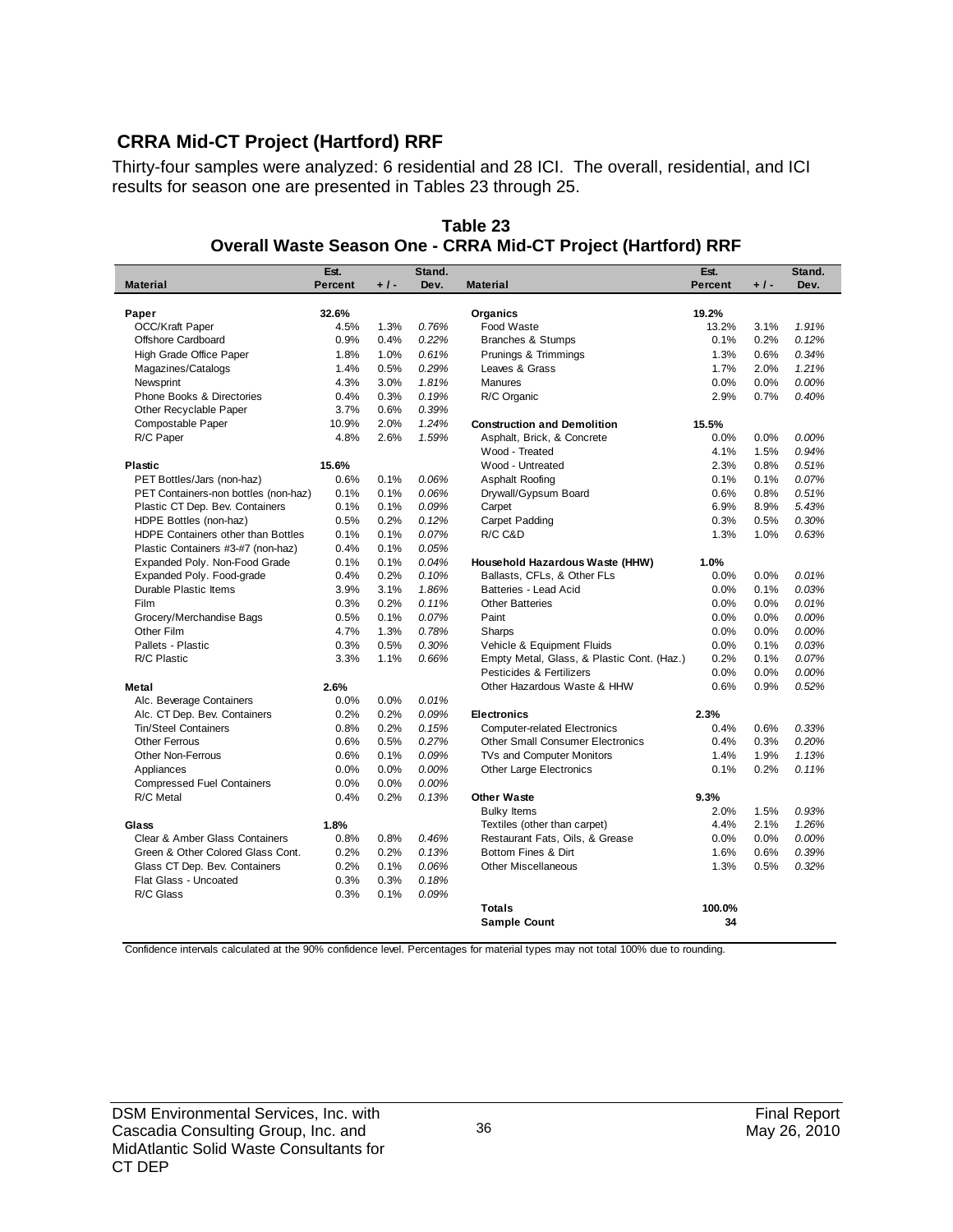## CRRA Mid-CT Project (Hartford) RRF

Thirty-four samples were analyzed: 6 residential and 28 ICI. The overall, residential, and ICI results for season one are presented in Tables 23 through 25.

**Table 23**
**Overall Waste Season One - CRRA Mid-CT Project (Hartford) RRF**

| Material | Est. Percent | + / - | Stand. Dev. | Material | Est. Percent | + / - | Stand. Dev. |
|---|---|---|---|---|---|---|---|
| **Paper** | **32.6%** | | | **Organics** | **19.2%** | | |
| OCC/Kraft Paper | 4.5% | 1.3% | *0.76%* | Food Waste | 13.2% | 3.1% | *1.91%* |
| Offshore Cardboard | 0.9% | 0.4% | *0.22%* | Branches & Stumps | 0.1% | 0.2% | *0.12%* |
| High Grade Office Paper | 1.8% | 1.0% | *0.61%* | Prunings & Trimmings | 1.3% | 0.6% | *0.34%* |
| Magazines/Catalogs | 1.4% | 0.5% | *0.29%* | Leaves & Grass | 1.7% | 2.0% | *1.21%* |
| Newsprint | 4.3% | 3.0% | *1.81%* | Manures | 0.0% | 0.0% | *0.00%* |
| Phone Books & Directories | 0.4% | 0.3% | *0.19%* | R/C Organic | 2.9% | 0.7% | *0.40%* |
| Other Recyclable Paper | 3.7% | 0.6% | *0.39%* | | | | |
| Compostable Paper | 10.9% | 2.0% | *1.24%* | **Construction and Demolition** | **15.5%** | | |
| R/C Paper | 4.8% | 2.6% | *1.59%* | Asphalt, Brick, & Concrete | 0.0% | 0.0% | *0.00%* |
| | | | | Wood - Treated | 4.1% | 1.5% | *0.94%* |
| **Plastic** | **15.6%** | | | Wood - Untreated | 2.3% | 0.8% | *0.51%* |
| PET Bottles/Jars (non-haz) | 0.6% | 0.1% | *0.06%* | Asphalt Roofing | 0.1% | 0.1% | *0.07%* |
| PET Containers-non bottles (non-haz) | 0.1% | 0.1% | *0.06%* | Drywall/Gypsum Board | 0.6% | 0.8% | *0.51%* |
| Plastic CT Dep. Bev. Containers | 0.1% | 0.1% | *0.09%* | Carpet | 6.9% | 8.9% | *5.43%* |
| HDPE Bottles (non-haz) | 0.5% | 0.2% | *0.12%* | Carpet Padding | 0.3% | 0.5% | *0.30%* |
| HDPE Containers other than Bottles | 0.1% | 0.1% | *0.07%* | R/C C&D | 1.3% | 1.0% | *0.63%* |
| Plastic Containers #3-#7 (non-haz) | 0.4% | 0.1% | *0.05%* | | | | |
| Expanded Poly. Non-Food Grade | 0.1% | 0.1% | *0.04%* | **Household Hazardous Waste (HHW)** | **1.0%** | | |
| Expanded Poly. Food-grade | 0.4% | 0.2% | *0.10%* | Ballasts, CFLs, & Other FLs | 0.0% | 0.0% | *0.01%* |
| Durable Plastic Items | 3.9% | 3.1% | *1.86%* | Batteries - Lead Acid | 0.0% | 0.1% | *0.03%* |
| Film | 0.3% | 0.2% | *0.11%* | Other Batteries | 0.0% | 0.0% | *0.01%* |
| Grocery/Merchandise Bags | 0.5% | 0.1% | *0.07%* | Paint | 0.0% | 0.0% | *0.00%* |
| Other Film | 4.7% | 1.3% | *0.78%* | Sharps | 0.0% | 0.0% | *0.00%* |
| Pallets - Plastic | 0.3% | 0.5% | *0.30%* | Vehicle & Equipment Fluids | 0.0% | 0.1% | *0.03%* |
| R/C Plastic | 3.3% | 1.1% | *0.66%* | Empty Metal, Glass, & Plastic Cont. (Haz.) | 0.2% | 0.1% | *0.07%* |
| | | | | Pesticides & Fertilizers | 0.0% | 0.0% | *0.00%* |
| **Metal** | **2.6%** | | | Other Hazardous Waste & HHW | 0.6% | 0.9% | *0.52%* |
| Alc. Beverage Containers | 0.0% | 0.0% | *0.01%* | | | | |
| Alc. CT Dep. Bev. Containers | 0.2% | 0.2% | *0.09%* | **Electronics** | **2.3%** | | |
| Tin/Steel Containers | 0.8% | 0.2% | *0.15%* | Computer-related Electronics | 0.4% | 0.6% | *0.33%* |
| Other Ferrous | 0.6% | 0.5% | *0.27%* | Other Small Consumer Electronics | 0.4% | 0.3% | *0.20%* |
| Other Non-Ferrous | 0.6% | 0.1% | *0.09%* | TVs and Computer Monitors | 1.4% | 1.9% | *1.13%* |
| Appliances | 0.0% | 0.0% | *0.00%* | Other Large Electronics | 0.1% | 0.2% | *0.11%* |
| Compressed Fuel Containers | 0.0% | 0.0% | *0.00%* | | | | |
| R/C Metal | 0.4% | 0.2% | *0.13%* | **Other Waste** | **9.3%** | | |
| | | | | Bulky Items | 2.0% | 1.5% | *0.93%* |
| **Glass** | **1.8%** | | | Textiles (other than carpet) | 4.4% | 2.1% | *1.26%* |
| Clear & Amber Glass Containers | 0.8% | 0.8% | *0.46%* | Restaurant Fats, Oils, & Grease | 0.0% | 0.0% | *0.00%* |
| Green & Other Colored Glass Cont. | 0.2% | 0.2% | *0.13%* | Bottom Fines & Dirt | 1.6% | 0.6% | *0.39%* |
| Glass CT Dep. Bev. Containers | 0.2% | 0.1% | *0.06%* | Other Miscellaneous | 1.3% | 0.5% | *0.32%* |
| Flat Glass - Uncoated | 0.3% | 0.3% | *0.18%* | | | | |
| R/C Glass | 0.3% | 0.1% | *0.09%* | | | | |
| | | | | **Totals** | **100.0%** | | |
| | | | | **Sample Count** | **34** | | |

Confidence intervals calculated at the 90% confidence level. Percentages for material types may not total 100% due to rounding.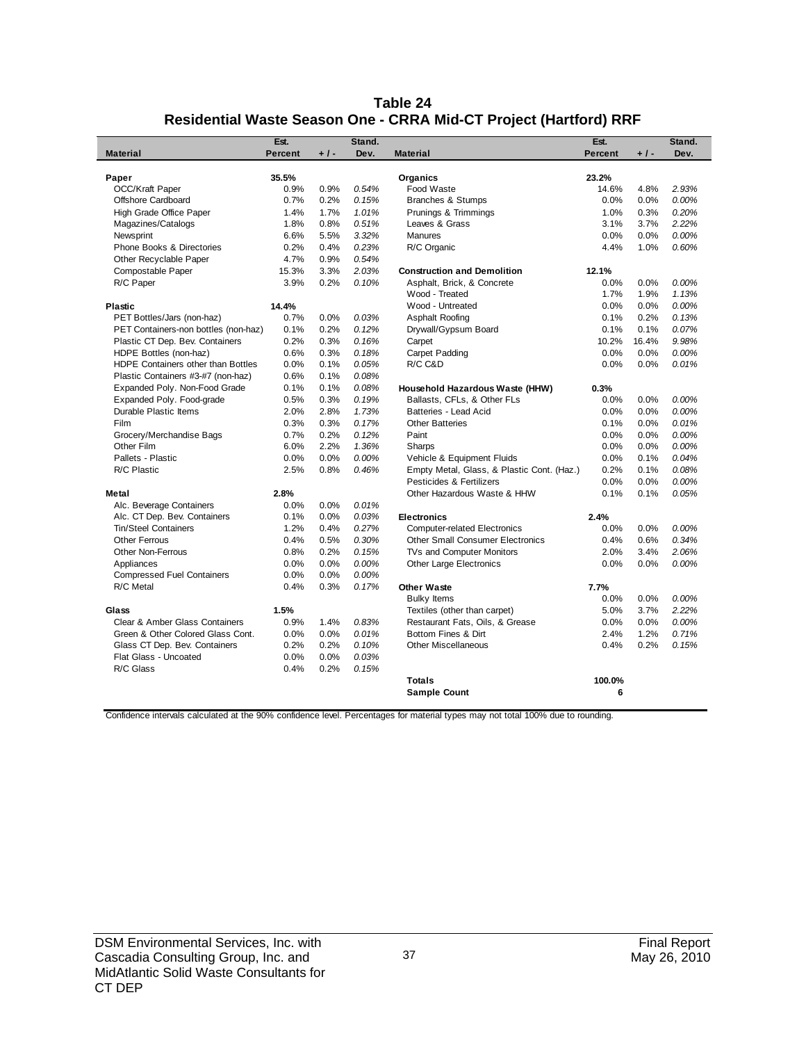# Table 24
## Residential Waste Season One - CRRA Mid-CT Project (Hartford) RRF

| Material | Est. Percent | + / - | Stand. Dev. | Material | Est. Percent | + / - | Stand. Dev. |
|---|---|---|---|---|---|---|---|
| **Paper** | **35.5%** | | | **Organics** | **23.2%** | | |
| OCC/Kraft Paper | 0.9% | 0.9% | *0.54%* | Food Waste | 14.6% | 4.8% | *2.93%* |
| Offshore Cardboard | 0.7% | 0.2% | *0.15%* | Branches & Stumps | 0.0% | 0.0% | *0.00%* |
| High Grade Office Paper | 1.4% | 1.7% | *1.01%* | Prunings & Trimmings | 1.0% | 0.3% | *0.20%* |
| Magazines/Catalogs | 1.8% | 0.8% | *0.51%* | Leaves & Grass | 3.1% | 3.7% | *2.22%* |
| Newsprint | 6.6% | 5.5% | *3.32%* | Manures | 0.0% | 0.0% | *0.00%* |
| Phone Books & Directories | 0.2% | 0.4% | *0.23%* | R/C Organic | 4.4% | 1.0% | *0.60%* |
| Other Recyclable Paper | 4.7% | 0.9% | *0.54%* | | | | |
| Compostable Paper | 15.3% | 3.3% | *2.03%* | **Construction and Demolition** | **12.1%** | | |
| R/C Paper | 3.9% | 0.2% | *0.10%* | Asphalt, Brick, & Concrete | 0.0% | 0.0% | *0.00%* |
| | | | | Wood - Treated | 1.7% | 1.9% | *1.13%* |
| **Plastic** | **14.4%** | | | Wood - Untreated | 0.0% | 0.0% | *0.00%* |
| PET Bottles/Jars (non-haz) | 0.7% | 0.0% | *0.03%* | Asphalt Roofing | 0.1% | 0.2% | *0.13%* |
| PET Containers-non bottles (non-haz) | 0.1% | 0.2% | *0.12%* | Drywall/Gypsum Board | 0.1% | 0.1% | *0.07%* |
| Plastic CT Dep. Bev. Containers | 0.2% | 0.3% | *0.16%* | Carpet | 10.2% | 16.4% | *9.98%* |
| HDPE Bottles (non-haz) | 0.6% | 0.3% | *0.18%* | Carpet Padding | 0.0% | 0.0% | *0.00%* |
| HDPE Containers other than Bottles | 0.0% | 0.1% | *0.05%* | R/C C&D | 0.0% | 0.0% | *0.01%* |
| Plastic Containers #3-#7 (non-haz) | 0.6% | 0.1% | *0.08%* | | | | |
| Expanded Poly. Non-Food Grade | 0.1% | 0.1% | *0.08%* | **Household Hazardous Waste (HHW)** | **0.3%** | | |
| Expanded Poly. Food-grade | 0.5% | 0.3% | *0.19%* | Ballasts, CFLs, & Other FLs | 0.0% | 0.0% | *0.00%* |
| Durable Plastic Items | 2.0% | 2.8% | *1.73%* | Batteries - Lead Acid | 0.0% | 0.0% | *0.00%* |
| Film | 0.3% | 0.3% | *0.17%* | Other Batteries | 0.1% | 0.0% | *0.01%* |
| Grocery/Merchandise Bags | 0.7% | 0.2% | *0.12%* | Paint | 0.0% | 0.0% | *0.00%* |
| Other Film | 6.0% | 2.2% | *1.36%* | Sharps | 0.0% | 0.0% | *0.00%* |
| Pallets - Plastic | 0.0% | 0.0% | *0.00%* | Vehicle & Equipment Fluids | 0.0% | 0.1% | *0.04%* |
| R/C Plastic | 2.5% | 0.8% | *0.46%* | Empty Metal, Glass, & Plastic Cont. (Haz.) | 0.2% | 0.1% | *0.08%* |
| | | | | Pesticides & Fertilizers | 0.0% | 0.0% | *0.00%* |
| **Metal** | **2.8%** | | | Other Hazardous Waste & HHW | 0.1% | 0.1% | *0.05%* |
| Alc. Beverage Containers | 0.0% | 0.0% | *0.01%* | | | | |
| Alc. CT Dep. Bev. Containers | 0.1% | 0.0% | *0.03%* | **Electronics** | **2.4%** | | |
| Tin/Steel Containers | 1.2% | 0.4% | *0.27%* | Computer-related Electronics | 0.0% | 0.0% | *0.00%* |
| Other Ferrous | 0.4% | 0.5% | *0.30%* | Other Small Consumer Electronics | 0.4% | 0.6% | *0.34%* |
| Other Non-Ferrous | 0.8% | 0.2% | *0.15%* | TVs and Computer Monitors | 2.0% | 3.4% | *2.06%* |
| Appliances | 0.0% | 0.0% | *0.00%* | Other Large Electronics | 0.0% | 0.0% | *0.00%* |
| Compressed Fuel Containers | 0.0% | 0.0% | *0.00%* | | | | |
| R/C Metal | 0.4% | 0.3% | *0.17%* | **Other Waste** | **7.7%** | | |
| | | | | Bulky Items | 0.0% | 0.0% | *0.00%* |
| **Glass** | **1.5%** | | | Textiles (other than carpet) | 5.0% | 3.7% | *2.22%* |
| Clear & Amber Glass Containers | 0.9% | 1.4% | *0.83%* | Restaurant Fats, Oils, & Grease | 0.0% | 0.0% | *0.00%* |
| Green & Other Colored Glass Cont. | 0.0% | 0.0% | *0.01%* | Bottom Fines & Dirt | 2.4% | 1.2% | *0.71%* |
| Glass CT Dep. Bev. Containers | 0.2% | 0.2% | *0.10%* | Other Miscellaneous | 0.4% | 0.2% | *0.15%* |
| Flat Glass - Uncoated | 0.0% | 0.0% | *0.03%* | | | | |
| R/C Glass | 0.4% | 0.2% | *0.15%* | | | | |
| | | | | **Totals** | **100.0%** | | |
| | | | | **Sample Count** | **6** | | |

Confidence intervals calculated at the 90% confidence level. Percentages for material types may not total 100% due to rounding.

DSM Environmental Services, Inc. with Cascadia Consulting Group, Inc. and MidAtlantic Solid Waste Consultants for CT DEP

Final Report
May 26, 2010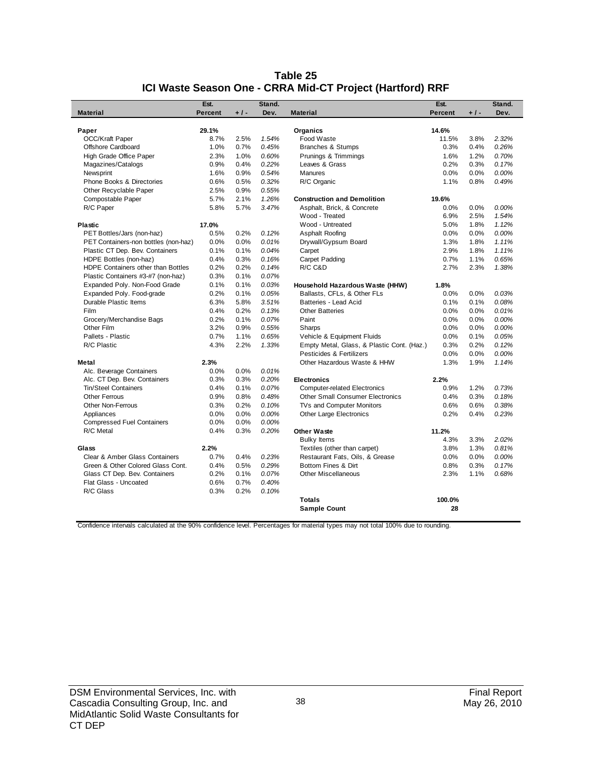# Table 25
## ICI Waste Season One - CRRA Mid-CT Project (Hartford) RRF

| Material | Est. Percent | + / - | Stand. Dev. | Material | Est. Percent | + / - | Stand. Dev. |
|---|---|---|---|---|---|---|---|
| **Paper** | **29.1%** | | | **Organics** | **14.6%** | | |
| OCC/Kraft Paper | 8.7% | 2.5% | *1.54%* | Food Waste | 11.5% | 3.8% | *2.32%* |
| Offshore Cardboard | 1.0% | 0.7% | *0.45%* | Branches & Stumps | 0.3% | 0.4% | *0.26%* |
| High Grade Office Paper | 2.3% | 1.0% | *0.60%* | Prunings & Trimmings | 1.6% | 1.2% | *0.70%* |
| Magazines/Catalogs | 0.9% | 0.4% | *0.22%* | Leaves & Grass | 0.2% | 0.3% | *0.17%* |
| Newsprint | 1.6% | 0.9% | *0.54%* | Manures | 0.0% | 0.0% | *0.00%* |
| Phone Books & Directories | 0.6% | 0.5% | *0.32%* | R/C Organic | 1.1% | 0.8% | *0.49%* |
| Other Recyclable Paper | 2.5% | 0.9% | *0.55%* | | | | |
| Compostable Paper | 5.7% | 2.1% | *1.26%* | **Construction and Demolition** | **19.6%** | | |
| R/C Paper | 5.8% | 5.7% | *3.47%* | Asphalt, Brick, & Concrete | 0.0% | 0.0% | *0.00%* |
| | | | | Wood - Treated | 6.9% | 2.5% | *1.54%* |
| **Plastic** | **17.0%** | | | Wood - Untreated | 5.0% | 1.8% | *1.12%* |
| PET Bottles/Jars (non-haz) | 0.5% | 0.2% | *0.12%* | Asphalt Roofing | 0.0% | 0.0% | *0.00%* |
| PET Containers-non bottles (non-haz) | 0.0% | 0.0% | *0.01%* | Drywall/Gypsum Board | 1.3% | 1.8% | *1.11%* |
| Plastic CT Dep. Bev. Containers | 0.1% | 0.1% | *0.04%* | Carpet | 2.9% | 1.8% | *1.11%* |
| HDPE Bottles (non-haz) | 0.4% | 0.3% | *0.16%* | Carpet Padding | 0.7% | 1.1% | *0.65%* |
| HDPE Containers other than Bottles | 0.2% | 0.2% | *0.14%* | R/C C&D | 2.7% | 2.3% | *1.38%* |
| Plastic Containers #3-#7 (non-haz) | 0.3% | 0.1% | *0.07%* | | | | |
| Expanded Poly. Non-Food Grade | 0.1% | 0.1% | *0.03%* | **Household Hazardous Waste (HHW)** | **1.8%** | | |
| Expanded Poly. Food-grade | 0.2% | 0.1% | *0.05%* | Ballasts, CFLs, & Other FLs | 0.0% | 0.0% | *0.03%* |
| Durable Plastic Items | 6.3% | 5.8% | *3.51%* | Batteries - Lead Acid | 0.1% | 0.1% | *0.08%* |
| Film | 0.4% | 0.2% | *0.13%* | Other Batteries | 0.0% | 0.0% | *0.01%* |
| Grocery/Merchandise Bags | 0.2% | 0.1% | *0.07%* | Paint | 0.0% | 0.0% | *0.00%* |
| Other Film | 3.2% | 0.9% | *0.55%* | Sharps | 0.0% | 0.0% | *0.00%* |
| Pallets - Plastic | 0.7% | 1.1% | *0.65%* | Vehicle & Equipment Fluids | 0.0% | 0.1% | *0.05%* |
| R/C Plastic | 4.3% | 2.2% | *1.33%* | Empty Metal, Glass, & Plastic Cont. (Haz.) | 0.3% | 0.2% | *0.12%* |
| | | | | Pesticides & Fertilizers | 0.0% | 0.0% | *0.00%* |
| **Metal** | **2.3%** | | | Other Hazardous Waste & HHW | 1.3% | 1.9% | *1.14%* |
| Alc. Beverage Containers | 0.0% | 0.0% | *0.01%* | | | | |
| Alc. CT Dep. Bev. Containers | 0.3% | 0.3% | *0.20%* | **Electronics** | **2.2%** | | |
| Tin/Steel Containers | 0.4% | 0.1% | *0.07%* | Computer-related Electronics | 0.9% | 1.2% | *0.73%* |
| Other Ferrous | 0.9% | 0.8% | *0.48%* | Other Small Consumer Electronics | 0.4% | 0.3% | *0.18%* |
| Other Non-Ferrous | 0.3% | 0.2% | *0.10%* | TVs and Computer Monitors | 0.6% | 0.6% | *0.38%* |
| Appliances | 0.0% | 0.0% | *0.00%* | Other Large Electronics | 0.2% | 0.4% | *0.23%* |
| Compressed Fuel Containers | 0.0% | 0.0% | *0.00%* | | | | |
| R/C Metal | 0.4% | 0.3% | *0.20%* | **Other Waste** | **11.2%** | | |
| | | | | Bulky Items | 4.3% | 3.3% | *2.02%* |
| **Glass** | **2.2%** | | | Textiles (other than carpet) | 3.8% | 1.3% | *0.81%* |
| Clear & Amber Glass Containers | 0.7% | 0.4% | *0.23%* | Restaurant Fats, Oils, & Grease | 0.0% | 0.0% | *0.00%* |
| Green & Other Colored Glass Cont. | 0.4% | 0.5% | *0.29%* | Bottom Fines & Dirt | 0.8% | 0.3% | *0.17%* |
| Glass CT Dep. Bev. Containers | 0.2% | 0.1% | *0.07%* | Other Miscellaneous | 2.3% | 1.1% | *0.68%* |
| Flat Glass - Uncoated | 0.6% | 0.7% | *0.40%* | | | | |
| R/C Glass | 0.3% | 0.2% | *0.10%* | | | | |
| | | | | **Totals** | **100.0%** | | |
| | | | | **Sample Count** | **28** | | |

Confidence intervals calculated at the 90% confidence level. Percentages for material types may not total 100% due to rounding.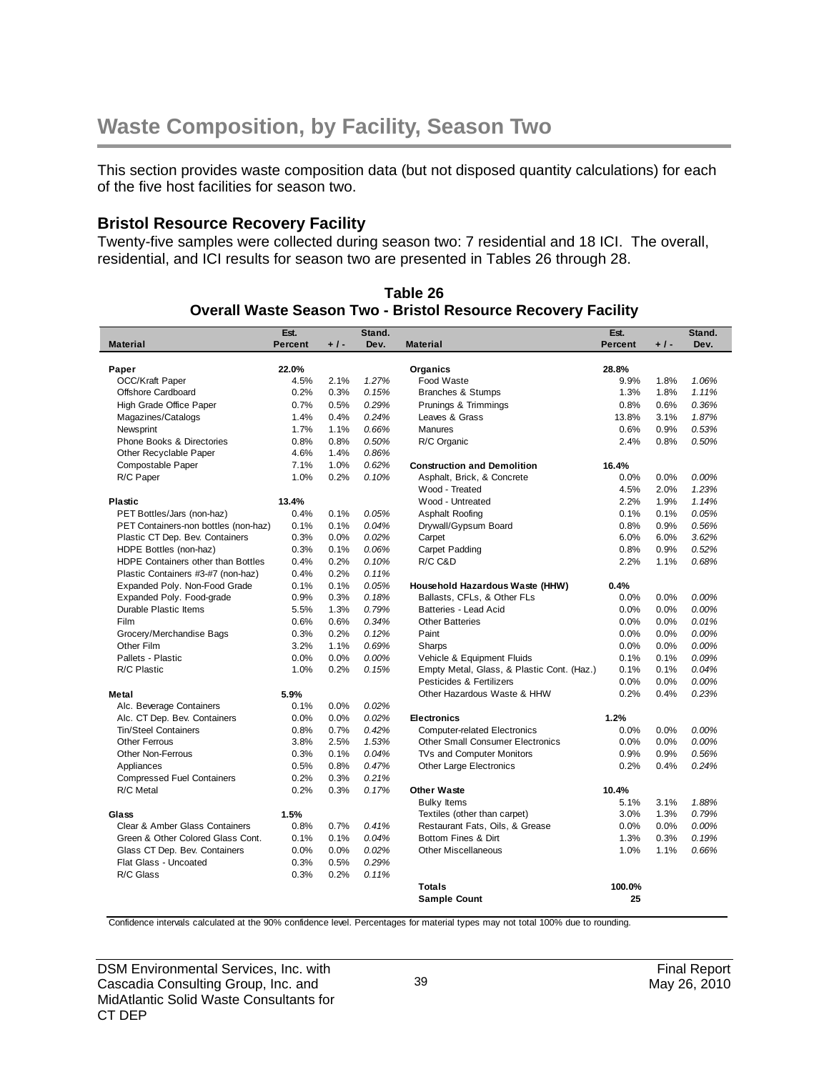# Waste Composition, by Facility, Season Two

This section provides waste composition data (but not disposed quantity calculations) for each of the five host facilities for season two.

## Bristol Resource Recovery Facility

Twenty-five samples were collected during season two: 7 residential and 18 ICI. The overall, residential, and ICI results for season two are presented in Tables 26 through 28.

**Table 26**
**Overall Waste Season Two - Bristol Resource Recovery Facility**

| Material | Est. Percent | + / - | Stand. Dev. | Material | Est. Percent | + / - | Stand. Dev. |
|---|---|---|---|---|---|---|---|
| **Paper** | **22.0%** | | | **Organics** | **28.8%** | | |
| OCC/Kraft Paper | 4.5% | 2.1% | *1.27%* | Food Waste | 9.9% | 1.8% | *1.06%* |
| Offshore Cardboard | 0.2% | 0.3% | *0.15%* | Branches & Stumps | 1.3% | 1.8% | *1.11%* |
| High Grade Office Paper | 0.7% | 0.5% | *0.29%* | Prunings & Trimmings | 0.8% | 0.6% | *0.36%* |
| Magazines/Catalogs | 1.4% | 0.4% | *0.24%* | Leaves & Grass | 13.8% | 3.1% | *1.87%* |
| Newsprint | 1.7% | 1.1% | *0.66%* | Manures | 0.6% | 0.9% | *0.53%* |
| Phone Books & Directories | 0.8% | 0.8% | *0.50%* | R/C Organic | 2.4% | 0.8% | *0.50%* |
| Other Recyclable Paper | 4.6% | 1.4% | *0.86%* | | | | |
| Compostable Paper | 7.1% | 1.0% | *0.62%* | **Construction and Demolition** | **16.4%** | | |
| R/C Paper | 1.0% | 0.2% | *0.10%* | Asphalt, Brick, & Concrete | 0.0% | 0.0% | *0.00%* |
| | | | | Wood - Treated | 4.5% | 2.0% | *1.23%* |
| **Plastic** | **13.4%** | | | Wood - Untreated | 2.2% | 1.9% | *1.14%* |
| PET Bottles/Jars (non-haz) | 0.4% | 0.1% | *0.05%* | Asphalt Roofing | 0.1% | 0.1% | *0.05%* |
| PET Containers-non bottles (non-haz) | 0.1% | 0.1% | *0.04%* | Drywall/Gypsum Board | 0.8% | 0.9% | *0.56%* |
| Plastic CT Dep. Bev. Containers | 0.3% | 0.0% | *0.02%* | Carpet | 6.0% | 6.0% | *3.62%* |
| HDPE Bottles (non-haz) | 0.3% | 0.1% | *0.06%* | Carpet Padding | 0.8% | 0.9% | *0.52%* |
| HDPE Containers other than Bottles | 0.4% | 0.2% | *0.10%* | R/C C&D | 2.2% | 1.1% | *0.68%* |
| Plastic Containers #3-#7 (non-haz) | 0.4% | 0.2% | *0.11%* | | | | |
| Expanded Poly. Non-Food Grade | 0.1% | 0.1% | *0.05%* | **Household Hazardous Waste (HHW)** | **0.4%** | | |
| Expanded Poly. Food-grade | 0.9% | 0.3% | *0.18%* | Ballasts, CFLs, & Other FLs | 0.0% | 0.0% | *0.00%* |
| Durable Plastic Items | 5.5% | 1.3% | *0.79%* | Batteries - Lead Acid | 0.0% | 0.0% | *0.00%* |
| Film | 0.6% | 0.6% | *0.34%* | Other Batteries | 0.0% | 0.0% | *0.01%* |
| Grocery/Merchandise Bags | 0.3% | 0.2% | *0.12%* | Paint | 0.0% | 0.0% | *0.00%* |
| Other Film | 3.2% | 1.1% | *0.69%* | Sharps | 0.0% | 0.0% | *0.00%* |
| Pallets - Plastic | 0.0% | 0.0% | *0.00%* | Vehicle & Equipment Fluids | 0.1% | 0.1% | *0.09%* |
| R/C Plastic | 1.0% | 0.2% | *0.15%* | Empty Metal, Glass, & Plastic Cont. (Haz.) | 0.1% | 0.1% | *0.04%* |
| | | | | Pesticides & Fertilizers | 0.0% | 0.0% | *0.00%* |
| **Metal** | **5.9%** | | | Other Hazardous Waste & HHW | 0.2% | 0.4% | *0.23%* |
| Alc. Beverage Containers | 0.1% | 0.0% | *0.02%* | | | | |
| Alc. CT Dep. Bev. Containers | 0.0% | 0.0% | *0.02%* | **Electronics** | **1.2%** | | |
| Tin/Steel Containers | 0.8% | 0.7% | *0.42%* | Computer-related Electronics | 0.0% | 0.0% | *0.00%* |
| Other Ferrous | 3.8% | 2.5% | *1.53%* | Other Small Consumer Electronics | 0.0% | 0.0% | *0.00%* |
| Other Non-Ferrous | 0.3% | 0.1% | *0.04%* | TVs and Computer Monitors | 0.9% | 0.9% | *0.56%* |
| Appliances | 0.5% | 0.8% | *0.47%* | Other Large Electronics | 0.2% | 0.4% | *0.24%* |
| Compressed Fuel Containers | 0.2% | 0.3% | *0.21%* | | | | |
| R/C Metal | 0.2% | 0.3% | *0.17%* | **Other Waste** | **10.4%** | | |
| | | | | Bulky Items | 5.1% | 3.1% | *1.88%* |
| **Glass** | **1.5%** | | | Textiles (other than carpet) | 3.0% | 1.3% | *0.79%* |
| Clear & Amber Glass Containers | 0.8% | 0.7% | *0.41%* | Restaurant Fats, Oils, & Grease | 0.0% | 0.0% | *0.00%* |
| Green & Other Colored Glass Cont. | 0.1% | 0.1% | *0.04%* | Bottom Fines & Dirt | 1.3% | 0.3% | *0.19%* |
| Glass CT Dep. Bev. Containers | 0.0% | 0.0% | *0.02%* | Other Miscellaneous | 1.0% | 1.1% | *0.66%* |
| Flat Glass - Uncoated | 0.3% | 0.5% | *0.29%* | | | | |
| R/C Glass | 0.3% | 0.2% | *0.11%* | | | | |
| | | | | **Totals** | **100.0%** | | |
| | | | | **Sample Count** | **25** | | |

Confidence intervals calculated at the 90% confidence level. Percentages for material types may not total 100% due to rounding.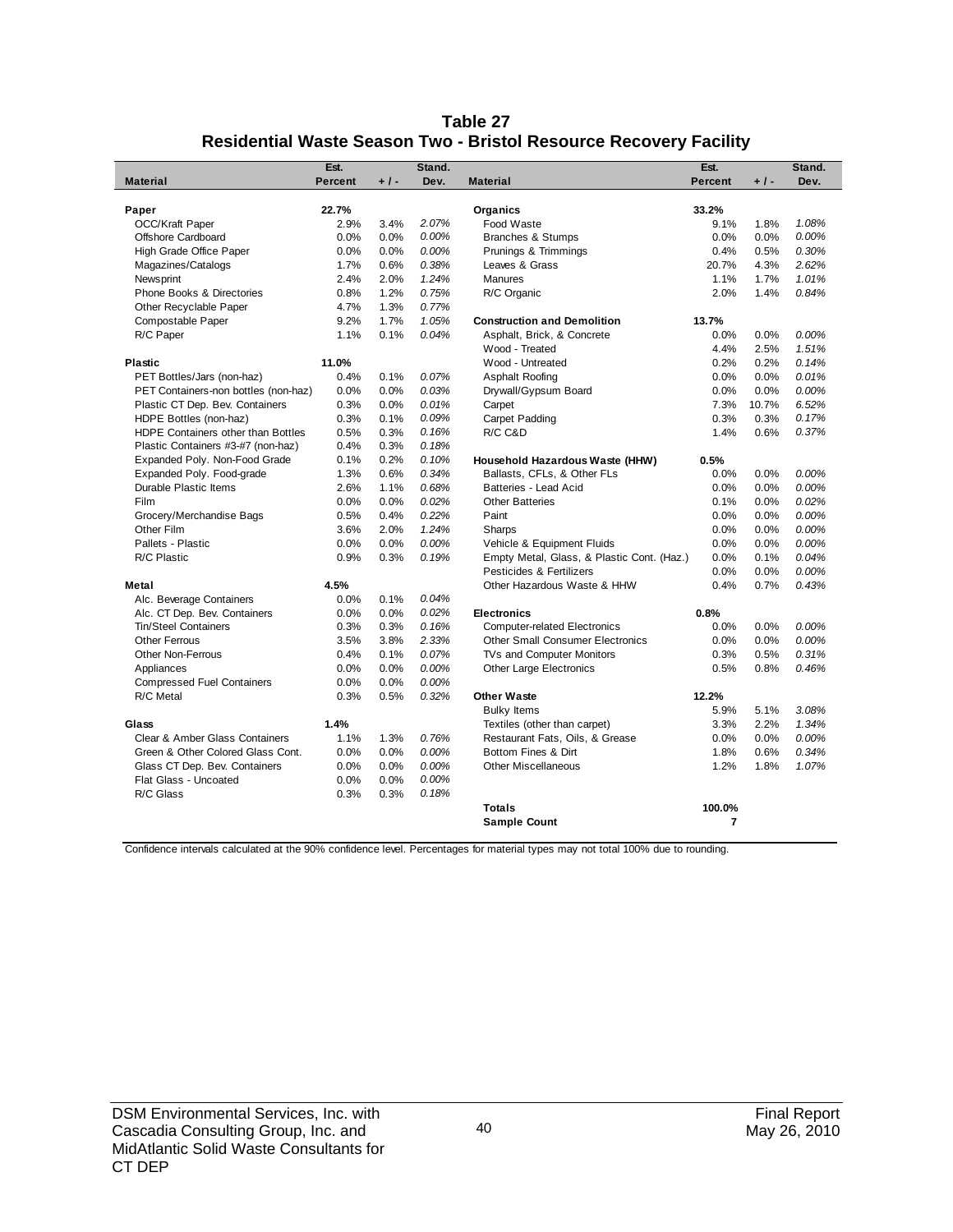# Table 27
## Residential Waste Season Two - Bristol Resource Recovery Facility

| Material | Est. Percent | + / - | Stand. Dev. | Material | Est. Percent | + / - | Stand. Dev. |
|---|---|---|---|---|---|---|---|
| **Paper** | **22.7%** | | | **Organics** | **33.2%** | | |
| OCC/Kraft Paper | 2.9% | 3.4% | *2.07%* | Food Waste | 9.1% | 1.8% | *1.08%* |
| Offshore Cardboard | 0.0% | 0.0% | *0.00%* | Branches & Stumps | 0.0% | 0.0% | *0.00%* |
| High Grade Office Paper | 0.0% | 0.0% | *0.00%* | Prunings & Trimmings | 0.4% | 0.5% | *0.30%* |
| Magazines/Catalogs | 1.7% | 0.6% | *0.38%* | Leaves & Grass | 20.7% | 4.3% | *2.62%* |
| Newsprint | 2.4% | 2.0% | *1.24%* | Manures | 1.1% | 1.7% | *1.01%* |
| Phone Books & Directories | 0.8% | 1.2% | *0.75%* | R/C Organic | 2.0% | 1.4% | *0.84%* |
| Other Recyclable Paper | 4.7% | 1.3% | *0.77%* | | | | |
| Compostable Paper | 9.2% | 1.7% | *1.05%* | **Construction and Demolition** | **13.7%** | | |
| R/C Paper | 1.1% | 0.1% | *0.04%* | Asphalt, Brick, & Concrete | 0.0% | 0.0% | *0.00%* |
| | | | | Wood - Treated | 4.4% | 2.5% | *1.51%* |
| **Plastic** | **11.0%** | | | Wood - Untreated | 0.2% | 0.2% | *0.14%* |
| PET Bottles/Jars (non-haz) | 0.4% | 0.1% | *0.07%* | Asphalt Roofing | 0.0% | 0.0% | *0.01%* |
| PET Containers-non bottles (non-haz) | 0.0% | 0.0% | *0.03%* | Drywall/Gypsum Board | 0.0% | 0.0% | *0.00%* |
| Plastic CT Dep. Bev. Containers | 0.3% | 0.0% | *0.01%* | Carpet | 7.3% | 10.7% | *6.52%* |
| HDPE Bottles (non-haz) | 0.3% | 0.1% | *0.09%* | Carpet Padding | 0.3% | 0.3% | *0.17%* |
| HDPE Containers other than Bottles | 0.5% | 0.3% | *0.16%* | R/C C&D | 1.4% | 0.6% | *0.37%* |
| Plastic Containers #3-#7 (non-haz) | 0.4% | 0.3% | *0.18%* | | | | |
| Expanded Poly. Non-Food Grade | 0.1% | 0.2% | *0.10%* | **Household Hazardous Waste (HHW)** | **0.5%** | | |
| Expanded Poly. Food-grade | 1.3% | 0.6% | *0.34%* | Ballasts, CFLs, & Other FLs | 0.0% | 0.0% | *0.00%* |
| Durable Plastic Items | 2.6% | 1.1% | *0.68%* | Batteries - Lead Acid | 0.0% | 0.0% | *0.00%* |
| Film | 0.0% | 0.0% | *0.02%* | Other Batteries | 0.1% | 0.0% | *0.02%* |
| Grocery/Merchandise Bags | 0.5% | 0.4% | *0.22%* | Paint | 0.0% | 0.0% | *0.00%* |
| Other Film | 3.6% | 2.0% | *1.24%* | Sharps | 0.0% | 0.0% | *0.00%* |
| Pallets - Plastic | 0.0% | 0.0% | *0.00%* | Vehicle & Equipment Fluids | 0.0% | 0.0% | *0.00%* |
| R/C Plastic | 0.9% | 0.3% | *0.19%* | Empty Metal, Glass, & Plastic Cont. (Haz.) | 0.0% | 0.1% | *0.04%* |
| | | | | Pesticides & Fertilizers | 0.0% | 0.0% | *0.00%* |
| **Metal** | **4.5%** | | | Other Hazardous Waste & HHW | 0.4% | 0.7% | *0.43%* |
| Alc. Beverage Containers | 0.0% | 0.1% | *0.04%* | | | | |
| Alc. CT Dep. Bev. Containers | 0.0% | 0.0% | *0.02%* | **Electronics** | **0.8%** | | |
| Tin/Steel Containers | 0.3% | 0.3% | *0.16%* | Computer-related Electronics | 0.0% | 0.0% | *0.00%* |
| Other Ferrous | 3.5% | 3.8% | *2.33%* | Other Small Consumer Electronics | 0.0% | 0.0% | *0.00%* |
| Other Non-Ferrous | 0.4% | 0.1% | *0.07%* | TVs and Computer Monitors | 0.3% | 0.5% | *0.31%* |
| Appliances | 0.0% | 0.0% | *0.00%* | Other Large Electronics | 0.5% | 0.8% | *0.46%* |
| Compressed Fuel Containers | 0.0% | 0.0% | *0.00%* | | | | |
| R/C Metal | 0.3% | 0.5% | *0.32%* | **Other Waste** | **12.2%** | | |
| | | | | Bulky Items | 5.9% | 5.1% | *3.08%* |
| **Glass** | **1.4%** | | | Textiles (other than carpet) | 3.3% | 2.2% | *1.34%* |
| Clear & Amber Glass Containers | 1.1% | 1.3% | *0.76%* | Restaurant Fats, Oils, & Grease | 0.0% | 0.0% | *0.00%* |
| Green & Other Colored Glass Cont. | 0.0% | 0.0% | *0.00%* | Bottom Fines & Dirt | 1.8% | 0.6% | *0.34%* |
| Glass CT Dep. Bev. Containers | 0.0% | 0.0% | *0.00%* | Other Miscellaneous | 1.2% | 1.8% | *1.07%* |
| Flat Glass - Uncoated | 0.0% | 0.0% | *0.00%* | | | | |
| R/C Glass | 0.3% | 0.3% | *0.18%* | | | | |
| | | | | **Totals** | **100.0%** | | |
| | | | | **Sample Count** | **7** | | |

Confidence intervals calculated at the 90% confidence level. Percentages for material types may not total 100% due to rounding.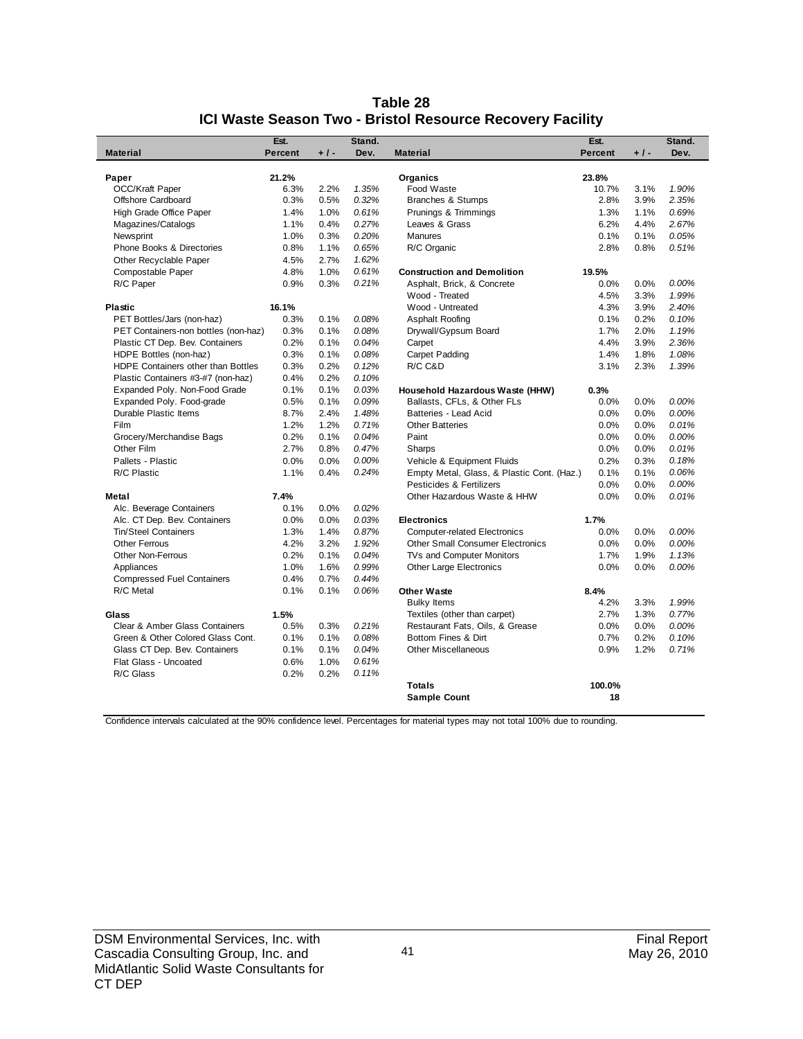# Table 28
## ICI Waste Season Two - Bristol Resource Recovery Facility

| Material | Est. Percent | + / - | Stand. Dev. | Material | Est. Percent | + / - | Stand. Dev. |
|---|---|---|---|---|---|---|---|
| **Paper** | **21.2%** | | | **Organics** | **23.8%** | | |
| OCC/Kraft Paper | 6.3% | 2.2% | *1.35%* | Food Waste | 10.7% | 3.1% | *1.90%* |
| Offshore Cardboard | 0.3% | 0.5% | *0.32%* | Branches & Stumps | 2.8% | 3.9% | *2.35%* |
| High Grade Office Paper | 1.4% | 1.0% | *0.61%* | Prunings & Trimmings | 1.3% | 1.1% | *0.69%* |
| Magazines/Catalogs | 1.1% | 0.4% | *0.27%* | Leaves & Grass | 6.2% | 4.4% | *2.67%* |
| Newsprint | 1.0% | 0.3% | *0.20%* | Manures | 0.1% | 0.1% | *0.05%* |
| Phone Books & Directories | 0.8% | 1.1% | *0.65%* | R/C Organic | 2.8% | 0.8% | *0.51%* |
| Other Recyclable Paper | 4.5% | 2.7% | *1.62%* | | | | |
| Compostable Paper | 4.8% | 1.0% | *0.61%* | **Construction and Demolition** | **19.5%** | | |
| R/C Paper | 0.9% | 0.3% | *0.21%* | Asphalt, Brick, & Concrete | 0.0% | 0.0% | *0.00%* |
| | | | | Wood - Treated | 4.5% | 3.3% | *1.99%* |
| **Plastic** | **16.1%** | | | Wood - Untreated | 4.3% | 3.9% | *2.40%* |
| PET Bottles/Jars (non-haz) | 0.3% | 0.1% | *0.08%* | Asphalt Roofing | 0.1% | 0.2% | *0.10%* |
| PET Containers-non bottles (non-haz) | 0.3% | 0.1% | *0.08%* | Drywall/Gypsum Board | 1.7% | 2.0% | *1.19%* |
| Plastic CT Dep. Bev. Containers | 0.2% | 0.1% | *0.04%* | Carpet | 4.4% | 3.9% | *2.36%* |
| HDPE Bottles (non-haz) | 0.3% | 0.1% | *0.08%* | Carpet Padding | 1.4% | 1.8% | *1.08%* |
| HDPE Containers other than Bottles | 0.3% | 0.2% | *0.12%* | R/C C&D | 3.1% | 2.3% | *1.39%* |
| Plastic Containers #3-#7 (non-haz) | 0.4% | 0.2% | *0.10%* | | | | |
| Expanded Poly. Non-Food Grade | 0.1% | 0.1% | *0.03%* | **Household Hazardous Waste (HHW)** | **0.3%** | | |
| Expanded Poly. Food-grade | 0.5% | 0.1% | *0.09%* | Ballasts, CFLs, & Other FLs | 0.0% | 0.0% | *0.00%* |
| Durable Plastic Items | 8.7% | 2.4% | *1.48%* | Batteries - Lead Acid | 0.0% | 0.0% | *0.00%* |
| Film | 1.2% | 1.2% | *0.71%* | Other Batteries | 0.0% | 0.0% | *0.01%* |
| Grocery/Merchandise Bags | 0.2% | 0.1% | *0.04%* | Paint | 0.0% | 0.0% | *0.00%* |
| Other Film | 2.7% | 0.8% | *0.47%* | Sharps | 0.0% | 0.0% | *0.01%* |
| Pallets - Plastic | 0.0% | 0.0% | *0.00%* | Vehicle & Equipment Fluids | 0.2% | 0.3% | *0.18%* |
| R/C Plastic | 1.1% | 0.4% | *0.24%* | Empty Metal, Glass, & Plastic Cont. (Haz.) | 0.1% | 0.1% | *0.06%* |
| | | | | Pesticides & Fertilizers | 0.0% | 0.0% | *0.00%* |
| **Metal** | **7.4%** | | | Other Hazardous Waste & HHW | 0.0% | 0.0% | *0.01%* |
| Alc. Beverage Containers | 0.1% | 0.0% | *0.02%* | | | | |
| Alc. CT Dep. Bev. Containers | 0.0% | 0.0% | *0.03%* | **Electronics** | **1.7%** | | |
| Tin/Steel Containers | 1.3% | 1.4% | *0.87%* | Computer-related Electronics | 0.0% | 0.0% | *0.00%* |
| Other Ferrous | 4.2% | 3.2% | *1.92%* | Other Small Consumer Electronics | 0.0% | 0.0% | *0.00%* |
| Other Non-Ferrous | 0.2% | 0.1% | *0.04%* | TVs and Computer Monitors | 1.7% | 1.9% | *1.13%* |
| Appliances | 1.0% | 1.6% | *0.99%* | Other Large Electronics | 0.0% | 0.0% | *0.00%* |
| Compressed Fuel Containers | 0.4% | 0.7% | *0.44%* | | | | |
| R/C Metal | 0.1% | 0.1% | *0.06%* | **Other Waste** | **8.4%** | | |
| | | | | Bulky Items | 4.2% | 3.3% | *1.99%* |
| **Glass** | **1.5%** | | | Textiles (other than carpet) | 2.7% | 1.3% | *0.77%* |
| Clear & Amber Glass Containers | 0.5% | 0.3% | *0.21%* | Restaurant Fats, Oils, & Grease | 0.0% | 0.0% | *0.00%* |
| Green & Other Colored Glass Cont. | 0.1% | 0.1% | *0.08%* | Bottom Fines & Dirt | 0.7% | 0.2% | *0.10%* |
| Glass CT Dep. Bev. Containers | 0.1% | 0.1% | *0.04%* | Other Miscellaneous | 0.9% | 1.2% | *0.71%* |
| Flat Glass - Uncoated | 0.6% | 1.0% | *0.61%* | | | | |
| R/C Glass | 0.2% | 0.2% | *0.11%* | | | | |
| | | | | **Totals** | **100.0%** | | |
| | | | | **Sample Count** | **18** | | |

Confidence intervals calculated at the 90% confidence level. Percentages for material types may not total 100% due to rounding.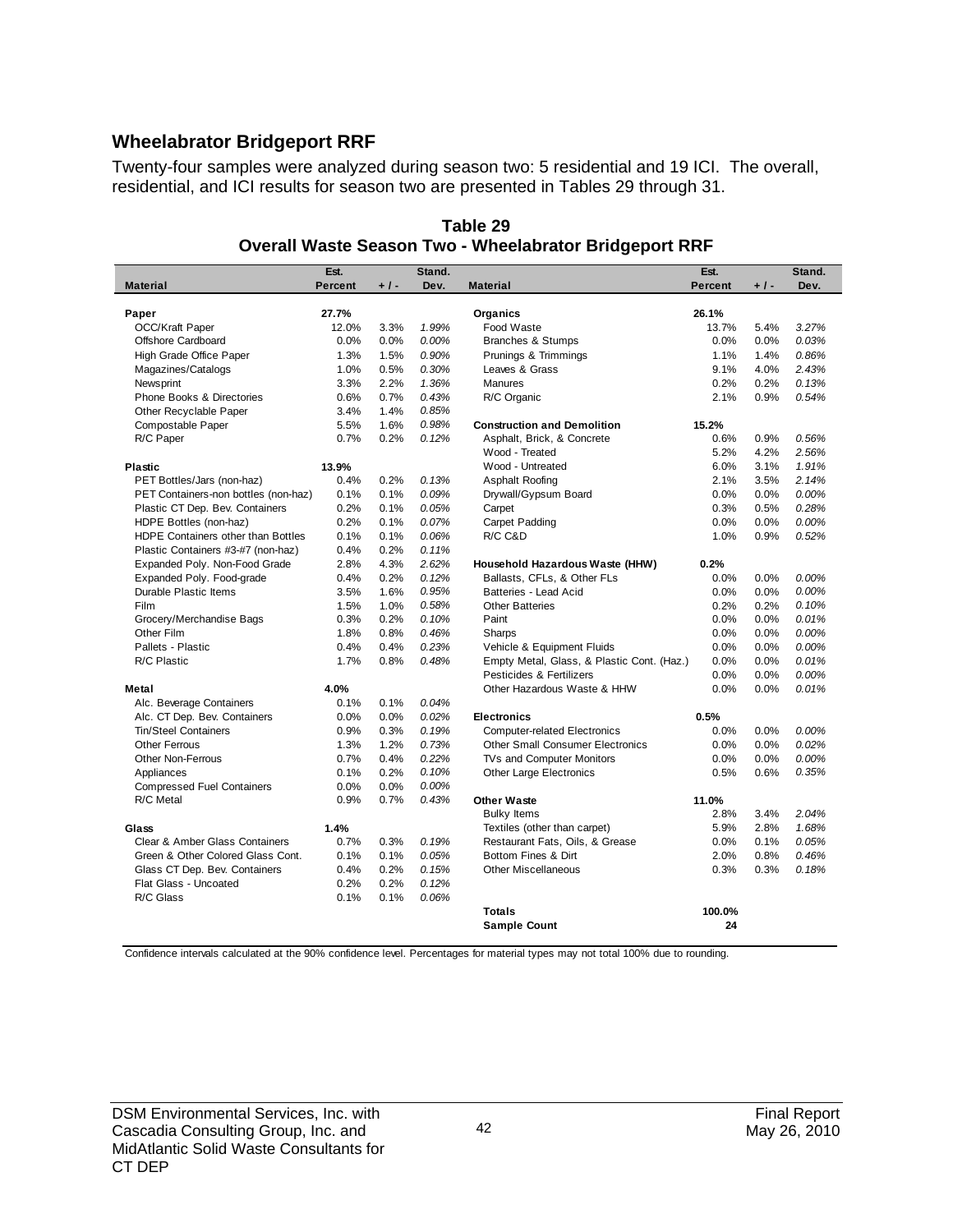## Wheelabrator Bridgeport RRF

Twenty-four samples were analyzed during season two: 5 residential and 19 ICI. The overall, residential, and ICI results for season two are presented in Tables 29 through 31.

**Table 29**
**Overall Waste Season Two - Wheelabrator Bridgeport RRF**

| Material | Est. Percent | + / - | Stand. Dev. | Material | Est. Percent | + / - | Stand. Dev. |
|---|---|---|---|---|---|---|---|
| **Paper** | **27.7%** | | | **Organics** | **26.1%** | | |
| OCC/Kraft Paper | 12.0% | 3.3% | *1.99%* | Food Waste | 13.7% | 5.4% | *3.27%* |
| Offshore Cardboard | 0.0% | 0.0% | *0.00%* | Branches & Stumps | 0.0% | 0.0% | *0.03%* |
| High Grade Office Paper | 1.3% | 1.5% | *0.90%* | Prunings & Trimmings | 1.1% | 1.4% | *0.86%* |
| Magazines/Catalogs | 1.0% | 0.5% | *0.30%* | Leaves & Grass | 9.1% | 4.0% | *2.43%* |
| Newsprint | 3.3% | 2.2% | *1.36%* | Manures | 0.2% | 0.2% | *0.13%* |
| Phone Books & Directories | 0.6% | 0.7% | *0.43%* | R/C Organic | 2.1% | 0.9% | *0.54%* |
| Other Recyclable Paper | 3.4% | 1.4% | *0.85%* | | | | |
| Compostable Paper | 5.5% | 1.6% | *0.98%* | **Construction and Demolition** | **15.2%** | | |
| R/C Paper | 0.7% | 0.2% | *0.12%* | Asphalt, Brick, & Concrete | 0.6% | 0.9% | *0.56%* |
| | | | | Wood - Treated | 5.2% | 4.2% | *2.56%* |
| **Plastic** | **13.9%** | | | Wood - Untreated | 6.0% | 3.1% | *1.91%* |
| PET Bottles/Jars (non-haz) | 0.4% | 0.2% | *0.13%* | Asphalt Roofing | 2.1% | 3.5% | *2.14%* |
| PET Containers-non bottles (non-haz) | 0.1% | 0.1% | *0.09%* | Drywall/Gypsum Board | 0.0% | 0.0% | *0.00%* |
| Plastic CT Dep. Bev. Containers | 0.2% | 0.1% | *0.05%* | Carpet | 0.3% | 0.5% | *0.28%* |
| HDPE Bottles (non-haz) | 0.2% | 0.1% | *0.07%* | Carpet Padding | 0.0% | 0.0% | *0.00%* |
| HDPE Containers other than Bottles | 0.1% | 0.1% | *0.06%* | R/C C&D | 1.0% | 0.9% | *0.52%* |
| Plastic Containers #3-#7 (non-haz) | 0.4% | 0.2% | *0.11%* | | | | |
| Expanded Poly. Non-Food Grade | 2.8% | 4.3% | *2.62%* | **Household Hazardous Waste (HHW)** | **0.2%** | | |
| Expanded Poly. Food-grade | 0.4% | 0.2% | *0.12%* | Ballasts, CFLs, & Other FLs | 0.0% | 0.0% | *0.00%* |
| Durable Plastic Items | 3.5% | 1.6% | *0.95%* | Batteries - Lead Acid | 0.0% | 0.0% | *0.00%* |
| Film | 1.5% | 1.0% | *0.58%* | Other Batteries | 0.2% | 0.2% | *0.10%* |
| Grocery/Merchandise Bags | 0.3% | 0.2% | *0.10%* | Paint | 0.0% | 0.0% | *0.01%* |
| Other Film | 1.8% | 0.8% | *0.46%* | Sharps | 0.0% | 0.0% | *0.00%* |
| Pallets - Plastic | 0.4% | 0.4% | *0.23%* | Vehicle & Equipment Fluids | 0.0% | 0.0% | *0.00%* |
| R/C Plastic | 1.7% | 0.8% | *0.48%* | Empty Metal, Glass, & Plastic Cont. (Haz.) | 0.0% | 0.0% | *0.01%* |
| | | | | Pesticides & Fertilizers | 0.0% | 0.0% | *0.00%* |
| **Metal** | **4.0%** | | | Other Hazardous Waste & HHW | 0.0% | 0.0% | *0.01%* |
| Alc. Beverage Containers | 0.1% | 0.1% | *0.04%* | | | | |
| Alc. CT Dep. Bev. Containers | 0.0% | 0.0% | *0.02%* | **Electronics** | **0.5%** | | |
| Tin/Steel Containers | 0.9% | 0.3% | *0.19%* | Computer-related Electronics | 0.0% | 0.0% | *0.00%* |
| Other Ferrous | 1.3% | 1.2% | *0.73%* | Other Small Consumer Electronics | 0.0% | 0.0% | *0.02%* |
| Other Non-Ferrous | 0.7% | 0.4% | *0.22%* | TVs and Computer Monitors | 0.0% | 0.0% | *0.00%* |
| Appliances | 0.1% | 0.2% | *0.10%* | Other Large Electronics | 0.5% | 0.6% | *0.35%* |
| Compressed Fuel Containers | 0.0% | 0.0% | *0.00%* | | | | |
| R/C Metal | 0.9% | 0.7% | *0.43%* | **Other Waste** | **11.0%** | | |
| | | | | Bulky Items | 2.8% | 3.4% | *2.04%* |
| **Glass** | **1.4%** | | | Textiles (other than carpet) | 5.9% | 2.8% | *1.68%* |
| Clear & Amber Glass Containers | 0.7% | 0.3% | *0.19%* | Restaurant Fats, Oils, & Grease | 0.0% | 0.1% | *0.05%* |
| Green & Other Colored Glass Cont. | 0.1% | 0.1% | *0.05%* | Bottom Fines & Dirt | 2.0% | 0.8% | *0.46%* |
| Glass CT Dep. Bev. Containers | 0.4% | 0.2% | *0.15%* | Other Miscellaneous | 0.3% | 0.3% | *0.18%* |
| Flat Glass - Uncoated | 0.2% | 0.2% | *0.12%* | | | | |
| R/C Glass | 0.1% | 0.1% | *0.06%* | | | | |
| | | | | **Totals** | **100.0%** | | |
| | | | | **Sample Count** | **24** | | |

Confidence intervals calculated at the 90% confidence level. Percentages for material types may not total 100% due to rounding.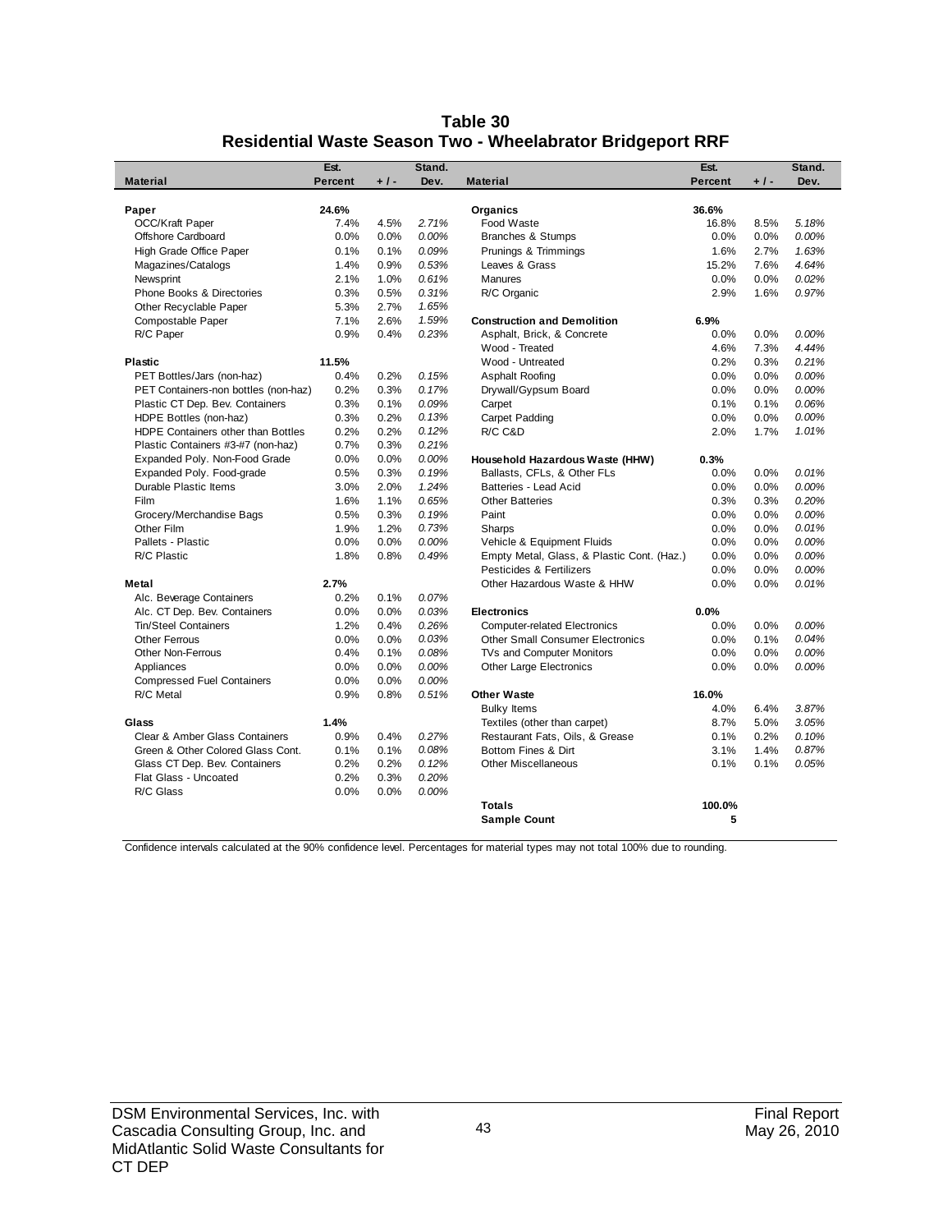# Table 30
## Residential Waste Season Two - Wheelabrator Bridgeport RRF

| Material | Est. Percent | + / - | Stand. Dev. | Material | Est. Percent | + / - | Stand. Dev. |
|---|---|---|---|---|---|---|---|
| **Paper** | **24.6%** | | | **Organics** | **36.6%** | | |
| OCC/Kraft Paper | 7.4% | 4.5% | *2.71%* | Food Waste | 16.8% | 8.5% | *5.18%* |
| Offshore Cardboard | 0.0% | 0.0% | *0.00%* | Branches & Stumps | 0.0% | 0.0% | *0.00%* |
| High Grade Office Paper | 0.1% | 0.1% | *0.09%* | Prunings & Trimmings | 1.6% | 2.7% | *1.63%* |
| Magazines/Catalogs | 1.4% | 0.9% | *0.53%* | Leaves & Grass | 15.2% | 7.6% | *4.64%* |
| Newsprint | 2.1% | 1.0% | *0.61%* | Manures | 0.0% | 0.0% | *0.02%* |
| Phone Books & Directories | 0.3% | 0.5% | *0.31%* | R/C Organic | 2.9% | 1.6% | *0.97%* |
| Other Recyclable Paper | 5.3% | 2.7% | *1.65%* | | | | |
| Compostable Paper | 7.1% | 2.6% | *1.59%* | **Construction and Demolition** | **6.9%** | | |
| R/C Paper | 0.9% | 0.4% | *0.23%* | Asphalt, Brick, & Concrete | 0.0% | 0.0% | *0.00%* |
| | | | | Wood - Treated | 4.6% | 7.3% | *4.44%* |
| **Plastic** | **11.5%** | | | Wood - Untreated | 0.2% | 0.3% | *0.21%* |
| PET Bottles/Jars (non-haz) | 0.4% | 0.2% | *0.15%* | Asphalt Roofing | 0.0% | 0.0% | *0.00%* |
| PET Containers-non bottles (non-haz) | 0.2% | 0.3% | *0.17%* | Drywall/Gypsum Board | 0.0% | 0.0% | *0.00%* |
| Plastic CT Dep. Bev. Containers | 0.3% | 0.1% | *0.09%* | Carpet | 0.1% | 0.1% | *0.06%* |
| HDPE Bottles (non-haz) | 0.3% | 0.2% | *0.13%* | Carpet Padding | 0.0% | 0.0% | *0.00%* |
| HDPE Containers other than Bottles | 0.2% | 0.2% | *0.12%* | R/C C&D | 2.0% | 1.7% | *1.01%* |
| Plastic Containers #3-#7 (non-haz) | 0.7% | 0.3% | *0.21%* | | | | |
| Expanded Poly. Non-Food Grade | 0.0% | 0.0% | *0.00%* | **Household Hazardous Waste (HHW)** | **0.3%** | | |
| Expanded Poly. Food-grade | 0.5% | 0.3% | *0.19%* | Ballasts, CFLs, & Other FLs | 0.0% | 0.0% | *0.01%* |
| Durable Plastic Items | 3.0% | 2.0% | *1.24%* | Batteries - Lead Acid | 0.0% | 0.0% | *0.00%* |
| Film | 1.6% | 1.1% | *0.65%* | Other Batteries | 0.3% | 0.3% | *0.20%* |
| Grocery/Merchandise Bags | 0.5% | 0.3% | *0.19%* | Paint | 0.0% | 0.0% | *0.00%* |
| Other Film | 1.9% | 1.2% | *0.73%* | Sharps | 0.0% | 0.0% | *0.01%* |
| Pallets - Plastic | 0.0% | 0.0% | *0.00%* | Vehicle & Equipment Fluids | 0.0% | 0.0% | *0.00%* |
| R/C Plastic | 1.8% | 0.8% | *0.49%* | Empty Metal, Glass, & Plastic Cont. (Haz.) | 0.0% | 0.0% | *0.00%* |
| | | | | Pesticides & Fertilizers | 0.0% | 0.0% | *0.00%* |
| **Metal** | **2.7%** | | | Other Hazardous Waste & HHW | 0.0% | 0.0% | *0.01%* |
| Alc. Beverage Containers | 0.2% | 0.1% | *0.07%* | | | | |
| Alc. CT Dep. Bev. Containers | 0.0% | 0.0% | *0.03%* | **Electronics** | **0.0%** | | |
| Tin/Steel Containers | 1.2% | 0.4% | *0.26%* | Computer-related Electronics | 0.0% | 0.0% | *0.00%* |
| Other Ferrous | 0.0% | 0.0% | *0.03%* | Other Small Consumer Electronics | 0.0% | 0.1% | *0.04%* |
| Other Non-Ferrous | 0.4% | 0.1% | *0.08%* | TVs and Computer Monitors | 0.0% | 0.0% | *0.00%* |
| Appliances | 0.0% | 0.0% | *0.00%* | Other Large Electronics | 0.0% | 0.0% | *0.00%* |
| Compressed Fuel Containers | 0.0% | 0.0% | *0.00%* | | | | |
| R/C Metal | 0.9% | 0.8% | *0.51%* | **Other Waste** | **16.0%** | | |
| | | | | Bulky Items | 4.0% | 6.4% | *3.87%* |
| **Glass** | **1.4%** | | | Textiles (other than carpet) | 8.7% | 5.0% | *3.05%* |
| Clear & Amber Glass Containers | 0.9% | 0.4% | *0.27%* | Restaurant Fats, Oils, & Grease | 0.1% | 0.2% | *0.10%* |
| Green & Other Colored Glass Cont. | 0.1% | 0.1% | *0.08%* | Bottom Fines & Dirt | 3.1% | 1.4% | *0.87%* |
| Glass CT Dep. Bev. Containers | 0.2% | 0.2% | *0.12%* | Other Miscellaneous | 0.1% | 0.1% | *0.05%* |
| Flat Glass - Uncoated | 0.2% | 0.3% | *0.20%* | | | | |
| R/C Glass | 0.0% | 0.0% | *0.00%* | | | | |
| | | | | **Totals** | **100.0%** | | |
| | | | | **Sample Count** | **5** | | |

Confidence intervals calculated at the 90% confidence level. Percentages for material types may not total 100% due to rounding.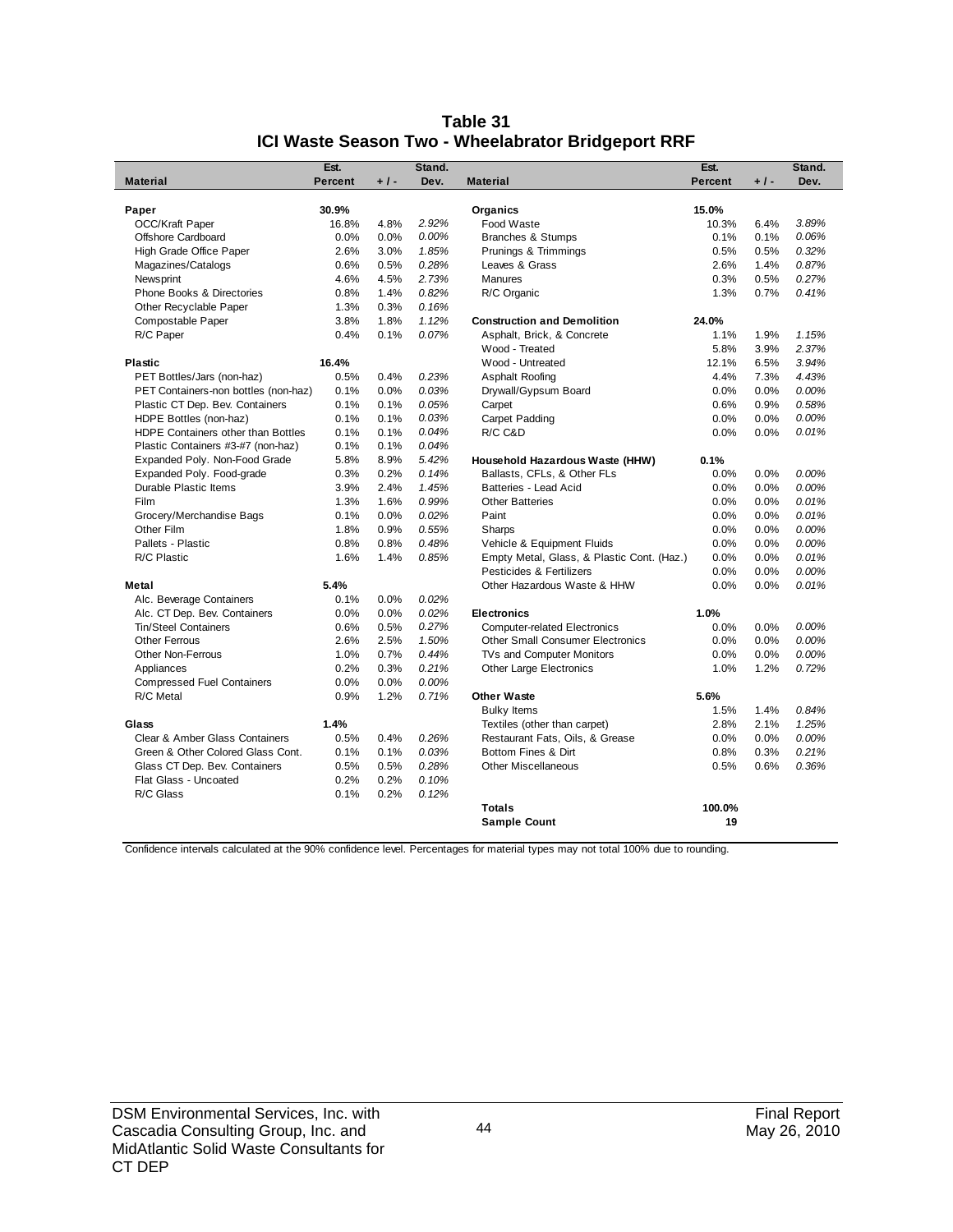# Table 31
## ICI Waste Season Two - Wheelabrator Bridgeport RRF

| Material | Est. Percent | + / - | Stand. Dev. | Material | Est. Percent | + / - | Stand. Dev. |
|---|---|---|---|---|---|---|---|
| **Paper** | **30.9%** | | | **Organics** | **15.0%** | | |
| OCC/Kraft Paper | 16.8% | 4.8% | *2.92%* | Food Waste | 10.3% | 6.4% | *3.89%* |
| Offshore Cardboard | 0.0% | 0.0% | *0.00%* | Branches & Stumps | 0.1% | 0.1% | *0.06%* |
| High Grade Office Paper | 2.6% | 3.0% | *1.85%* | Prunings & Trimmings | 0.5% | 0.5% | *0.32%* |
| Magazines/Catalogs | 0.6% | 0.5% | *0.28%* | Leaves & Grass | 2.6% | 1.4% | *0.87%* |
| Newsprint | 4.6% | 4.5% | *2.73%* | Manures | 0.3% | 0.5% | *0.27%* |
| Phone Books & Directories | 0.8% | 1.4% | *0.82%* | R/C Organic | 1.3% | 0.7% | *0.41%* |
| Other Recyclable Paper | 1.3% | 0.3% | *0.16%* | | | | |
| Compostable Paper | 3.8% | 1.8% | *1.12%* | **Construction and Demolition** | **24.0%** | | |
| R/C Paper | 0.4% | 0.1% | *0.07%* | Asphalt, Brick, & Concrete | 1.1% | 1.9% | *1.15%* |
| | | | | Wood - Treated | 5.8% | 3.9% | *2.37%* |
| **Plastic** | **16.4%** | | | Wood - Untreated | 12.1% | 6.5% | *3.94%* |
| PET Bottles/Jars (non-haz) | 0.5% | 0.4% | *0.23%* | Asphalt Roofing | 4.4% | 7.3% | *4.43%* |
| PET Containers-non bottles (non-haz) | 0.1% | 0.0% | *0.03%* | Drywall/Gypsum Board | 0.0% | 0.0% | *0.00%* |
| Plastic CT Dep. Bev. Containers | 0.1% | 0.1% | *0.05%* | Carpet | 0.6% | 0.9% | *0.58%* |
| HDPE Bottles (non-haz) | 0.1% | 0.1% | *0.03%* | Carpet Padding | 0.0% | 0.0% | *0.00%* |
| HDPE Containers other than Bottles | 0.1% | 0.1% | *0.04%* | R/C C&D | 0.0% | 0.0% | *0.01%* |
| Plastic Containers #3-#7 (non-haz) | 0.1% | 0.1% | *0.04%* | | | | |
| Expanded Poly. Non-Food Grade | 5.8% | 8.9% | *5.42%* | **Household Hazardous Waste (HHW)** | **0.1%** | | |
| Expanded Poly. Food-grade | 0.3% | 0.2% | *0.14%* | Ballasts, CFLs, & Other FLs | 0.0% | 0.0% | *0.00%* |
| Durable Plastic Items | 3.9% | 2.4% | *1.45%* | Batteries - Lead Acid | 0.0% | 0.0% | *0.00%* |
| Film | 1.3% | 1.6% | *0.99%* | Other Batteries | 0.0% | 0.0% | *0.01%* |
| Grocery/Merchandise Bags | 0.1% | 0.0% | *0.02%* | Paint | 0.0% | 0.0% | *0.01%* |
| Other Film | 1.8% | 0.9% | *0.55%* | Sharps | 0.0% | 0.0% | *0.00%* |
| Pallets - Plastic | 0.8% | 0.8% | *0.48%* | Vehicle & Equipment Fluids | 0.0% | 0.0% | *0.00%* |
| R/C Plastic | 1.6% | 1.4% | *0.85%* | Empty Metal, Glass, & Plastic Cont. (Haz.) | 0.0% | 0.0% | *0.01%* |
| | | | | Pesticides & Fertilizers | 0.0% | 0.0% | *0.00%* |
| **Metal** | **5.4%** | | | Other Hazardous Waste & HHW | 0.0% | 0.0% | *0.01%* |
| Alc. Beverage Containers | 0.1% | 0.0% | *0.02%* | | | | |
| Alc. CT Dep. Bev. Containers | 0.0% | 0.0% | *0.02%* | **Electronics** | **1.0%** | | |
| Tin/Steel Containers | 0.6% | 0.5% | *0.27%* | Computer-related Electronics | 0.0% | 0.0% | *0.00%* |
| Other Ferrous | 2.6% | 2.5% | *1.50%* | Other Small Consumer Electronics | 0.0% | 0.0% | *0.00%* |
| Other Non-Ferrous | 1.0% | 0.7% | *0.44%* | TVs and Computer Monitors | 0.0% | 0.0% | *0.00%* |
| Appliances | 0.2% | 0.3% | *0.21%* | Other Large Electronics | 1.0% | 1.2% | *0.72%* |
| Compressed Fuel Containers | 0.0% | 0.0% | *0.00%* | | | | |
| R/C Metal | 0.9% | 1.2% | *0.71%* | **Other Waste** | **5.6%** | | |
| | | | | Bulky Items | 1.5% | 1.4% | *0.84%* |
| **Glass** | **1.4%** | | | Textiles (other than carpet) | 2.8% | 2.1% | *1.25%* |
| Clear & Amber Glass Containers | 0.5% | 0.4% | *0.26%* | Restaurant Fats, Oils, & Grease | 0.0% | 0.0% | *0.00%* |
| Green & Other Colored Glass Cont. | 0.1% | 0.1% | *0.03%* | Bottom Fines & Dirt | 0.8% | 0.3% | *0.21%* |
| Glass CT Dep. Bev. Containers | 0.5% | 0.5% | *0.28%* | Other Miscellaneous | 0.5% | 0.6% | *0.36%* |
| Flat Glass - Uncoated | 0.2% | 0.2% | *0.10%* | | | | |
| R/C Glass | 0.1% | 0.2% | *0.12%* | | | | |
| | | | | **Totals** | **100.0%** | | |
| | | | | **Sample Count** | **19** | | |

Confidence intervals calculated at the 90% confidence level. Percentages for material types may not total 100% due to rounding.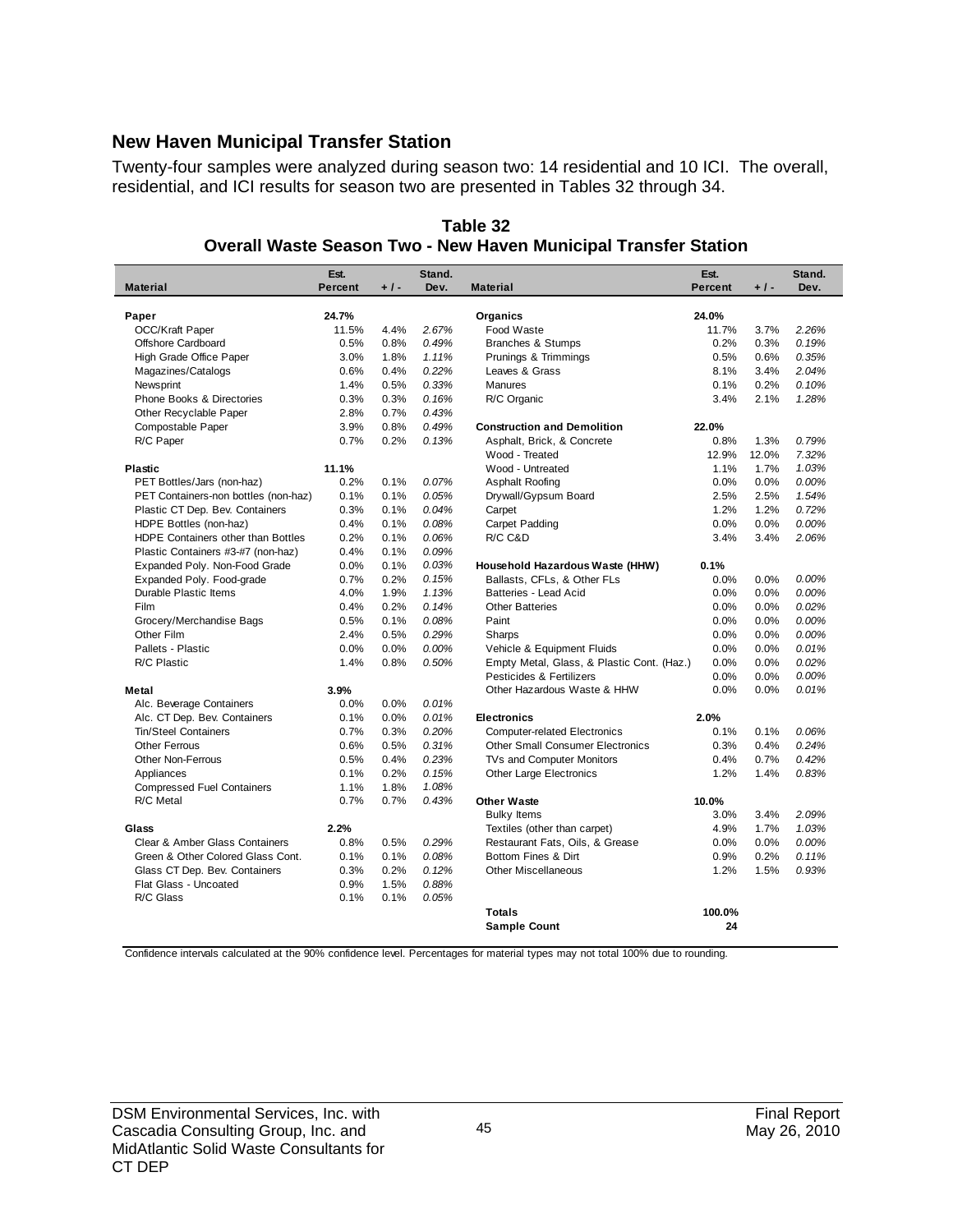## New Haven Municipal Transfer Station

Twenty-four samples were analyzed during season two: 14 residential and 10 ICI. The overall, residential, and ICI results for season two are presented in Tables 32 through 34.

**Table 32**
**Overall Waste Season Two - New Haven Municipal Transfer Station**

| Material | Est. Percent | + / - | Stand. Dev. | Material | Est. Percent | + / - | Stand. Dev. |
|---|---|---|---|---|---|---|---|
| **Paper** | **24.7%** | | | **Organics** | **24.0%** | | |
| OCC/Kraft Paper | 11.5% | 4.4% | *2.67%* | Food Waste | 11.7% | 3.7% | *2.26%* |
| Offshore Cardboard | 0.5% | 0.8% | *0.49%* | Branches & Stumps | 0.2% | 0.3% | *0.19%* |
| High Grade Office Paper | 3.0% | 1.8% | *1.11%* | Prunings & Trimmings | 0.5% | 0.6% | *0.35%* |
| Magazines/Catalogs | 0.6% | 0.4% | *0.22%* | Leaves & Grass | 8.1% | 3.4% | *2.04%* |
| Newsprint | 1.4% | 0.5% | *0.33%* | Manures | 0.1% | 0.2% | *0.10%* |
| Phone Books & Directories | 0.3% | 0.3% | *0.16%* | R/C Organic | 3.4% | 2.1% | *1.28%* |
| Other Recyclable Paper | 2.8% | 0.7% | *0.43%* | | | | |
| Compostable Paper | 3.9% | 0.8% | *0.49%* | **Construction and Demolition** | **22.0%** | | |
| R/C Paper | 0.7% | 0.2% | *0.13%* | Asphalt, Brick, & Concrete | 0.8% | 1.3% | *0.79%* |
| | | | | Wood - Treated | 12.9% | 12.0% | *7.32%* |
| **Plastic** | **11.1%** | | | Wood - Untreated | 1.1% | 1.7% | *1.03%* |
| PET Bottles/Jars (non-haz) | 0.2% | 0.1% | *0.07%* | Asphalt Roofing | 0.0% | 0.0% | *0.00%* |
| PET Containers-non bottles (non-haz) | 0.1% | 0.1% | *0.05%* | Drywall/Gypsum Board | 2.5% | 2.5% | *1.54%* |
| Plastic CT Dep. Bev. Containers | 0.3% | 0.1% | *0.04%* | Carpet | 1.2% | 1.2% | *0.72%* |
| HDPE Bottles (non-haz) | 0.4% | 0.1% | *0.08%* | Carpet Padding | 0.0% | 0.0% | *0.00%* |
| HDPE Containers other than Bottles | 0.2% | 0.1% | *0.06%* | R/C C&D | 3.4% | 3.4% | *2.06%* |
| Plastic Containers #3-#7 (non-haz) | 0.4% | 0.1% | *0.09%* | | | | |
| Expanded Poly. Non-Food Grade | 0.0% | 0.1% | *0.03%* | **Household Hazardous Waste (HHW)** | **0.1%** | | |
| Expanded Poly. Food-grade | 0.7% | 0.2% | *0.15%* | Ballasts, CFLs, & Other FLs | 0.0% | 0.0% | *0.00%* |
| Durable Plastic Items | 4.0% | 1.9% | *1.13%* | Batteries - Lead Acid | 0.0% | 0.0% | *0.00%* |
| Film | 0.4% | 0.2% | *0.14%* | Other Batteries | 0.0% | 0.0% | *0.02%* |
| Grocery/Merchandise Bags | 0.5% | 0.1% | *0.08%* | Paint | 0.0% | 0.0% | *0.00%* |
| Other Film | 2.4% | 0.5% | *0.29%* | Sharps | 0.0% | 0.0% | *0.00%* |
| Pallets - Plastic | 0.0% | 0.0% | *0.00%* | Vehicle & Equipment Fluids | 0.0% | 0.0% | *0.01%* |
| R/C Plastic | 1.4% | 0.8% | *0.50%* | Empty Metal, Glass, & Plastic Cont. (Haz.) | 0.0% | 0.0% | *0.02%* |
| | | | | Pesticides & Fertilizers | 0.0% | 0.0% | *0.00%* |
| **Metal** | **3.9%** | | | Other Hazardous Waste & HHW | 0.0% | 0.0% | *0.01%* |
| Alc. Beverage Containers | 0.0% | 0.0% | *0.01%* | | | | |
| Alc. CT Dep. Bev. Containers | 0.1% | 0.0% | *0.01%* | **Electronics** | **2.0%** | | |
| Tin/Steel Containers | 0.7% | 0.3% | *0.20%* | Computer-related Electronics | 0.1% | 0.1% | *0.06%* |
| Other Ferrous | 0.6% | 0.5% | *0.31%* | Other Small Consumer Electronics | 0.3% | 0.4% | *0.24%* |
| Other Non-Ferrous | 0.5% | 0.4% | *0.23%* | TVs and Computer Monitors | 0.4% | 0.7% | *0.42%* |
| Appliances | 0.1% | 0.2% | *0.15%* | Other Large Electronics | 1.2% | 1.4% | *0.83%* |
| Compressed Fuel Containers | 1.1% | 1.8% | *1.08%* | | | | |
| R/C Metal | 0.7% | 0.7% | *0.43%* | **Other Waste** | **10.0%** | | |
| | | | | Bulky Items | 3.0% | 3.4% | *2.09%* |
| **Glass** | **2.2%** | | | Textiles (other than carpet) | 4.9% | 1.7% | *1.03%* |
| Clear & Amber Glass Containers | 0.8% | 0.5% | *0.29%* | Restaurant Fats, Oils, & Grease | 0.0% | 0.0% | *0.00%* |
| Green & Other Colored Glass Cont. | 0.1% | 0.1% | *0.08%* | Bottom Fines & Dirt | 0.9% | 0.2% | *0.11%* |
| Glass CT Dep. Bev. Containers | 0.3% | 0.2% | *0.12%* | Other Miscellaneous | 1.2% | 1.5% | *0.93%* |
| Flat Glass - Uncoated | 0.9% | 1.5% | *0.88%* | | | | |
| R/C Glass | 0.1% | 0.1% | *0.05%* | | | | |
| | | | | **Totals** | **100.0%** | | |
| | | | | **Sample Count** | **24** | | |

Confidence intervals calculated at the 90% confidence level. Percentages for material types may not total 100% due to rounding.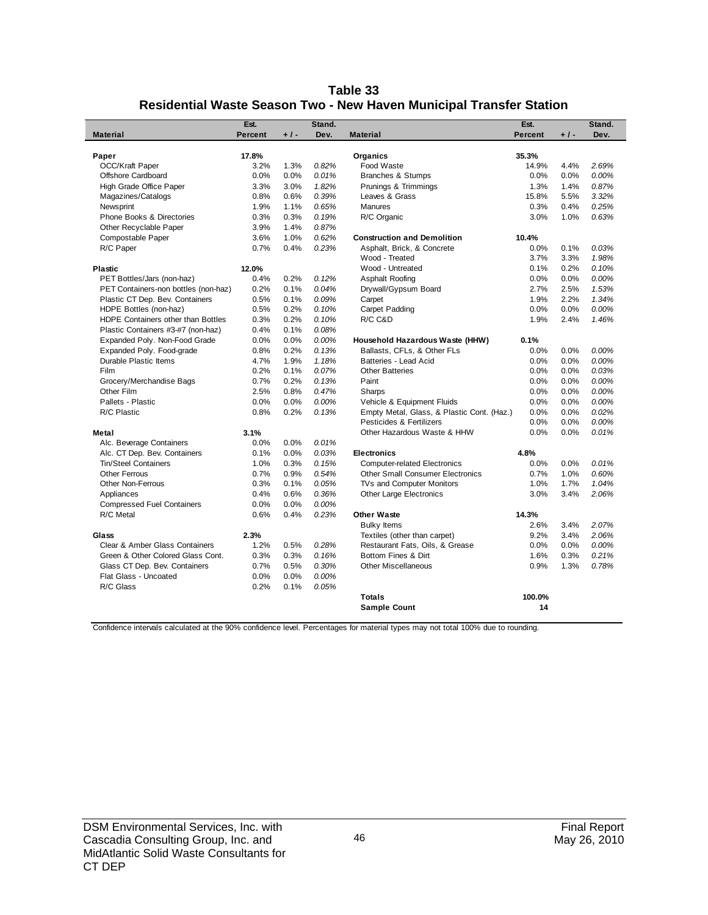# Table 33
## Residential Waste Season Two - New Haven Municipal Transfer Station

| Material | Est. Percent | + / - | Stand. Dev. | Material | Est. Percent | + / - | Stand. Dev. |
|---|---|---|---|---|---|---|---|
| **Paper** | **17.8%** | | | **Organics** | **35.3%** | | |
| OCC/Kraft Paper | 3.2% | 1.3% | *0.82%* | Food Waste | 14.9% | 4.4% | *2.69%* |
| Offshore Cardboard | 0.0% | 0.0% | *0.01%* | Branches & Stumps | 0.0% | 0.0% | *0.00%* |
| High Grade Office Paper | 3.3% | 3.0% | *1.82%* | Prunings & Trimmings | 1.3% | 1.4% | *0.87%* |
| Magazines/Catalogs | 0.8% | 0.6% | *0.39%* | Leaves & Grass | 15.8% | 5.5% | *3.32%* |
| Newsprint | 1.9% | 1.1% | *0.65%* | Manures | 0.3% | 0.4% | *0.25%* |
| Phone Books & Directories | 0.3% | 0.3% | *0.19%* | R/C Organic | 3.0% | 1.0% | *0.63%* |
| Other Recyclable Paper | 3.9% | 1.4% | *0.87%* | | | | |
| Compostable Paper | 3.6% | 1.0% | *0.62%* | **Construction and Demolition** | **10.4%** | | |
| R/C Paper | 0.7% | 0.4% | *0.23%* | Asphalt, Brick, & Concrete | 0.0% | 0.1% | *0.03%* |
| | | | | Wood - Treated | 3.7% | 3.3% | *1.98%* |
| **Plastic** | **12.0%** | | | Wood - Untreated | 0.1% | 0.2% | *0.10%* |
| PET Bottles/Jars (non-haz) | 0.4% | 0.2% | *0.12%* | Asphalt Roofing | 0.0% | 0.0% | *0.00%* |
| PET Containers-non bottles (non-haz) | 0.2% | 0.1% | *0.04%* | Drywall/Gypsum Board | 2.7% | 2.5% | *1.53%* |
| Plastic CT Dep. Bev. Containers | 0.5% | 0.1% | *0.09%* | Carpet | 1.9% | 2.2% | *1.34%* |
| HDPE Bottles (non-haz) | 0.5% | 0.2% | *0.10%* | Carpet Padding | 0.0% | 0.0% | *0.00%* |
| HDPE Containers other than Bottles | 0.3% | 0.2% | *0.10%* | R/C C&D | 1.9% | 2.4% | *1.46%* |
| Plastic Containers #3-#7 (non-haz) | 0.4% | 0.1% | *0.08%* | | | | |
| Expanded Poly. Non-Food Grade | 0.0% | 0.0% | *0.00%* | **Household Hazardous Waste (HHW)** | **0.1%** | | |
| Expanded Poly. Food-grade | 0.8% | 0.2% | *0.13%* | Ballasts, CFLs, & Other FLs | 0.0% | 0.0% | *0.00%* |
| Durable Plastic Items | 4.7% | 1.9% | *1.18%* | Batteries - Lead Acid | 0.0% | 0.0% | *0.00%* |
| Film | 0.2% | 0.1% | *0.07%* | Other Batteries | 0.0% | 0.0% | *0.03%* |
| Grocery/Merchandise Bags | 0.7% | 0.2% | *0.13%* | Paint | 0.0% | 0.0% | *0.00%* |
| Other Film | 2.5% | 0.8% | *0.47%* | Sharps | 0.0% | 0.0% | *0.00%* |
| Pallets - Plastic | 0.0% | 0.0% | *0.00%* | Vehicle & Equipment Fluids | 0.0% | 0.0% | *0.00%* |
| R/C Plastic | 0.8% | 0.2% | *0.13%* | Empty Metal, Glass, & Plastic Cont. (Haz.) | 0.0% | 0.0% | *0.02%* |
| | | | | Pesticides & Fertilizers | 0.0% | 0.0% | *0.00%* |
| **Metal** | **3.1%** | | | Other Hazardous Waste & HHW | 0.0% | 0.0% | *0.01%* |
| Alc. Beverage Containers | 0.0% | 0.0% | *0.01%* | | | | |
| Alc. CT Dep. Bev. Containers | 0.1% | 0.0% | *0.03%* | **Electronics** | **4.8%** | | |
| Tin/Steel Containers | 1.0% | 0.3% | *0.15%* | Computer-related Electronics | 0.0% | 0.0% | *0.01%* |
| Other Ferrous | 0.7% | 0.9% | *0.54%* | Other Small Consumer Electronics | 0.7% | 1.0% | *0.60%* |
| Other Non-Ferrous | 0.3% | 0.1% | *0.05%* | TVs and Computer Monitors | 1.0% | 1.7% | *1.04%* |
| Appliances | 0.4% | 0.6% | *0.36%* | Other Large Electronics | 3.0% | 3.4% | *2.06%* |
| Compressed Fuel Containers | 0.0% | 0.0% | *0.00%* | | | | |
| R/C Metal | 0.6% | 0.4% | *0.23%* | **Other Waste** | **14.3%** | | |
| | | | | Bulky Items | 2.6% | 3.4% | *2.07%* |
| **Glass** | **2.3%** | | | Textiles (other than carpet) | 9.2% | 3.4% | *2.06%* |
| Clear & Amber Glass Containers | 1.2% | 0.5% | *0.28%* | Restaurant Fats, Oils, & Grease | 0.0% | 0.0% | *0.00%* |
| Green & Other Colored Glass Cont. | 0.3% | 0.3% | *0.16%* | Bottom Fines & Dirt | 1.6% | 0.3% | *0.21%* |
| Glass CT Dep. Bev. Containers | 0.7% | 0.5% | *0.30%* | Other Miscellaneous | 0.9% | 1.3% | *0.78%* |
| Flat Glass - Uncoated | 0.0% | 0.0% | *0.00%* | | | | |
| R/C Glass | 0.2% | 0.1% | *0.05%* | | | | |
| | | | | **Totals** | **100.0%** | | |
| | | | | **Sample Count** | **14** | | |

Confidence intervals calculated at the 90% confidence level. Percentages for material types may not total 100% due to rounding.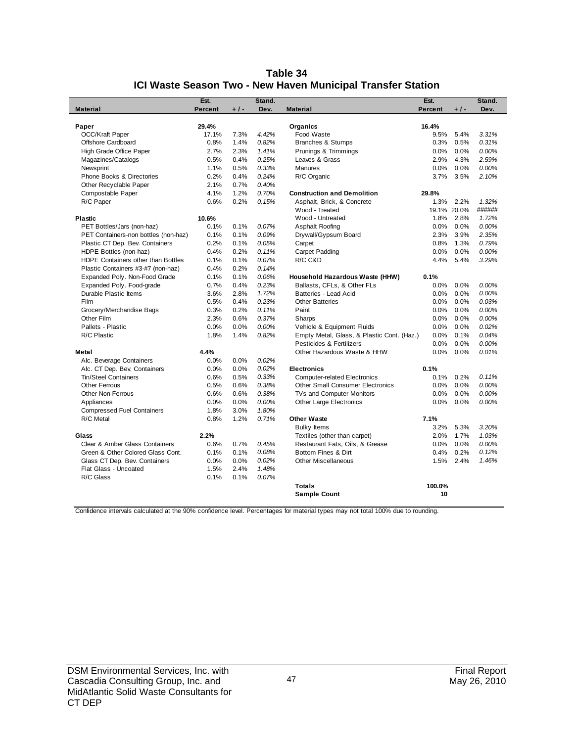# Table 34
## ICI Waste Season Two - New Haven Municipal Transfer Station

| Material | Est. Percent | + / - | Stand. Dev. | Material | Est. Percent | + / - | Stand. Dev. |
|---|---|---|---|---|---|---|---|
| **Paper** | **29.4%** | | | **Organics** | **16.4%** | | |
| OCC/Kraft Paper | 17.1% | 7.3% | *4.42%* | Food Waste | 9.5% | 5.4% | *3.31%* |
| Offshore Cardboard | 0.8% | 1.4% | *0.82%* | Branches & Stumps | 0.3% | 0.5% | *0.31%* |
| High Grade Office Paper | 2.7% | 2.3% | *1.41%* | Prunings & Trimmings | 0.0% | 0.0% | *0.00%* |
| Magazines/Catalogs | 0.5% | 0.4% | *0.25%* | Leaves & Grass | 2.9% | 4.3% | *2.59%* |
| Newsprint | 1.1% | 0.5% | *0.33%* | Manures | 0.0% | 0.0% | *0.00%* |
| Phone Books & Directories | 0.2% | 0.4% | *0.24%* | R/C Organic | 3.7% | 3.5% | *2.10%* |
| Other Recyclable Paper | 2.1% | 0.7% | *0.40%* | | | | |
| Compostable Paper | 4.1% | 1.2% | *0.70%* | **Construction and Demolition** | **29.8%** | | |
| R/C Paper | 0.6% | 0.2% | *0.15%* | Asphalt, Brick, & Concrete | 1.3% | 2.2% | *1.32%* |
| | | | | Wood - Treated | 19.1% | 20.0% | *######* |
| **Plastic** | **10.6%** | | | Wood - Untreated | 1.8% | 2.8% | *1.72%* |
| PET Bottles/Jars (non-haz) | 0.1% | 0.1% | *0.07%* | Asphalt Roofing | 0.0% | 0.0% | *0.00%* |
| PET Containers-non bottles (non-haz) | 0.1% | 0.1% | *0.09%* | Drywall/Gypsum Board | 2.3% | 3.9% | *2.35%* |
| Plastic CT Dep. Bev. Containers | 0.2% | 0.1% | *0.05%* | Carpet | 0.8% | 1.3% | *0.79%* |
| HDPE Bottles (non-haz) | 0.4% | 0.2% | *0.11%* | Carpet Padding | 0.0% | 0.0% | *0.00%* |
| HDPE Containers other than Bottles | 0.1% | 0.1% | *0.07%* | R/C C&D | 4.4% | 5.4% | *3.29%* |
| Plastic Containers #3-#7 (non-haz) | 0.4% | 0.2% | *0.14%* | | | | |
| Expanded Poly. Non-Food Grade | 0.1% | 0.1% | *0.06%* | **Household Hazardous Waste (HHW)** | **0.1%** | | |
| Expanded Poly. Food-grade | 0.7% | 0.4% | *0.23%* | Ballasts, CFLs, & Other FLs | 0.0% | 0.0% | *0.00%* |
| Durable Plastic Items | 3.6% | 2.8% | *1.72%* | Batteries - Lead Acid | 0.0% | 0.0% | *0.00%* |
| Film | 0.5% | 0.4% | *0.23%* | Other Batteries | 0.0% | 0.0% | *0.03%* |
| Grocery/Merchandise Bags | 0.3% | 0.2% | *0.11%* | Paint | 0.0% | 0.0% | *0.00%* |
| Other Film | 2.3% | 0.6% | *0.37%* | Sharps | 0.0% | 0.0% | *0.00%* |
| Pallets - Plastic | 0.0% | 0.0% | *0.00%* | Vehicle & Equipment Fluids | 0.0% | 0.0% | *0.02%* |
| R/C Plastic | 1.8% | 1.4% | *0.82%* | Empty Metal, Glass, & Plastic Cont. (Haz.) | 0.0% | 0.1% | *0.04%* |
| | | | | Pesticides & Fertilizers | 0.0% | 0.0% | *0.00%* |
| **Metal** | **4.4%** | | | Other Hazardous Waste & HHW | 0.0% | 0.0% | *0.01%* |
| Alc. Beverage Containers | 0.0% | 0.0% | *0.02%* | | | | |
| Alc. CT Dep. Bev. Containers | 0.0% | 0.0% | *0.02%* | **Electronics** | **0.1%** | | |
| Tin/Steel Containers | 0.6% | 0.5% | *0.33%* | Computer-related Electronics | 0.1% | 0.2% | *0.11%* |
| Other Ferrous | 0.5% | 0.6% | *0.38%* | Other Small Consumer Electronics | 0.0% | 0.0% | *0.00%* |
| Other Non-Ferrous | 0.6% | 0.6% | *0.38%* | TVs and Computer Monitors | 0.0% | 0.0% | *0.00%* |
| Appliances | 0.0% | 0.0% | *0.00%* | Other Large Electronics | 0.0% | 0.0% | *0.00%* |
| Compressed Fuel Containers | 1.8% | 3.0% | *1.80%* | | | | |
| R/C Metal | 0.8% | 1.2% | *0.71%* | **Other Waste** | **7.1%** | | |
| | | | | Bulky Items | 3.2% | 5.3% | *3.20%* |
| **Glass** | **2.2%** | | | Textiles (other than carpet) | 2.0% | 1.7% | *1.03%* |
| Clear & Amber Glass Containers | 0.6% | 0.7% | *0.45%* | Restaurant Fats, Oils, & Grease | 0.0% | 0.0% | *0.00%* |
| Green & Other Colored Glass Cont. | 0.1% | 0.1% | *0.08%* | Bottom Fines & Dirt | 0.4% | 0.2% | *0.12%* |
| Glass CT Dep. Bev. Containers | 0.0% | 0.0% | *0.02%* | Other Miscellaneous | 1.5% | 2.4% | *1.46%* |
| Flat Glass - Uncoated | 1.5% | 2.4% | *1.48%* | | | | |
| R/C Glass | 0.1% | 0.1% | *0.07%* | | | | |
| | | | | **Totals** | **100.0%** | | |
| | | | | **Sample Count** | **10** | | |

Confidence intervals calculated at the 90% confidence level. Percentages for material types may not total 100% due to rounding.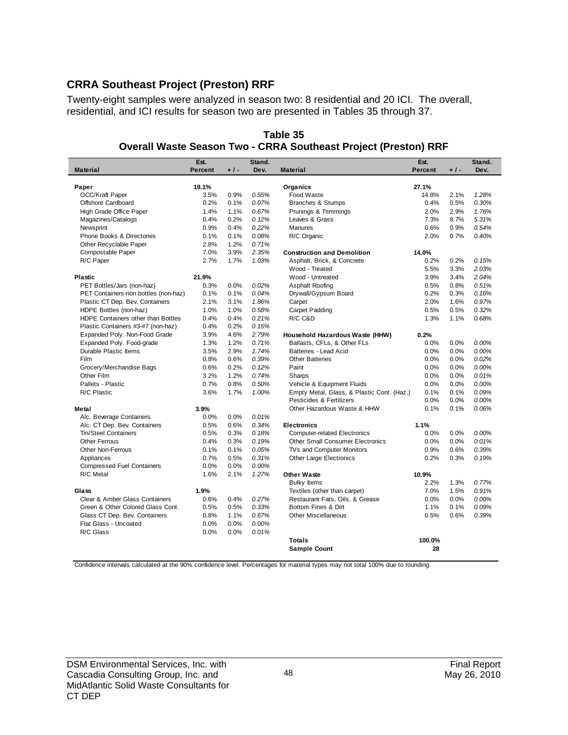## CRRA Southeast Project (Preston) RRF

Twenty-eight samples were analyzed in season two: 8 residential and 20 ICI. The overall, residential, and ICI results for season two are presented in Tables 35 through 37.

**Table 35**
**Overall Waste Season Two - CRRA Southeast Project (Preston) RRF**

| Material | Est. Percent | + / - | Stand. Dev. | Material | Est. Percent | + / - | Stand. Dev. |
|---|---|---|---|---|---|---|---|
| **Paper** | **19.1%** | | | **Organics** | **27.1%** | | |
| OCC/Kraft Paper | 3.5% | 0.9% | *0.55%* | Food Waste | 14.8% | 2.1% | *1.28%* |
| Offshore Cardboard | 0.2% | 0.1% | *0.07%* | Branches & Stumps | 0.4% | 0.5% | *0.30%* |
| High Grade Office Paper | 1.4% | 1.1% | *0.67%* | Prunings & Trimmings | 2.0% | 2.9% | *1.76%* |
| Magazines/Catalogs | 0.4% | 0.2% | *0.12%* | Leaves & Grass | 7.3% | 8.7% | *5.31%* |
| Newsprint | 0.9% | 0.4% | *0.22%* | Manures | 0.6% | 0.9% | *0.54%* |
| Phone Books & Directories | 0.1% | 0.1% | *0.08%* | R/C Organic | 2.0% | 0.7% | *0.40%* |
| Other Recyclable Paper | 2.8% | 1.2% | *0.71%* | | | | |
| Compostable Paper | 7.0% | 3.9% | *2.35%* | **Construction and Demolition** | **14.0%** | | |
| R/C Paper | 2.7% | 1.7% | *1.03%* | Asphalt, Brick, & Concrete | 0.2% | 0.2% | *0.15%* |
| | | | | Wood - Treated | 5.5% | 3.3% | *2.03%* |
| **Plastic** | **21.9%** | | | Wood - Untreated | 3.9% | 3.4% | *2.04%* |
| PET Bottles/Jars (non-haz) | 0.3% | 0.0% | *0.02%* | Asphalt Roofing | 0.5% | 0.8% | *0.51%* |
| PET Containers-non bottles (non-haz) | 0.1% | 0.1% | *0.04%* | Drywall/Gypsum Board | 0.2% | 0.3% | *0.16%* |
| Plastic CT Dep. Bev. Containers | 2.1% | 3.1% | *1.86%* | Carpet | 2.0% | 1.6% | *0.97%* |
| HDPE Bottles (non-haz) | 1.0% | 1.0% | *0.58%* | Carpet Padding | 0.5% | 0.5% | *0.32%* |
| HDPE Containers other than Bottles | 0.4% | 0.4% | *0.21%* | R/C C&D | 1.3% | 1.1% | *0.68%* |
| Plastic Containers #3-#7 (non-haz) | 0.4% | 0.2% | *0.15%* | | | | |
| Expanded Poly. Non-Food Grade | 3.9% | 4.6% | *2.79%* | **Household Hazardous Waste (HHW)** | **0.2%** | | |
| Expanded Poly. Food-grade | 1.3% | 1.2% | *0.71%* | Ballasts, CFLs, & Other FLs | 0.0% | 0.0% | *0.00%* |
| Durable Plastic Items | 3.5% | 2.9% | *1.74%* | Batteries - Lead Acid | 0.0% | 0.0% | *0.00%* |
| Film | 0.8% | 0.6% | *0.39%* | Other Batteries | 0.0% | 0.0% | *0.02%* |
| Grocery/Merchandise Bags | 0.6% | 0.2% | *0.12%* | Paint | 0.0% | 0.0% | *0.00%* |
| Other Film | 3.2% | 1.2% | *0.74%* | Sharps | 0.0% | 0.0% | *0.01%* |
| Pallets - Plastic | 0.7% | 0.8% | *0.50%* | Vehicle & Equipment Fluids | 0.0% | 0.0% | *0.00%* |
| R/C Plastic | 3.6% | 1.7% | *1.00%* | Empty Metal, Glass, & Plastic Cont. (Haz.) | 0.1% | 0.1% | *0.09%* |
| | | | | Pesticides & Fertilizers | 0.0% | 0.0% | *0.00%* |
| **Metal** | **3.9%** | | | Other Hazardous Waste & HHW | 0.1% | 0.1% | *0.06%* |
| Alc. Beverage Containers | 0.0% | 0.0% | *0.01%* | | | | |
| Alc. CT Dep. Bev. Containers | 0.5% | 0.6% | *0.34%* | **Electronics** | **1.1%** | | |
| Tin/Steel Containers | 0.5% | 0.3% | *0.18%* | Computer-related Electronics | 0.0% | 0.0% | *0.00%* |
| Other Ferrous | 0.4% | 0.3% | *0.19%* | Other Small Consumer Electronics | 0.0% | 0.0% | *0.01%* |
| Other Non-Ferrous | 0.1% | 0.1% | *0.05%* | TVs and Computer Monitors | 0.9% | 0.6% | *0.39%* |
| Appliances | 0.7% | 0.5% | *0.31%* | Other Large Electronics | 0.2% | 0.3% | *0.19%* |
| Compressed Fuel Containers | 0.0% | 0.0% | *0.00%* | | | | |
| R/C Metal | 1.6% | 2.1% | *1.27%* | **Other Waste** | **10.9%** | | |
| | | | | Bulky Items | 2.2% | 1.3% | *0.77%* |
| **Glass** | **1.9%** | | | Textiles (other than carpet) | 7.0% | 1.5% | *0.91%* |
| Clear & Amber Glass Containers | 0.6% | 0.4% | *0.27%* | Restaurant Fats, Oils, & Grease | 0.0% | 0.0% | *0.00%* |
| Green & Other Colored Glass Cont. | 0.5% | 0.5% | *0.33%* | Bottom Fines & Dirt | 1.1% | 0.1% | *0.09%* |
| Glass CT Dep. Bev. Containers | 0.8% | 1.1% | *0.67%* | Other Miscellaneous | 0.5% | 0.6% | *0.39%* |
| Flat Glass - Uncoated | 0.0% | 0.0% | *0.00%* | | | | |
| R/C Glass | 0.0% | 0.0% | *0.01%* | | | | |
| | | | | **Totals** | **100.0%** | | |
| | | | | **Sample Count** | **28** | | |

Confidence intervals calculated at the 90% confidence level. Percentages for material types may not total 100% due to rounding.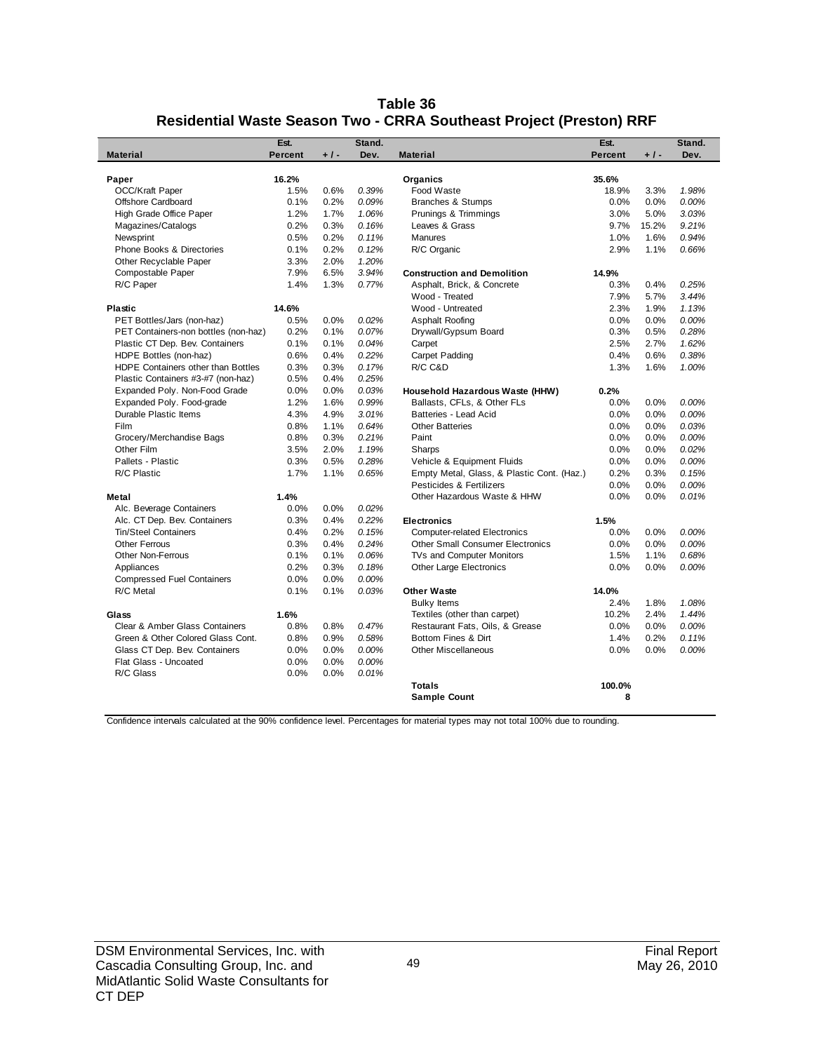# Table 36
## Residential Waste Season Two - CRRA Southeast Project (Preston) RRF

| Material | Est. Percent | + / - | Stand. Dev. | Material | Est. Percent | + / - | Stand. Dev. |
|---|---|---|---|---|---|---|---|
| **Paper** | **16.2%** | | | **Organics** | **35.6%** | | |
| OCC/Kraft Paper | 1.5% | 0.6% | *0.39%* | Food Waste | 18.9% | 3.3% | *1.98%* |
| Offshore Cardboard | 0.1% | 0.2% | *0.09%* | Branches & Stumps | 0.0% | 0.0% | *0.00%* |
| High Grade Office Paper | 1.2% | 1.7% | *1.06%* | Prunings & Trimmings | 3.0% | 5.0% | *3.03%* |
| Magazines/Catalogs | 0.2% | 0.3% | *0.16%* | Leaves & Grass | 9.7% | 15.2% | *9.21%* |
| Newsprint | 0.5% | 0.2% | *0.11%* | Manures | 1.0% | 1.6% | *0.94%* |
| Phone Books & Directories | 0.1% | 0.2% | *0.12%* | R/C Organic | 2.9% | 1.1% | *0.66%* |
| Other Recyclable Paper | 3.3% | 2.0% | *1.20%* | | | | |
| Compostable Paper | 7.9% | 6.5% | *3.94%* | **Construction and Demolition** | **14.9%** | | |
| R/C Paper | 1.4% | 1.3% | *0.77%* | Asphalt, Brick, & Concrete | 0.3% | 0.4% | *0.25%* |
| | | | | Wood - Treated | 7.9% | 5.7% | *3.44%* |
| **Plastic** | **14.6%** | | | Wood - Untreated | 2.3% | 1.9% | *1.13%* |
| PET Bottles/Jars (non-haz) | 0.5% | 0.0% | *0.02%* | Asphalt Roofing | 0.0% | 0.0% | *0.00%* |
| PET Containers-non bottles (non-haz) | 0.2% | 0.1% | *0.07%* | Drywall/Gypsum Board | 0.3% | 0.5% | *0.28%* |
| Plastic CT Dep. Bev. Containers | 0.1% | 0.1% | *0.04%* | Carpet | 2.5% | 2.7% | *1.62%* |
| HDPE Bottles (non-haz) | 0.6% | 0.4% | *0.22%* | Carpet Padding | 0.4% | 0.6% | *0.38%* |
| HDPE Containers other than Bottles | 0.3% | 0.3% | *0.17%* | R/C C&D | 1.3% | 1.6% | *1.00%* |
| Plastic Containers #3-#7 (non-haz) | 0.5% | 0.4% | *0.25%* | | | | |
| Expanded Poly. Non-Food Grade | 0.0% | 0.0% | *0.03%* | **Household Hazardous Waste (HHW)** | **0.2%** | | |
| Expanded Poly. Food-grade | 1.2% | 1.6% | *0.99%* | Ballasts, CFLs, & Other FLs | 0.0% | 0.0% | *0.00%* |
| Durable Plastic Items | 4.3% | 4.9% | *3.01%* | Batteries - Lead Acid | 0.0% | 0.0% | *0.00%* |
| Film | 0.8% | 1.1% | *0.64%* | Other Batteries | 0.0% | 0.0% | *0.03%* |
| Grocery/Merchandise Bags | 0.8% | 0.3% | *0.21%* | Paint | 0.0% | 0.0% | *0.00%* |
| Other Film | 3.5% | 2.0% | *1.19%* | Sharps | 0.0% | 0.0% | *0.02%* |
| Pallets - Plastic | 0.3% | 0.5% | *0.28%* | Vehicle & Equipment Fluids | 0.0% | 0.0% | *0.00%* |
| R/C Plastic | 1.7% | 1.1% | *0.65%* | Empty Metal, Glass, & Plastic Cont. (Haz.) | 0.2% | 0.3% | *0.15%* |
| | | | | Pesticides & Fertilizers | 0.0% | 0.0% | *0.00%* |
| **Metal** | **1.4%** | | | Other Hazardous Waste & HHW | 0.0% | 0.0% | *0.01%* |
| Alc. Beverage Containers | 0.0% | 0.0% | *0.02%* | | | | |
| Alc. CT Dep. Bev. Containers | 0.3% | 0.4% | *0.22%* | **Electronics** | **1.5%** | | |
| Tin/Steel Containers | 0.4% | 0.2% | *0.15%* | Computer-related Electronics | 0.0% | 0.0% | *0.00%* |
| Other Ferrous | 0.3% | 0.4% | *0.24%* | Other Small Consumer Electronics | 0.0% | 0.0% | *0.00%* |
| Other Non-Ferrous | 0.1% | 0.1% | *0.06%* | TVs and Computer Monitors | 1.5% | 1.1% | *0.68%* |
| Appliances | 0.2% | 0.3% | *0.18%* | Other Large Electronics | 0.0% | 0.0% | *0.00%* |
| Compressed Fuel Containers | 0.0% | 0.0% | *0.00%* | | | | |
| R/C Metal | 0.1% | 0.1% | *0.03%* | **Other Waste** | **14.0%** | | |
| | | | | Bulky Items | 2.4% | 1.8% | *1.08%* |
| **Glass** | **1.6%** | | | Textiles (other than carpet) | 10.2% | 2.4% | *1.44%* |
| Clear & Amber Glass Containers | 0.8% | 0.8% | *0.47%* | Restaurant Fats, Oils, & Grease | 0.0% | 0.0% | *0.00%* |
| Green & Other Colored Glass Cont. | 0.8% | 0.9% | *0.58%* | Bottom Fines & Dirt | 1.4% | 0.2% | *0.11%* |
| Glass CT Dep. Bev. Containers | 0.0% | 0.0% | *0.00%* | Other Miscellaneous | 0.0% | 0.0% | *0.00%* |
| Flat Glass - Uncoated | 0.0% | 0.0% | *0.00%* | | | | |
| R/C Glass | 0.0% | 0.0% | *0.01%* | | | | |
| | | | | **Totals** | **100.0%** | | |
| | | | | **Sample Count** | **8** | | |

Confidence intervals calculated at the 90% confidence level. Percentages for material types may not total 100% due to rounding.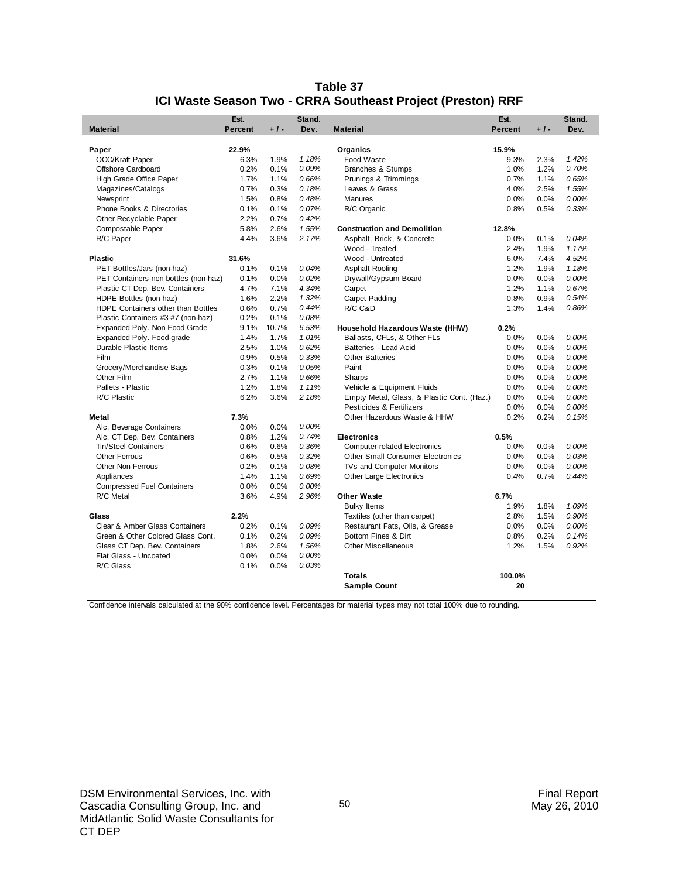# Table 37
## ICI Waste Season Two - CRRA Southeast Project (Preston) RRF

| Material | Est. Percent | + / - | Stand. Dev. | Material | Est. Percent | + / - | Stand. Dev. |
|---|---|---|---|---|---|---|---|
| **Paper** | **22.9%** | | | **Organics** | **15.9%** | | |
| OCC/Kraft Paper | 6.3% | 1.9% | *1.18%* | Food Waste | 9.3% | 2.3% | *1.42%* |
| Offshore Cardboard | 0.2% | 0.1% | *0.09%* | Branches & Stumps | 1.0% | 1.2% | *0.70%* |
| High Grade Office Paper | 1.7% | 1.1% | *0.66%* | Prunings & Trimmings | 0.7% | 1.1% | *0.65%* |
| Magazines/Catalogs | 0.7% | 0.3% | *0.18%* | Leaves & Grass | 4.0% | 2.5% | *1.55%* |
| Newsprint | 1.5% | 0.8% | *0.48%* | Manures | 0.0% | 0.0% | *0.00%* |
| Phone Books & Directories | 0.1% | 0.1% | *0.07%* | R/C Organic | 0.8% | 0.5% | *0.33%* |
| Other Recyclable Paper | 2.2% | 0.7% | *0.42%* | | | | |
| Compostable Paper | 5.8% | 2.6% | *1.55%* | **Construction and Demolition** | **12.8%** | | |
| R/C Paper | 4.4% | 3.6% | *2.17%* | Asphalt, Brick, & Concrete | 0.0% | 0.1% | *0.04%* |
| | | | | Wood - Treated | 2.4% | 1.9% | *1.17%* |
| **Plastic** | **31.6%** | | | Wood - Untreated | 6.0% | 7.4% | *4.52%* |
| PET Bottles/Jars (non-haz) | 0.1% | 0.1% | *0.04%* | Asphalt Roofing | 1.2% | 1.9% | *1.18%* |
| PET Containers-non bottles (non-haz) | 0.1% | 0.0% | *0.02%* | Drywall/Gypsum Board | 0.0% | 0.0% | *0.00%* |
| Plastic CT Dep. Bev. Containers | 4.7% | 7.1% | *4.34%* | Carpet | 1.2% | 1.1% | *0.67%* |
| HDPE Bottles (non-haz) | 1.6% | 2.2% | *1.32%* | Carpet Padding | 0.8% | 0.9% | *0.54%* |
| HDPE Containers other than Bottles | 0.6% | 0.7% | *0.44%* | R/C C&D | 1.3% | 1.4% | *0.86%* |
| Plastic Containers #3-#7 (non-haz) | 0.2% | 0.1% | *0.08%* | | | | |
| Expanded Poly. Non-Food Grade | 9.1% | 10.7% | *6.53%* | **Household Hazardous Waste (HHW)** | **0.2%** | | |
| Expanded Poly. Food-grade | 1.4% | 1.7% | *1.01%* | Ballasts, CFLs, & Other FLs | 0.0% | 0.0% | *0.00%* |
| Durable Plastic Items | 2.5% | 1.0% | *0.62%* | Batteries - Lead Acid | 0.0% | 0.0% | *0.00%* |
| Film | 0.9% | 0.5% | *0.33%* | Other Batteries | 0.0% | 0.0% | *0.00%* |
| Grocery/Merchandise Bags | 0.3% | 0.1% | *0.05%* | Paint | 0.0% | 0.0% | *0.00%* |
| Other Film | 2.7% | 1.1% | *0.66%* | Sharps | 0.0% | 0.0% | *0.00%* |
| Pallets - Plastic | 1.2% | 1.8% | *1.11%* | Vehicle & Equipment Fluids | 0.0% | 0.0% | *0.00%* |
| R/C Plastic | 6.2% | 3.6% | *2.18%* | Empty Metal, Glass, & Plastic Cont. (Haz.) | 0.0% | 0.0% | *0.00%* |
| | | | | Pesticides & Fertilizers | 0.0% | 0.0% | *0.00%* |
| **Metal** | **7.3%** | | | Other Hazardous Waste & HHW | 0.2% | 0.2% | *0.15%* |
| Alc. Beverage Containers | 0.0% | 0.0% | *0.00%* | | | | |
| Alc. CT Dep. Bev. Containers | 0.8% | 1.2% | *0.74%* | **Electronics** | **0.5%** | | |
| Tin/Steel Containers | 0.6% | 0.6% | *0.36%* | Computer-related Electronics | 0.0% | 0.0% | *0.00%* |
| Other Ferrous | 0.6% | 0.5% | *0.32%* | Other Small Consumer Electronics | 0.0% | 0.0% | *0.03%* |
| Other Non-Ferrous | 0.2% | 0.1% | *0.08%* | TVs and Computer Monitors | 0.0% | 0.0% | *0.00%* |
| Appliances | 1.4% | 1.1% | *0.69%* | Other Large Electronics | 0.4% | 0.7% | *0.44%* |
| Compressed Fuel Containers | 0.0% | 0.0% | *0.00%* | | | | |
| R/C Metal | 3.6% | 4.9% | *2.96%* | **Other Waste** | **6.7%** | | |
| | | | | Bulky Items | 1.9% | 1.8% | *1.09%* |
| **Glass** | **2.2%** | | | Textiles (other than carpet) | 2.8% | 1.5% | *0.90%* |
| Clear & Amber Glass Containers | 0.2% | 0.1% | *0.09%* | Restaurant Fats, Oils, & Grease | 0.0% | 0.0% | *0.00%* |
| Green & Other Colored Glass Cont. | 0.1% | 0.2% | *0.09%* | Bottom Fines & Dirt | 0.8% | 0.2% | *0.14%* |
| Glass CT Dep. Bev. Containers | 1.8% | 2.6% | *1.56%* | Other Miscellaneous | 1.2% | 1.5% | *0.92%* |
| Flat Glass - Uncoated | 0.0% | 0.0% | *0.00%* | | | | |
| R/C Glass | 0.1% | 0.0% | *0.03%* | | | | |
| | | | | **Totals** | **100.0%** | | |
| | | | | **Sample Count** | **20** | | |

Confidence intervals calculated at the 90% confidence level. Percentages for material types may not total 100% due to rounding.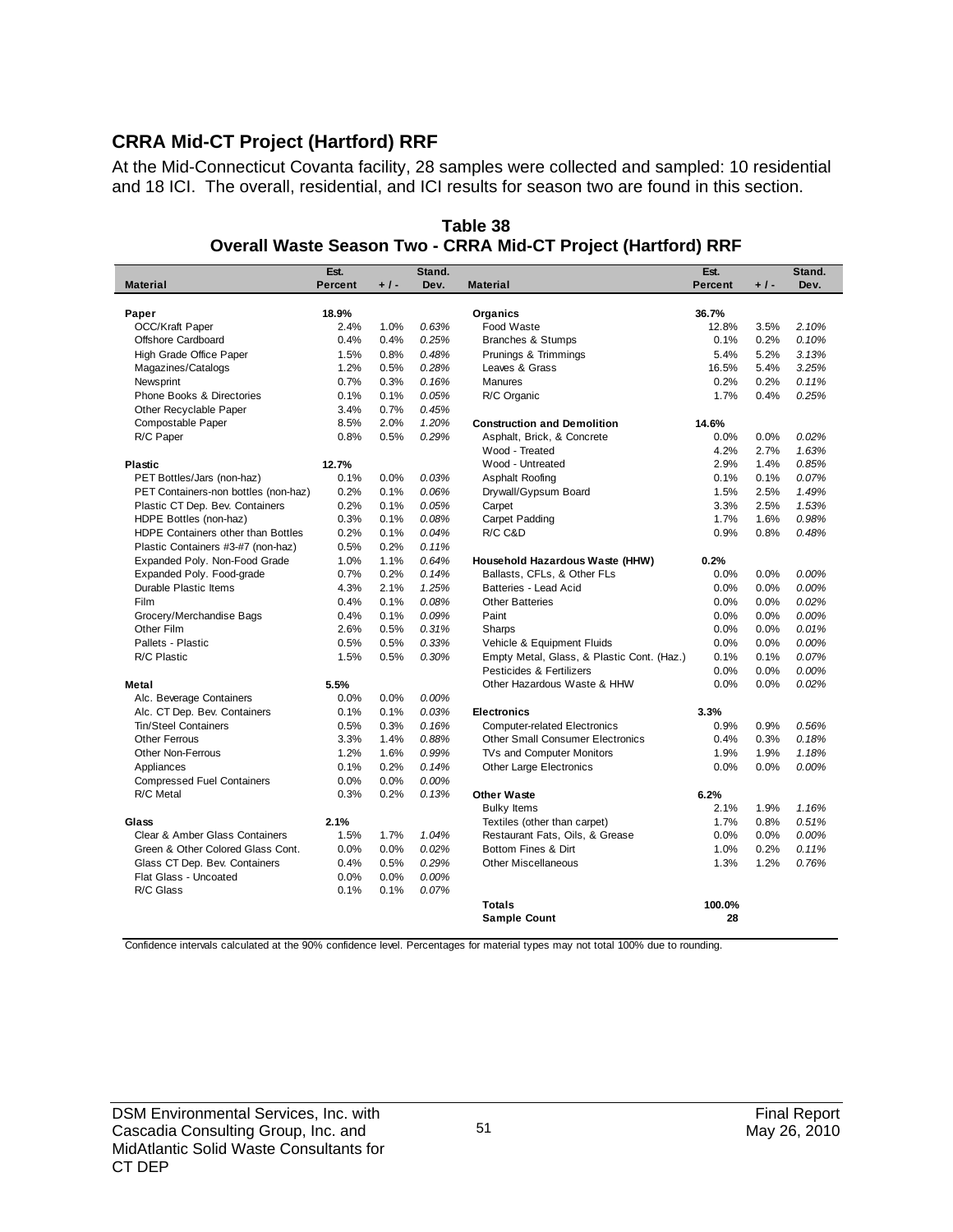## CRRA Mid-CT Project (Hartford) RRF

At the Mid-Connecticut Covanta facility, 28 samples were collected and sampled: 10 residential and 18 ICI. The overall, residential, and ICI results for season two are found in this section.

**Table 38**
**Overall Waste Season Two - CRRA Mid-CT Project (Hartford) RRF**

| Material | Est. Percent | + / - | Stand. Dev. | Material | Est. Percent | + / - | Stand. Dev. |
|---|---|---|---|---|---|---|---|
| **Paper** | **18.9%** | | | **Organics** | **36.7%** | | |
| OCC/Kraft Paper | 2.4% | 1.0% | *0.63%* | Food Waste | 12.8% | 3.5% | *2.10%* |
| Offshore Cardboard | 0.4% | 0.4% | *0.25%* | Branches & Stumps | 0.1% | 0.2% | *0.10%* |
| High Grade Office Paper | 1.5% | 0.8% | *0.48%* | Prunings & Trimmings | 5.4% | 5.2% | *3.13%* |
| Magazines/Catalogs | 1.2% | 0.5% | *0.28%* | Leaves & Grass | 16.5% | 5.4% | *3.25%* |
| Newsprint | 0.7% | 0.3% | *0.16%* | Manures | 0.2% | 0.2% | *0.11%* |
| Phone Books & Directories | 0.1% | 0.1% | *0.05%* | R/C Organic | 1.7% | 0.4% | *0.25%* |
| Other Recyclable Paper | 3.4% | 0.7% | *0.45%* | | | | |
| Compostable Paper | 8.5% | 2.0% | *1.20%* | **Construction and Demolition** | **14.6%** | | |
| R/C Paper | 0.8% | 0.5% | *0.29%* | Asphalt, Brick, & Concrete | 0.0% | 0.0% | *0.02%* |
| | | | | Wood - Treated | 4.2% | 2.7% | *1.63%* |
| **Plastic** | **12.7%** | | | Wood - Untreated | 2.9% | 1.4% | *0.85%* |
| PET Bottles/Jars (non-haz) | 0.1% | 0.0% | *0.03%* | Asphalt Roofing | 0.1% | 0.1% | *0.07%* |
| PET Containers-non bottles (non-haz) | 0.2% | 0.1% | *0.06%* | Drywall/Gypsum Board | 1.5% | 2.5% | *1.49%* |
| Plastic CT Dep. Bev. Containers | 0.2% | 0.1% | *0.05%* | Carpet | 3.3% | 2.5% | *1.53%* |
| HDPE Bottles (non-haz) | 0.3% | 0.1% | *0.08%* | Carpet Padding | 1.7% | 1.6% | *0.98%* |
| HDPE Containers other than Bottles | 0.2% | 0.1% | *0.04%* | R/C C&D | 0.9% | 0.8% | *0.48%* |
| Plastic Containers #3-#7 (non-haz) | 0.5% | 0.2% | *0.11%* | | | | |
| Expanded Poly. Non-Food Grade | 1.0% | 1.1% | *0.64%* | **Household Hazardous Waste (HHW)** | **0.2%** | | |
| Expanded Poly. Food-grade | 0.7% | 0.2% | *0.14%* | Ballasts, CFLs, & Other FLs | 0.0% | 0.0% | *0.00%* |
| Durable Plastic Items | 4.3% | 2.1% | *1.25%* | Batteries - Lead Acid | 0.0% | 0.0% | *0.00%* |
| Film | 0.4% | 0.1% | *0.08%* | Other Batteries | 0.0% | 0.0% | *0.02%* |
| Grocery/Merchandise Bags | 0.4% | 0.1% | *0.09%* | Paint | 0.0% | 0.0% | *0.00%* |
| Other Film | 2.6% | 0.5% | *0.31%* | Sharps | 0.0% | 0.0% | *0.01%* |
| Pallets - Plastic | 0.5% | 0.5% | *0.33%* | Vehicle & Equipment Fluids | 0.0% | 0.0% | *0.00%* |
| R/C Plastic | 1.5% | 0.5% | *0.30%* | Empty Metal, Glass, & Plastic Cont. (Haz.) | 0.1% | 0.1% | *0.07%* |
| | | | | Pesticides & Fertilizers | 0.0% | 0.0% | *0.00%* |
| **Metal** | **5.5%** | | | Other Hazardous Waste & HHW | 0.0% | 0.0% | *0.02%* |
| Alc. Beverage Containers | 0.0% | 0.0% | *0.00%* | | | | |
| Alc. CT Dep. Bev. Containers | 0.1% | 0.1% | *0.03%* | **Electronics** | **3.3%** | | |
| Tin/Steel Containers | 0.5% | 0.3% | *0.16%* | Computer-related Electronics | 0.9% | 0.9% | *0.56%* |
| Other Ferrous | 3.3% | 1.4% | *0.88%* | Other Small Consumer Electronics | 0.4% | 0.3% | *0.18%* |
| Other Non-Ferrous | 1.2% | 1.6% | *0.99%* | TVs and Computer Monitors | 1.9% | 1.9% | *1.18%* |
| Appliances | 0.1% | 0.2% | *0.14%* | Other Large Electronics | 0.0% | 0.0% | *0.00%* |
| Compressed Fuel Containers | 0.0% | 0.0% | *0.00%* | | | | |
| R/C Metal | 0.3% | 0.2% | *0.13%* | **Other Waste** | **6.2%** | | |
| | | | | Bulky Items | 2.1% | 1.9% | *1.16%* |
| **Glass** | **2.1%** | | | Textiles (other than carpet) | 1.7% | 0.8% | *0.51%* |
| Clear & Amber Glass Containers | 1.5% | 1.7% | *1.04%* | Restaurant Fats, Oils, & Grease | 0.0% | 0.0% | *0.00%* |
| Green & Other Colored Glass Cont. | 0.0% | 0.0% | *0.02%* | Bottom Fines & Dirt | 1.0% | 0.2% | *0.11%* |
| Glass CT Dep. Bev. Containers | 0.4% | 0.5% | *0.29%* | Other Miscellaneous | 1.3% | 1.2% | *0.76%* |
| Flat Glass - Uncoated | 0.0% | 0.0% | *0.00%* | | | | |
| R/C Glass | 0.1% | 0.1% | *0.07%* | | | | |
| | | | | **Totals** | **100.0%** | | |
| | | | | **Sample Count** | **28** | | |

Confidence intervals calculated at the 90% confidence level. Percentages for material types may not total 100% due to rounding.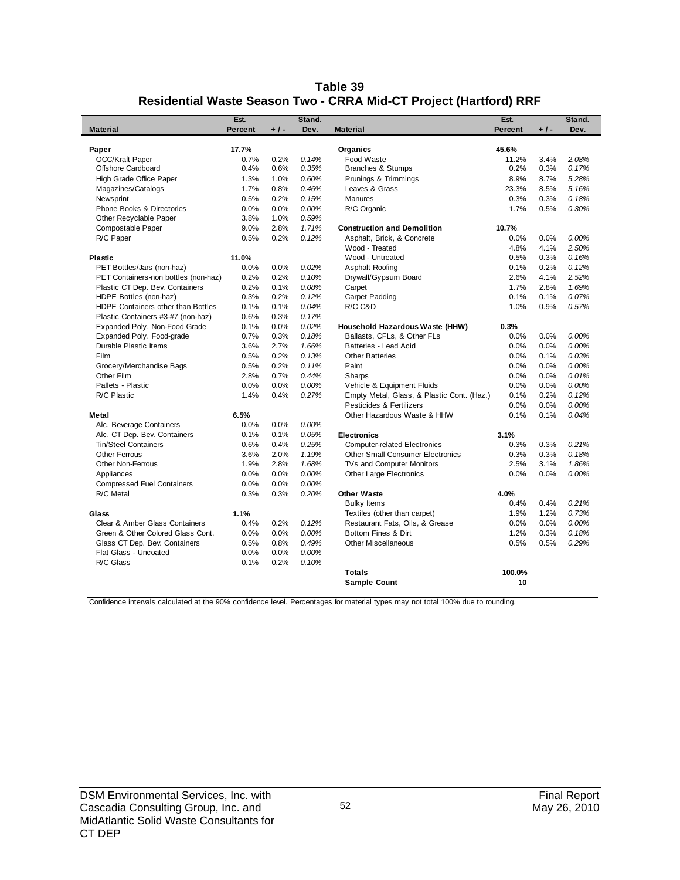# Table 39
## Residential Waste Season Two - CRRA Mid-CT Project (Hartford) RRF

| Material | Est. Percent | + / - | Stand. Dev. | Material | Est. Percent | + / - | Stand. Dev. |
|---|---|---|---|---|---|---|---|
| **Paper** | **17.7%** | | | **Organics** | **45.6%** | | |
| OCC/Kraft Paper | 0.7% | 0.2% | *0.14%* | Food Waste | 11.2% | 3.4% | *2.08%* |
| Offshore Cardboard | 0.4% | 0.6% | *0.35%* | Branches & Stumps | 0.2% | 0.3% | *0.17%* |
| High Grade Office Paper | 1.3% | 1.0% | *0.60%* | Prunings & Trimmings | 8.9% | 8.7% | *5.28%* |
| Magazines/Catalogs | 1.7% | 0.8% | *0.46%* | Leaves & Grass | 23.3% | 8.5% | *5.16%* |
| Newsprint | 0.5% | 0.2% | *0.15%* | Manures | 0.3% | 0.3% | *0.18%* |
| Phone Books & Directories | 0.0% | 0.0% | *0.00%* | R/C Organic | 1.7% | 0.5% | *0.30%* |
| Other Recyclable Paper | 3.8% | 1.0% | *0.59%* | | | | |
| Compostable Paper | 9.0% | 2.8% | *1.71%* | **Construction and Demolition** | **10.7%** | | |
| R/C Paper | 0.5% | 0.2% | *0.12%* | Asphalt, Brick, & Concrete | 0.0% | 0.0% | *0.00%* |
| | | | | Wood - Treated | 4.8% | 4.1% | *2.50%* |
| **Plastic** | **11.0%** | | | Wood - Untreated | 0.5% | 0.3% | *0.16%* |
| PET Bottles/Jars (non-haz) | 0.0% | 0.0% | *0.02%* | Asphalt Roofing | 0.1% | 0.2% | *0.12%* |
| PET Containers-non bottles (non-haz) | 0.2% | 0.2% | *0.10%* | Drywall/Gypsum Board | 2.6% | 4.1% | *2.52%* |
| Plastic CT Dep. Bev. Containers | 0.2% | 0.1% | *0.08%* | Carpet | 1.7% | 2.8% | *1.69%* |
| HDPE Bottles (non-haz) | 0.3% | 0.2% | *0.12%* | Carpet Padding | 0.1% | 0.1% | *0.07%* |
| HDPE Containers other than Bottles | 0.1% | 0.1% | *0.04%* | R/C C&D | 1.0% | 0.9% | *0.57%* |
| Plastic Containers #3-#7 (non-haz) | 0.6% | 0.3% | *0.17%* | | | | |
| Expanded Poly. Non-Food Grade | 0.1% | 0.0% | *0.02%* | **Household Hazardous Waste (HHW)** | **0.3%** | | |
| Expanded Poly. Food-grade | 0.7% | 0.3% | *0.18%* | Ballasts, CFLs, & Other FLs | 0.0% | 0.0% | *0.00%* |
| Durable Plastic Items | 3.6% | 2.7% | *1.66%* | Batteries - Lead Acid | 0.0% | 0.0% | *0.00%* |
| Film | 0.5% | 0.2% | *0.13%* | Other Batteries | 0.0% | 0.1% | *0.03%* |
| Grocery/Merchandise Bags | 0.5% | 0.2% | *0.11%* | Paint | 0.0% | 0.0% | *0.00%* |
| Other Film | 2.8% | 0.7% | *0.44%* | Sharps | 0.0% | 0.0% | *0.01%* |
| Pallets - Plastic | 0.0% | 0.0% | *0.00%* | Vehicle & Equipment Fluids | 0.0% | 0.0% | *0.00%* |
| R/C Plastic | 1.4% | 0.4% | *0.27%* | Empty Metal, Glass, & Plastic Cont. (Haz.) | 0.1% | 0.2% | *0.12%* |
| | | | | Pesticides & Fertilizers | 0.0% | 0.0% | *0.00%* |
| **Metal** | **6.5%** | | | Other Hazardous Waste & HHW | 0.1% | 0.1% | *0.04%* |
| Alc. Beverage Containers | 0.0% | 0.0% | *0.00%* | | | | |
| Alc. CT Dep. Bev. Containers | 0.1% | 0.1% | *0.05%* | **Electronics** | **3.1%** | | |
| Tin/Steel Containers | 0.6% | 0.4% | *0.25%* | Computer-related Electronics | 0.3% | 0.3% | *0.21%* |
| Other Ferrous | 3.6% | 2.0% | *1.19%* | Other Small Consumer Electronics | 0.3% | 0.3% | *0.18%* |
| Other Non-Ferrous | 1.9% | 2.8% | *1.68%* | TVs and Computer Monitors | 2.5% | 3.1% | *1.86%* |
| Appliances | 0.0% | 0.0% | *0.00%* | Other Large Electronics | 0.0% | 0.0% | *0.00%* |
| Compressed Fuel Containers | 0.0% | 0.0% | *0.00%* | | | | |
| R/C Metal | 0.3% | 0.3% | *0.20%* | **Other Waste** | **4.0%** | | |
| | | | | Bulky Items | 0.4% | 0.4% | *0.21%* |
| **Glass** | **1.1%** | | | Textiles (other than carpet) | 1.9% | 1.2% | *0.73%* |
| Clear & Amber Glass Containers | 0.4% | 0.2% | *0.12%* | Restaurant Fats, Oils, & Grease | 0.0% | 0.0% | *0.00%* |
| Green & Other Colored Glass Cont. | 0.0% | 0.0% | *0.00%* | Bottom Fines & Dirt | 1.2% | 0.3% | *0.18%* |
| Glass CT Dep. Bev. Containers | 0.5% | 0.8% | *0.49%* | Other Miscellaneous | 0.5% | 0.5% | *0.29%* |
| Flat Glass - Uncoated | 0.0% | 0.0% | *0.00%* | | | | |
| R/C Glass | 0.1% | 0.2% | *0.10%* | | | | |
| | | | | **Totals** | **100.0%** | | |
| | | | | **Sample Count** | **10** | | |

Confidence intervals calculated at the 90% confidence level. Percentages for material types may not total 100% due to rounding.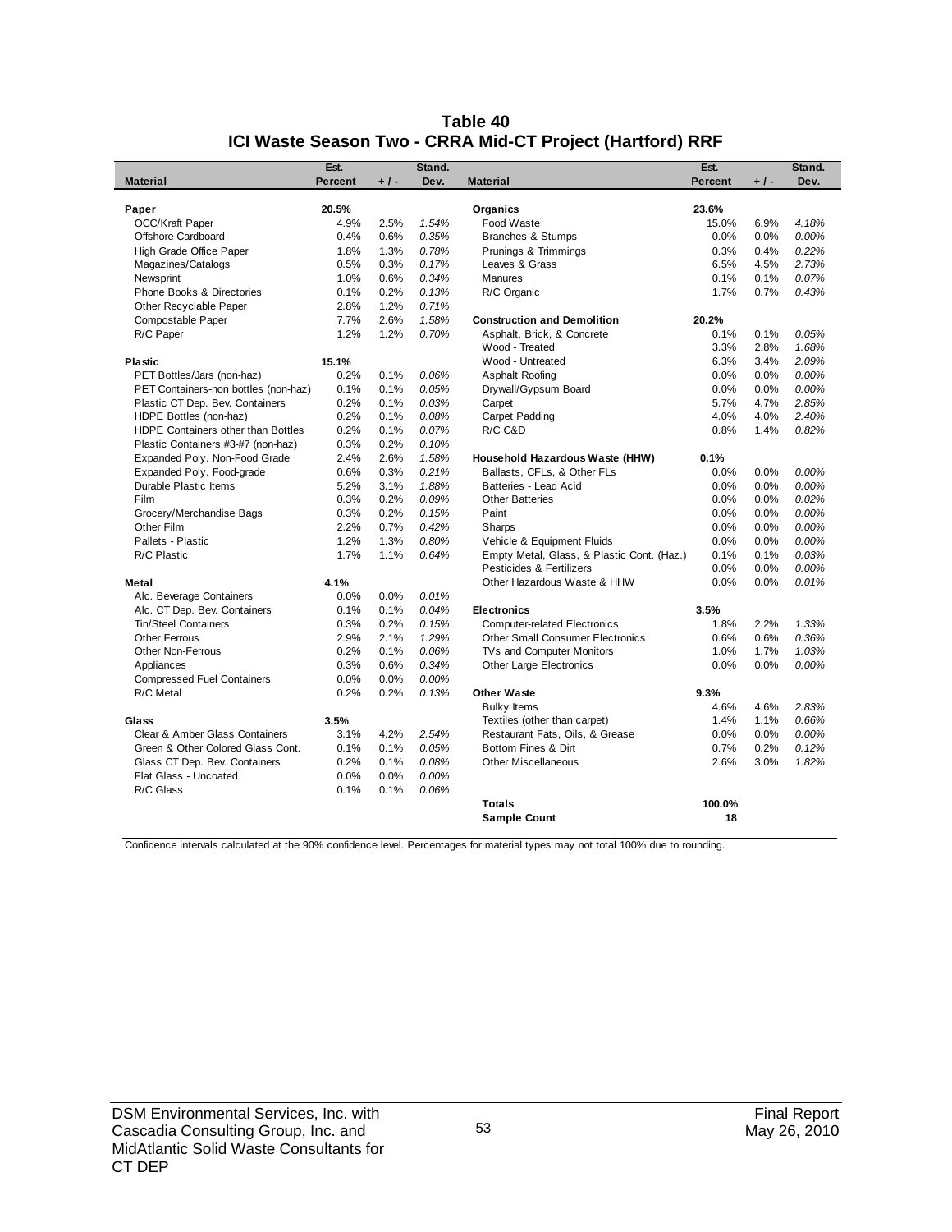# Table 40
## ICI Waste Season Two - CRRA Mid-CT Project (Hartford) RRF

| Material | Est. Percent | + / - | Stand. Dev. | Material | Est. Percent | + / - | Stand. Dev. |
|---|---|---|---|---|---|---|---|
| **Paper** | **20.5%** | | | **Organics** | **23.6%** | | |
| OCC/Kraft Paper | 4.9% | 2.5% | *1.54%* | Food Waste | 15.0% | 6.9% | *4.18%* |
| Offshore Cardboard | 0.4% | 0.6% | *0.35%* | Branches & Stumps | 0.0% | 0.0% | *0.00%* |
| High Grade Office Paper | 1.8% | 1.3% | *0.78%* | Prunings & Trimmings | 0.3% | 0.4% | *0.22%* |
| Magazines/Catalogs | 0.5% | 0.3% | *0.17%* | Leaves & Grass | 6.5% | 4.5% | *2.73%* |
| Newsprint | 1.0% | 0.6% | *0.34%* | Manures | 0.1% | 0.1% | *0.07%* |
| Phone Books & Directories | 0.1% | 0.2% | *0.13%* | R/C Organic | 1.7% | 0.7% | *0.43%* |
| Other Recyclable Paper | 2.8% | 1.2% | *0.71%* | | | | |
| Compostable Paper | 7.7% | 2.6% | *1.58%* | **Construction and Demolition** | **20.2%** | | |
| R/C Paper | 1.2% | 1.2% | *0.70%* | Asphalt, Brick, & Concrete | 0.1% | 0.1% | *0.05%* |
| | | | | Wood - Treated | 3.3% | 2.8% | *1.68%* |
| **Plastic** | **15.1%** | | | Wood - Untreated | 6.3% | 3.4% | *2.09%* |
| PET Bottles/Jars (non-haz) | 0.2% | 0.1% | *0.06%* | Asphalt Roofing | 0.0% | 0.0% | *0.00%* |
| PET Containers-non bottles (non-haz) | 0.1% | 0.1% | *0.05%* | Drywall/Gypsum Board | 0.0% | 0.0% | *0.00%* |
| Plastic CT Dep. Bev. Containers | 0.2% | 0.1% | *0.03%* | Carpet | 5.7% | 4.7% | *2.85%* |
| HDPE Bottles (non-haz) | 0.2% | 0.1% | *0.08%* | Carpet Padding | 4.0% | 4.0% | *2.40%* |
| HDPE Containers other than Bottles | 0.2% | 0.1% | *0.07%* | R/C C&D | 0.8% | 1.4% | *0.82%* |
| Plastic Containers #3-#7 (non-haz) | 0.3% | 0.2% | *0.10%* | | | | |
| Expanded Poly. Non-Food Grade | 2.4% | 2.6% | *1.58%* | **Household Hazardous Waste (HHW)** | **0.1%** | | |
| Expanded Poly. Food-grade | 0.6% | 0.3% | *0.21%* | Ballasts, CFLs, & Other FLs | 0.0% | 0.0% | *0.00%* |
| Durable Plastic Items | 5.2% | 3.1% | *1.88%* | Batteries - Lead Acid | 0.0% | 0.0% | *0.00%* |
| Film | 0.3% | 0.2% | *0.09%* | Other Batteries | 0.0% | 0.0% | *0.02%* |
| Grocery/Merchandise Bags | 0.3% | 0.2% | *0.15%* | Paint | 0.0% | 0.0% | *0.00%* |
| Other Film | 2.2% | 0.7% | *0.42%* | Sharps | 0.0% | 0.0% | *0.00%* |
| Pallets - Plastic | 1.2% | 1.3% | *0.80%* | Vehicle & Equipment Fluids | 0.0% | 0.0% | *0.00%* |
| R/C Plastic | 1.7% | 1.1% | *0.64%* | Empty Metal, Glass, & Plastic Cont. (Haz.) | 0.1% | 0.1% | *0.03%* |
| | | | | Pesticides & Fertilizers | 0.0% | 0.0% | *0.00%* |
| **Metal** | **4.1%** | | | Other Hazardous Waste & HHW | 0.0% | 0.0% | *0.01%* |
| Alc. Beverage Containers | 0.0% | 0.0% | *0.01%* | | | | |
| Alc. CT Dep. Bev. Containers | 0.1% | 0.1% | *0.04%* | **Electronics** | **3.5%** | | |
| Tin/Steel Containers | 0.3% | 0.2% | *0.15%* | Computer-related Electronics | 1.8% | 2.2% | *1.33%* |
| Other Ferrous | 2.9% | 2.1% | *1.29%* | Other Small Consumer Electronics | 0.6% | 0.6% | *0.36%* |
| Other Non-Ferrous | 0.2% | 0.1% | *0.06%* | TVs and Computer Monitors | 1.0% | 1.7% | *1.03%* |
| Appliances | 0.3% | 0.6% | *0.34%* | Other Large Electronics | 0.0% | 0.0% | *0.00%* |
| Compressed Fuel Containers | 0.0% | 0.0% | *0.00%* | | | | |
| R/C Metal | 0.2% | 0.2% | *0.13%* | **Other Waste** | **9.3%** | | |
| | | | | Bulky Items | 4.6% | 4.6% | *2.83%* |
| **Glass** | **3.5%** | | | Textiles (other than carpet) | 1.4% | 1.1% | *0.66%* |
| Clear & Amber Glass Containers | 3.1% | 4.2% | *2.54%* | Restaurant Fats, Oils, & Grease | 0.0% | 0.0% | *0.00%* |
| Green & Other Colored Glass Cont. | 0.1% | 0.1% | *0.05%* | Bottom Fines & Dirt | 0.7% | 0.2% | *0.12%* |
| Glass CT Dep. Bev. Containers | 0.2% | 0.1% | *0.08%* | Other Miscellaneous | 2.6% | 3.0% | *1.82%* |
| Flat Glass - Uncoated | 0.0% | 0.0% | *0.00%* | | | | |
| R/C Glass | 0.1% | 0.1% | *0.06%* | | | | |
| | | | | **Totals** | **100.0%** | | |
| | | | | **Sample Count** | **18** | | |

Confidence intervals calculated at the 90% confidence level. Percentages for material types may not total 100% due to rounding.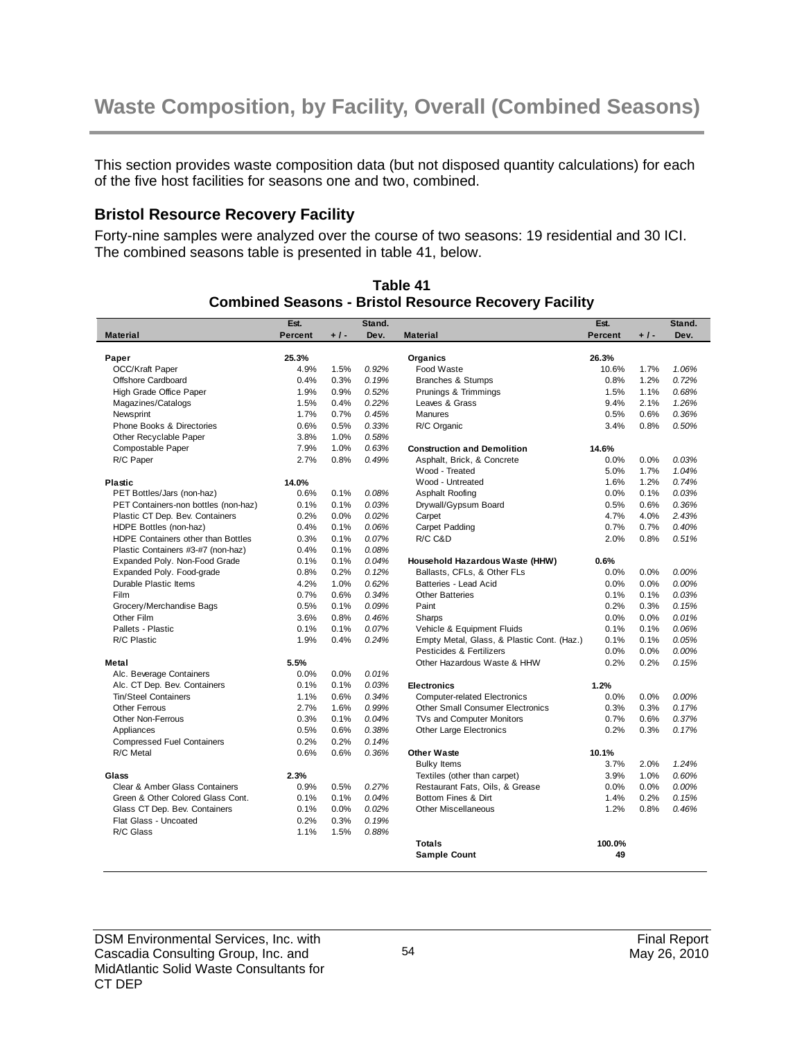# Waste Composition, by Facility, Overall (Combined Seasons)

This section provides waste composition data (but not disposed quantity calculations) for each of the five host facilities for seasons one and two, combined.

### Bristol Resource Recovery Facility

Forty-nine samples were analyzed over the course of two seasons: 19 residential and 30 ICI. The combined seasons table is presented in table 41, below.

**Table 41**
**Combined Seasons - Bristol Resource Recovery Facility**

| Material | Est. Percent | + / - | Stand. Dev. | Material | Est. Percent | + / - | Stand. Dev. |
|---|---|---|---|---|---|---|---|
| **Paper** | **25.3%** | | | **Organics** | **26.3%** | | |
| OCC/Kraft Paper | 4.9% | 1.5% | *0.92%* | Food Waste | 10.6% | 1.7% | *1.06%* |
| Offshore Cardboard | 0.4% | 0.3% | *0.19%* | Branches & Stumps | 0.8% | 1.2% | *0.72%* |
| High Grade Office Paper | 1.9% | 0.9% | *0.52%* | Prunings & Trimmings | 1.5% | 1.1% | *0.68%* |
| Magazines/Catalogs | 1.5% | 0.4% | *0.22%* | Leaves & Grass | 9.4% | 2.1% | *1.26%* |
| Newsprint | 1.7% | 0.7% | *0.45%* | Manures | 0.5% | 0.6% | *0.36%* |
| Phone Books & Directories | 0.6% | 0.5% | *0.33%* | R/C Organic | 3.4% | 0.8% | *0.50%* |
| Other Recyclable Paper | 3.8% | 1.0% | *0.58%* | | | | |
| Compostable Paper | 7.9% | 1.0% | *0.63%* | **Construction and Demolition** | **14.6%** | | |
| R/C Paper | 2.7% | 0.8% | *0.49%* | Asphalt, Brick, & Concrete | 0.0% | 0.0% | *0.03%* |
| | | | | Wood - Treated | 5.0% | 1.7% | *1.04%* |
| **Plastic** | **14.0%** | | | Wood - Untreated | 1.6% | 1.2% | *0.74%* |
| PET Bottles/Jars (non-haz) | 0.6% | 0.1% | *0.08%* | Asphalt Roofing | 0.0% | 0.1% | *0.03%* |
| PET Containers-non bottles (non-haz) | 0.1% | 0.1% | *0.03%* | Drywall/Gypsum Board | 0.5% | 0.6% | *0.36%* |
| Plastic CT Dep. Bev. Containers | 0.2% | 0.0% | *0.02%* | Carpet | 4.7% | 4.0% | *2.43%* |
| HDPE Bottles (non-haz) | 0.4% | 0.1% | *0.06%* | Carpet Padding | 0.7% | 0.7% | *0.40%* |
| HDPE Containers other than Bottles | 0.3% | 0.1% | *0.07%* | R/C C&D | 2.0% | 0.8% | *0.51%* |
| Plastic Containers #3-#7 (non-haz) | 0.4% | 0.1% | *0.08%* | | | | |
| Expanded Poly. Non-Food Grade | 0.1% | 0.1% | *0.04%* | **Household Hazardous Waste (HHW)** | **0.6%** | | |
| Expanded Poly. Food-grade | 0.8% | 0.2% | *0.12%* | Ballasts, CFLs, & Other FLs | 0.0% | 0.0% | *0.00%* |
| Durable Plastic Items | 4.2% | 1.0% | *0.62%* | Batteries - Lead Acid | 0.0% | 0.0% | *0.00%* |
| Film | 0.7% | 0.6% | *0.34%* | Other Batteries | 0.1% | 0.1% | *0.03%* |
| Grocery/Merchandise Bags | 0.5% | 0.1% | *0.09%* | Paint | 0.2% | 0.3% | *0.15%* |
| Other Film | 3.6% | 0.8% | *0.46%* | Sharps | 0.0% | 0.0% | *0.01%* |
| Pallets - Plastic | 0.1% | 0.1% | *0.07%* | Vehicle & Equipment Fluids | 0.1% | 0.1% | *0.06%* |
| R/C Plastic | 1.9% | 0.4% | *0.24%* | Empty Metal, Glass, & Plastic Cont. (Haz.) | 0.1% | 0.1% | *0.05%* |
| | | | | Pesticides & Fertilizers | 0.0% | 0.0% | *0.00%* |
| **Metal** | **5.5%** | | | Other Hazardous Waste & HHW | 0.2% | 0.2% | *0.15%* |
| Alc. Beverage Containers | 0.0% | 0.0% | *0.01%* | | | | |
| Alc. CT Dep. Bev. Containers | 0.1% | 0.1% | *0.03%* | **Electronics** | **1.2%** | | |
| Tin/Steel Containers | 1.1% | 0.6% | *0.34%* | Computer-related Electronics | 0.0% | 0.0% | *0.00%* |
| Other Ferrous | 2.7% | 1.6% | *0.99%* | Other Small Consumer Electronics | 0.3% | 0.3% | *0.17%* |
| Other Non-Ferrous | 0.3% | 0.1% | *0.04%* | TVs and Computer Monitors | 0.7% | 0.6% | *0.37%* |
| Appliances | 0.5% | 0.6% | *0.38%* | Other Large Electronics | 0.2% | 0.3% | *0.17%* |
| Compressed Fuel Containers | 0.2% | 0.2% | *0.14%* | | | | |
| R/C Metal | 0.6% | 0.6% | *0.36%* | **Other Waste** | **10.1%** | | |
| | | | | Bulky Items | 3.7% | 2.0% | *1.24%* |
| **Glass** | **2.3%** | | | Textiles (other than carpet) | 3.9% | 1.0% | *0.60%* |
| Clear & Amber Glass Containers | 0.9% | 0.5% | *0.27%* | Restaurant Fats, Oils, & Grease | 0.0% | 0.0% | *0.00%* |
| Green & Other Colored Glass Cont. | 0.1% | 0.1% | *0.04%* | Bottom Fines & Dirt | 1.4% | 0.2% | *0.15%* |
| Glass CT Dep. Bev. Containers | 0.1% | 0.0% | *0.02%* | Other Miscellaneous | 1.2% | 0.8% | *0.46%* |
| Flat Glass - Uncoated | 0.2% | 0.3% | *0.19%* | | | | |
| R/C Glass | 1.1% | 1.5% | *0.88%* | | | | |
| | | | | **Totals** | **100.0%** | | |
| | | | | **Sample Count** | **49** | | |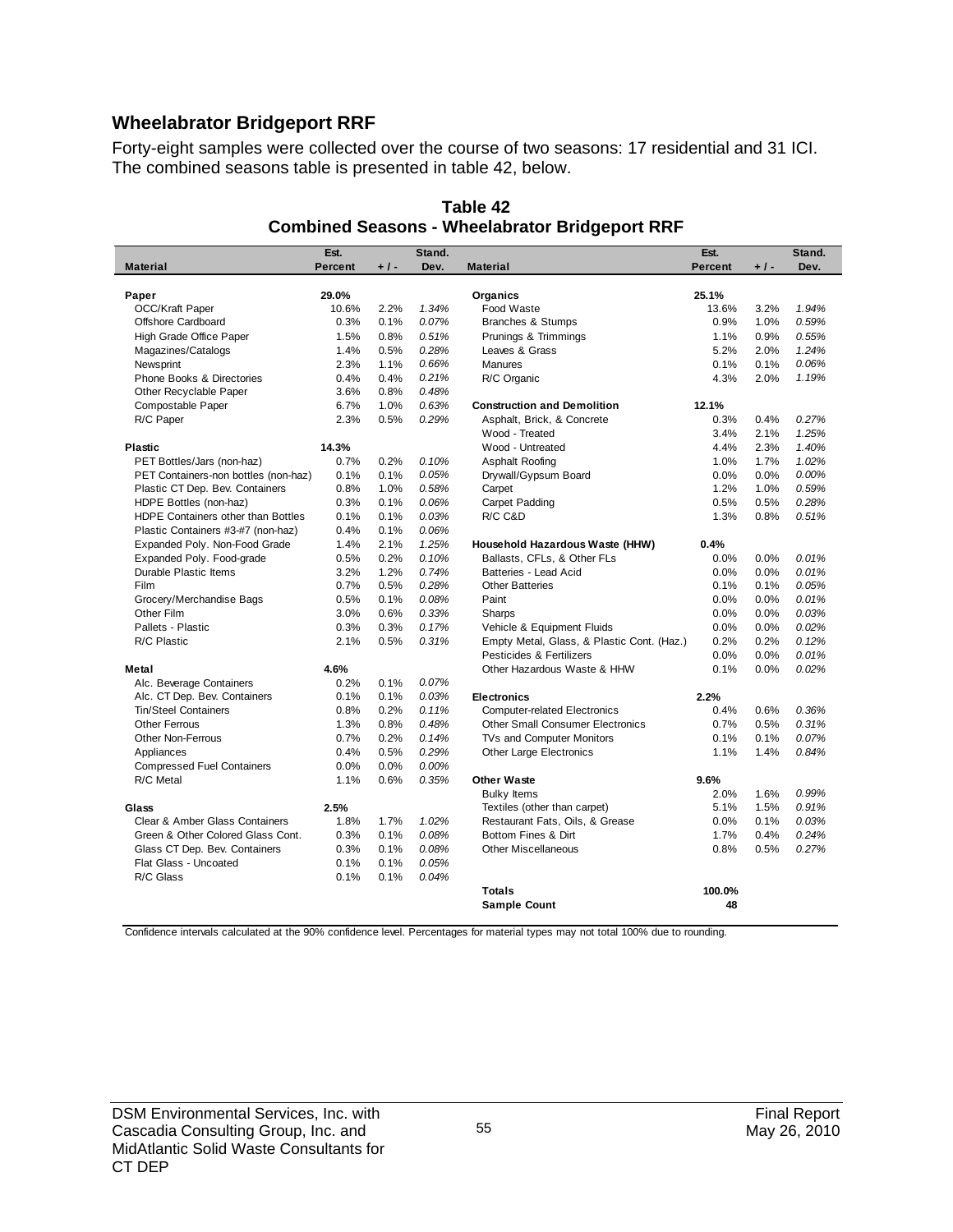### Wheelabrator Bridgeport RRF

Forty-eight samples were collected over the course of two seasons: 17 residential and 31 ICI. The combined seasons table is presented in table 42, below.

**Table 42**
**Combined Seasons - Wheelabrator Bridgeport RRF**

| Material | Est. Percent | + / - | Stand. Dev. | Material | Est. Percent | + / - | Stand. Dev. |
|---|---|---|---|---|---|---|---|
| **Paper** | **29.0%** | | | **Organics** | **25.1%** | | |
| OCC/Kraft Paper | 10.6% | 2.2% | *1.34%* | Food Waste | 13.6% | 3.2% | *1.94%* |
| Offshore Cardboard | 0.3% | 0.1% | *0.07%* | Branches & Stumps | 0.9% | 1.0% | *0.59%* |
| High Grade Office Paper | 1.5% | 0.8% | *0.51%* | Prunings & Trimmings | 1.1% | 0.9% | *0.55%* |
| Magazines/Catalogs | 1.4% | 0.5% | *0.28%* | Leaves & Grass | 5.2% | 2.0% | *1.24%* |
| Newsprint | 2.3% | 1.1% | *0.66%* | Manures | 0.1% | 0.1% | *0.06%* |
| Phone Books & Directories | 0.4% | 0.4% | *0.21%* | R/C Organic | 4.3% | 2.0% | *1.19%* |
| Other Recyclable Paper | 3.6% | 0.8% | *0.48%* | | | | |
| Compostable Paper | 6.7% | 1.0% | *0.63%* | **Construction and Demolition** | **12.1%** | | |
| R/C Paper | 2.3% | 0.5% | *0.29%* | Asphalt, Brick, & Concrete | 0.3% | 0.4% | *0.27%* |
| | | | | Wood - Treated | 3.4% | 2.1% | *1.25%* |
| **Plastic** | **14.3%** | | | Wood - Untreated | 4.4% | 2.3% | *1.40%* |
| PET Bottles/Jars (non-haz) | 0.7% | 0.2% | *0.10%* | Asphalt Roofing | 1.0% | 1.7% | *1.02%* |
| PET Containers-non bottles (non-haz) | 0.1% | 0.1% | *0.05%* | Drywall/Gypsum Board | 0.0% | 0.0% | *0.00%* |
| Plastic CT Dep. Bev. Containers | 0.8% | 1.0% | *0.58%* | Carpet | 1.2% | 1.0% | *0.59%* |
| HDPE Bottles (non-haz) | 0.3% | 0.1% | *0.06%* | Carpet Padding | 0.5% | 0.5% | *0.28%* |
| HDPE Containers other than Bottles | 0.1% | 0.1% | *0.03%* | R/C C&D | 1.3% | 0.8% | *0.51%* |
| Plastic Containers #3-#7 (non-haz) | 0.4% | 0.1% | *0.06%* | | | | |
| Expanded Poly. Non-Food Grade | 1.4% | 2.1% | *1.25%* | **Household Hazardous Waste (HHW)** | **0.4%** | | |
| Expanded Poly. Food-grade | 0.5% | 0.2% | *0.10%* | Ballasts, CFLs, & Other FLs | 0.0% | 0.0% | *0.01%* |
| Durable Plastic Items | 3.2% | 1.2% | *0.74%* | Batteries - Lead Acid | 0.0% | 0.0% | *0.01%* |
| Film | 0.7% | 0.5% | *0.28%* | Other Batteries | 0.1% | 0.1% | *0.05%* |
| Grocery/Merchandise Bags | 0.5% | 0.1% | *0.08%* | Paint | 0.0% | 0.0% | *0.01%* |
| Other Film | 3.0% | 0.6% | *0.33%* | Sharps | 0.0% | 0.0% | *0.03%* |
| Pallets - Plastic | 0.3% | 0.3% | *0.17%* | Vehicle & Equipment Fluids | 0.0% | 0.0% | *0.02%* |
| R/C Plastic | 2.1% | 0.5% | *0.31%* | Empty Metal, Glass, & Plastic Cont. (Haz.) | 0.2% | 0.2% | *0.12%* |
| | | | | Pesticides & Fertilizers | 0.0% | 0.0% | *0.01%* |
| **Metal** | **4.6%** | | | Other Hazardous Waste & HHW | 0.1% | 0.0% | *0.02%* |
| Alc. Beverage Containers | 0.2% | 0.1% | *0.07%* | | | | |
| Alc. CT Dep. Bev. Containers | 0.1% | 0.1% | *0.03%* | **Electronics** | **2.2%** | | |
| Tin/Steel Containers | 0.8% | 0.2% | *0.11%* | Computer-related Electronics | 0.4% | 0.6% | *0.36%* |
| Other Ferrous | 1.3% | 0.8% | *0.48%* | Other Small Consumer Electronics | 0.7% | 0.5% | *0.31%* |
| Other Non-Ferrous | 0.7% | 0.2% | *0.14%* | TVs and Computer Monitors | 0.1% | 0.1% | *0.07%* |
| Appliances | 0.4% | 0.5% | *0.29%* | Other Large Electronics | 1.1% | 1.4% | *0.84%* |
| Compressed Fuel Containers | 0.0% | 0.0% | *0.00%* | | | | |
| R/C Metal | 1.1% | 0.6% | *0.35%* | **Other Waste** | **9.6%** | | |
| | | | | Bulky Items | 2.0% | 1.6% | *0.99%* |
| **Glass** | **2.5%** | | | Textiles (other than carpet) | 5.1% | 1.5% | *0.91%* |
| Clear & Amber Glass Containers | 1.8% | 1.7% | *1.02%* | Restaurant Fats, Oils, & Grease | 0.0% | 0.1% | *0.03%* |
| Green & Other Colored Glass Cont. | 0.3% | 0.1% | *0.08%* | Bottom Fines & Dirt | 1.7% | 0.4% | *0.24%* |
| Glass CT Dep. Bev. Containers | 0.3% | 0.1% | *0.08%* | Other Miscellaneous | 0.8% | 0.5% | *0.27%* |
| Flat Glass - Uncoated | 0.1% | 0.1% | *0.05%* | | | | |
| R/C Glass | 0.1% | 0.1% | *0.04%* | | | | |
| | | | | **Totals** | **100.0%** | | |
| | | | | **Sample Count** | **48** | | |

Confidence intervals calculated at the 90% confidence level. Percentages for material types may not total 100% due to rounding.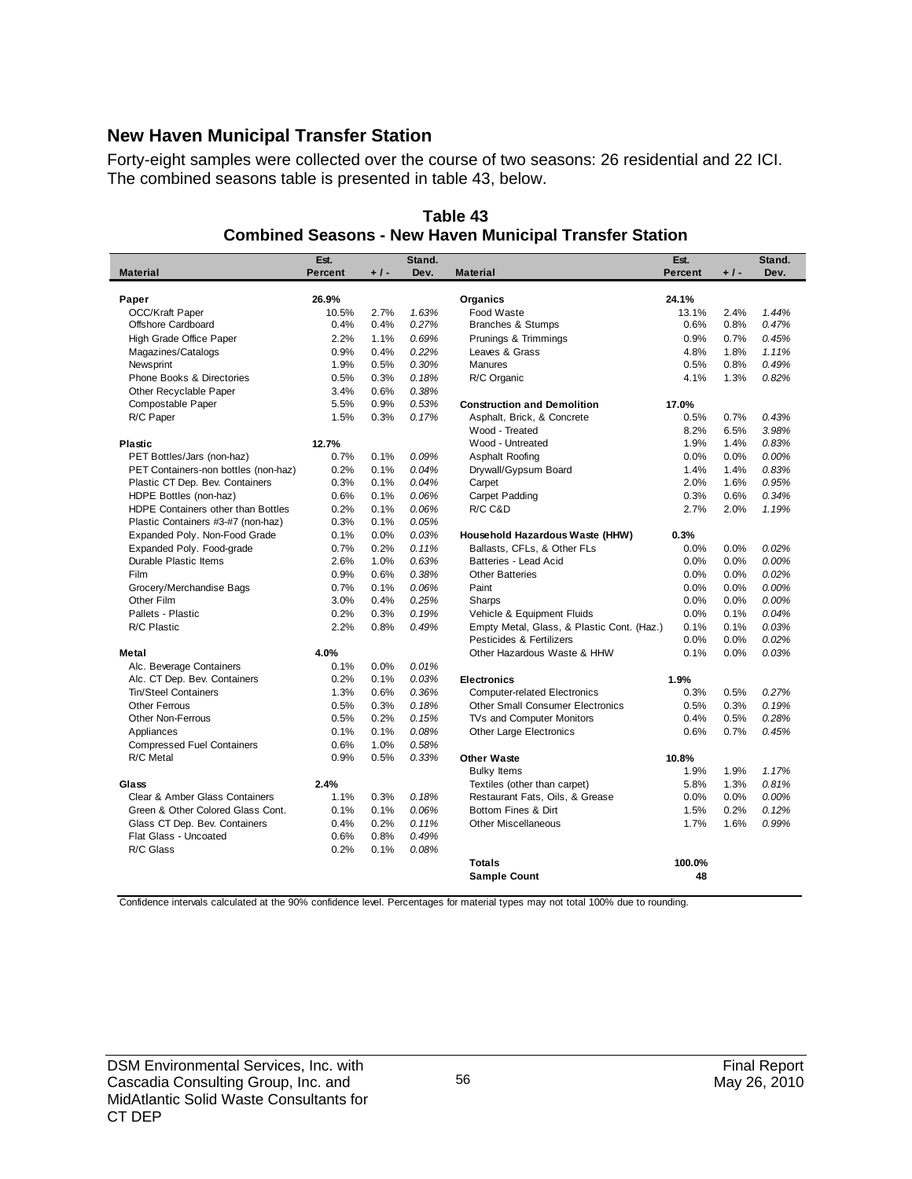## New Haven Municipal Transfer Station

Forty-eight samples were collected over the course of two seasons: 26 residential and 22 ICI. The combined seasons table is presented in table 43, below.

**Table 43**
**Combined Seasons - New Haven Municipal Transfer Station**

| Material | Est. Percent | + / - | Stand. Dev. | Material | Est. Percent | + / - | Stand. Dev. |
|---|---|---|---|---|---|---|---|
| **Paper** | **26.9%** | | | **Organics** | **24.1%** | | |
| OCC/Kraft Paper | 10.5% | 2.7% | *1.63%* | Food Waste | 13.1% | 2.4% | *1.44%* |
| Offshore Cardboard | 0.4% | 0.4% | *0.27%* | Branches & Stumps | 0.6% | 0.8% | *0.47%* |
| High Grade Office Paper | 2.2% | 1.1% | *0.69%* | Prunings & Trimmings | 0.9% | 0.7% | *0.45%* |
| Magazines/Catalogs | 0.9% | 0.4% | *0.22%* | Leaves & Grass | 4.8% | 1.8% | *1.11%* |
| Newsprint | 1.9% | 0.5% | *0.30%* | Manures | 0.5% | 0.8% | *0.49%* |
| Phone Books & Directories | 0.5% | 0.3% | *0.18%* | R/C Organic | 4.1% | 1.3% | *0.82%* |
| Other Recyclable Paper | 3.4% | 0.6% | *0.38%* | | | | |
| Compostable Paper | 5.5% | 0.9% | *0.53%* | **Construction and Demolition** | **17.0%** | | |
| R/C Paper | 1.5% | 0.3% | *0.17%* | Asphalt, Brick, & Concrete | 0.5% | 0.7% | *0.43%* |
| | | | | Wood - Treated | 8.2% | 6.5% | *3.98%* |
| **Plastic** | **12.7%** | | | Wood - Untreated | 1.9% | 1.4% | *0.83%* |
| PET Bottles/Jars (non-haz) | 0.7% | 0.1% | *0.09%* | Asphalt Roofing | 0.0% | 0.0% | *0.00%* |
| PET Containers-non bottles (non-haz) | 0.2% | 0.1% | *0.04%* | Drywall/Gypsum Board | 1.4% | 1.4% | *0.83%* |
| Plastic CT Dep. Bev. Containers | 0.3% | 0.1% | *0.04%* | Carpet | 2.0% | 1.6% | *0.95%* |
| HDPE Bottles (non-haz) | 0.6% | 0.1% | *0.06%* | Carpet Padding | 0.3% | 0.6% | *0.34%* |
| HDPE Containers other than Bottles | 0.2% | 0.1% | *0.06%* | R/C C&D | 2.7% | 2.0% | *1.19%* |
| Plastic Containers #3-#7 (non-haz) | 0.3% | 0.1% | *0.05%* | | | | |
| Expanded Poly. Non-Food Grade | 0.1% | 0.0% | *0.03%* | **Household Hazardous Waste (HHW)** | **0.3%** | | |
| Expanded Poly. Food-grade | 0.7% | 0.2% | *0.11%* | Ballasts, CFLs, & Other FLs | 0.0% | 0.0% | *0.02%* |
| Durable Plastic Items | 2.6% | 1.0% | *0.63%* | Batteries - Lead Acid | 0.0% | 0.0% | *0.00%* |
| Film | 0.9% | 0.6% | *0.38%* | Other Batteries | 0.0% | 0.0% | *0.02%* |
| Grocery/Merchandise Bags | 0.7% | 0.1% | *0.06%* | Paint | 0.0% | 0.0% | *0.00%* |
| Other Film | 3.0% | 0.4% | *0.25%* | Sharps | 0.0% | 0.0% | *0.00%* |
| Pallets - Plastic | 0.2% | 0.3% | *0.19%* | Vehicle & Equipment Fluids | 0.0% | 0.1% | *0.04%* |
| R/C Plastic | 2.2% | 0.8% | *0.49%* | Empty Metal, Glass, & Plastic Cont. (Haz.) | 0.1% | 0.1% | *0.03%* |
| | | | | Pesticides & Fertilizers | 0.0% | 0.0% | *0.02%* |
| **Metal** | **4.0%** | | | Other Hazardous Waste & HHW | 0.1% | 0.0% | *0.03%* |
| Alc. Beverage Containers | 0.1% | 0.0% | *0.01%* | | | | |
| Alc. CT Dep. Bev. Containers | 0.2% | 0.1% | *0.03%* | **Electronics** | **1.9%** | | |
| Tin/Steel Containers | 1.3% | 0.6% | *0.36%* | Computer-related Electronics | 0.3% | 0.5% | *0.27%* |
| Other Ferrous | 0.5% | 0.3% | *0.18%* | Other Small Consumer Electronics | 0.5% | 0.3% | *0.19%* |
| Other Non-Ferrous | 0.5% | 0.2% | *0.15%* | TVs and Computer Monitors | 0.4% | 0.5% | *0.28%* |
| Appliances | 0.1% | 0.1% | *0.08%* | Other Large Electronics | 0.6% | 0.7% | *0.45%* |
| Compressed Fuel Containers | 0.6% | 1.0% | *0.58%* | | | | |
| R/C Metal | 0.9% | 0.5% | *0.33%* | **Other Waste** | **10.8%** | | |
| | | | | Bulky Items | 1.9% | 1.9% | *1.17%* |
| **Glass** | **2.4%** | | | Textiles (other than carpet) | 5.8% | 1.3% | *0.81%* |
| Clear & Amber Glass Containers | 1.1% | 0.3% | *0.18%* | Restaurant Fats, Oils, & Grease | 0.0% | 0.0% | *0.00%* |
| Green & Other Colored Glass Cont. | 0.1% | 0.1% | *0.06%* | Bottom Fines & Dirt | 1.5% | 0.2% | *0.12%* |
| Glass CT Dep. Bev. Containers | 0.4% | 0.2% | *0.11%* | Other Miscellaneous | 1.7% | 1.6% | *0.99%* |
| Flat Glass - Uncoated | 0.6% | 0.8% | *0.49%* | | | | |
| R/C Glass | 0.2% | 0.1% | *0.08%* | | | | |
| | | | | **Totals** | **100.0%** | | |
| | | | | **Sample Count** | **48** | | |

Confidence intervals calculated at the 90% confidence level. Percentages for material types may not total 100% due to rounding.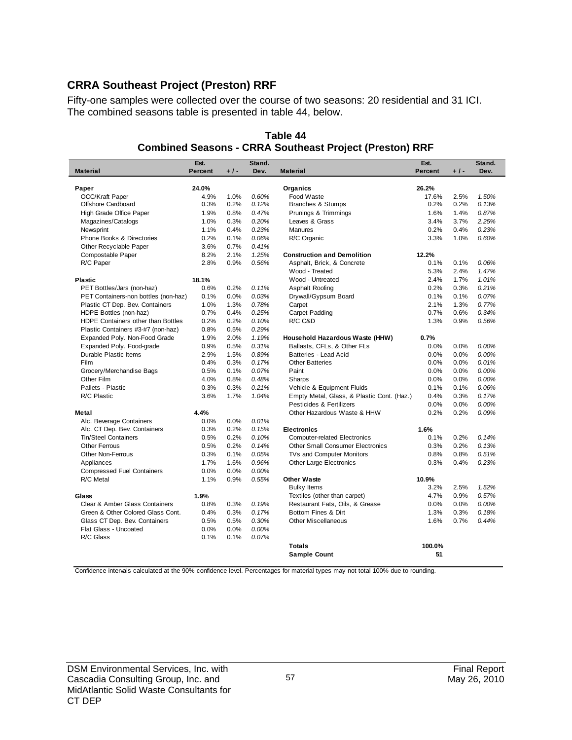## CRRA Southeast Project (Preston) RRF

Fifty-one samples were collected over the course of two seasons: 20 residential and 31 ICI. The combined seasons table is presented in table 44, below.

**Table 44**
**Combined Seasons - CRRA Southeast Project (Preston) RRF**

| Material | Est. Percent | + / - | Stand. Dev. | Material | Est. Percent | + / - | Stand. Dev. |
|---|---|---|---|---|---|---|---|
| **Paper** | **24.0%** | | | **Organics** | **26.2%** | | |
| OCC/Kraft Paper | 4.9% | 1.0% | *0.60%* | Food Waste | 17.6% | 2.5% | *1.50%* |
| Offshore Cardboard | 0.3% | 0.2% | *0.12%* | Branches & Stumps | 0.2% | 0.2% | *0.13%* |
| High Grade Office Paper | 1.9% | 0.8% | *0.47%* | Prunings & Trimmings | 1.6% | 1.4% | *0.87%* |
| Magazines/Catalogs | 1.0% | 0.3% | *0.20%* | Leaves & Grass | 3.4% | 3.7% | *2.25%* |
| Newsprint | 1.1% | 0.4% | *0.23%* | Manures | 0.2% | 0.4% | *0.23%* |
| Phone Books & Directories | 0.2% | 0.1% | *0.06%* | R/C Organic | 3.3% | 1.0% | *0.60%* |
| Other Recyclable Paper | 3.6% | 0.7% | *0.41%* | | | | |
| Compostable Paper | 8.2% | 2.1% | *1.25%* | **Construction and Demolition** | **12.2%** | | |
| R/C Paper | 2.8% | 0.9% | *0.56%* | Asphalt, Brick, & Concrete | 0.1% | 0.1% | *0.06%* |
| | | | | Wood - Treated | 5.3% | 2.4% | *1.47%* |
| **Plastic** | **18.1%** | | | Wood - Untreated | 2.4% | 1.7% | *1.01%* |
| PET Bottles/Jars (non-haz) | 0.6% | 0.2% | *0.11%* | Asphalt Roofing | 0.2% | 0.3% | *0.21%* |
| PET Containers-non bottles (non-haz) | 0.1% | 0.0% | *0.03%* | Drywall/Gypsum Board | 0.1% | 0.1% | *0.07%* |
| Plastic CT Dep. Bev. Containers | 1.0% | 1.3% | *0.78%* | Carpet | 2.1% | 1.3% | *0.77%* |
| HDPE Bottles (non-haz) | 0.7% | 0.4% | *0.25%* | Carpet Padding | 0.7% | 0.6% | *0.34%* |
| HDPE Containers other than Bottles | 0.2% | 0.2% | *0.10%* | R/C C&D | 1.3% | 0.9% | *0.56%* |
| Plastic Containers #3-#7 (non-haz) | 0.8% | 0.5% | *0.29%* | | | | |
| Expanded Poly. Non-Food Grade | 1.9% | 2.0% | *1.19%* | **Household Hazardous Waste (HHW)** | **0.7%** | | |
| Expanded Poly. Food-grade | 0.9% | 0.5% | *0.31%* | Ballasts, CFLs, & Other FLs | 0.0% | 0.0% | *0.00%* |
| Durable Plastic Items | 2.9% | 1.5% | *0.89%* | Batteries - Lead Acid | 0.0% | 0.0% | *0.00%* |
| Film | 0.4% | 0.3% | *0.17%* | Other Batteries | 0.0% | 0.0% | *0.01%* |
| Grocery/Merchandise Bags | 0.5% | 0.1% | *0.07%* | Paint | 0.0% | 0.0% | *0.00%* |
| Other Film | 4.0% | 0.8% | *0.48%* | Sharps | 0.0% | 0.0% | *0.00%* |
| Pallets - Plastic | 0.3% | 0.3% | *0.21%* | Vehicle & Equipment Fluids | 0.1% | 0.1% | *0.06%* |
| R/C Plastic | 3.6% | 1.7% | *1.04%* | Empty Metal, Glass, & Plastic Cont. (Haz.) | 0.4% | 0.3% | *0.17%* |
| | | | | Pesticides & Fertilizers | 0.0% | 0.0% | *0.00%* |
| **Metal** | **4.4%** | | | Other Hazardous Waste & HHW | 0.2% | 0.2% | *0.09%* |
| Alc. Beverage Containers | 0.0% | 0.0% | *0.01%* | | | | |
| Alc. CT Dep. Bev. Containers | 0.3% | 0.2% | *0.15%* | **Electronics** | **1.6%** | | |
| Tin/Steel Containers | 0.5% | 0.2% | *0.10%* | Computer-related Electronics | 0.1% | 0.2% | *0.14%* |
| Other Ferrous | 0.5% | 0.2% | *0.14%* | Other Small Consumer Electronics | 0.3% | 0.2% | *0.13%* |
| Other Non-Ferrous | 0.3% | 0.1% | *0.05%* | TVs and Computer Monitors | 0.8% | 0.8% | *0.51%* |
| Appliances | 1.7% | 1.6% | *0.96%* | Other Large Electronics | 0.3% | 0.4% | *0.23%* |
| Compressed Fuel Containers | 0.0% | 0.0% | *0.00%* | | | | |
| R/C Metal | 1.1% | 0.9% | *0.55%* | **Other Waste** | **10.9%** | | |
| | | | | Bulky Items | 3.2% | 2.5% | *1.52%* |
| **Glass** | **1.9%** | | | Textiles (other than carpet) | 4.7% | 0.9% | *0.57%* |
| Clear & Amber Glass Containers | 0.8% | 0.3% | *0.19%* | Restaurant Fats, Oils, & Grease | 0.0% | 0.0% | *0.00%* |
| Green & Other Colored Glass Cont. | 0.4% | 0.3% | *0.17%* | Bottom Fines & Dirt | 1.3% | 0.3% | *0.18%* |
| Glass CT Dep. Bev. Containers | 0.5% | 0.5% | *0.30%* | Other Miscellaneous | 1.6% | 0.7% | *0.44%* |
| Flat Glass - Uncoated | 0.0% | 0.0% | *0.00%* | | | | |
| R/C Glass | 0.1% | 0.1% | *0.07%* | | | | |
| | | | | **Totals** | **100.0%** | | |
| | | | | **Sample Count** | **51** | | |

Confidence intervals calculated at the 90% confidence level. Percentages for material types may not total 100% due to rounding.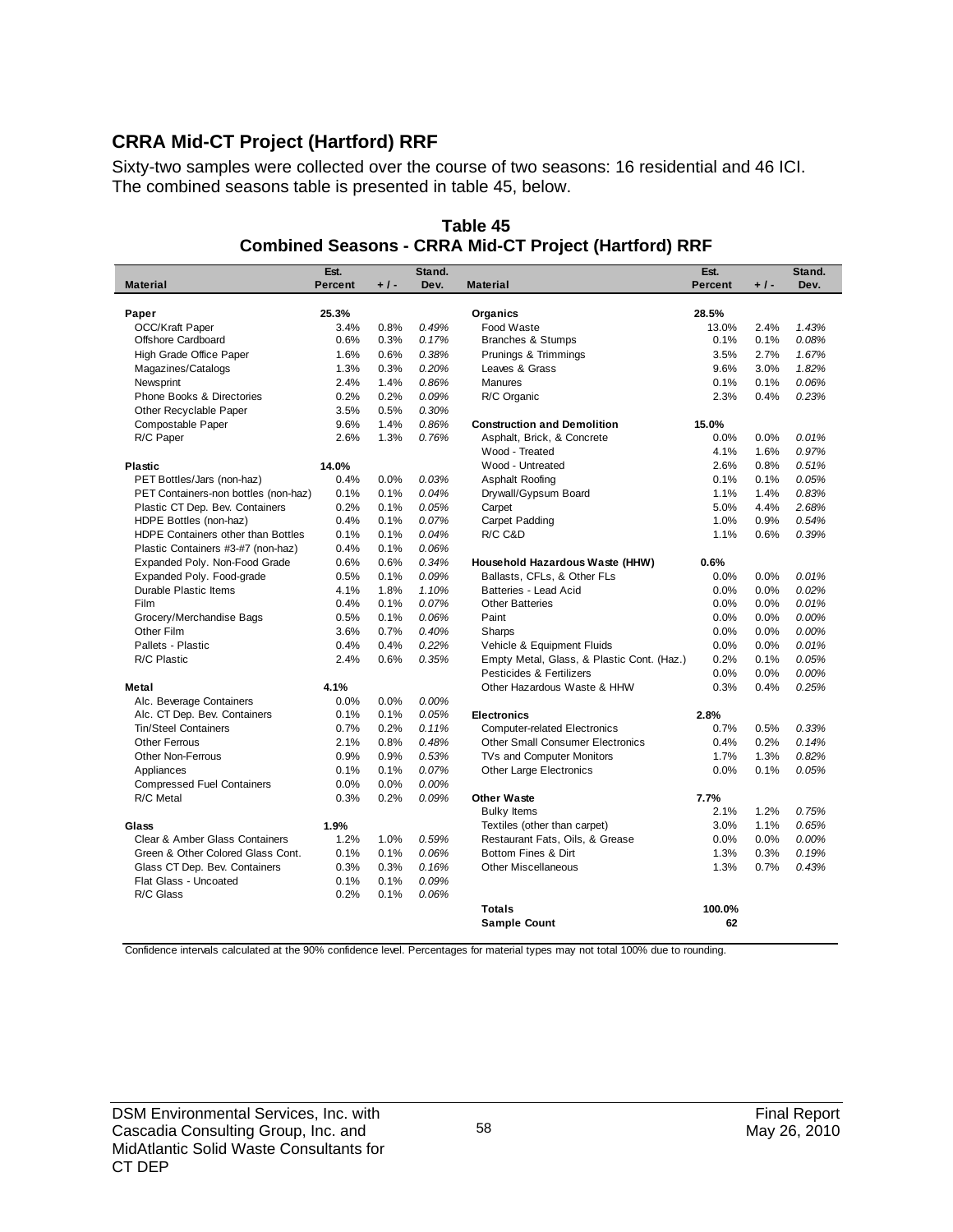## CRRA Mid-CT Project (Hartford) RRF

Sixty-two samples were collected over the course of two seasons: 16 residential and 46 ICI. The combined seasons table is presented in table 45, below.

**Table 45**
**Combined Seasons - CRRA Mid-CT Project (Hartford) RRF**

| Material | Est. Percent | + / - | Stand. Dev. | Material | Est. Percent | + / - | Stand. Dev. |
|---|---|---|---|---|---|---|---|
| **Paper** | **25.3%** | | | **Organics** | **28.5%** | | |
| OCC/Kraft Paper | 3.4% | 0.8% | *0.49%* | Food Waste | 13.0% | 2.4% | *1.43%* |
| Offshore Cardboard | 0.6% | 0.3% | *0.17%* | Branches & Stumps | 0.1% | 0.1% | *0.08%* |
| High Grade Office Paper | 1.6% | 0.6% | *0.38%* | Prunings & Trimmings | 3.5% | 2.7% | *1.67%* |
| Magazines/Catalogs | 1.3% | 0.3% | *0.20%* | Leaves & Grass | 9.6% | 3.0% | *1.82%* |
| Newsprint | 2.4% | 1.4% | *0.86%* | Manures | 0.1% | 0.1% | *0.06%* |
| Phone Books & Directories | 0.2% | 0.2% | *0.09%* | R/C Organic | 2.3% | 0.4% | *0.23%* |
| Other Recyclable Paper | 3.5% | 0.5% | *0.30%* | | | | |
| Compostable Paper | 9.6% | 1.4% | *0.86%* | **Construction and Demolition** | **15.0%** | | |
| R/C Paper | 2.6% | 1.3% | *0.76%* | Asphalt, Brick, & Concrete | 0.0% | 0.0% | *0.01%* |
| | | | | Wood - Treated | 4.1% | 1.6% | *0.97%* |
| **Plastic** | **14.0%** | | | Wood - Untreated | 2.6% | 0.8% | *0.51%* |
| PET Bottles/Jars (non-haz) | 0.4% | 0.0% | *0.03%* | Asphalt Roofing | 0.1% | 0.1% | *0.05%* |
| PET Containers-non bottles (non-haz) | 0.1% | 0.1% | *0.04%* | Drywall/Gypsum Board | 1.1% | 1.4% | *0.83%* |
| Plastic CT Dep. Bev. Containers | 0.2% | 0.1% | *0.05%* | Carpet | 5.0% | 4.4% | *2.68%* |
| HDPE Bottles (non-haz) | 0.4% | 0.1% | *0.07%* | Carpet Padding | 1.0% | 0.9% | *0.54%* |
| HDPE Containers other than Bottles | 0.1% | 0.1% | *0.04%* | R/C C&D | 1.1% | 0.6% | *0.39%* |
| Plastic Containers #3-#7 (non-haz) | 0.4% | 0.1% | *0.06%* | | | | |
| Expanded Poly. Non-Food Grade | 0.6% | 0.6% | *0.34%* | **Household Hazardous Waste (HHW)** | **0.6%** | | |
| Expanded Poly. Food-grade | 0.5% | 0.1% | *0.09%* | Ballasts, CFLs, & Other FLs | 0.0% | 0.0% | *0.01%* |
| Durable Plastic Items | 4.1% | 1.8% | *1.10%* | Batteries - Lead Acid | 0.0% | 0.0% | *0.02%* |
| Film | 0.4% | 0.1% | *0.07%* | Other Batteries | 0.0% | 0.0% | *0.01%* |
| Grocery/Merchandise Bags | 0.5% | 0.1% | *0.06%* | Paint | 0.0% | 0.0% | *0.00%* |
| Other Film | 3.6% | 0.7% | *0.40%* | Sharps | 0.0% | 0.0% | *0.00%* |
| Pallets - Plastic | 0.4% | 0.4% | *0.22%* | Vehicle & Equipment Fluids | 0.0% | 0.0% | *0.01%* |
| R/C Plastic | 2.4% | 0.6% | *0.35%* | Empty Metal, Glass, & Plastic Cont. (Haz.) | 0.2% | 0.1% | *0.05%* |
| | | | | Pesticides & Fertilizers | 0.0% | 0.0% | *0.00%* |
| **Metal** | **4.1%** | | | Other Hazardous Waste & HHW | 0.3% | 0.4% | *0.25%* |
| Alc. Beverage Containers | 0.0% | 0.0% | *0.00%* | | | | |
| Alc. CT Dep. Bev. Containers | 0.1% | 0.1% | *0.05%* | **Electronics** | **2.8%** | | |
| Tin/Steel Containers | 0.7% | 0.2% | *0.11%* | Computer-related Electronics | 0.7% | 0.5% | *0.33%* |
| Other Ferrous | 2.1% | 0.8% | *0.48%* | Other Small Consumer Electronics | 0.4% | 0.2% | *0.14%* |
| Other Non-Ferrous | 0.9% | 0.9% | *0.53%* | TVs and Computer Monitors | 1.7% | 1.3% | *0.82%* |
| Appliances | 0.1% | 0.1% | *0.07%* | Other Large Electronics | 0.0% | 0.1% | *0.05%* |
| Compressed Fuel Containers | 0.0% | 0.0% | *0.00%* | | | | |
| R/C Metal | 0.3% | 0.2% | *0.09%* | **Other Waste** | **7.7%** | | |
| | | | | Bulky Items | 2.1% | 1.2% | *0.75%* |
| **Glass** | **1.9%** | | | Textiles (other than carpet) | 3.0% | 1.1% | *0.65%* |
| Clear & Amber Glass Containers | 1.2% | 1.0% | *0.59%* | Restaurant Fats, Oils, & Grease | 0.0% | 0.0% | *0.00%* |
| Green & Other Colored Glass Cont. | 0.1% | 0.1% | *0.06%* | Bottom Fines & Dirt | 1.3% | 0.3% | *0.19%* |
| Glass CT Dep. Bev. Containers | 0.3% | 0.3% | *0.16%* | Other Miscellaneous | 1.3% | 0.7% | *0.43%* |
| Flat Glass - Uncoated | 0.1% | 0.1% | *0.09%* | | | | |
| R/C Glass | 0.2% | 0.1% | *0.06%* | | | | |
| | | | | **Totals** | **100.0%** | | |
| | | | | **Sample Count** | **62** | | |

Confidence intervals calculated at the 90% confidence level. Percentages for material types may not total 100% due to rounding.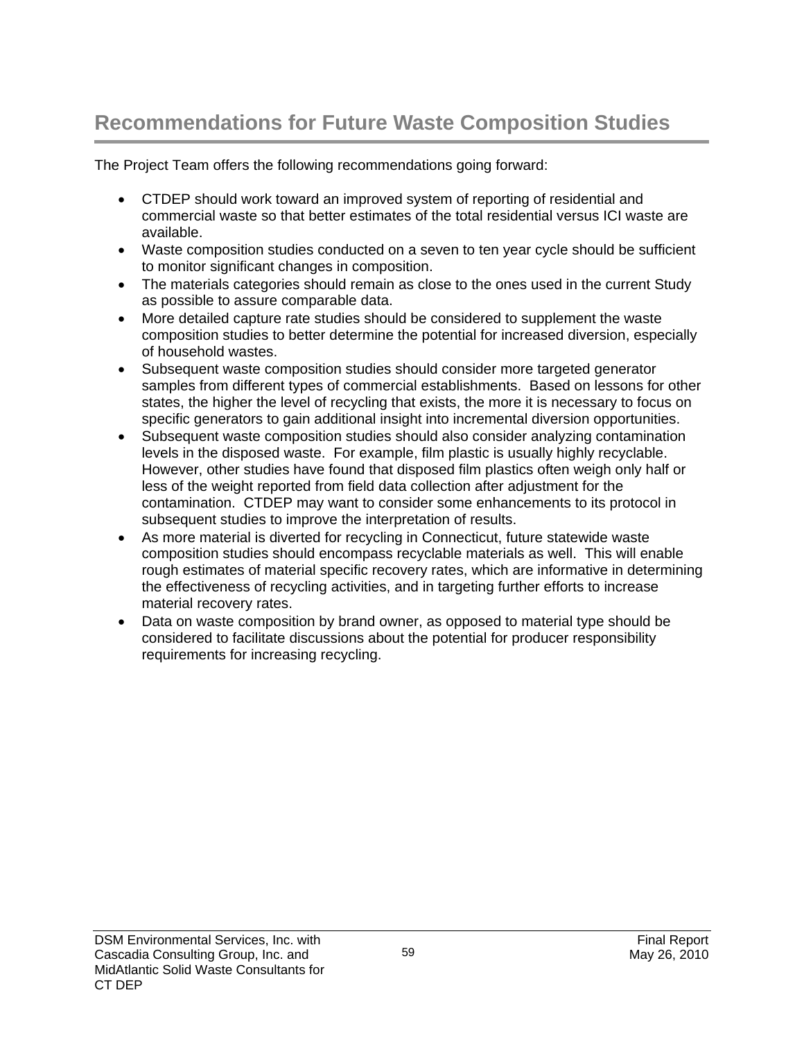## Recommendations for Future Waste Composition Studies

The Project Team offers the following recommendations going forward:

- CTDEP should work toward an improved system of reporting of residential and commercial waste so that better estimates of the total residential versus ICI waste are available.
- Waste composition studies conducted on a seven to ten year cycle should be sufficient to monitor significant changes in composition.
- The materials categories should remain as close to the ones used in the current Study as possible to assure comparable data.
- More detailed capture rate studies should be considered to supplement the waste composition studies to better determine the potential for increased diversion, especially of household wastes.
- Subsequent waste composition studies should consider more targeted generator samples from different types of commercial establishments. Based on lessons for other states, the higher the level of recycling that exists, the more it is necessary to focus on specific generators to gain additional insight into incremental diversion opportunities.
- Subsequent waste composition studies should also consider analyzing contamination levels in the disposed waste. For example, film plastic is usually highly recyclable. However, other studies have found that disposed film plastics often weigh only half or less of the weight reported from field data collection after adjustment for the contamination. CTDEP may want to consider some enhancements to its protocol in subsequent studies to improve the interpretation of results.
- As more material is diverted for recycling in Connecticut, future statewide waste composition studies should encompass recyclable materials as well. This will enable rough estimates of material specific recovery rates, which are informative in determining the effectiveness of recycling activities, and in targeting further efforts to increase material recovery rates.
- Data on waste composition by brand owner, as opposed to material type should be considered to facilitate discussions about the potential for producer responsibility requirements for increasing recycling.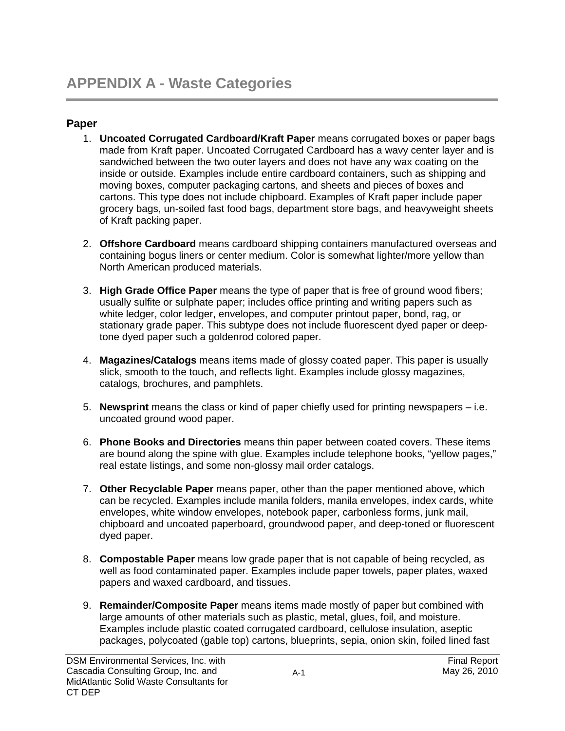# APPENDIX A - Waste Categories

## Paper

1. **Uncoated Corrugated Cardboard/Kraft Paper** means corrugated boxes or paper bags made from Kraft paper. Uncoated Corrugated Cardboard has a wavy center layer and is sandwiched between the two outer layers and does not have any wax coating on the inside or outside. Examples include entire cardboard containers, such as shipping and moving boxes, computer packaging cartons, and sheets and pieces of boxes and cartons. This type does not include chipboard. Examples of Kraft paper include paper grocery bags, un-soiled fast food bags, department store bags, and heavyweight sheets of Kraft packing paper.

2. **Offshore Cardboard** means cardboard shipping containers manufactured overseas and containing bogus liners or center medium. Color is somewhat lighter/more yellow than North American produced materials.

3. **High Grade Office Paper** means the type of paper that is free of ground wood fibers; usually sulfite or sulphate paper; includes office printing and writing papers such as white ledger, color ledger, envelopes, and computer printout paper, bond, rag, or stationary grade paper. This subtype does not include fluorescent dyed paper or deep-tone dyed paper such a goldenrod colored paper.

4. **Magazines/Catalogs** means items made of glossy coated paper. This paper is usually slick, smooth to the touch, and reflects light. Examples include glossy magazines, catalogs, brochures, and pamphlets.

5. **Newsprint** means the class or kind of paper chiefly used for printing newspapers – i.e. uncoated ground wood paper.

6. **Phone Books and Directories** means thin paper between coated covers. These items are bound along the spine with glue. Examples include telephone books, "yellow pages," real estate listings, and some non-glossy mail order catalogs.

7. **Other Recyclable Paper** means paper, other than the paper mentioned above, which can be recycled. Examples include manila folders, manila envelopes, index cards, white envelopes, white window envelopes, notebook paper, carbonless forms, junk mail, chipboard and uncoated paperboard, groundwood paper, and deep-toned or fluorescent dyed paper.

8. **Compostable Paper** means low grade paper that is not capable of being recycled, as well as food contaminated paper. Examples include paper towels, paper plates, waxed papers and waxed cardboard, and tissues.

9. **Remainder/Composite Paper** means items made mostly of paper but combined with large amounts of other materials such as plastic, metal, glues, foil, and moisture. Examples include plastic coated corrugated cardboard, cellulose insulation, aseptic packages, polycoated (gable top) cartons, blueprints, sepia, onion skin, foiled lined fast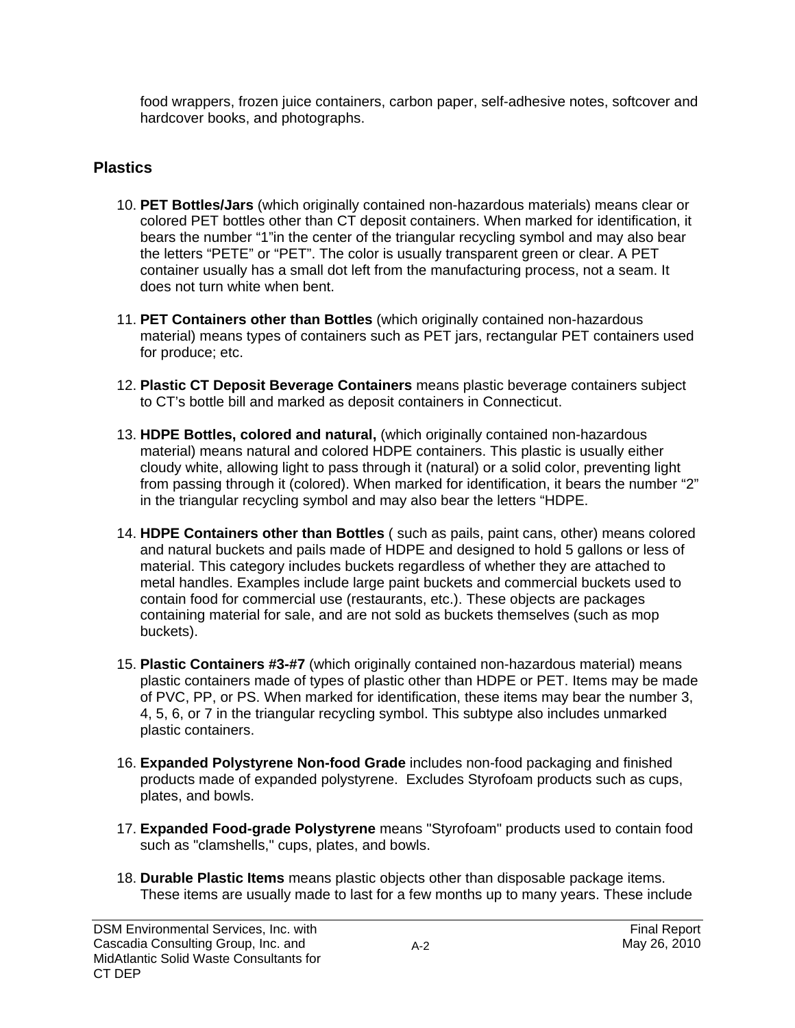food wrappers, frozen juice containers, carbon paper, self-adhesive notes, softcover and hardcover books, and photographs.

## Plastics

10. **PET Bottles/Jars** (which originally contained non-hazardous materials) means clear or colored PET bottles other than CT deposit containers. When marked for identification, it bears the number "1"in the center of the triangular recycling symbol and may also bear the letters "PETE" or "PET". The color is usually transparent green or clear. A PET container usually has a small dot left from the manufacturing process, not a seam. It does not turn white when bent.

11. **PET Containers other than Bottles** (which originally contained non-hazardous material) means types of containers such as PET jars, rectangular PET containers used for produce; etc.

12. **Plastic CT Deposit Beverage Containers** means plastic beverage containers subject to CT's bottle bill and marked as deposit containers in Connecticut.

13. **HDPE Bottles, colored and natural,** (which originally contained non-hazardous material) means natural and colored HDPE containers. This plastic is usually either cloudy white, allowing light to pass through it (natural) or a solid color, preventing light from passing through it (colored). When marked for identification, it bears the number "2" in the triangular recycling symbol and may also bear the letters "HDPE.

14. **HDPE Containers other than Bottles** ( such as pails, paint cans, other) means colored and natural buckets and pails made of HDPE and designed to hold 5 gallons or less of material. This category includes buckets regardless of whether they are attached to metal handles. Examples include large paint buckets and commercial buckets used to contain food for commercial use (restaurants, etc.). These objects are packages containing material for sale, and are not sold as buckets themselves (such as mop buckets).

15. **Plastic Containers #3-#7** (which originally contained non-hazardous material) means plastic containers made of types of plastic other than HDPE or PET. Items may be made of PVC, PP, or PS. When marked for identification, these items may bear the number 3, 4, 5, 6, or 7 in the triangular recycling symbol. This subtype also includes unmarked plastic containers.

16. **Expanded Polystyrene Non-food Grade** includes non-food packaging and finished products made of expanded polystyrene. Excludes Styrofoam products such as cups, plates, and bowls.

17. **Expanded Food-grade Polystyrene** means "Styrofoam" products used to contain food such as "clamshells," cups, plates, and bowls.

18. **Durable Plastic Items** means plastic objects other than disposable package items. These items are usually made to last for a few months up to many years. These include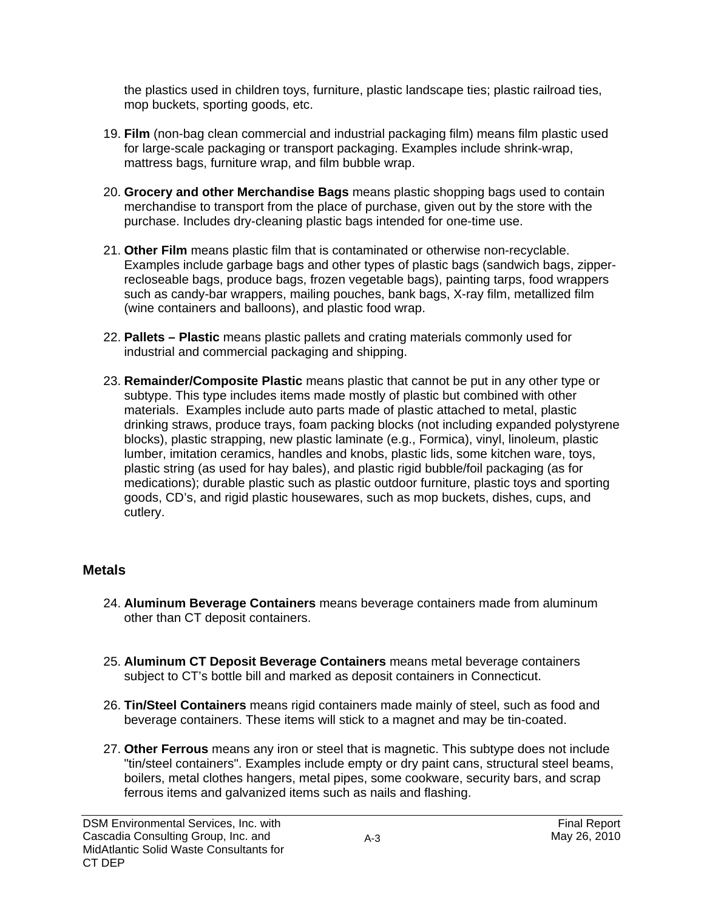the plastics used in children toys, furniture, plastic landscape ties; plastic railroad ties, mop buckets, sporting goods, etc.

19. **Film** (non-bag clean commercial and industrial packaging film) means film plastic used for large-scale packaging or transport packaging. Examples include shrink-wrap, mattress bags, furniture wrap, and film bubble wrap.

20. **Grocery and other Merchandise Bags** means plastic shopping bags used to contain merchandise to transport from the place of purchase, given out by the store with the purchase. Includes dry-cleaning plastic bags intended for one-time use.

21. **Other Film** means plastic film that is contaminated or otherwise non-recyclable. Examples include garbage bags and other types of plastic bags (sandwich bags, zipper-recloseable bags, produce bags, frozen vegetable bags), painting tarps, food wrappers such as candy-bar wrappers, mailing pouches, bank bags, X-ray film, metallized film (wine containers and balloons), and plastic food wrap.

22. **Pallets – Plastic** means plastic pallets and crating materials commonly used for industrial and commercial packaging and shipping.

23. **Remainder/Composite Plastic** means plastic that cannot be put in any other type or subtype. This type includes items made mostly of plastic but combined with other materials. Examples include auto parts made of plastic attached to metal, plastic drinking straws, produce trays, foam packing blocks (not including expanded polystyrene blocks), plastic strapping, new plastic laminate (e.g., Formica), vinyl, linoleum, plastic lumber, imitation ceramics, handles and knobs, plastic lids, some kitchen ware, toys, plastic string (as used for hay bales), and plastic rigid bubble/foil packaging (as for medications); durable plastic such as plastic outdoor furniture, plastic toys and sporting goods, CD's, and rigid plastic housewares, such as mop buckets, dishes, cups, and cutlery.

## Metals

24. **Aluminum Beverage Containers** means beverage containers made from aluminum other than CT deposit containers.

25. **Aluminum CT Deposit Beverage Containers** means metal beverage containers subject to CT's bottle bill and marked as deposit containers in Connecticut.

26. **Tin/Steel Containers** means rigid containers made mainly of steel, such as food and beverage containers. These items will stick to a magnet and may be tin-coated.

27. **Other Ferrous** means any iron or steel that is magnetic. This subtype does not include "tin/steel containers". Examples include empty or dry paint cans, structural steel beams, boilers, metal clothes hangers, metal pipes, some cookware, security bars, and scrap ferrous items and galvanized items such as nails and flashing.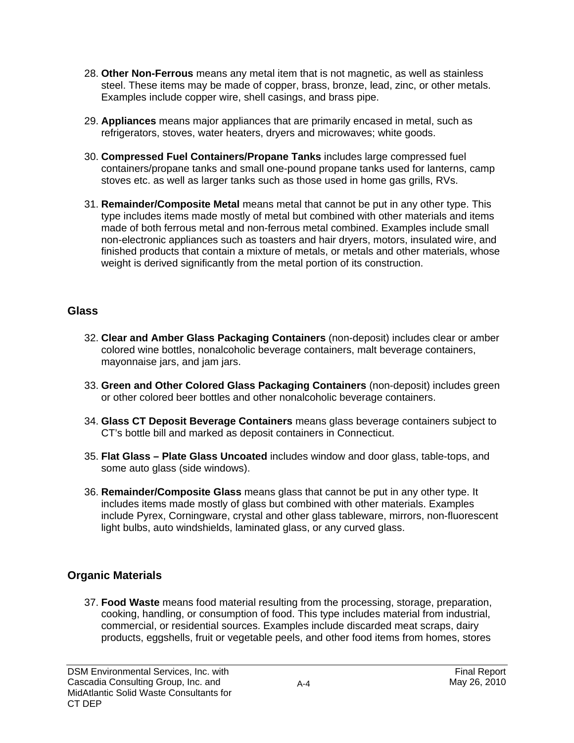28. **Other Non-Ferrous** means any metal item that is not magnetic, as well as stainless steel. These items may be made of copper, brass, bronze, lead, zinc, or other metals. Examples include copper wire, shell casings, and brass pipe.

29. **Appliances** means major appliances that are primarily encased in metal, such as refrigerators, stoves, water heaters, dryers and microwaves; white goods.

30. **Compressed Fuel Containers/Propane Tanks** includes large compressed fuel containers/propane tanks and small one-pound propane tanks used for lanterns, camp stoves etc. as well as larger tanks such as those used in home gas grills, RVs.

31. **Remainder/Composite Metal** means metal that cannot be put in any other type. This type includes items made mostly of metal but combined with other materials and items made of both ferrous metal and non-ferrous metal combined. Examples include small non-electronic appliances such as toasters and hair dryers, motors, insulated wire, and finished products that contain a mixture of metals, or metals and other materials, whose weight is derived significantly from the metal portion of its construction.

## Glass

32. **Clear and Amber Glass Packaging Containers** (non-deposit) includes clear or amber colored wine bottles, nonalcoholic beverage containers, malt beverage containers, mayonnaise jars, and jam jars.

33. **Green and Other Colored Glass Packaging Containers** (non-deposit) includes green or other colored beer bottles and other nonalcoholic beverage containers.

34. **Glass CT Deposit Beverage Containers** means glass beverage containers subject to CT's bottle bill and marked as deposit containers in Connecticut.

35. **Flat Glass – Plate Glass Uncoated** includes window and door glass, table-tops, and some auto glass (side windows).

36. **Remainder/Composite Glass** means glass that cannot be put in any other type. It includes items made mostly of glass but combined with other materials. Examples include Pyrex, Corningware, crystal and other glass tableware, mirrors, non-fluorescent light bulbs, auto windshields, laminated glass, or any curved glass.

## Organic Materials

37. **Food Waste** means food material resulting from the processing, storage, preparation, cooking, handling, or consumption of food. This type includes material from industrial, commercial, or residential sources. Examples include discarded meat scraps, dairy products, eggshells, fruit or vegetable peels, and other food items from homes, stores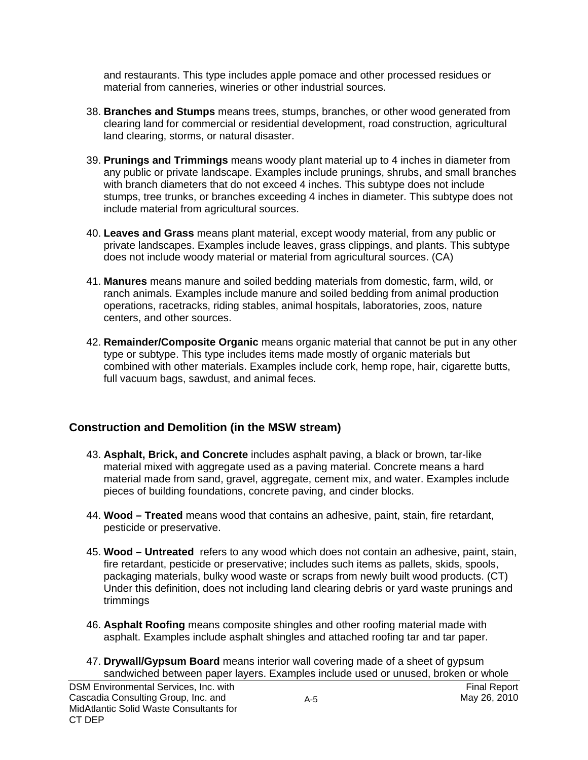and restaurants. This type includes apple pomace and other processed residues or material from canneries, wineries or other industrial sources.

38. **Branches and Stumps** means trees, stumps, branches, or other wood generated from clearing land for commercial or residential development, road construction, agricultural land clearing, storms, or natural disaster.

39. **Prunings and Trimmings** means woody plant material up to 4 inches in diameter from any public or private landscape. Examples include prunings, shrubs, and small branches with branch diameters that do not exceed 4 inches. This subtype does not include stumps, tree trunks, or branches exceeding 4 inches in diameter. This subtype does not include material from agricultural sources.

40. **Leaves and Grass** means plant material, except woody material, from any public or private landscapes. Examples include leaves, grass clippings, and plants. This subtype does not include woody material or material from agricultural sources. (CA)

41. **Manures** means manure and soiled bedding materials from domestic, farm, wild, or ranch animals. Examples include manure and soiled bedding from animal production operations, racetracks, riding stables, animal hospitals, laboratories, zoos, nature centers, and other sources.

42. **Remainder/Composite Organic** means organic material that cannot be put in any other type or subtype. This type includes items made mostly of organic materials but combined with other materials. Examples include cork, hemp rope, hair, cigarette butts, full vacuum bags, sawdust, and animal feces.

## Construction and Demolition (in the MSW stream)

43. **Asphalt, Brick, and Concrete** includes asphalt paving, a black or brown, tar-like material mixed with aggregate used as a paving material. Concrete means a hard material made from sand, gravel, aggregate, cement mix, and water. Examples include pieces of building foundations, concrete paving, and cinder blocks.

44. **Wood – Treated** means wood that contains an adhesive, paint, stain, fire retardant, pesticide or preservative.

45. **Wood – Untreated** refers to any wood which does not contain an adhesive, paint, stain, fire retardant, pesticide or preservative; includes such items as pallets, skids, spools, packaging materials, bulky wood waste or scraps from newly built wood products. (CT) Under this definition, does not including land clearing debris or yard waste prunings and trimmings

46. **Asphalt Roofing** means composite shingles and other roofing material made with asphalt. Examples include asphalt shingles and attached roofing tar and tar paper.

47. **Drywall/Gypsum Board** means interior wall covering made of a sheet of gypsum sandwiched between paper layers. Examples include used or unused, broken or whole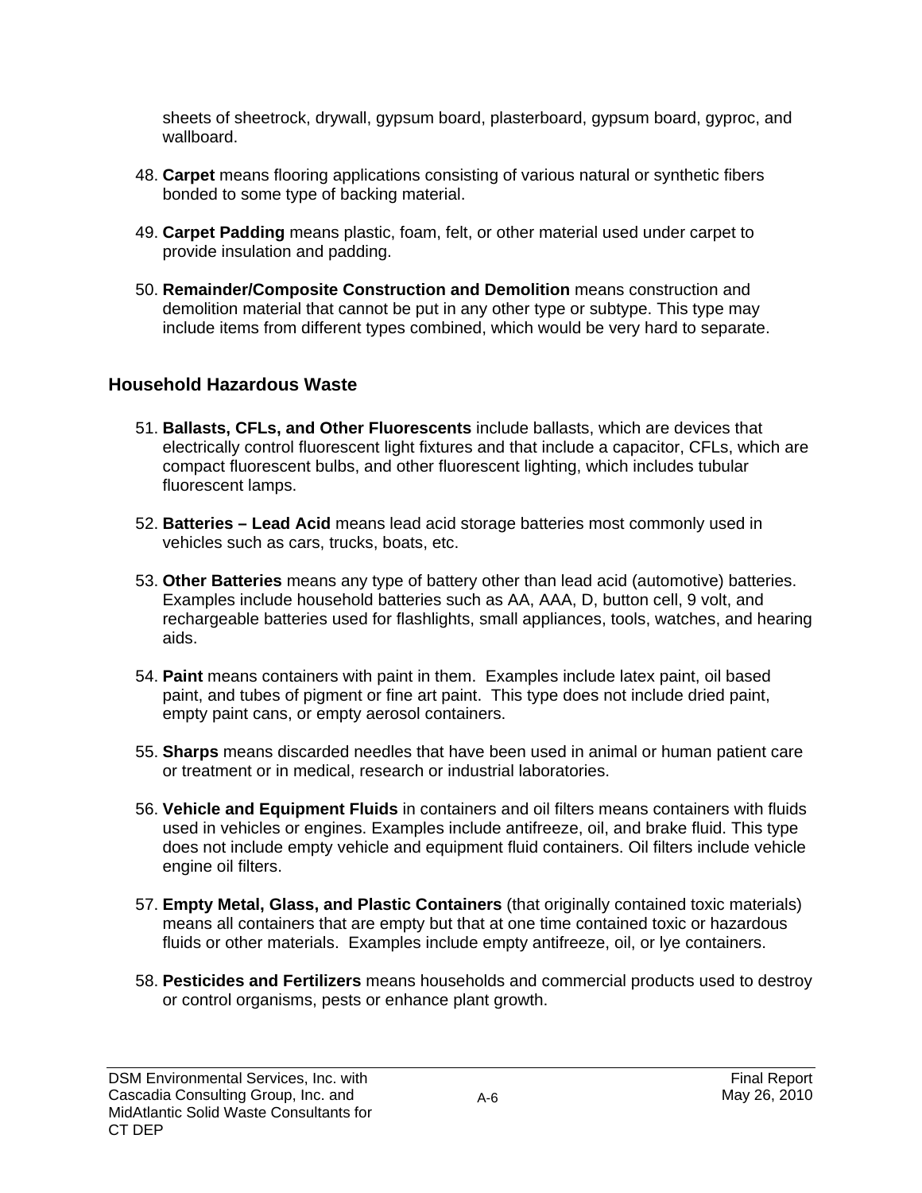sheets of sheetrock, drywall, gypsum board, plasterboard, gypsum board, gyproc, and wallboard.

48. **Carpet** means flooring applications consisting of various natural or synthetic fibers bonded to some type of backing material.

49. **Carpet Padding** means plastic, foam, felt, or other material used under carpet to provide insulation and padding.

50. **Remainder/Composite Construction and Demolition** means construction and demolition material that cannot be put in any other type or subtype. This type may include items from different types combined, which would be very hard to separate.

## Household Hazardous Waste

51. **Ballasts, CFLs, and Other Fluorescents** include ballasts, which are devices that electrically control fluorescent light fixtures and that include a capacitor, CFLs, which are compact fluorescent bulbs, and other fluorescent lighting, which includes tubular fluorescent lamps.

52. **Batteries – Lead Acid** means lead acid storage batteries most commonly used in vehicles such as cars, trucks, boats, etc.

53. **Other Batteries** means any type of battery other than lead acid (automotive) batteries. Examples include household batteries such as AA, AAA, D, button cell, 9 volt, and rechargeable batteries used for flashlights, small appliances, tools, watches, and hearing aids.

54. **Paint** means containers with paint in them. Examples include latex paint, oil based paint, and tubes of pigment or fine art paint. This type does not include dried paint, empty paint cans, or empty aerosol containers.

55. **Sharps** means discarded needles that have been used in animal or human patient care or treatment or in medical, research or industrial laboratories.

56. **Vehicle and Equipment Fluids** in containers and oil filters means containers with fluids used in vehicles or engines. Examples include antifreeze, oil, and brake fluid. This type does not include empty vehicle and equipment fluid containers. Oil filters include vehicle engine oil filters.

57. **Empty Metal, Glass, and Plastic Containers** (that originally contained toxic materials) means all containers that are empty but that at one time contained toxic or hazardous fluids or other materials. Examples include empty antifreeze, oil, or lye containers.

58. **Pesticides and Fertilizers** means households and commercial products used to destroy or control organisms, pests or enhance plant growth.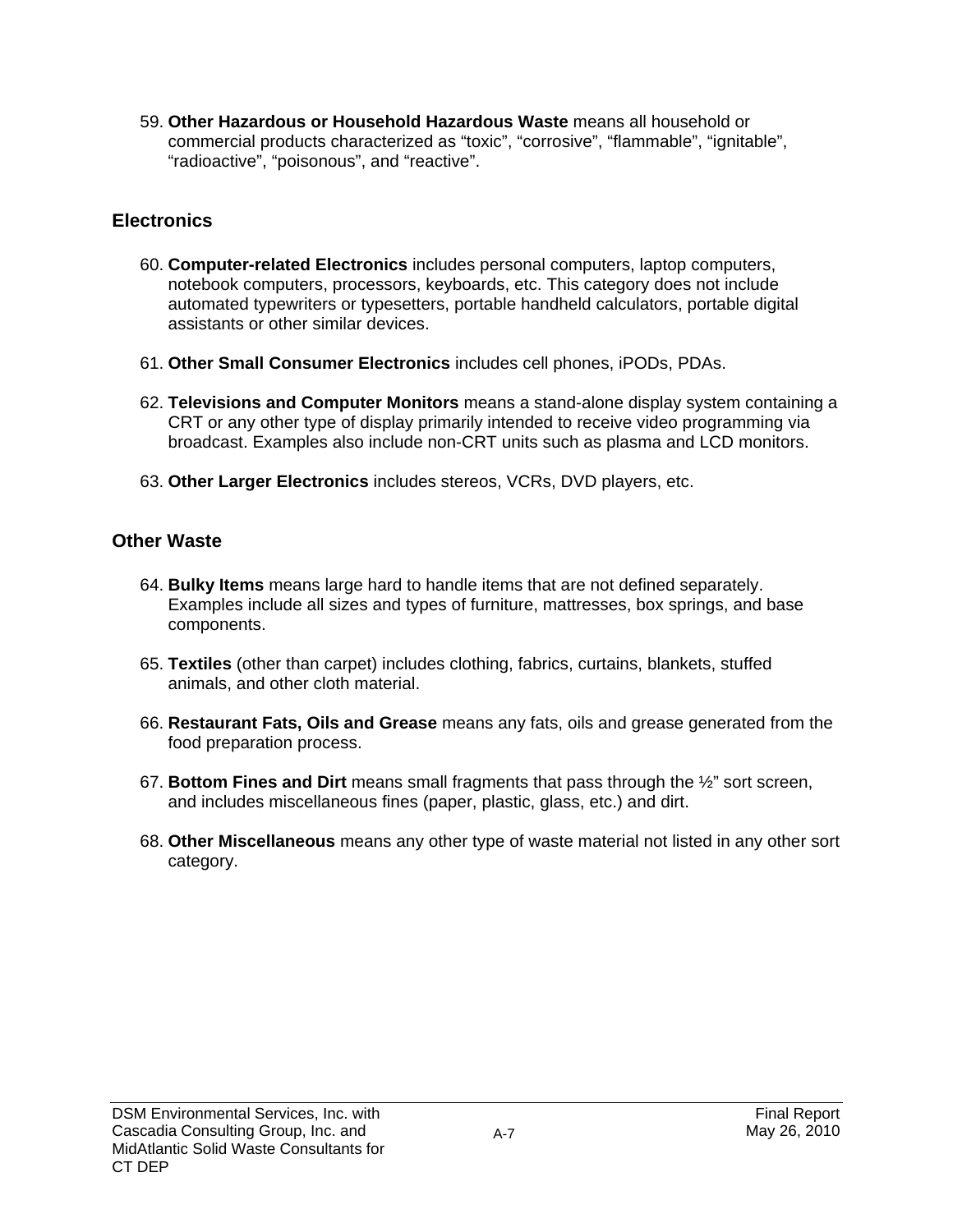59. **Other Hazardous or Household Hazardous Waste** means all household or commercial products characterized as “toxic”, “corrosive”, “flammable”, “ignitable”, “radioactive”, “poisonous”, and “reactive”.

## Electronics

60. **Computer-related Electronics** includes personal computers, laptop computers, notebook computers, processors, keyboards, etc. This category does not include automated typewriters or typesetters, portable handheld calculators, portable digital assistants or other similar devices.

61. **Other Small Consumer Electronics** includes cell phones, iPODs, PDAs.

62. **Televisions and Computer Monitors** means a stand-alone display system containing a CRT or any other type of display primarily intended to receive video programming via broadcast. Examples also include non-CRT units such as plasma and LCD monitors.

63. **Other Larger Electronics** includes stereos, VCRs, DVD players, etc.

## Other Waste

64. **Bulky Items** means large hard to handle items that are not defined separately. Examples include all sizes and types of furniture, mattresses, box springs, and base components.

65. **Textiles** (other than carpet) includes clothing, fabrics, curtains, blankets, stuffed animals, and other cloth material.

66. **Restaurant Fats, Oils and Grease** means any fats, oils and grease generated from the food preparation process.

67. **Bottom Fines and Dirt** means small fragments that pass through the ½” sort screen, and includes miscellaneous fines (paper, plastic, glass, etc.) and dirt.

68. **Other Miscellaneous** means any other type of waste material not listed in any other sort category.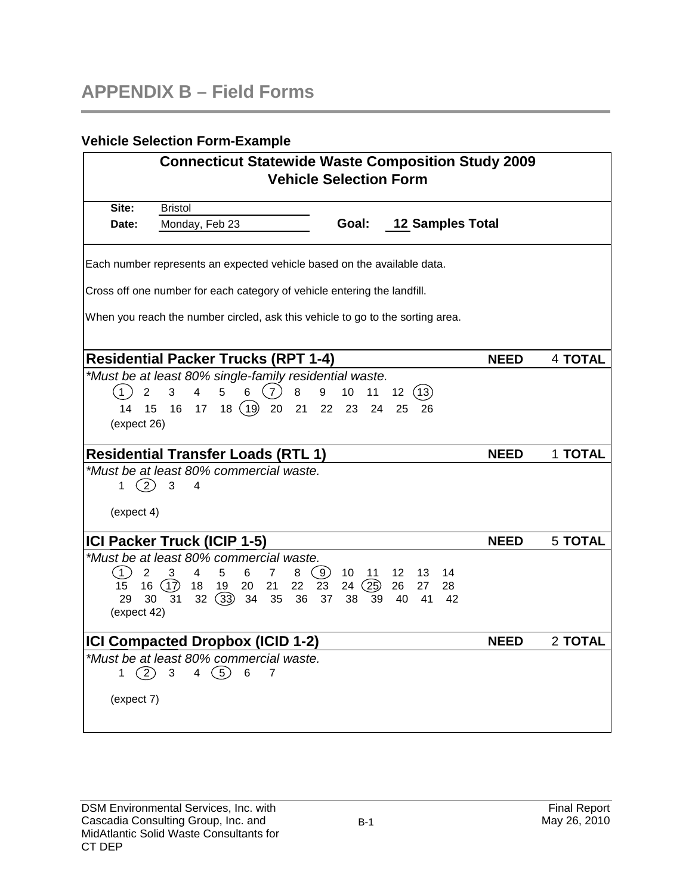# APPENDIX B – Field Forms

### Vehicle Selection Form-Example

## Connecticut Statewide Waste Composition Study 2009
## Vehicle Selection Form

**Site:** Bristol

**Date:** Monday, Feb 23 **Goal:** **12 Samples Total**

Each number represents an expected vehicle based on the available data.

Cross off one number for each category of vehicle entering the landfill.

When you reach the number circled, ask this vehicle to go to the sorting area.

### Residential Packer Trucks (RPT 1-4) — NEED 4 TOTAL

*\*Must be at least 80% single-family residential waste.*

(1) 2 3 4 5 6 (7) 8 9 10 11 12 (13)
14 15 16 17 18 (19) 20 21 22 23 24 25 26
(expect 26)

### Residential Transfer Loads (RTL 1) — NEED 1 TOTAL

*\*Must be at least 80% commercial waste.*

1 (2) 3 4

(expect 4)

### ICI Packer Truck (ICIP 1-5) — NEED 5 TOTAL

*\*Must be at least 80% commercial waste.*

(1) 2 3 4 5 6 7 8 (9) 10 11 12 13 14
15 16 (17) 18 19 20 21 22 23 24 (25) 26 27 28
29 30 31 32 (33) 34 35 36 37 38 39 40 41 42
(expect 42)

### ICI Compacted Dropbox (ICID 1-2) — NEED 2 TOTAL

*\*Must be at least 80% commercial waste.*

1 (2) 3 4 (5) 6 7

(expect 7)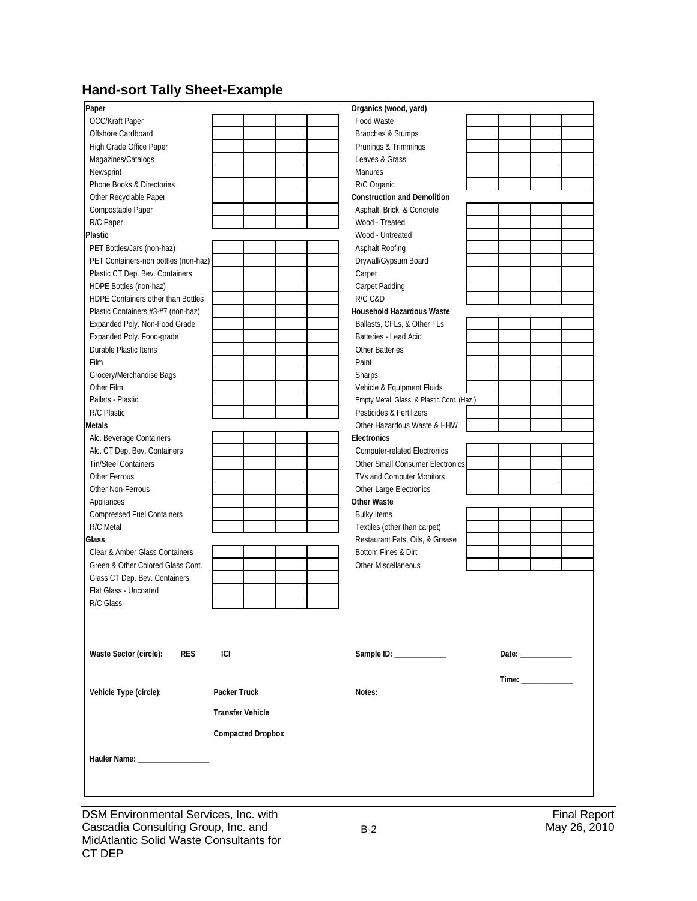## Hand-sort Tally Sheet-Example

| Paper | | | | | Organics (wood, yard) | | | | |
|---|---|---|---|---|---|---|---|---|---|
| OCC/Kraft Paper | | | | | Food Waste | | | | |
| Offshore Cardboard | | | | | Branches & Stumps | | | | |
| High Grade Office Paper | | | | | Prunings & Trimmings | | | | |
| Magazines/Catalogs | | | | | Leaves & Grass | | | | |
| Newsprint | | | | | Manures | | | | |
| Phone Books & Directories | | | | | R/C Organic | | | | |
| Other Recyclable Paper | | | | | **Construction and Demolition** | | | | |
| Compostable Paper | | | | | Asphalt, Brick, & Concrete | | | | |
| R/C Paper | | | | | Wood - Treated | | | | |
| **Plastic** | | | | | Wood - Untreated | | | | |
| PET Bottles/Jars (non-haz) | | | | | Asphalt Roofing | | | | |
| PET Containers-non bottles (non-haz) | | | | | Drywall/Gypsum Board | | | | |
| Plastic CT Dep. Bev. Containers | | | | | Carpet | | | | |
| HDPE Bottles (non-haz) | | | | | Carpet Padding | | | | |
| HDPE Containers other than Bottles | | | | | R/C C&D | | | | |
| Plastic Containers #3-#7 (non-haz) | | | | | **Household Hazardous Waste** | | | | |
| Expanded Poly. Non-Food Grade | | | | | Ballasts, CFLs, & Other FLs | | | | |
| Expanded Poly. Food-grade | | | | | Batteries - Lead Acid | | | | |
| Durable Plastic Items | | | | | Other Batteries | | | | |
| Film | | | | | Paint | | | | |
| Grocery/Merchandise Bags | | | | | Sharps | | | | |
| Other Film | | | | | Vehicle & Equipment Fluids | | | | |
| Pallets - Plastic | | | | | Empty Metal, Glass, & Plastic Cont. (Haz.) | | | | |
| R/C Plastic | | | | | Pesticides & Fertilizers | | | | |
| **Metals** | | | | | Other Hazardous Waste & HHW | | | | |
| Alc. Beverage Containers | | | | | **Electronics** | | | | |
| Alc. CT Dep. Bev. Containers | | | | | Computer-related Electronics | | | | |
| Tin/Steel Containers | | | | | Other Small Consumer Electronics | | | | |
| Other Ferrous | | | | | TVs and Computer Monitors | | | | |
| Other Non-Ferrous | | | | | Other Large Electronics | | | | |
| Appliances | | | | | **Other Waste** | | | | |
| Compressed Fuel Containers | | | | | Bulky Items | | | | |
| R/C Metal | | | | | Textiles (other than carpet) | | | | |
| **Glass** | | | | | Restaurant Fats, Oils, & Grease | | | | |
| Clear & Amber Glass Containers | | | | | Bottom Fines & Dirt | | | | |
| Green & Other Colored Glass Cont. | | | | | Other Miscellaneous | | | | |
| Glass CT Dep. Bev. Containers | | | | | | | | | |
| Flat Glass - Uncoated | | | | | | | | | |
| R/C Glass | | | | | | | | | |

**Waste Sector (circle):** **RES** **ICI**

**Sample ID:** ____________

**Date:** ____________

**Time:** ____________

**Vehicle Type (circle):** **Packer Truck** / **Transfer Vehicle** / **Compacted Dropbox**

**Notes:**

**Hauler Name:** ________________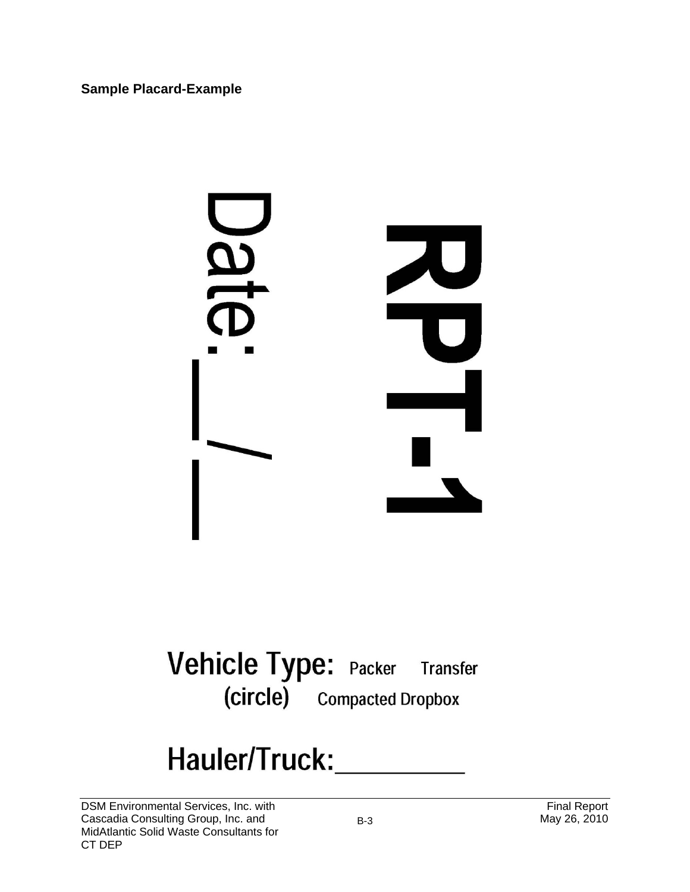**Sample Placard-Example**

Date: __ / __

RPT-1

Vehicle Type: Packer Transfer
(circle) Compacted Dropbox

Hauler/Truck:__________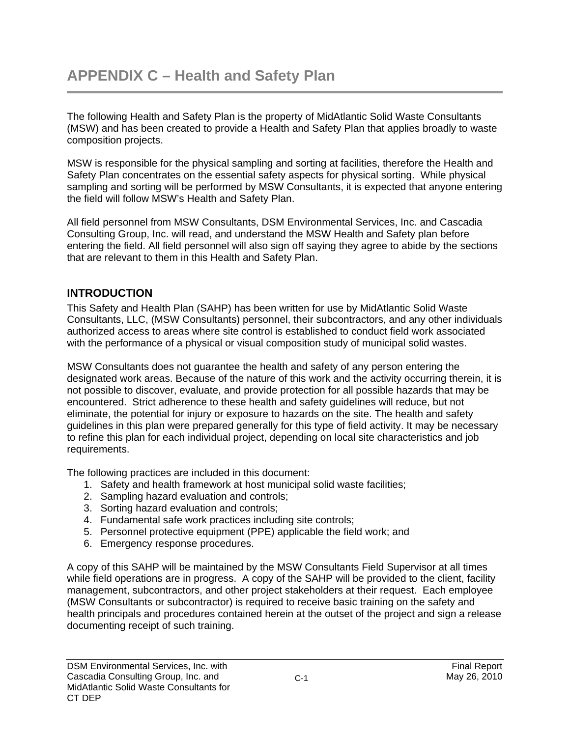# APPENDIX C – Health and Safety Plan

The following Health and Safety Plan is the property of MidAtlantic Solid Waste Consultants (MSW) and has been created to provide a Health and Safety Plan that applies broadly to waste composition projects.

MSW is responsible for the physical sampling and sorting at facilities, therefore the Health and Safety Plan concentrates on the essential safety aspects for physical sorting. While physical sampling and sorting will be performed by MSW Consultants, it is expected that anyone entering the field will follow MSW's Health and Safety Plan.

All field personnel from MSW Consultants, DSM Environmental Services, Inc. and Cascadia Consulting Group, Inc. will read, and understand the MSW Health and Safety plan before entering the field. All field personnel will also sign off saying they agree to abide by the sections that are relevant to them in this Health and Safety Plan.

## INTRODUCTION

This Safety and Health Plan (SAHP) has been written for use by MidAtlantic Solid Waste Consultants, LLC, (MSW Consultants) personnel, their subcontractors, and any other individuals authorized access to areas where site control is established to conduct field work associated with the performance of a physical or visual composition study of municipal solid wastes.

MSW Consultants does not guarantee the health and safety of any person entering the designated work areas. Because of the nature of this work and the activity occurring therein, it is not possible to discover, evaluate, and provide protection for all possible hazards that may be encountered. Strict adherence to these health and safety guidelines will reduce, but not eliminate, the potential for injury or exposure to hazards on the site. The health and safety guidelines in this plan were prepared generally for this type of field activity. It may be necessary to refine this plan for each individual project, depending on local site characteristics and job requirements.

The following practices are included in this document:

1. Safety and health framework at host municipal solid waste facilities;
2. Sampling hazard evaluation and controls;
3. Sorting hazard evaluation and controls;
4. Fundamental safe work practices including site controls;
5. Personnel protective equipment (PPE) applicable the field work; and
6. Emergency response procedures.

A copy of this SAHP will be maintained by the MSW Consultants Field Supervisor at all times while field operations are in progress. A copy of the SAHP will be provided to the client, facility management, subcontractors, and other project stakeholders at their request. Each employee (MSW Consultants or subcontractor) is required to receive basic training on the safety and health principals and procedures contained herein at the outset of the project and sign a release documenting receipt of such training.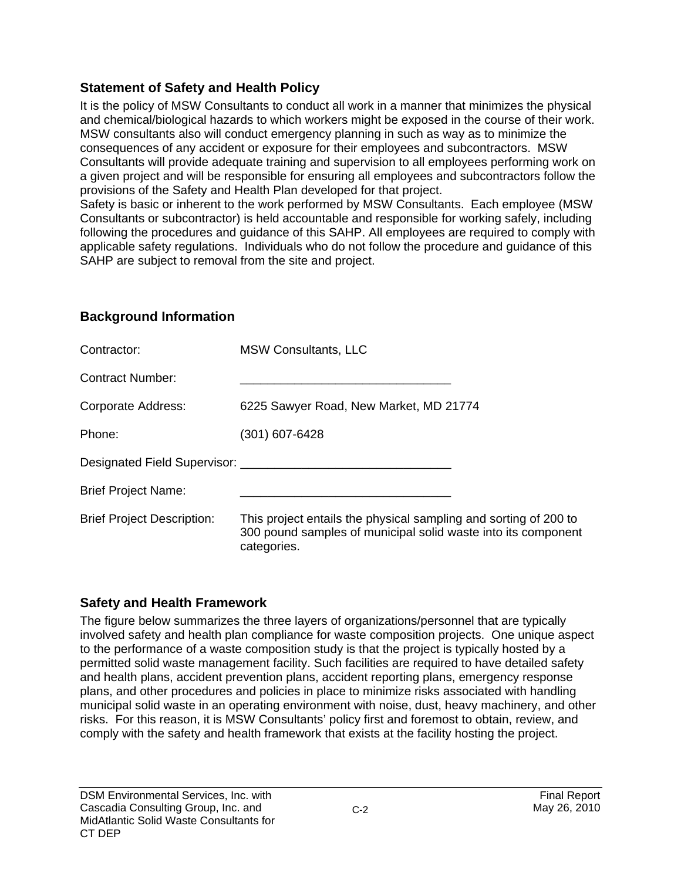## Statement of Safety and Health Policy

It is the policy of MSW Consultants to conduct all work in a manner that minimizes the physical and chemical/biological hazards to which workers might be exposed in the course of their work. MSW consultants also will conduct emergency planning in such as way as to minimize the consequences of any accident or exposure for their employees and subcontractors. MSW Consultants will provide adequate training and supervision to all employees performing work on a given project and will be responsible for ensuring all employees and subcontractors follow the provisions of the Safety and Health Plan developed for that project.
Safety is basic or inherent to the work performed by MSW Consultants. Each employee (MSW Consultants or subcontractor) is held accountable and responsible for working safely, including following the procedures and guidance of this SAHP. All employees are required to comply with applicable safety regulations. Individuals who do not follow the procedure and guidance of this SAHP are subject to removal from the site and project.

## Background Information

| | |
|---|---|
| Contractor: | MSW Consultants, LLC |
| Contract Number: | _______________________________ |
| Corporate Address: | 6225 Sawyer Road, New Market, MD 21774 |
| Phone: | (301) 607-6428 |
| Designated Field Supervisor: | _______________________________ |
| Brief Project Name: | _______________________________ |
| Brief Project Description: | This project entails the physical sampling and sorting of 200 to 300 pound samples of municipal solid waste into its component categories. |

## Safety and Health Framework

The figure below summarizes the three layers of organizations/personnel that are typically involved safety and health plan compliance for waste composition projects. One unique aspect to the performance of a waste composition study is that the project is typically hosted by a permitted solid waste management facility. Such facilities are required to have detailed safety and health plans, accident prevention plans, accident reporting plans, emergency response plans, and other procedures and policies in place to minimize risks associated with handling municipal solid waste in an operating environment with noise, dust, heavy machinery, and other risks. For this reason, it is MSW Consultants' policy first and foremost to obtain, review, and comply with the safety and health framework that exists at the facility hosting the project.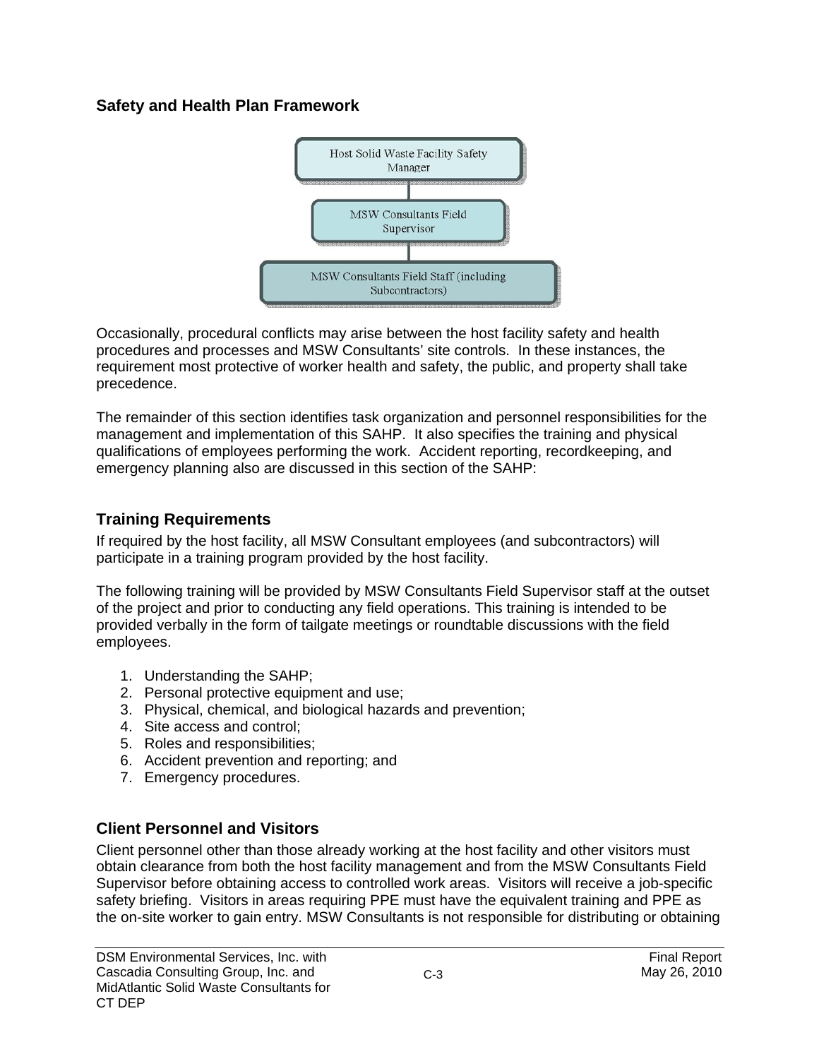### Safety and Health Plan Framework

Host Solid Waste Facility Safety Manager

MSW Consultants Field Supervisor

MSW Consultants Field Staff (including Subcontractors)

Occasionally, procedural conflicts may arise between the host facility safety and health procedures and processes and MSW Consultants' site controls. In these instances, the requirement most protective of worker health and safety, the public, and property shall take precedence.

The remainder of this section identifies task organization and personnel responsibilities for the management and implementation of this SAHP. It also specifies the training and physical qualifications of employees performing the work. Accident reporting, recordkeeping, and emergency planning also are discussed in this section of the SAHP:

## Training Requirements

If required by the host facility, all MSW Consultant employees (and subcontractors) will participate in a training program provided by the host facility.

The following training will be provided by MSW Consultants Field Supervisor staff at the outset of the project and prior to conducting any field operations. This training is intended to be provided verbally in the form of tailgate meetings or roundtable discussions with the field employees.

1. Understanding the SAHP;
2. Personal protective equipment and use;
3. Physical, chemical, and biological hazards and prevention;
4. Site access and control;
5. Roles and responsibilities;
6. Accident prevention and reporting; and
7. Emergency procedures.

## Client Personnel and Visitors

Client personnel other than those already working at the host facility and other visitors must obtain clearance from both the host facility management and from the MSW Consultants Field Supervisor before obtaining access to controlled work areas. Visitors will receive a job-specific safety briefing. Visitors in areas requiring PPE must have the equivalent training and PPE as the on-site worker to gain entry. MSW Consultants is not responsible for distributing or obtaining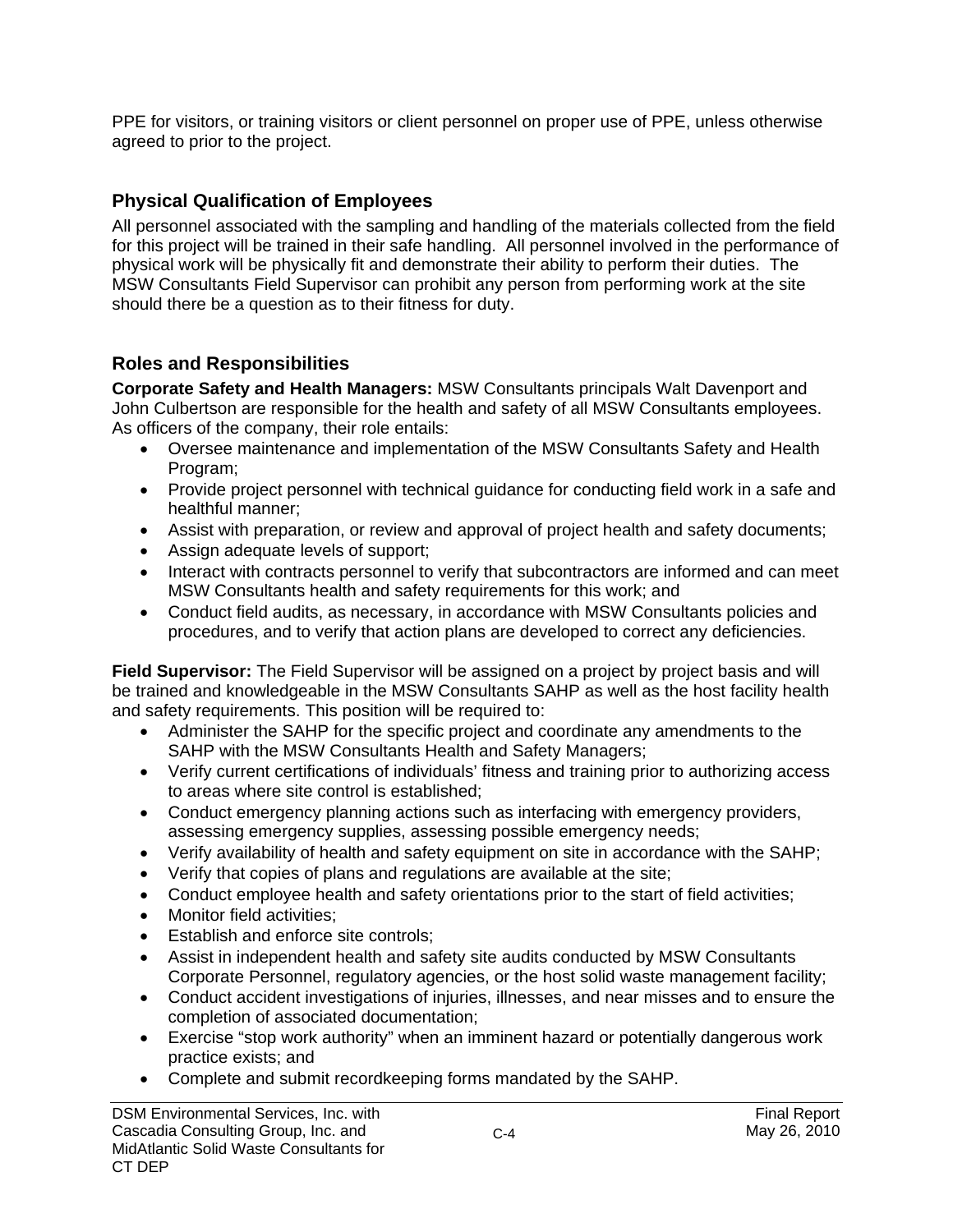PPE for visitors, or training visitors or client personnel on proper use of PPE, unless otherwise agreed to prior to the project.

## Physical Qualification of Employees

All personnel associated with the sampling and handling of the materials collected from the field for this project will be trained in their safe handling. All personnel involved in the performance of physical work will be physically fit and demonstrate their ability to perform their duties. The MSW Consultants Field Supervisor can prohibit any person from performing work at the site should there be a question as to their fitness for duty.

## Roles and Responsibilities

**Corporate Safety and Health Managers:** MSW Consultants principals Walt Davenport and John Culbertson are responsible for the health and safety of all MSW Consultants employees. As officers of the company, their role entails:

- Oversee maintenance and implementation of the MSW Consultants Safety and Health Program;
- Provide project personnel with technical guidance for conducting field work in a safe and healthful manner;
- Assist with preparation, or review and approval of project health and safety documents;
- Assign adequate levels of support;
- Interact with contracts personnel to verify that subcontractors are informed and can meet MSW Consultants health and safety requirements for this work; and
- Conduct field audits, as necessary, in accordance with MSW Consultants policies and procedures, and to verify that action plans are developed to correct any deficiencies.

**Field Supervisor:** The Field Supervisor will be assigned on a project by project basis and will be trained and knowledgeable in the MSW Consultants SAHP as well as the host facility health and safety requirements. This position will be required to:

- Administer the SAHP for the specific project and coordinate any amendments to the SAHP with the MSW Consultants Health and Safety Managers;
- Verify current certifications of individuals' fitness and training prior to authorizing access to areas where site control is established;
- Conduct emergency planning actions such as interfacing with emergency providers, assessing emergency supplies, assessing possible emergency needs;
- Verify availability of health and safety equipment on site in accordance with the SAHP;
- Verify that copies of plans and regulations are available at the site;
- Conduct employee health and safety orientations prior to the start of field activities;
- Monitor field activities;
- Establish and enforce site controls;
- Assist in independent health and safety site audits conducted by MSW Consultants Corporate Personnel, regulatory agencies, or the host solid waste management facility;
- Conduct accident investigations of injuries, illnesses, and near misses and to ensure the completion of associated documentation;
- Exercise "stop work authority" when an imminent hazard or potentially dangerous work practice exists; and
- Complete and submit recordkeeping forms mandated by the SAHP.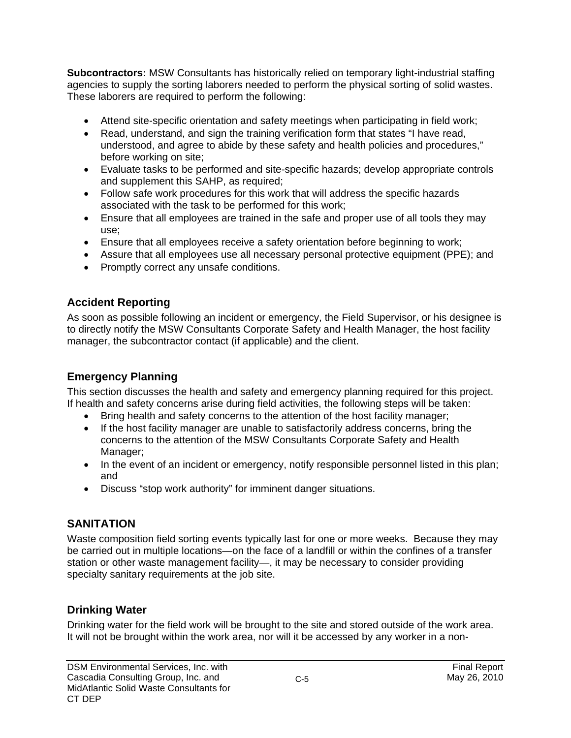**Subcontractors:** MSW Consultants has historically relied on temporary light-industrial staffing agencies to supply the sorting laborers needed to perform the physical sorting of solid wastes. These laborers are required to perform the following:

- Attend site-specific orientation and safety meetings when participating in field work;
- Read, understand, and sign the training verification form that states "I have read, understood, and agree to abide by these safety and health policies and procedures," before working on site;
- Evaluate tasks to be performed and site-specific hazards; develop appropriate controls and supplement this SAHP, as required;
- Follow safe work procedures for this work that will address the specific hazards associated with the task to be performed for this work;
- Ensure that all employees are trained in the safe and proper use of all tools they may use;
- Ensure that all employees receive a safety orientation before beginning to work;
- Assure that all employees use all necessary personal protective equipment (PPE); and
- Promptly correct any unsafe conditions.

## Accident Reporting

As soon as possible following an incident or emergency, the Field Supervisor, or his designee is to directly notify the MSW Consultants Corporate Safety and Health Manager, the host facility manager, the subcontractor contact (if applicable) and the client.

## Emergency Planning

This section discusses the health and safety and emergency planning required for this project. If health and safety concerns arise during field activities, the following steps will be taken:

- Bring health and safety concerns to the attention of the host facility manager;
- If the host facility manager are unable to satisfactorily address concerns, bring the concerns to the attention of the MSW Consultants Corporate Safety and Health Manager;
- In the event of an incident or emergency, notify responsible personnel listed in this plan; and
- Discuss "stop work authority" for imminent danger situations.

## SANITATION

Waste composition field sorting events typically last for one or more weeks. Because they may be carried out in multiple locations—on the face of a landfill or within the confines of a transfer station or other waste management facility—, it may be necessary to consider providing specialty sanitary requirements at the job site.

## Drinking Water

Drinking water for the field work will be brought to the site and stored outside of the work area. It will not be brought within the work area, nor will it be accessed by any worker in a non-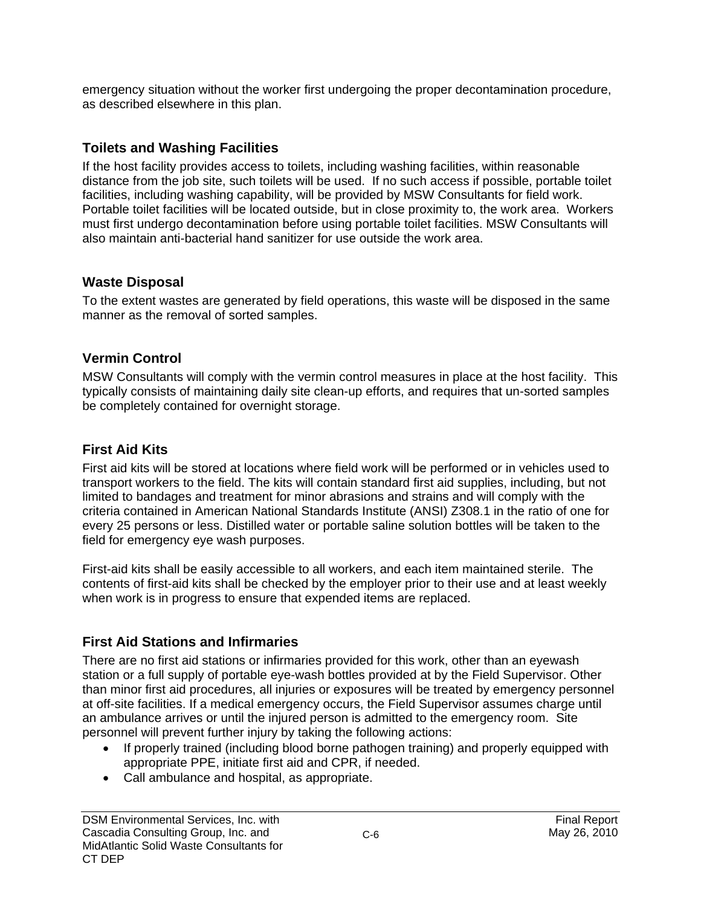emergency situation without the worker first undergoing the proper decontamination procedure, as described elsewhere in this plan.

### Toilets and Washing Facilities

If the host facility provides access to toilets, including washing facilities, within reasonable distance from the job site, such toilets will be used. If no such access if possible, portable toilet facilities, including washing capability, will be provided by MSW Consultants for field work. Portable toilet facilities will be located outside, but in close proximity to, the work area. Workers must first undergo decontamination before using portable toilet facilities. MSW Consultants will also maintain anti-bacterial hand sanitizer for use outside the work area.

### Waste Disposal

To the extent wastes are generated by field operations, this waste will be disposed in the same manner as the removal of sorted samples.

### Vermin Control

MSW Consultants will comply with the vermin control measures in place at the host facility. This typically consists of maintaining daily site clean-up efforts, and requires that un-sorted samples be completely contained for overnight storage.

### First Aid Kits

First aid kits will be stored at locations where field work will be performed or in vehicles used to transport workers to the field. The kits will contain standard first aid supplies, including, but not limited to bandages and treatment for minor abrasions and strains and will comply with the criteria contained in American National Standards Institute (ANSI) Z308.1 in the ratio of one for every 25 persons or less. Distilled water or portable saline solution bottles will be taken to the field for emergency eye wash purposes.

First-aid kits shall be easily accessible to all workers, and each item maintained sterile. The contents of first-aid kits shall be checked by the employer prior to their use and at least weekly when work is in progress to ensure that expended items are replaced.

### First Aid Stations and Infirmaries

There are no first aid stations or infirmaries provided for this work, other than an eyewash station or a full supply of portable eye-wash bottles provided at by the Field Supervisor. Other than minor first aid procedures, all injuries or exposures will be treated by emergency personnel at off-site facilities. If a medical emergency occurs, the Field Supervisor assumes charge until an ambulance arrives or until the injured person is admitted to the emergency room. Site personnel will prevent further injury by taking the following actions:

- If properly trained (including blood borne pathogen training) and properly equipped with appropriate PPE, initiate first aid and CPR, if needed.
- Call ambulance and hospital, as appropriate.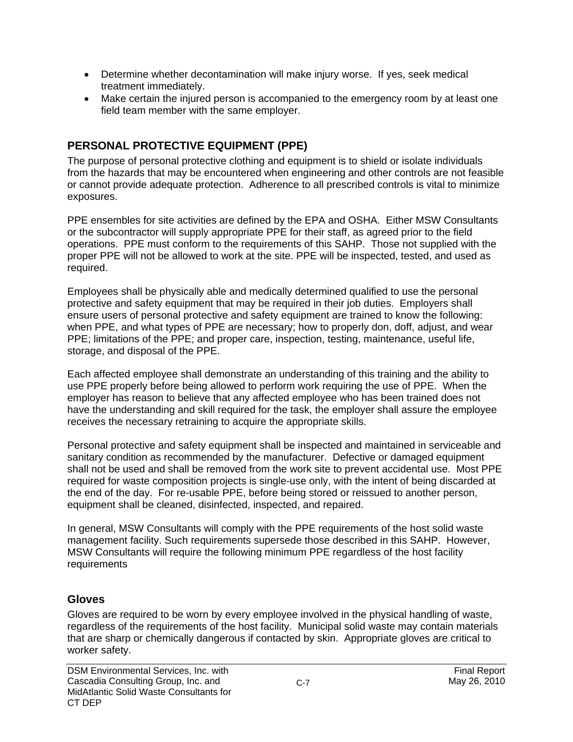- Determine whether decontamination will make injury worse. If yes, seek medical treatment immediately.
- Make certain the injured person is accompanied to the emergency room by at least one field team member with the same employer.

## PERSONAL PROTECTIVE EQUIPMENT (PPE)

The purpose of personal protective clothing and equipment is to shield or isolate individuals from the hazards that may be encountered when engineering and other controls are not feasible or cannot provide adequate protection. Adherence to all prescribed controls is vital to minimize exposures.

PPE ensembles for site activities are defined by the EPA and OSHA. Either MSW Consultants or the subcontractor will supply appropriate PPE for their staff, as agreed prior to the field operations. PPE must conform to the requirements of this SAHP. Those not supplied with the proper PPE will not be allowed to work at the site. PPE will be inspected, tested, and used as required.

Employees shall be physically able and medically determined qualified to use the personal protective and safety equipment that may be required in their job duties. Employers shall ensure users of personal protective and safety equipment are trained to know the following: when PPE, and what types of PPE are necessary; how to properly don, doff, adjust, and wear PPE; limitations of the PPE; and proper care, inspection, testing, maintenance, useful life, storage, and disposal of the PPE.

Each affected employee shall demonstrate an understanding of this training and the ability to use PPE properly before being allowed to perform work requiring the use of PPE. When the employer has reason to believe that any affected employee who has been trained does not have the understanding and skill required for the task, the employer shall assure the employee receives the necessary retraining to acquire the appropriate skills.

Personal protective and safety equipment shall be inspected and maintained in serviceable and sanitary condition as recommended by the manufacturer. Defective or damaged equipment shall not be used and shall be removed from the work site to prevent accidental use. Most PPE required for waste composition projects is single-use only, with the intent of being discarded at the end of the day. For re-usable PPE, before being stored or reissued to another person, equipment shall be cleaned, disinfected, inspected, and repaired.

In general, MSW Consultants will comply with the PPE requirements of the host solid waste management facility. Such requirements supersede those described in this SAHP. However, MSW Consultants will require the following minimum PPE regardless of the host facility requirements

### Gloves

Gloves are required to be worn by every employee involved in the physical handling of waste, regardless of the requirements of the host facility. Municipal solid waste may contain materials that are sharp or chemically dangerous if contacted by skin. Appropriate gloves are critical to worker safety.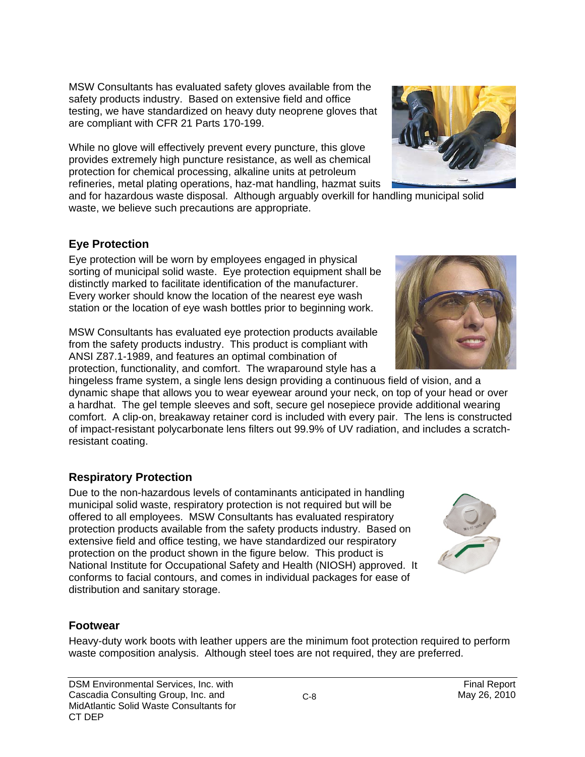MSW Consultants has evaluated safety gloves available from the safety products industry. Based on extensive field and office testing, we have standardized on heavy duty neoprene gloves that are compliant with CFR 21 Parts 170-199.

While no glove will effectively prevent every puncture, this glove provides extremely high puncture resistance, as well as chemical protection for chemical processing, alkaline units at petroleum refineries, metal plating operations, haz-mat handling, hazmat suits and for hazardous waste disposal. Although arguably overkill for handling municipal solid waste, we believe such precautions are appropriate.

## Eye Protection

Eye protection will be worn by employees engaged in physical sorting of municipal solid waste. Eye protection equipment shall be distinctly marked to facilitate identification of the manufacturer. Every worker should know the location of the nearest eye wash station or the location of eye wash bottles prior to beginning work.

MSW Consultants has evaluated eye protection products available from the safety products industry. This product is compliant with ANSI Z87.1-1989, and features an optimal combination of protection, functionality, and comfort. The wraparound style has a hingeless frame system, a single lens design providing a continuous field of vision, and a dynamic shape that allows you to wear eyewear around your neck, on top of your head or over a hardhat. The gel temple sleeves and soft, secure gel nosepiece provide additional wearing comfort. A clip-on, breakaway retainer cord is included with every pair. The lens is constructed of impact-resistant polycarbonate lens filters out 99.9% of UV radiation, and includes a scratch-resistant coating.

## Respiratory Protection

Due to the non-hazardous levels of contaminants anticipated in handling municipal solid waste, respiratory protection is not required but will be offered to all employees. MSW Consultants has evaluated respiratory protection products available from the safety products industry. Based on extensive field and office testing, we have standardized our respiratory protection on the product shown in the figure below. This product is National Institute for Occupational Safety and Health (NIOSH) approved. It conforms to facial contours, and comes in individual packages for ease of distribution and sanitary storage.

## Footwear

Heavy-duty work boots with leather uppers are the minimum foot protection required to perform waste composition analysis. Although steel toes are not required, they are preferred.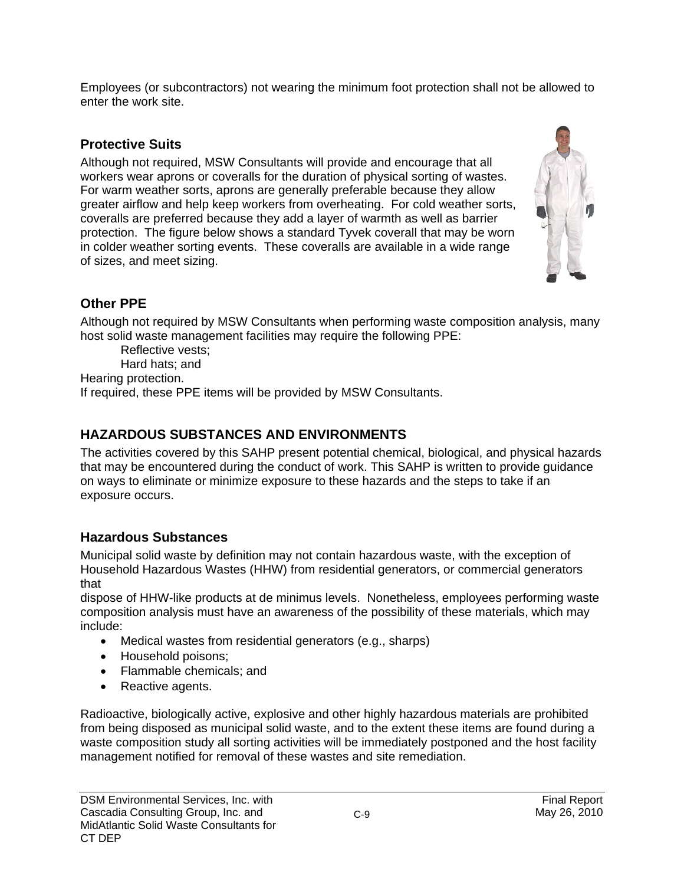Employees (or subcontractors) not wearing the minimum foot protection shall not be allowed to enter the work site.

### Protective Suits

Although not required, MSW Consultants will provide and encourage that all workers wear aprons or coveralls for the duration of physical sorting of wastes. For warm weather sorts, aprons are generally preferable because they allow greater airflow and help keep workers from overheating. For cold weather sorts, coveralls are preferred because they add a layer of warmth as well as barrier protection. The figure below shows a standard Tyvek coverall that may be worn in colder weather sorting events. These coveralls are available in a wide range of sizes, and meet sizing.

### Other PPE

Although not required by MSW Consultants when performing waste composition analysis, many host solid waste management facilities may require the following PPE:

Reflective vests;
Hard hats; and
Hearing protection.

If required, these PPE items will be provided by MSW Consultants.

## HAZARDOUS SUBSTANCES AND ENVIRONMENTS

The activities covered by this SAHP present potential chemical, biological, and physical hazards that may be encountered during the conduct of work. This SAHP is written to provide guidance on ways to eliminate or minimize exposure to these hazards and the steps to take if an exposure occurs.

### Hazardous Substances

Municipal solid waste by definition may not contain hazardous waste, with the exception of Household Hazardous Wastes (HHW) from residential generators, or commercial generators that dispose of HHW-like products at de minimus levels. Nonetheless, employees performing waste composition analysis must have an awareness of the possibility of these materials, which may include:

- Medical wastes from residential generators (e.g., sharps)
- Household poisons;
- Flammable chemicals; and
- Reactive agents.

Radioactive, biologically active, explosive and other highly hazardous materials are prohibited from being disposed as municipal solid waste, and to the extent these items are found during a waste composition study all sorting activities will be immediately postponed and the host facility management notified for removal of these wastes and site remediation.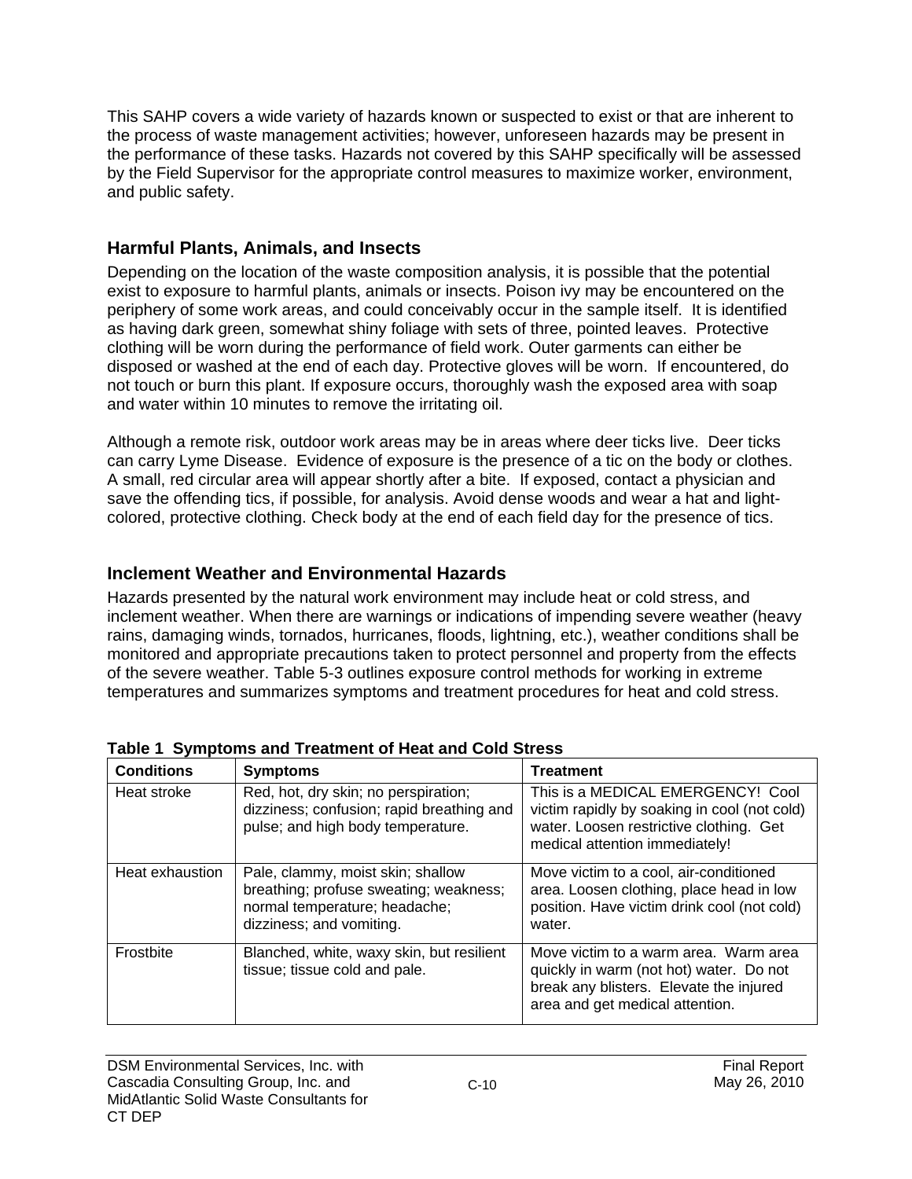This SAHP covers a wide variety of hazards known or suspected to exist or that are inherent to the process of waste management activities; however, unforeseen hazards may be present in the performance of these tasks. Hazards not covered by this SAHP specifically will be assessed by the Field Supervisor for the appropriate control measures to maximize worker, environment, and public safety.

## Harmful Plants, Animals, and Insects

Depending on the location of the waste composition analysis, it is possible that the potential exist to exposure to harmful plants, animals or insects. Poison ivy may be encountered on the periphery of some work areas, and could conceivably occur in the sample itself. It is identified as having dark green, somewhat shiny foliage with sets of three, pointed leaves. Protective clothing will be worn during the performance of field work. Outer garments can either be disposed or washed at the end of each day. Protective gloves will be worn. If encountered, do not touch or burn this plant. If exposure occurs, thoroughly wash the exposed area with soap and water within 10 minutes to remove the irritating oil.

Although a remote risk, outdoor work areas may be in areas where deer ticks live. Deer ticks can carry Lyme Disease. Evidence of exposure is the presence of a tic on the body or clothes. A small, red circular area will appear shortly after a bite. If exposed, contact a physician and save the offending tics, if possible, for analysis. Avoid dense woods and wear a hat and light-colored, protective clothing. Check body at the end of each field day for the presence of tics.

## Inclement Weather and Environmental Hazards

Hazards presented by the natural work environment may include heat or cold stress, and inclement weather. When there are warnings or indications of impending severe weather (heavy rains, damaging winds, tornados, hurricanes, floods, lightning, etc.), weather conditions shall be monitored and appropriate precautions taken to protect personnel and property from the effects of the severe weather. Table 5-3 outlines exposure control methods for working in extreme temperatures and summarizes symptoms and treatment procedures for heat and cold stress.

**Table 1 Symptoms and Treatment of Heat and Cold Stress**

| Conditions | Symptoms | Treatment |
|---|---|---|
| Heat stroke | Red, hot, dry skin; no perspiration; dizziness; confusion; rapid breathing and pulse; and high body temperature. | This is a MEDICAL EMERGENCY! Cool victim rapidly by soaking in cool (not cold) water. Loosen restrictive clothing. Get medical attention immediately! |
| Heat exhaustion | Pale, clammy, moist skin; shallow breathing; profuse sweating; weakness; normal temperature; headache; dizziness; and vomiting. | Move victim to a cool, air-conditioned area. Loosen clothing, place head in low position. Have victim drink cool (not cold) water. |
| Frostbite | Blanched, white, waxy skin, but resilient tissue; tissue cold and pale. | Move victim to a warm area. Warm area quickly in warm (not hot) water. Do not break any blisters. Elevate the injured area and get medical attention. |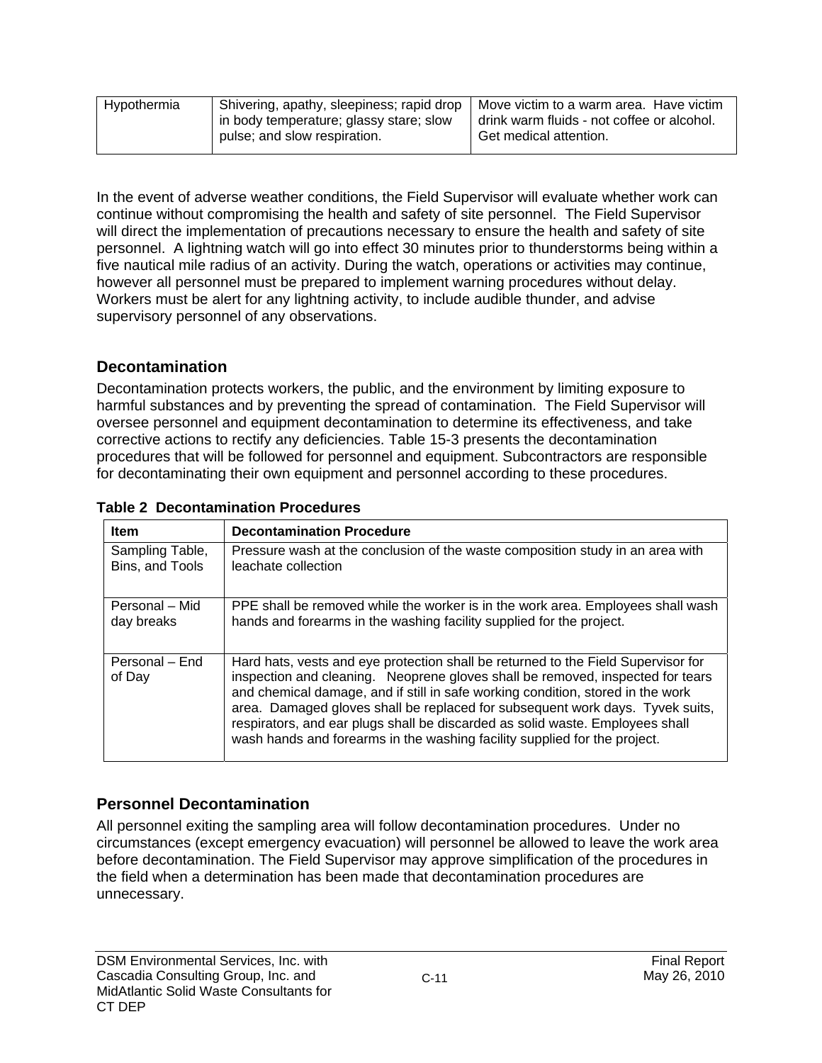| Hypothermia | Shivering, apathy, sleepiness; rapid drop in body temperature; glassy stare; slow pulse; and slow respiration. | Move victim to a warm area. Have victim drink warm fluids - not coffee or alcohol. Get medical attention. |
|---|---|---|

In the event of adverse weather conditions, the Field Supervisor will evaluate whether work can continue without compromising the health and safety of site personnel. The Field Supervisor will direct the implementation of precautions necessary to ensure the health and safety of site personnel. A lightning watch will go into effect 30 minutes prior to thunderstorms being within a five nautical mile radius of an activity. During the watch, operations or activities may continue, however all personnel must be prepared to implement warning procedures without delay. Workers must be alert for any lightning activity, to include audible thunder, and advise supervisory personnel of any observations.

## Decontamination

Decontamination protects workers, the public, and the environment by limiting exposure to harmful substances and by preventing the spread of contamination. The Field Supervisor will oversee personnel and equipment decontamination to determine its effectiveness, and take corrective actions to rectify any deficiencies. Table 15-3 presents the decontamination procedures that will be followed for personnel and equipment. Subcontractors are responsible for decontaminating their own equipment and personnel according to these procedures.

**Table 2 Decontamination Procedures**

| Item | Decontamination Procedure |
|---|---|
| Sampling Table, Bins, and Tools | Pressure wash at the conclusion of the waste composition study in an area with leachate collection |
| Personal – Mid day breaks | PPE shall be removed while the worker is in the work area. Employees shall wash hands and forearms in the washing facility supplied for the project. |
| Personal – End of Day | Hard hats, vests and eye protection shall be returned to the Field Supervisor for inspection and cleaning. Neoprene gloves shall be removed, inspected for tears and chemical damage, and if still in safe working condition, stored in the work area. Damaged gloves shall be replaced for subsequent work days. Tyvek suits, respirators, and ear plugs shall be discarded as solid waste. Employees shall wash hands and forearms in the washing facility supplied for the project. |

## Personnel Decontamination

All personnel exiting the sampling area will follow decontamination procedures. Under no circumstances (except emergency evacuation) will personnel be allowed to leave the work area before decontamination. The Field Supervisor may approve simplification of the procedures in the field when a determination has been made that decontamination procedures are unnecessary.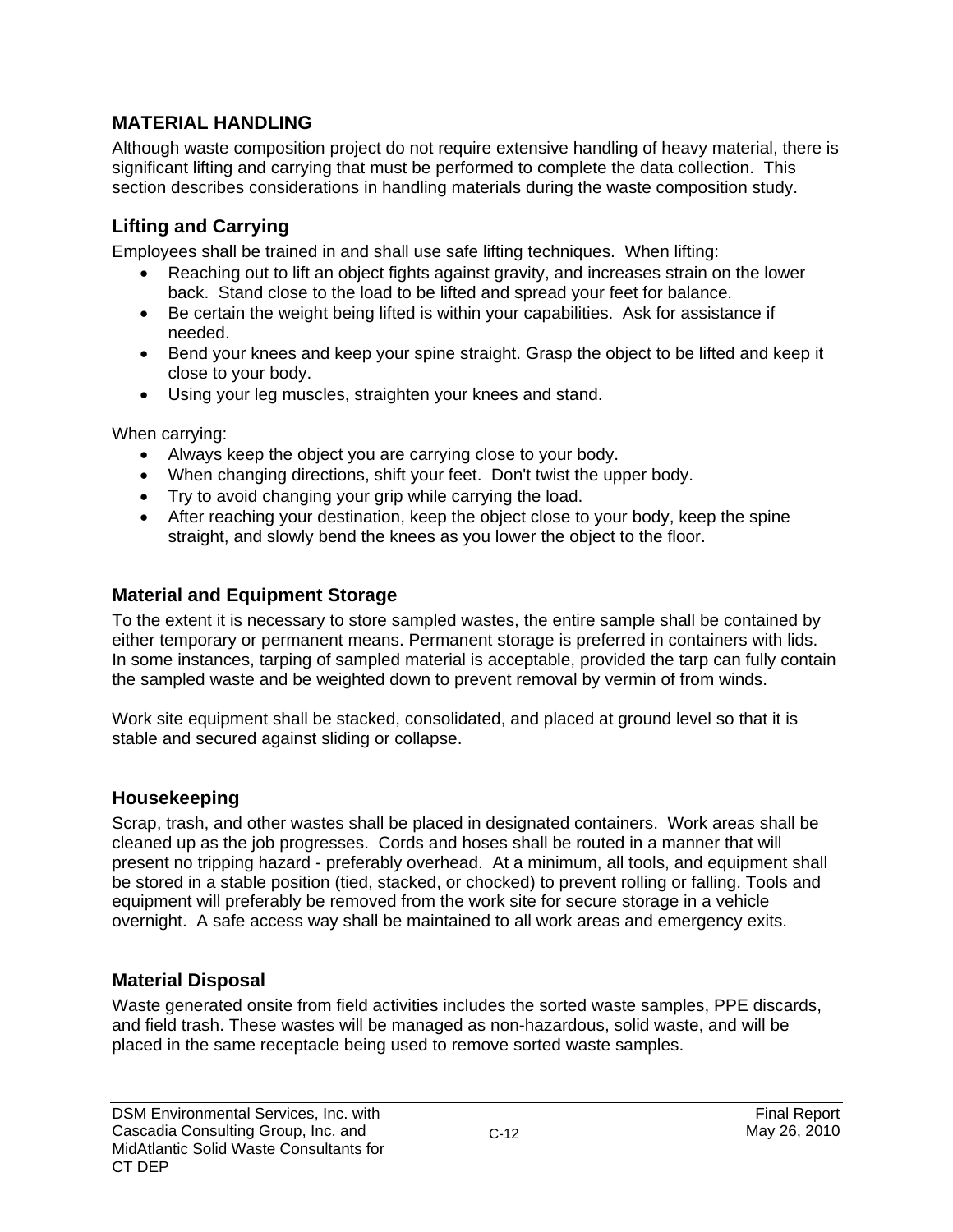## MATERIAL HANDLING

Although waste composition project do not require extensive handling of heavy material, there is significant lifting and carrying that must be performed to complete the data collection. This section describes considerations in handling materials during the waste composition study.

### Lifting and Carrying

Employees shall be trained in and shall use safe lifting techniques. When lifting:

- Reaching out to lift an object fights against gravity, and increases strain on the lower back. Stand close to the load to be lifted and spread your feet for balance.
- Be certain the weight being lifted is within your capabilities. Ask for assistance if needed.
- Bend your knees and keep your spine straight. Grasp the object to be lifted and keep it close to your body.
- Using your leg muscles, straighten your knees and stand.

When carrying:

- Always keep the object you are carrying close to your body.
- When changing directions, shift your feet. Don't twist the upper body.
- Try to avoid changing your grip while carrying the load.
- After reaching your destination, keep the object close to your body, keep the spine straight, and slowly bend the knees as you lower the object to the floor.

### Material and Equipment Storage

To the extent it is necessary to store sampled wastes, the entire sample shall be contained by either temporary or permanent means. Permanent storage is preferred in containers with lids. In some instances, tarping of sampled material is acceptable, provided the tarp can fully contain the sampled waste and be weighted down to prevent removal by vermin of from winds.

Work site equipment shall be stacked, consolidated, and placed at ground level so that it is stable and secured against sliding or collapse.

### Housekeeping

Scrap, trash, and other wastes shall be placed in designated containers. Work areas shall be cleaned up as the job progresses. Cords and hoses shall be routed in a manner that will present no tripping hazard - preferably overhead. At a minimum, all tools, and equipment shall be stored in a stable position (tied, stacked, or chocked) to prevent rolling or falling. Tools and equipment will preferably be removed from the work site for secure storage in a vehicle overnight. A safe access way shall be maintained to all work areas and emergency exits.

### Material Disposal

Waste generated onsite from field activities includes the sorted waste samples, PPE discards, and field trash. These wastes will be managed as non-hazardous, solid waste, and will be placed in the same receptacle being used to remove sorted waste samples.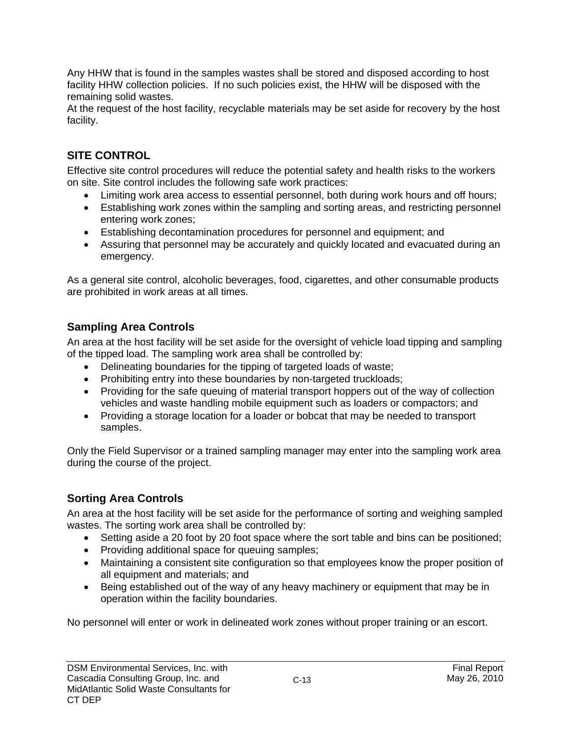Any HHW that is found in the samples wastes shall be stored and disposed according to host facility HHW collection policies. If no such policies exist, the HHW will be disposed with the remaining solid wastes.
At the request of the host facility, recyclable materials may be set aside for recovery by the host facility.

## SITE CONTROL

Effective site control procedures will reduce the potential safety and health risks to the workers on site. Site control includes the following safe work practices:

- Limiting work area access to essential personnel, both during work hours and off hours;
- Establishing work zones within the sampling and sorting areas, and restricting personnel entering work zones;
- Establishing decontamination procedures for personnel and equipment; and
- Assuring that personnel may be accurately and quickly located and evacuated during an emergency.

As a general site control, alcoholic beverages, food, cigarettes, and other consumable products are prohibited in work areas at all times.

### Sampling Area Controls

An area at the host facility will be set aside for the oversight of vehicle load tipping and sampling of the tipped load. The sampling work area shall be controlled by:

- Delineating boundaries for the tipping of targeted loads of waste;
- Prohibiting entry into these boundaries by non-targeted truckloads;
- Providing for the safe queuing of material transport hoppers out of the way of collection vehicles and waste handling mobile equipment such as loaders or compactors; and
- Providing a storage location for a loader or bobcat that may be needed to transport samples.

Only the Field Supervisor or a trained sampling manager may enter into the sampling work area during the course of the project.

### Sorting Area Controls

An area at the host facility will be set aside for the performance of sorting and weighing sampled wastes. The sorting work area shall be controlled by:

- Setting aside a 20 foot by 20 foot space where the sort table and bins can be positioned;
- Providing additional space for queuing samples;
- Maintaining a consistent site configuration so that employees know the proper position of all equipment and materials; and
- Being established out of the way of any heavy machinery or equipment that may be in operation within the facility boundaries.

No personnel will enter or work in delineated work zones without proper training or an escort.